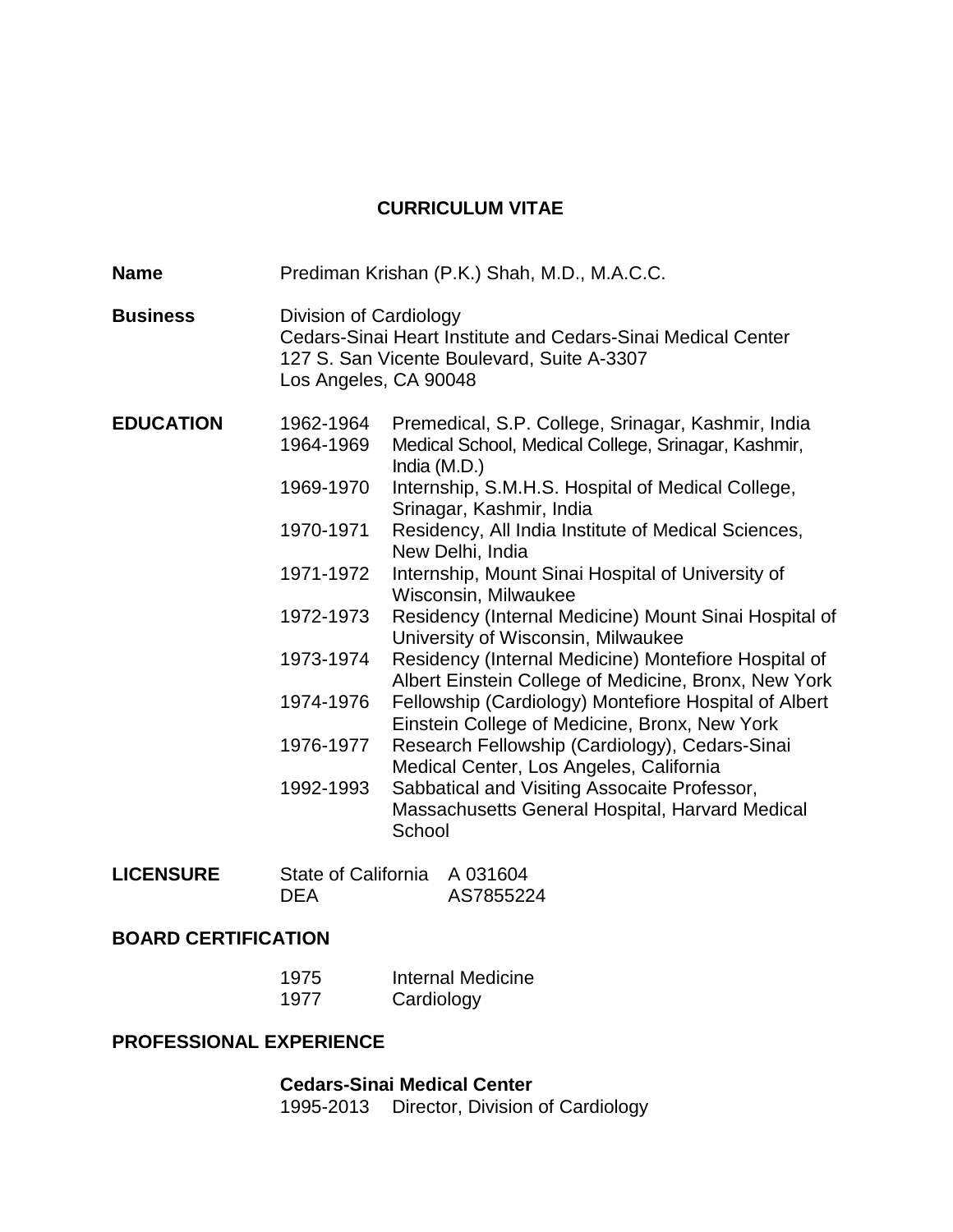# CURRICULUM VITAE

**Name** Prediman Krishan (P.K.) Shah, M.D., M.A.C.C.

**Business** Division of Cardiology
Cedars-Sinai Heart Institute and Cedars-Sinai Medical Center
127 S. San Vicente Boulevard, Suite A-3307
Los Angeles, CA 90048

## EDUCATION

| | |
|---|---|
| 1962-1964 | Premedical, S.P. College, Srinagar, Kashmir, India |
| 1964-1969 | Medical School, Medical College, Srinagar, Kashmir, India (M.D.) |
| 1969-1970 | Internship, S.M.H.S. Hospital of Medical College, Srinagar, Kashmir, India |
| 1970-1971 | Residency, All India Institute of Medical Sciences, New Delhi, India |
| 1971-1972 | Internship, Mount Sinai Hospital of University of Wisconsin, Milwaukee |
| 1972-1973 | Residency (Internal Medicine) Mount Sinai Hospital of University of Wisconsin, Milwaukee |
| 1973-1974 | Residency (Internal Medicine) Montefiore Hospital of Albert Einstein College of Medicine, Bronx, New York |
| 1974-1976 | Fellowship (Cardiology) Montefiore Hospital of Albert Einstein College of Medicine, Bronx, New York |
| 1976-1977 | Research Fellowship (Cardiology), Cedars-Sinai Medical Center, Los Angeles, California |
| 1992-1993 | Sabbatical and Visiting Assocaite Professor, Massachusetts General Hospital, Harvard Medical School |

## LICENSURE

| | |
|---|---|
| State of California | A 031604 |
| DEA | AS7855224 |

## BOARD CERTIFICATION

| | |
|---|---|
| 1975 | Internal Medicine |
| 1977 | Cardiology |

## PROFESSIONAL EXPERIENCE

**Cedars-Sinai Medical Center**

1995-2013 Director, Division of Cardiology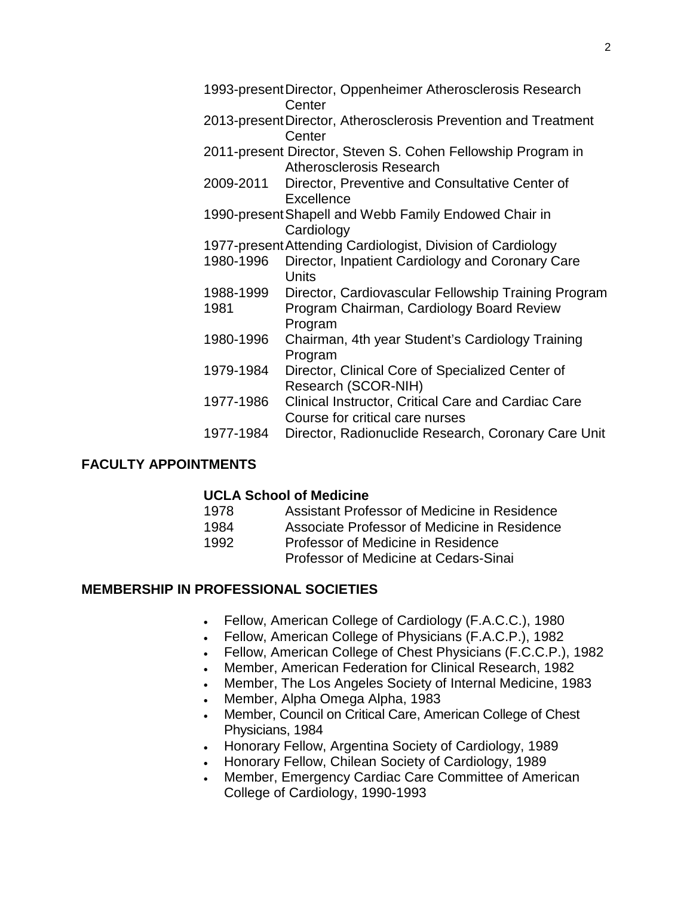| | |
|---|---|
| 1993-present | Director, Oppenheimer Atherosclerosis Research Center |
| 2013-present | Director, Atherosclerosis Prevention and Treatment Center |
| 2011-present | Director, Steven S. Cohen Fellowship Program in Atherosclerosis Research |
| 2009-2011 | Director, Preventive and Consultative Center of Excellence |
| 1990-present | Shapell and Webb Family Endowed Chair in Cardiology |
| 1977-present | Attending Cardiologist, Division of Cardiology |
| 1980-1996 | Director, Inpatient Cardiology and Coronary Care Units |
| 1988-1999 | Director, Cardiovascular Fellowship Training Program |
| 1981 | Program Chairman, Cardiology Board Review Program |
| 1980-1996 | Chairman, 4th year Student's Cardiology Training Program |
| 1979-1984 | Director, Clinical Core of Specialized Center of Research (SCOR-NIH) |
| 1977-1986 | Clinical Instructor, Critical Care and Cardiac Care Course for critical care nurses |
| 1977-1984 | Director, Radionuclide Research, Coronary Care Unit |

## FACULTY APPOINTMENTS

**UCLA School of Medicine**

| | |
|---|---|
| 1978 | Assistant Professor of Medicine in Residence |
| 1984 | Associate Professor of Medicine in Residence |
| 1992 | Professor of Medicine in Residence |
| | Professor of Medicine at Cedars-Sinai |

## MEMBERSHIP IN PROFESSIONAL SOCIETIES

- Fellow, American College of Cardiology (F.A.C.C.), 1980
- Fellow, American College of Physicians (F.A.C.P.), 1982
- Fellow, American College of Chest Physicians (F.C.C.P.), 1982
- Member, American Federation for Clinical Research, 1982
- Member, The Los Angeles Society of Internal Medicine, 1983
- Member, Alpha Omega Alpha, 1983
- Member, Council on Critical Care, American College of Chest Physicians, 1984
- Honorary Fellow, Argentina Society of Cardiology, 1989
- Honorary Fellow, Chilean Society of Cardiology, 1989
- Member, Emergency Cardiac Care Committee of American College of Cardiology, 1990-1993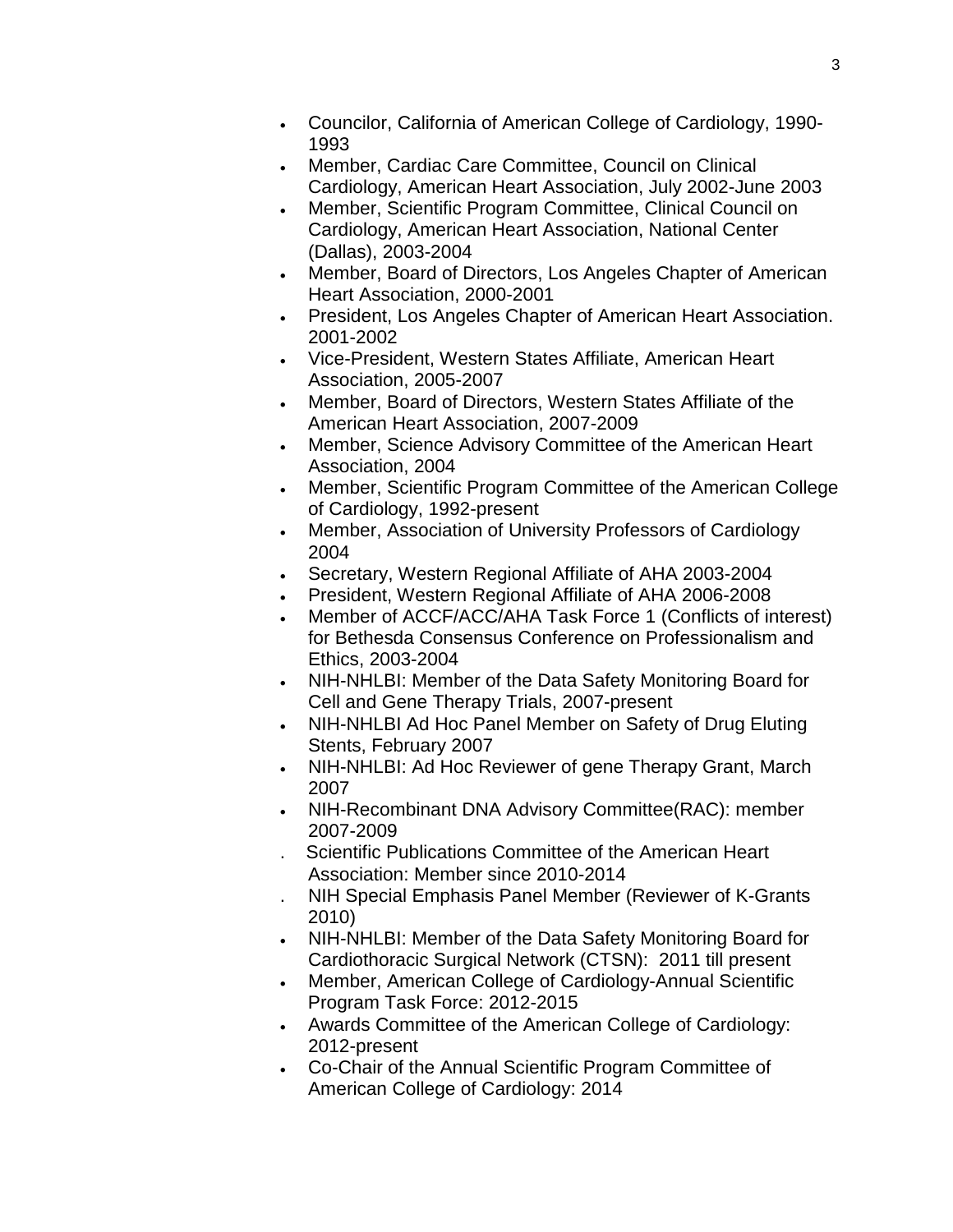- Councilor, California of American College of Cardiology, 1990-1993
- Member, Cardiac Care Committee, Council on Clinical Cardiology, American Heart Association, July 2002-June 2003
- Member, Scientific Program Committee, Clinical Council on Cardiology, American Heart Association, National Center (Dallas), 2003-2004
- Member, Board of Directors, Los Angeles Chapter of American Heart Association, 2000-2001
- President, Los Angeles Chapter of American Heart Association. 2001-2002
- Vice-President, Western States Affiliate, American Heart Association, 2005-2007
- Member, Board of Directors, Western States Affiliate of the American Heart Association, 2007-2009
- Member, Science Advisory Committee of the American Heart Association, 2004
- Member, Scientific Program Committee of the American College of Cardiology, 1992-present
- Member, Association of University Professors of Cardiology 2004
- Secretary, Western Regional Affiliate of AHA 2003-2004
- President, Western Regional Affiliate of AHA 2006-2008
- Member of ACCF/ACC/AHA Task Force 1 (Conflicts of interest) for Bethesda Consensus Conference on Professionalism and Ethics, 2003-2004
- NIH-NHLBI: Member of the Data Safety Monitoring Board for Cell and Gene Therapy Trials, 2007-present
- NIH-NHLBI Ad Hoc Panel Member on Safety of Drug Eluting Stents, February 2007
- NIH-NHLBI: Ad Hoc Reviewer of gene Therapy Grant, March 2007
- NIH-Recombinant DNA Advisory Committee(RAC): member 2007-2009
- Scientific Publications Committee of the American Heart Association: Member since 2010-2014
- NIH Special Emphasis Panel Member (Reviewer of K-Grants 2010)
- NIH-NHLBI: Member of the Data Safety Monitoring Board for Cardiothoracic Surgical Network (CTSN): 2011 till present
- Member, American College of Cardiology-Annual Scientific Program Task Force: 2012-2015
- Awards Committee of the American College of Cardiology: 2012-present
- Co-Chair of the Annual Scientific Program Committee of American College of Cardiology: 2014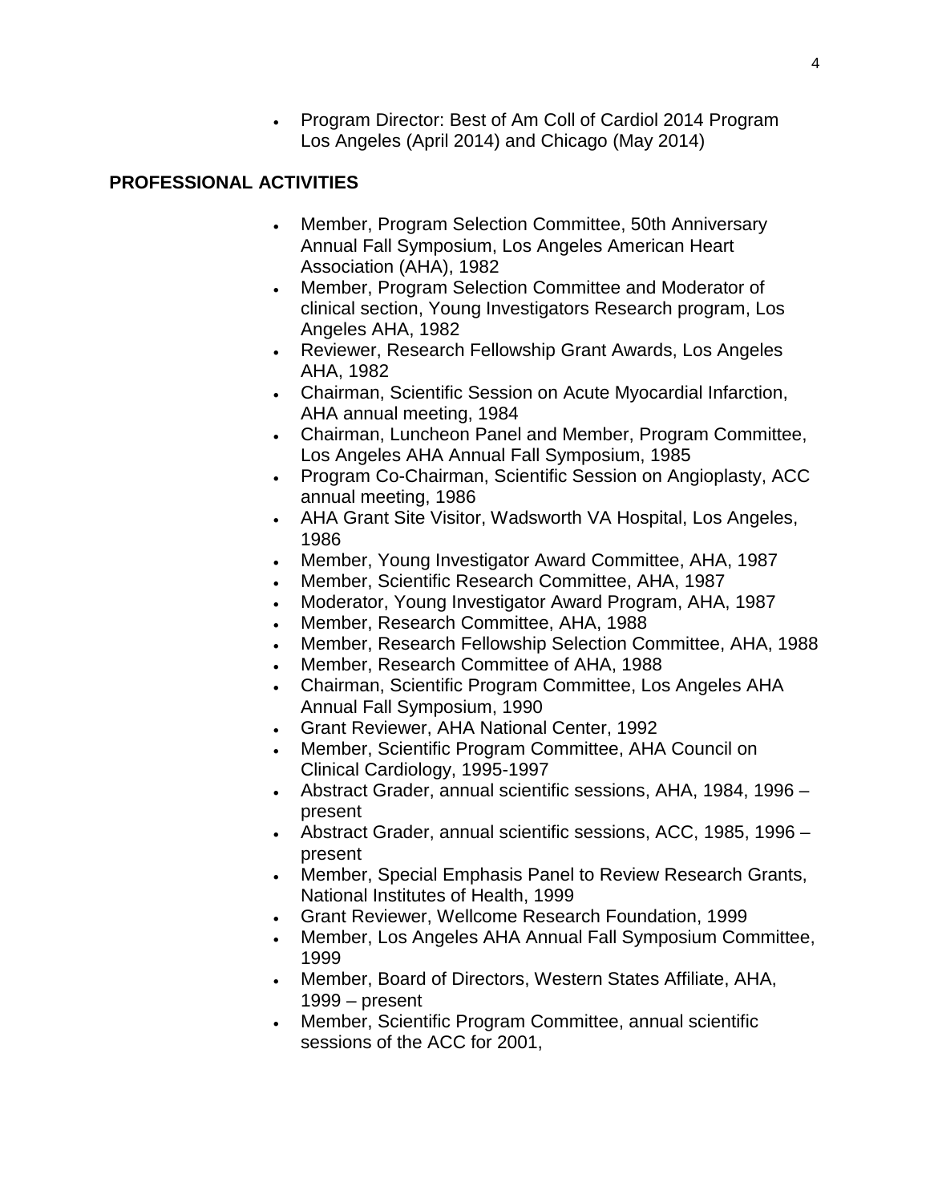- Program Director: Best of Am Coll of Cardiol 2014 Program Los Angeles (April 2014) and Chicago (May 2014)

## PROFESSIONAL ACTIVITIES

- Member, Program Selection Committee, 50th Anniversary Annual Fall Symposium, Los Angeles American Heart Association (AHA), 1982
- Member, Program Selection Committee and Moderator of clinical section, Young Investigators Research program, Los Angeles AHA, 1982
- Reviewer, Research Fellowship Grant Awards, Los Angeles AHA, 1982
- Chairman, Scientific Session on Acute Myocardial Infarction, AHA annual meeting, 1984
- Chairman, Luncheon Panel and Member, Program Committee, Los Angeles AHA Annual Fall Symposium, 1985
- Program Co-Chairman, Scientific Session on Angioplasty, ACC annual meeting, 1986
- AHA Grant Site Visitor, Wadsworth VA Hospital, Los Angeles, 1986
- Member, Young Investigator Award Committee, AHA, 1987
- Member, Scientific Research Committee, AHA, 1987
- Moderator, Young Investigator Award Program, AHA, 1987
- Member, Research Committee, AHA, 1988
- Member, Research Fellowship Selection Committee, AHA, 1988
- Member, Research Committee of AHA, 1988
- Chairman, Scientific Program Committee, Los Angeles AHA Annual Fall Symposium, 1990
- Grant Reviewer, AHA National Center, 1992
- Member, Scientific Program Committee, AHA Council on Clinical Cardiology, 1995-1997
- Abstract Grader, annual scientific sessions, AHA, 1984, 1996 – present
- Abstract Grader, annual scientific sessions, ACC, 1985, 1996 – present
- Member, Special Emphasis Panel to Review Research Grants, National Institutes of Health, 1999
- Grant Reviewer, Wellcome Research Foundation, 1999
- Member, Los Angeles AHA Annual Fall Symposium Committee, 1999
- Member, Board of Directors, Western States Affiliate, AHA, 1999 – present
- Member, Scientific Program Committee, annual scientific sessions of the ACC for 2001,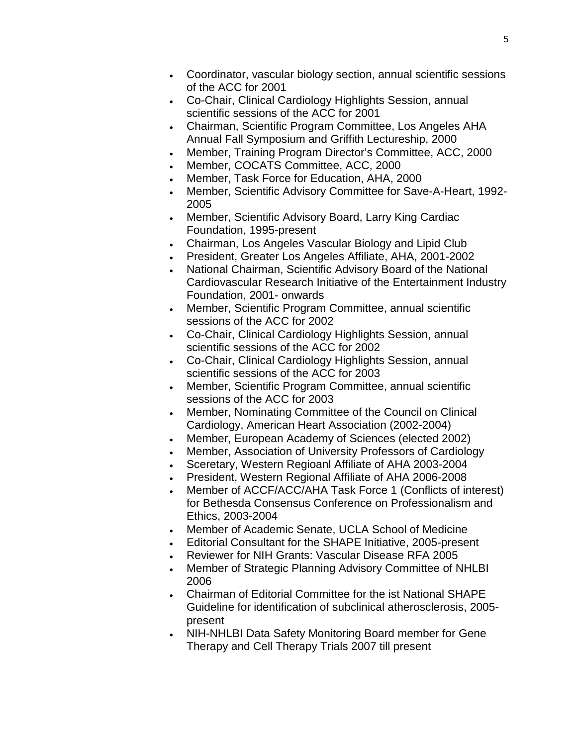- Coordinator, vascular biology section, annual scientific sessions of the ACC for 2001
- Co-Chair, Clinical Cardiology Highlights Session, annual scientific sessions of the ACC for 2001
- Chairman, Scientific Program Committee, Los Angeles AHA Annual Fall Symposium and Griffith Lectureship, 2000
- Member, Training Program Director's Committee, ACC, 2000
- Member, COCATS Committee, ACC, 2000
- Member, Task Force for Education, AHA, 2000
- Member, Scientific Advisory Committee for Save-A-Heart, 1992-2005
- Member, Scientific Advisory Board, Larry King Cardiac Foundation, 1995-present
- Chairman, Los Angeles Vascular Biology and Lipid Club
- President, Greater Los Angeles Affiliate, AHA, 2001-2002
- National Chairman, Scientific Advisory Board of the National Cardiovascular Research Initiative of the Entertainment Industry Foundation, 2001- onwards
- Member, Scientific Program Committee, annual scientific sessions of the ACC for 2002
- Co-Chair, Clinical Cardiology Highlights Session, annual scientific sessions of the ACC for 2002
- Co-Chair, Clinical Cardiology Highlights Session, annual scientific sessions of the ACC for 2003
- Member, Scientific Program Committee, annual scientific sessions of the ACC for 2003
- Member, Nominating Committee of the Council on Clinical Cardiology, American Heart Association (2002-2004)
- Member, European Academy of Sciences (elected 2002)
- Member, Association of University Professors of Cardiology
- Sceretary, Western Regioanl Affiliate of AHA 2003-2004
- President, Western Regional Affiliate of AHA 2006-2008
- Member of ACCF/ACC/AHA Task Force 1 (Conflicts of interest) for Bethesda Consensus Conference on Professionalism and Ethics, 2003-2004
- Member of Academic Senate, UCLA School of Medicine
- Editorial Consultant for the SHAPE Initiative, 2005-present
- Reviewer for NIH Grants: Vascular Disease RFA 2005
- Member of Strategic Planning Advisory Committee of NHLBI 2006
- Chairman of Editorial Committee for the ist National SHAPE Guideline for identification of subclinical atherosclerosis, 2005-present
- NIH-NHLBI Data Safety Monitoring Board member for Gene Therapy and Cell Therapy Trials 2007 till present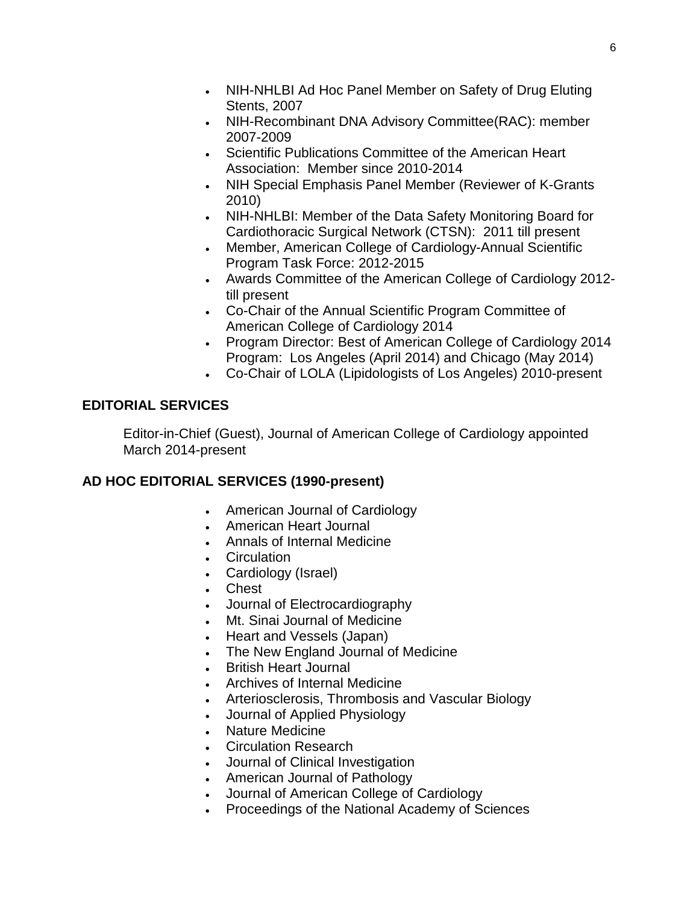- NIH-NHLBI Ad Hoc Panel Member on Safety of Drug Eluting Stents, 2007
- NIH-Recombinant DNA Advisory Committee(RAC): member 2007-2009
- Scientific Publications Committee of the American Heart Association: Member since 2010-2014
- NIH Special Emphasis Panel Member (Reviewer of K-Grants 2010)
- NIH-NHLBI: Member of the Data Safety Monitoring Board for Cardiothoracic Surgical Network (CTSN): 2011 till present
- Member, American College of Cardiology-Annual Scientific Program Task Force: 2012-2015
- Awards Committee of the American College of Cardiology 2012-till present
- Co-Chair of the Annual Scientific Program Committee of American College of Cardiology 2014
- Program Director: Best of American College of Cardiology 2014 Program: Los Angeles (April 2014) and Chicago (May 2014)
- Co-Chair of LOLA (Lipidologists of Los Angeles) 2010-present

## EDITORIAL SERVICES

Editor-in-Chief (Guest), Journal of American College of Cardiology appointed March 2014-present

## AD HOC EDITORIAL SERVICES (1990-present)

- American Journal of Cardiology
- American Heart Journal
- Annals of Internal Medicine
- Circulation
- Cardiology (Israel)
- Chest
- Journal of Electrocardiography
- Mt. Sinai Journal of Medicine
- Heart and Vessels (Japan)
- The New England Journal of Medicine
- British Heart Journal
- Archives of Internal Medicine
- Arteriosclerosis, Thrombosis and Vascular Biology
- Journal of Applied Physiology
- Nature Medicine
- Circulation Research
- Journal of Clinical Investigation
- American Journal of Pathology
- Journal of American College of Cardiology
- Proceedings of the National Academy of Sciences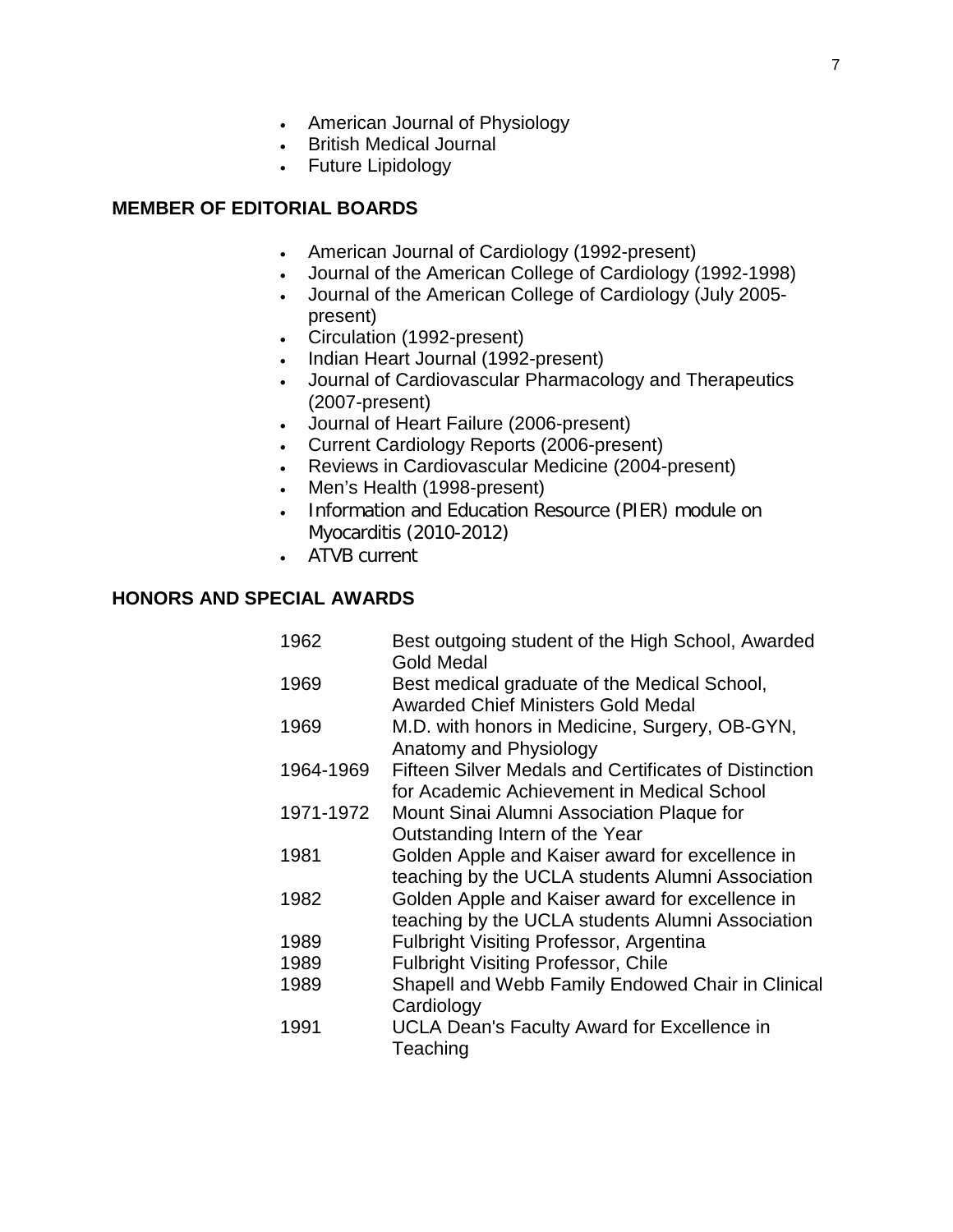- American Journal of Physiology
- British Medical Journal
- Future Lipidology

## MEMBER OF EDITORIAL BOARDS

- American Journal of Cardiology (1992-present)
- Journal of the American College of Cardiology (1992-1998)
- Journal of the American College of Cardiology (July 2005-present)
- Circulation (1992-present)
- Indian Heart Journal (1992-present)
- Journal of Cardiovascular Pharmacology and Therapeutics (2007-present)
- Journal of Heart Failure (2006-present)
- Current Cardiology Reports (2006-present)
- Reviews in Cardiovascular Medicine (2004-present)
- Men's Health (1998-present)
- Information and Education Resource (PIER) module on Myocarditis (2010-2012)
- ATVB current

## HONORS AND SPECIAL AWARDS

| | |
|---|---|
| 1962 | Best outgoing student of the High School, Awarded Gold Medal |
| 1969 | Best medical graduate of the Medical School, Awarded Chief Ministers Gold Medal |
| 1969 | M.D. with honors in Medicine, Surgery, OB-GYN, Anatomy and Physiology |
| 1964-1969 | Fifteen Silver Medals and Certificates of Distinction for Academic Achievement in Medical School |
| 1971-1972 | Mount Sinai Alumni Association Plaque for Outstanding Intern of the Year |
| 1981 | Golden Apple and Kaiser award for excellence in teaching by the UCLA students Alumni Association |
| 1982 | Golden Apple and Kaiser award for excellence in teaching by the UCLA students Alumni Association |
| 1989 | Fulbright Visiting Professor, Argentina |
| 1989 | Fulbright Visiting Professor, Chile |
| 1989 | Shapell and Webb Family Endowed Chair in Clinical Cardiology |
| 1991 | UCLA Dean's Faculty Award for Excellence in Teaching |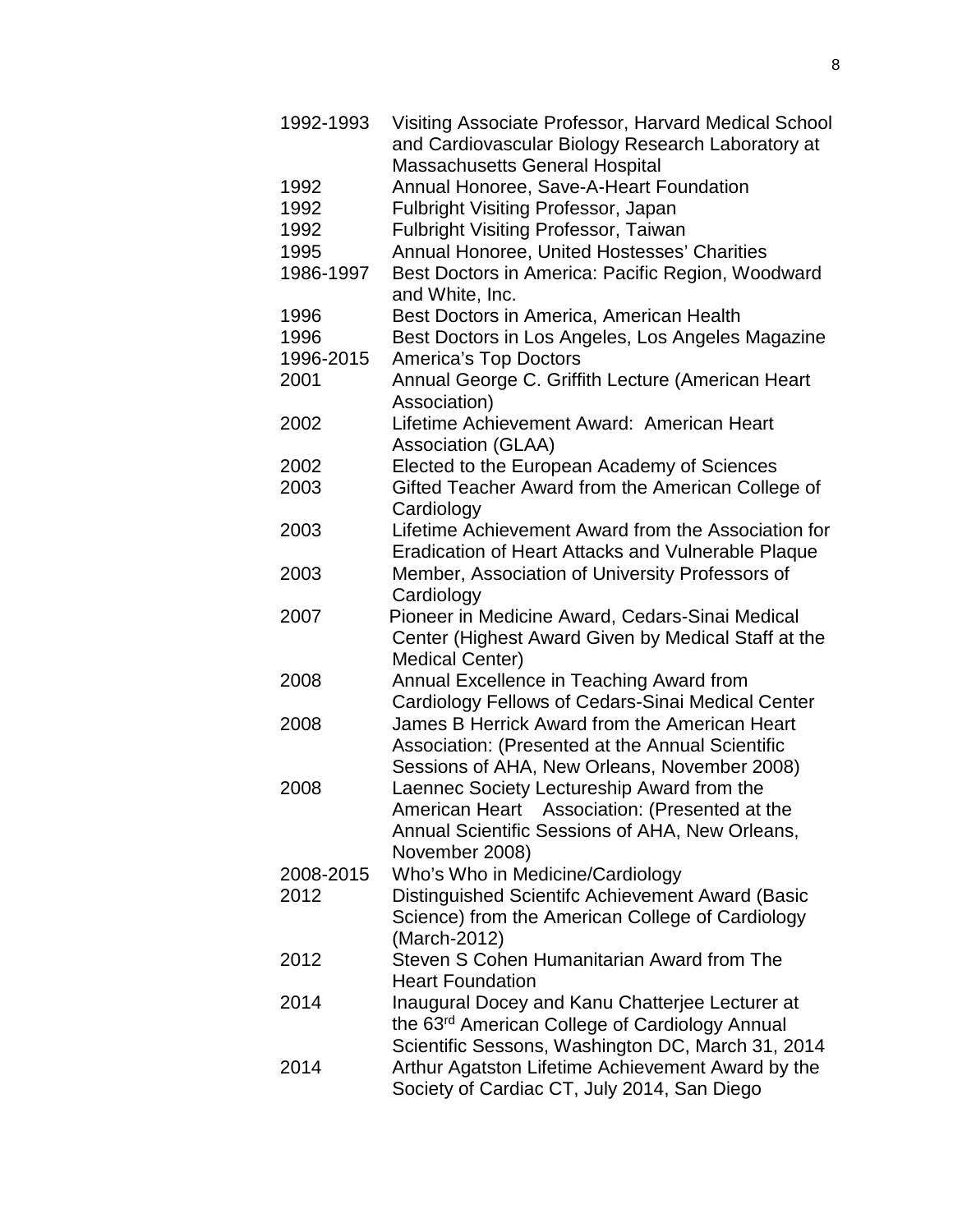| | |
|---|---|
| 1992-1993 | Visiting Associate Professor, Harvard Medical School and Cardiovascular Biology Research Laboratory at Massachusetts General Hospital |
| 1992 | Annual Honoree, Save-A-Heart Foundation |
| 1992 | Fulbright Visiting Professor, Japan |
| 1992 | Fulbright Visiting Professor, Taiwan |
| 1995 | Annual Honoree, United Hostesses' Charities |
| 1986-1997 | Best Doctors in America: Pacific Region, Woodward and White, Inc. |
| 1996 | Best Doctors in America, American Health |
| 1996 | Best Doctors in Los Angeles, Los Angeles Magazine |
| 1996-2015 | America's Top Doctors |
| 2001 | Annual George C. Griffith Lecture (American Heart Association) |
| 2002 | Lifetime Achievement Award: American Heart Association (GLAA) |
| 2002 | Elected to the European Academy of Sciences |
| 2003 | Gifted Teacher Award from the American College of Cardiology |
| 2003 | Lifetime Achievement Award from the Association for Eradication of Heart Attacks and Vulnerable Plaque |
| 2003 | Member, Association of University Professors of Cardiology |
| 2007 | Pioneer in Medicine Award, Cedars-Sinai Medical Center (Highest Award Given by Medical Staff at the Medical Center) |
| 2008 | Annual Excellence in Teaching Award from Cardiology Fellows of Cedars-Sinai Medical Center |
| 2008 | James B Herrick Award from the American Heart Association: (Presented at the Annual Scientific Sessions of AHA, New Orleans, November 2008) |
| 2008 | Laennec Society Lectureship Award from the American Heart Association: (Presented at the Annual Scientific Sessions of AHA, New Orleans, November 2008) |
| 2008-2015 | Who's Who in Medicine/Cardiology |
| 2012 | Distinguished Scientifc Achievement Award (Basic Science) from the American College of Cardiology (March-2012) |
| 2012 | Steven S Cohen Humanitarian Award from The Heart Foundation |
| 2014 | Inaugural Docey and Kanu Chatterjee Lecturer at the 63rd American College of Cardiology Annual Scientific Sessons, Washington DC, March 31, 2014 |
| 2014 | Arthur Agatston Lifetime Achievement Award by the Society of Cardiac CT, July 2014, San Diego |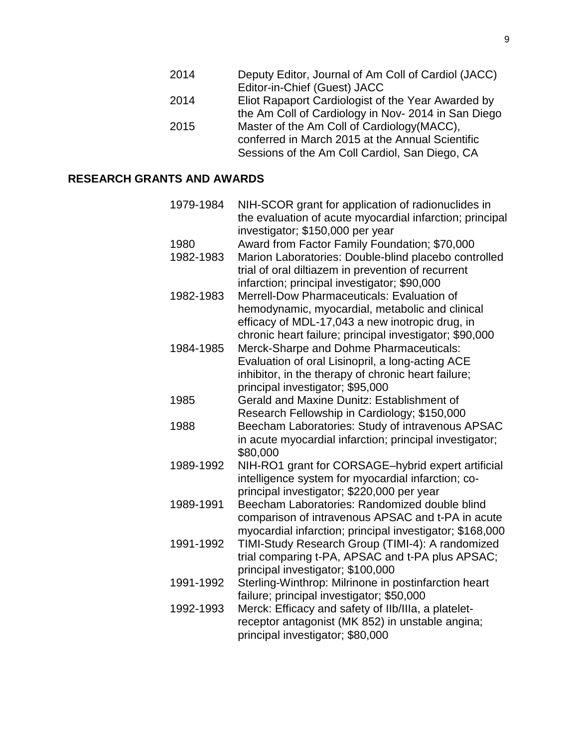| | |
|---|---|
| 2014 | Deputy Editor, Journal of Am Coll of Cardiol (JACC) Editor-in-Chief (Guest) JACC |
| 2014 | Eliot Rapaport Cardiologist of the Year Awarded by the Am Coll of Cardiology in Nov- 2014 in San Diego |
| 2015 | Master of the Am Coll of Cardiology(MACC), conferred in March 2015 at the Annual Scientific Sessions of the Am Coll Cardiol, San Diego, CA |

## RESEARCH GRANTS AND AWARDS

| | |
|---|---|
| 1979-1984 | NIH-SCOR grant for application of radionuclides in the evaluation of acute myocardial infarction; principal investigator; $150,000 per year |
| 1980 | Award from Factor Family Foundation; $70,000 |
| 1982-1983 | Marion Laboratories: Double-blind placebo controlled trial of oral diltiazem in prevention of recurrent infarction; principal investigator; $90,000 |
| 1982-1983 | Merrell-Dow Pharmaceuticals: Evaluation of hemodynamic, myocardial, metabolic and clinical efficacy of MDL-17,043 a new inotropic drug, in chronic heart failure; principal investigator; $90,000 |
| 1984-1985 | Merck-Sharpe and Dohme Pharmaceuticals: Evaluation of oral Lisinopril, a long-acting ACE inhibitor, in the therapy of chronic heart failure; principal investigator; $95,000 |
| 1985 | Gerald and Maxine Dunitz: Establishment of Research Fellowship in Cardiology; $150,000 |
| 1988 | Beecham Laboratories: Study of intravenous APSAC in acute myocardial infarction; principal investigator; $80,000 |
| 1989-1992 | NIH-RO1 grant for CORSAGE–hybrid expert artificial intelligence system for myocardial infarction; co-principal investigator; $220,000 per year |
| 1989-1991 | Beecham Laboratories: Randomized double blind comparison of intravenous APSAC and t-PA in acute myocardial infarction; principal investigator; $168,000 |
| 1991-1992 | TIMI-Study Research Group (TIMI-4): A randomized trial comparing t-PA, APSAC and t-PA plus APSAC; principal investigator; $100,000 |
| 1991-1992 | Sterling-Winthrop: Milrinone in postinfarction heart failure; principal investigator; $50,000 |
| 1992-1993 | Merck: Efficacy and safety of IIb/IIIa, a platelet-receptor antagonist (MK 852) in unstable angina; principal investigator; $80,000 |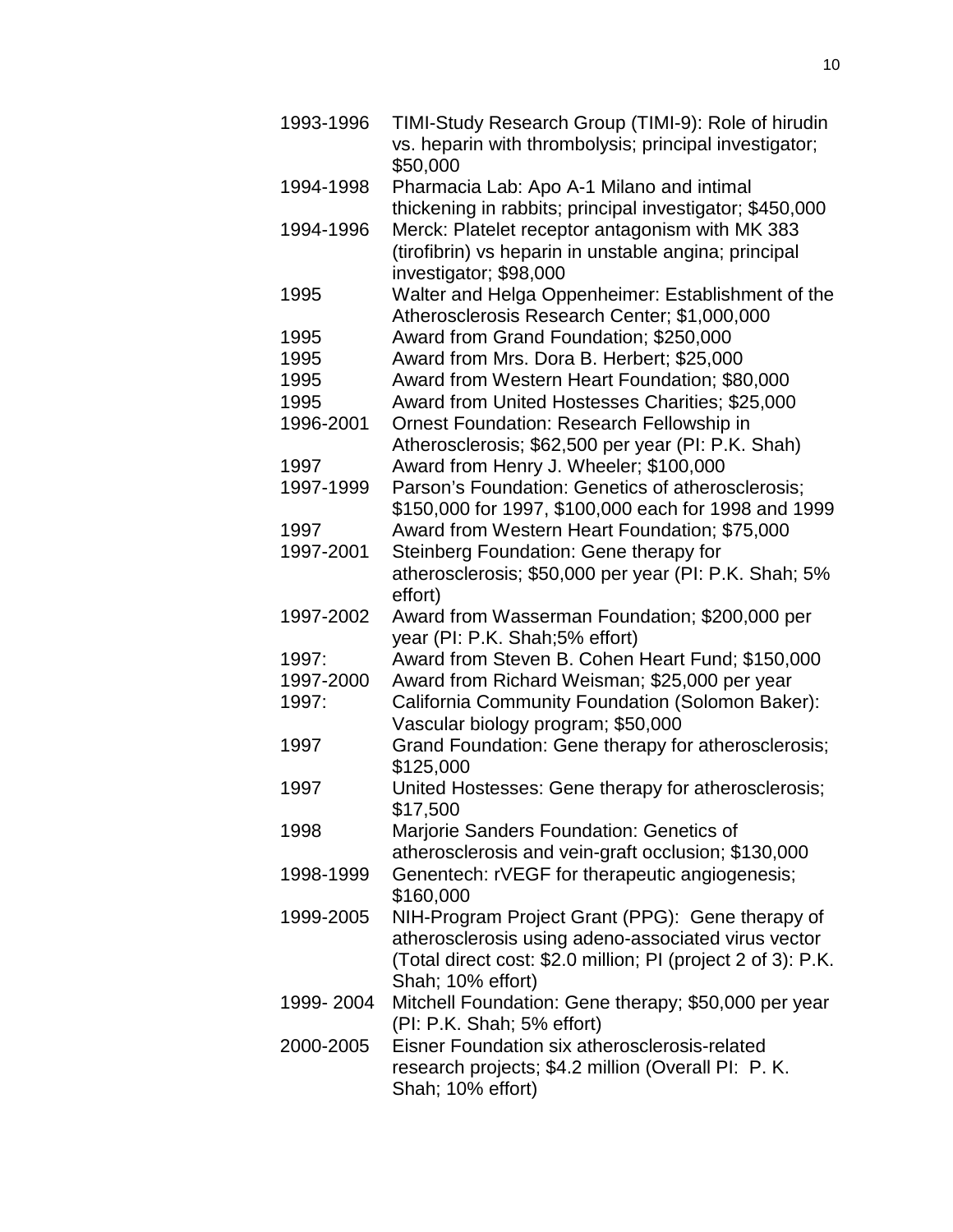| | |
|---|---|
| 1993-1996 | TIMI-Study Research Group (TIMI-9): Role of hirudin vs. heparin with thrombolysis; principal investigator; $50,000 |
| 1994-1998 | Pharmacia Lab: Apo A-1 Milano and intimal thickening in rabbits; principal investigator; $450,000 |
| 1994-1996 | Merck: Platelet receptor antagonism with MK 383 (tirofibrin) vs heparin in unstable angina; principal investigator; $98,000 |
| 1995 | Walter and Helga Oppenheimer: Establishment of the Atherosclerosis Research Center; $1,000,000 |
| 1995 | Award from Grand Foundation; $250,000 |
| 1995 | Award from Mrs. Dora B. Herbert; $25,000 |
| 1995 | Award from Western Heart Foundation; $80,000 |
| 1995 | Award from United Hostesses Charities; $25,000 |
| 1996-2001 | Ornest Foundation: Research Fellowship in Atherosclerosis; $62,500 per year (PI: P.K. Shah) |
| 1997 | Award from Henry J. Wheeler; $100,000 |
| 1997-1999 | Parson's Foundation: Genetics of atherosclerosis; $150,000 for 1997, $100,000 each for 1998 and 1999 |
| 1997 | Award from Western Heart Foundation; $75,000 |
| 1997-2001 | Steinberg Foundation: Gene therapy for atherosclerosis; $50,000 per year (PI: P.K. Shah; 5% effort) |
| 1997-2002 | Award from Wasserman Foundation; $200,000 per year (PI: P.K. Shah;5% effort) |
| 1997: | Award from Steven B. Cohen Heart Fund; $150,000 |
| 1997-2000 | Award from Richard Weisman; $25,000 per year |
| 1997: | California Community Foundation (Solomon Baker): Vascular biology program; $50,000 |
| 1997 | Grand Foundation: Gene therapy for atherosclerosis; $125,000 |
| 1997 | United Hostesses: Gene therapy for atherosclerosis; $17,500 |
| 1998 | Marjorie Sanders Foundation: Genetics of atherosclerosis and vein-graft occlusion; $130,000 |
| 1998-1999 | Genentech: rVEGF for therapeutic angiogenesis; $160,000 |
| 1999-2005 | NIH-Program Project Grant (PPG): Gene therapy of atherosclerosis using adeno-associated virus vector (Total direct cost: $2.0 million; PI (project 2 of 3): P.K. Shah; 10% effort) |
| 1999- 2004 | Mitchell Foundation: Gene therapy; $50,000 per year (PI: P.K. Shah; 5% effort) |
| 2000-2005 | Eisner Foundation six atherosclerosis-related research projects; $4.2 million (Overall PI: P. K. Shah; 10% effort) |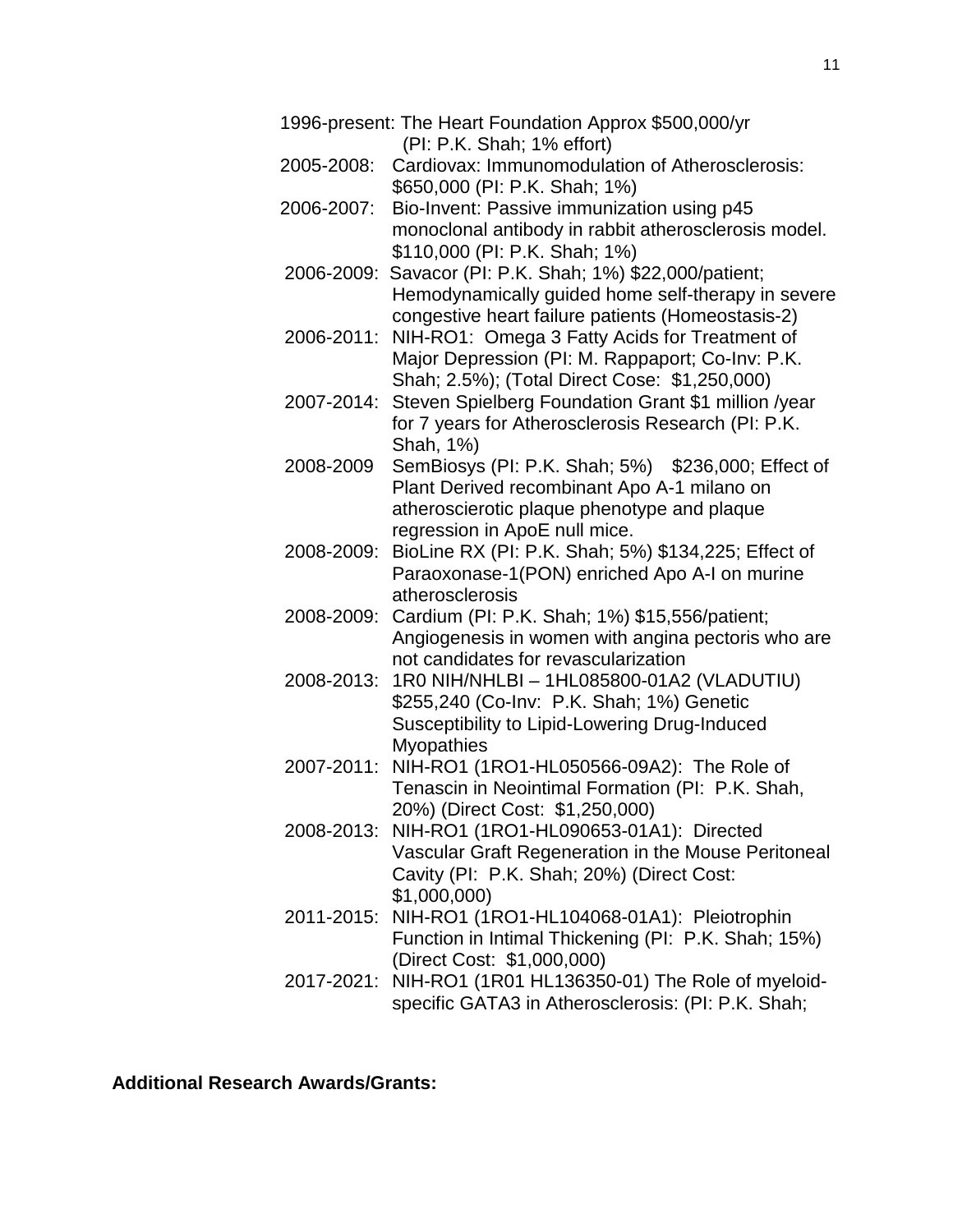1996-present: The Heart Foundation Approx $500,000/yr (PI: P.K. Shah; 1% effort)

2005-2008: Cardiovax: Immunomodulation of Atherosclerosis: $650,000 (PI: P.K. Shah; 1%)

2006-2007: Bio-Invent: Passive immunization using p45 monoclonal antibody in rabbit atherosclerosis model. $110,000 (PI: P.K. Shah; 1%)

2006-2009: Savacor (PI: P.K. Shah; 1%) $22,000/patient; Hemodynamically guided home self-therapy in severe congestive heart failure patients (Homeostasis-2)

2006-2011: NIH-RO1: Omega 3 Fatty Acids for Treatment of Major Depression (PI: M. Rappaport; Co-Inv: P.K. Shah; 2.5%); (Total Direct Cose: $1,250,000)

2007-2014: Steven Spielberg Foundation Grant $1 million /year for 7 years for Atherosclerosis Research (PI: P.K. Shah, 1%)

2008-2009 SemBiosys (PI: P.K. Shah; 5%) $236,000; Effect of Plant Derived recombinant Apo A-1 milano on atheroscierotic plaque phenotype and plaque regression in ApoE null mice.

2008-2009: BioLine RX (PI: P.K. Shah; 5%) $134,225; Effect of Paraoxonase-1(PON) enriched Apo A-I on murine atherosclerosis

2008-2009: Cardium (PI: P.K. Shah; 1%) $15,556/patient; Angiogenesis in women with angina pectoris who are not candidates for revascularization

2008-2013: 1R0 NIH/NHLBI – 1HL085800-01A2 (VLADUTIU) $255,240 (Co-Inv: P.K. Shah; 1%) Genetic Susceptibility to Lipid-Lowering Drug-Induced Myopathies

2007-2011: NIH-RO1 (1RO1-HL050566-09A2): The Role of Tenascin in Neointimal Formation (PI: P.K. Shah, 20%) (Direct Cost: $1,250,000)

2008-2013: NIH-RO1 (1RO1-HL090653-01A1): Directed Vascular Graft Regeneration in the Mouse Peritoneal Cavity (PI: P.K. Shah; 20%) (Direct Cost: $1,000,000)

2011-2015: NIH-RO1 (1RO1-HL104068-01A1): Pleiotrophin Function in Intimal Thickening (PI: P.K. Shah; 15%) (Direct Cost: $1,000,000)

2017-2021: NIH-RO1 (1R01 HL136350-01) The Role of myeloid-specific GATA3 in Atherosclerosis: (PI: P.K. Shah;

**Additional Research Awards/Grants:**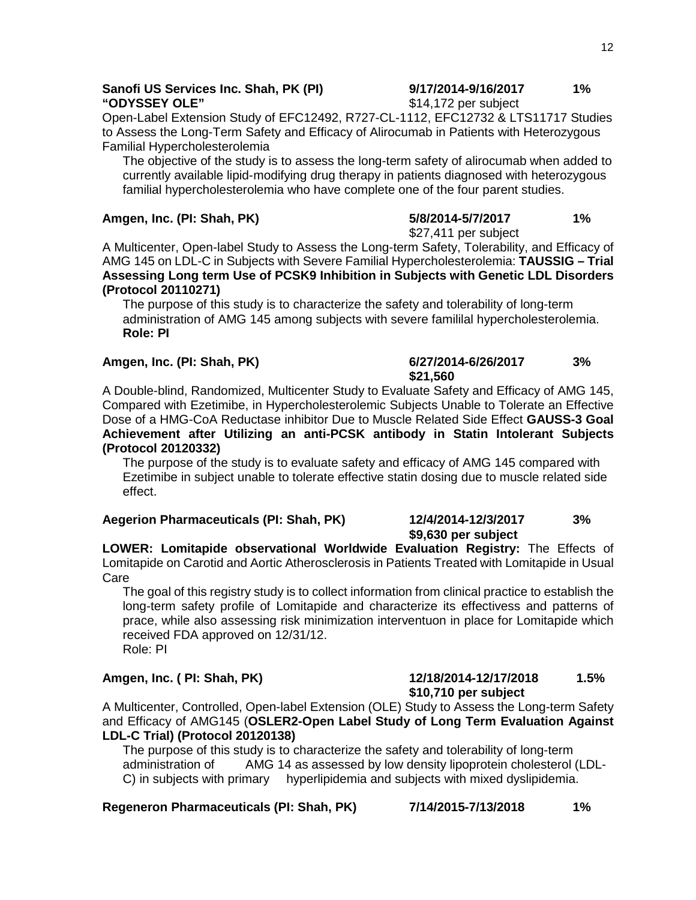**Sanofi US Services Inc. Shah, PK (PI)** **9/17/2014-9/16/2017** **1%**
**"ODYSSEY OLE"** $14,172 per subject

Open-Label Extension Study of EFC12492, R727-CL-1112, EFC12732 & LTS11717 Studies to Assess the Long-Term Safety and Efficacy of Alirocumab in Patients with Heterozygous Familial Hypercholesterolemia

The objective of the study is to assess the long-term safety of alirocumab when added to currently available lipid-modifying drug therapy in patients diagnosed with heterozygous familial hypercholesterolemia who have complete one of the four parent studies.

**Amgen, Inc. (PI: Shah, PK)** **5/8/2014-5/7/2017** **1%**
$27,411 per subject

A Multicenter, Open-label Study to Assess the Long-term Safety, Tolerability, and Efficacy of AMG 145 on LDL-C in Subjects with Severe Familial Hypercholesterolemia: **TAUSSIG – Trial Assessing Long term Use of PCSK9 Inhibition in Subjects with Genetic LDL Disorders (Protocol 20110271)**

The purpose of this study is to characterize the safety and tolerability of long-term administration of AMG 145 among subjects with severe famililal hypercholesterolemia.
**Role: PI**

**Amgen, Inc. (PI: Shah, PK)** **6/27/2014-6/26/2017** **3%**
**$21,560**

A Double-blind, Randomized, Multicenter Study to Evaluate Safety and Efficacy of AMG 145, Compared with Ezetimibe, in Hypercholesterolemic Subjects Unable to Tolerate an Effective Dose of a HMG-CoA Reductase inhibitor Due to Muscle Related Side Effect **GAUSS-3 Goal Achievement after Utilizing an anti-PCSK antibody in Statin Intolerant Subjects (Protocol 20120332)**

The purpose of the study is to evaluate safety and efficacy of AMG 145 compared with Ezetimibe in subject unable to tolerate effective statin dosing due to muscle related side effect.

**Aegerion Pharmaceuticals (PI: Shah, PK)** **12/4/2014-12/3/2017** **3%**
**$9,630 per subject**

**LOWER: Lomitapide observational Worldwide Evaluation Registry:** The Effects of Lomitapide on Carotid and Aortic Atherosclerosis in Patients Treated with Lomitapide in Usual Care

The goal of this registry study is to collect information from clinical practice to establish the long-term safety profile of Lomitapide and characterize its effectivess and patterns of prace, while also assessing risk minimization interventuon in place for Lomitapide which received FDA approved on 12/31/12.
Role: PI

**Amgen, Inc. ( PI: Shah, PK)** **12/18/2014-12/17/2018** **1.5%**
**$10,710 per subject**

A Multicenter, Controlled, Open-label Extension (OLE) Study to Assess the Long-term Safety and Efficacy of AMG145 (**OSLER2-Open Label Study of Long Term Evaluation Against LDL-C Trial) (Protocol 20120138)**

The purpose of this study is to characterize the safety and tolerability of long-term administration of AMG 14 as assessed by low density lipoprotein cholesterol (LDL-C) in subjects with primary hyperlipidemia and subjects with mixed dyslipidemia.

**Regeneron Pharmaceuticals (PI: Shah, PK)** **7/14/2015-7/13/2018** **1%**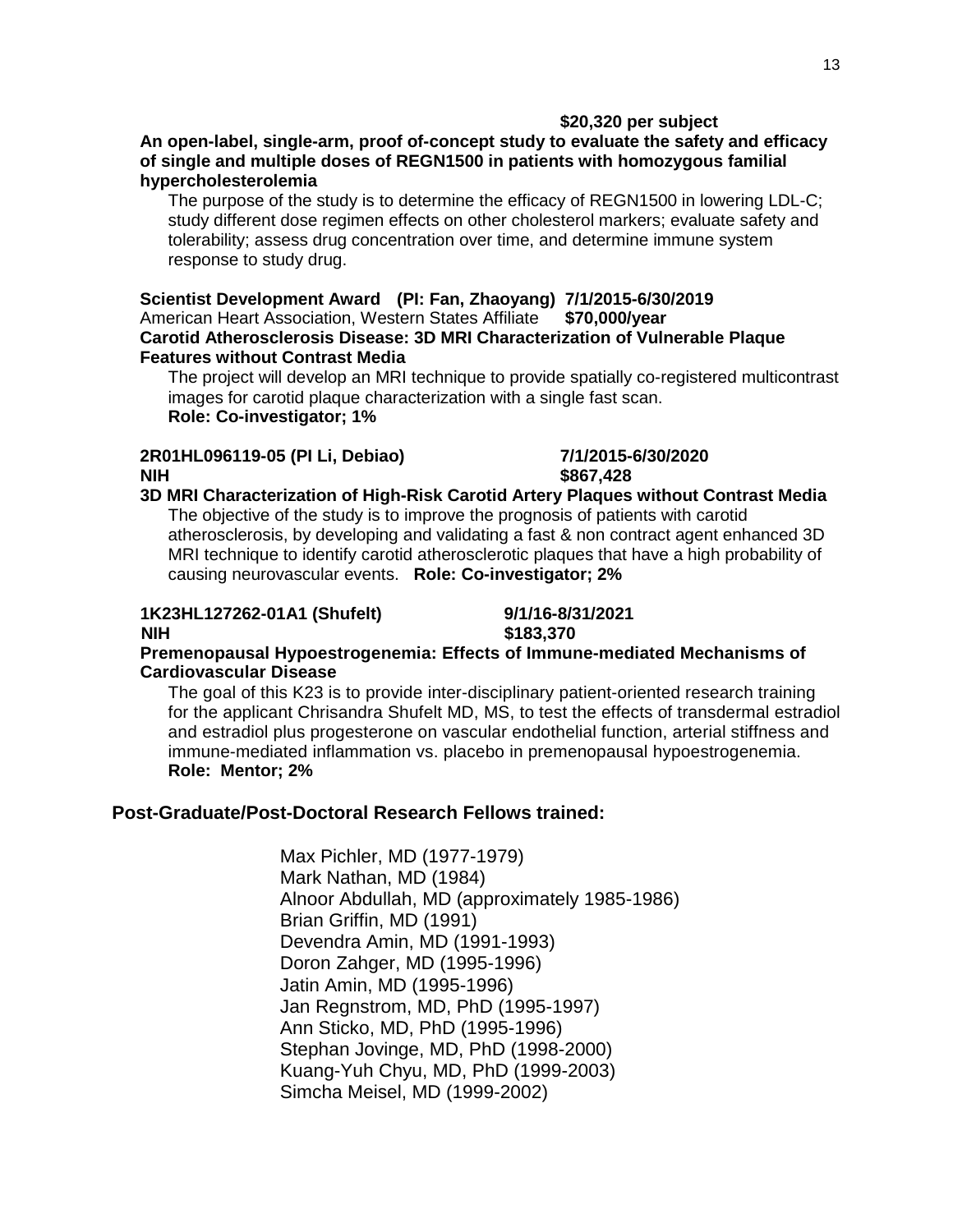**$20,320 per subject**

**An open-label, single-arm, proof of-concept study to evaluate the safety and efficacy of single and multiple doses of REGN1500 in patients with homozygous familial hypercholesterolemia**

The purpose of the study is to determine the efficacy of REGN1500 in lowering LDL-C; study different dose regimen effects on other cholesterol markers; evaluate safety and tolerability; assess drug concentration over time, and determine immune system response to study drug.

**Scientist Development Award (PI: Fan, Zhaoyang) 7/1/2015-6/30/2019**
American Heart Association, Western States Affiliate **$70,000/year**
**Carotid Atherosclerosis Disease: 3D MRI Characterization of Vulnerable Plaque Features without Contrast Media**

The project will develop an MRI technique to provide spatially co-registered multicontrast images for carotid plaque characterization with a single fast scan.
**Role: Co-investigator; 1%**

**2R01HL096119-05 (PI Li, Debiao) 7/1/2015-6/30/2020**
**NIH $867,428**
**3D MRI Characterization of High-Risk Carotid Artery Plaques without Contrast Media**

The objective of the study is to improve the prognosis of patients with carotid atherosclerosis, by developing and validating a fast & non contract agent enhanced 3D MRI technique to identify carotid atherosclerotic plaques that have a high probability of causing neurovascular events. **Role: Co-investigator; 2%**

**1K23HL127262-01A1 (Shufelt) 9/1/16-8/31/2021**
**NIH $183,370**
**Premenopausal Hypoestrogenemia: Effects of Immune-mediated Mechanisms of Cardiovascular Disease**

The goal of this K23 is to provide inter-disciplinary patient-oriented research training for the applicant Chrisandra Shufelt MD, MS, to test the effects of transdermal estradiol and estradiol plus progesterone on vascular endothelial function, arterial stiffness and immune-mediated inflammation vs. placebo in premenopausal hypoestrogenemia.
**Role: Mentor; 2%**

## Post-Graduate/Post-Doctoral Research Fellows trained:

Max Pichler, MD (1977-1979)
Mark Nathan, MD (1984)
Alnoor Abdullah, MD (approximately 1985-1986)
Brian Griffin, MD (1991)
Devendra Amin, MD (1991-1993)
Doron Zahger, MD (1995-1996)
Jatin Amin, MD (1995-1996)
Jan Regnstrom, MD, PhD (1995-1997)
Ann Sticko, MD, PhD (1995-1996)
Stephan Jovinge, MD, PhD (1998-2000)
Kuang-Yuh Chyu, MD, PhD (1999-2003)
Simcha Meisel, MD (1999-2002)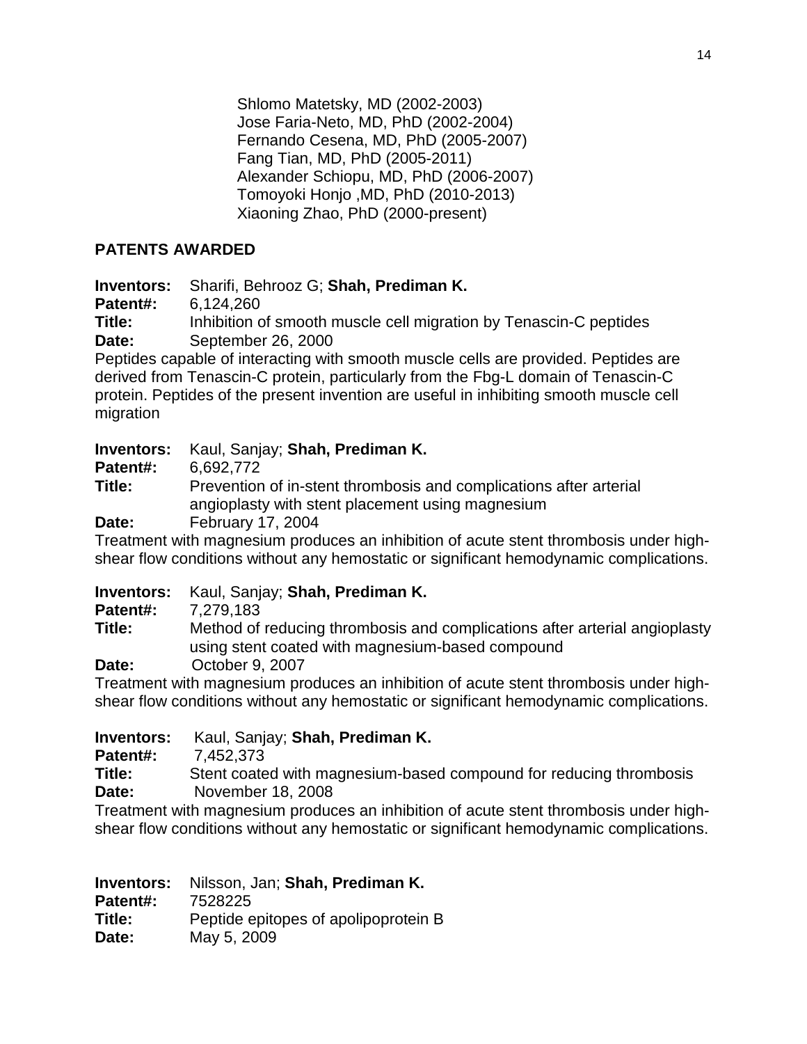Shlomo Matetsky, MD (2002-2003)
Jose Faria-Neto, MD, PhD (2002-2004)
Fernando Cesena, MD, PhD (2005-2007)
Fang Tian, MD, PhD (2005-2011)
Alexander Schiopu, MD, PhD (2006-2007)
Tomoyoki Honjo ,MD, PhD (2010-2013)
Xiaoning Zhao, PhD (2000-present)

## PATENTS AWARDED

**Inventors:** Sharifi, Behrooz G; **Shah, Prediman K.**
**Patent#:** 6,124,260
**Title:** Inhibition of smooth muscle cell migration by Tenascin-C peptides
**Date:** September 26, 2000

Peptides capable of interacting with smooth muscle cells are provided. Peptides are derived from Tenascin-C protein, particularly from the Fbg-L domain of Tenascin-C protein. Peptides of the present invention are useful in inhibiting smooth muscle cell migration

**Inventors:** Kaul, Sanjay; **Shah, Prediman K.**
**Patent#:** 6,692,772
**Title:** Prevention of in-stent thrombosis and complications after arterial angioplasty with stent placement using magnesium
**Date:** February 17, 2004

Treatment with magnesium produces an inhibition of acute stent thrombosis under high-shear flow conditions without any hemostatic or significant hemodynamic complications.

**Inventors:** Kaul, Sanjay; **Shah, Prediman K.**
**Patent#:** 7,279,183
**Title:** Method of reducing thrombosis and complications after arterial angioplasty using stent coated with magnesium-based compound
**Date:** October 9, 2007

Treatment with magnesium produces an inhibition of acute stent thrombosis under high-shear flow conditions without any hemostatic or significant hemodynamic complications.

**Inventors:** Kaul, Sanjay; **Shah, Prediman K.**
**Patent#:** 7,452,373
**Title:** Stent coated with magnesium-based compound for reducing thrombosis
**Date:** November 18, 2008

Treatment with magnesium produces an inhibition of acute stent thrombosis under high-shear flow conditions without any hemostatic or significant hemodynamic complications.

**Inventors:** Nilsson, Jan; **Shah, Prediman K.**
**Patent#:** 7528225
**Title:** Peptide epitopes of apolipoprotein B
**Date:** May 5, 2009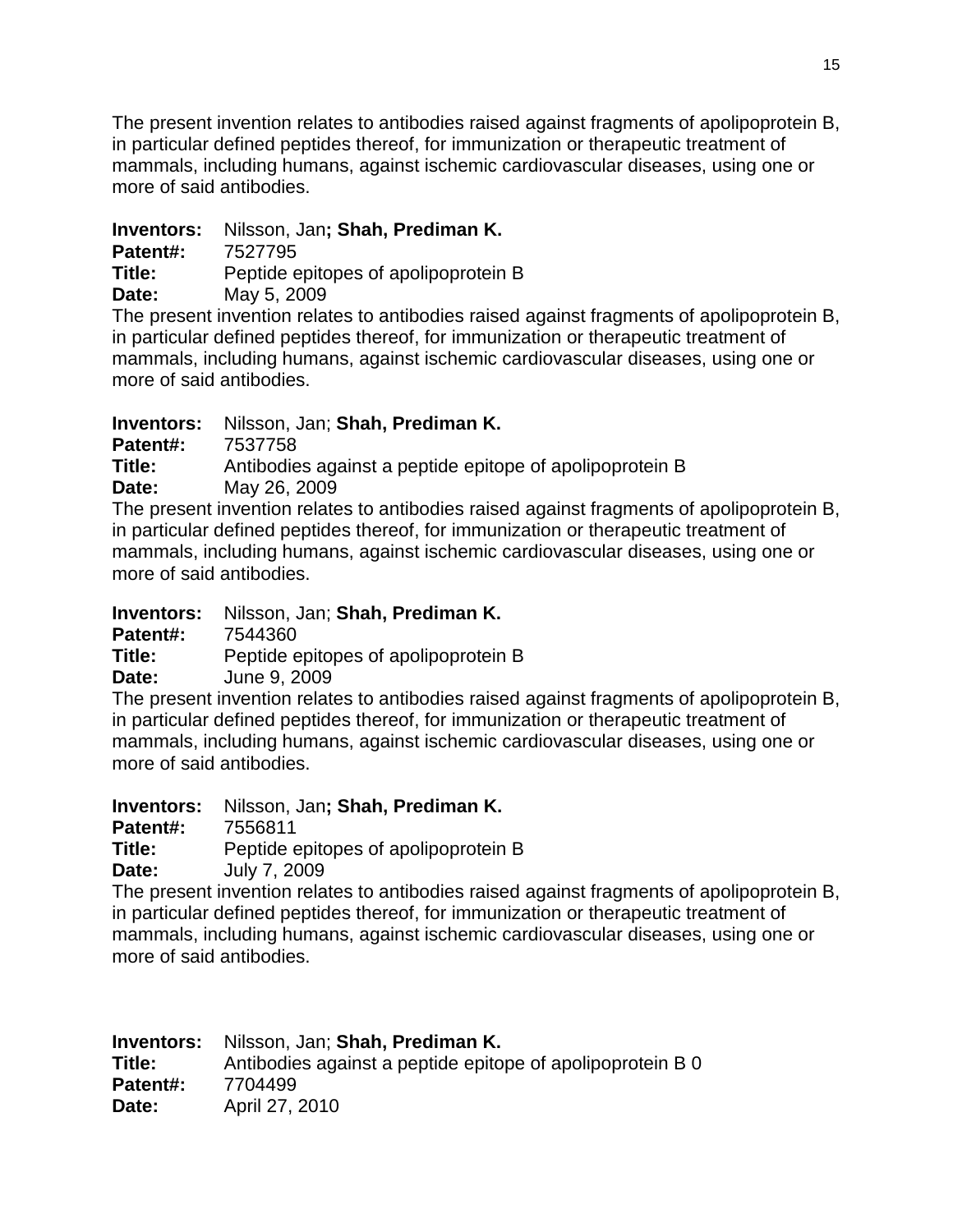The present invention relates to antibodies raised against fragments of apolipoprotein B, in particular defined peptides thereof, for immunization or therapeutic treatment of mammals, including humans, against ischemic cardiovascular diseases, using one or more of said antibodies.

**Inventors:** Nilsson, Jan**; Shah, Prediman K.**
**Patent#:** 7527795
**Title:** Peptide epitopes of apolipoprotein B
**Date:** May 5, 2009
The present invention relates to antibodies raised against fragments of apolipoprotein B, in particular defined peptides thereof, for immunization or therapeutic treatment of mammals, including humans, against ischemic cardiovascular diseases, using one or more of said antibodies.

**Inventors:** Nilsson, Jan; **Shah, Prediman K.**
**Patent#:** 7537758
**Title:** Antibodies against a peptide epitope of apolipoprotein B
**Date:** May 26, 2009
The present invention relates to antibodies raised against fragments of apolipoprotein B, in particular defined peptides thereof, for immunization or therapeutic treatment of mammals, including humans, against ischemic cardiovascular diseases, using one or more of said antibodies.

**Inventors:** Nilsson, Jan; **Shah, Prediman K.**
**Patent#:** 7544360
**Title:** Peptide epitopes of apolipoprotein B
**Date:** June 9, 2009
The present invention relates to antibodies raised against fragments of apolipoprotein B, in particular defined peptides thereof, for immunization or therapeutic treatment of mammals, including humans, against ischemic cardiovascular diseases, using one or more of said antibodies.

**Inventors:** Nilsson, Jan**; Shah, Prediman K.**
**Patent#:** 7556811
**Title:** Peptide epitopes of apolipoprotein B
**Date:** July 7, 2009
The present invention relates to antibodies raised against fragments of apolipoprotein B, in particular defined peptides thereof, for immunization or therapeutic treatment of mammals, including humans, against ischemic cardiovascular diseases, using one or more of said antibodies.

**Inventors:** Nilsson, Jan; **Shah, Prediman K.**
**Title:** Antibodies against a peptide epitope of apolipoprotein B 0
**Patent#:** 7704499
**Date:** April 27, 2010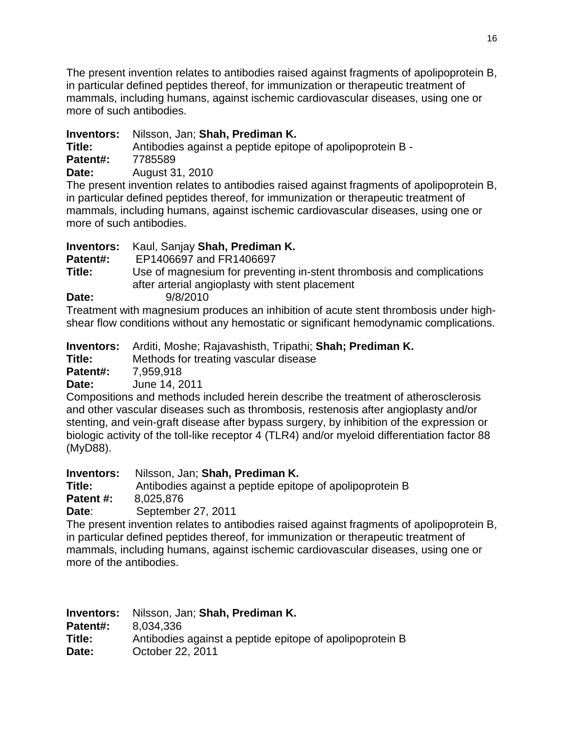The present invention relates to antibodies raised against fragments of apolipoprotein B, in particular defined peptides thereof, for immunization or therapeutic treatment of mammals, including humans, against ischemic cardiovascular diseases, using one or more of such antibodies.

**Inventors:** Nilsson, Jan; **Shah, Prediman K.**
**Title:** Antibodies against a peptide epitope of apolipoprotein B -
**Patent#:** 7785589
**Date:** August 31, 2010
The present invention relates to antibodies raised against fragments of apolipoprotein B, in particular defined peptides thereof, for immunization or therapeutic treatment of mammals, including humans, against ischemic cardiovascular diseases, using one or more of such antibodies.

**Inventors:** Kaul, Sanjay **Shah, Prediman K.**
**Patent#:** EP1406697 and FR1406697
**Title:** Use of magnesium for preventing in-stent thrombosis and complications after arterial angioplasty with stent placement
**Date:** 9/8/2010
Treatment with magnesium produces an inhibition of acute stent thrombosis under high-shear flow conditions without any hemostatic or significant hemodynamic complications.

**Inventors:** Arditi, Moshe; Rajavashisth, Tripathi; **Shah; Prediman K.**
**Title:** Methods for treating vascular disease
**Patent#:** 7,959,918
**Date:** June 14, 2011
Compositions and methods included herein describe the treatment of atherosclerosis and other vascular diseases such as thrombosis, restenosis after angioplasty and/or stenting, and vein-graft disease after bypass surgery, by inhibition of the expression or biologic activity of the toll-like receptor 4 (TLR4) and/or myeloid differentiation factor 88 (MyD88).

**Inventors:** Nilsson, Jan; **Shah, Prediman K.**
**Title:** Antibodies against a peptide epitope of apolipoprotein B
**Patent #:** 8,025,876
**Date**: September 27, 2011
The present invention relates to antibodies raised against fragments of apolipoprotein B, in particular defined peptides thereof, for immunization or therapeutic treatment of mammals, including humans, against ischemic cardiovascular diseases, using one or more of the antibodies.

**Inventors:** Nilsson, Jan; **Shah, Prediman K.**
**Patent#:** 8,034,336
**Title:** Antibodies against a peptide epitope of apolipoprotein B
**Date:** October 22, 2011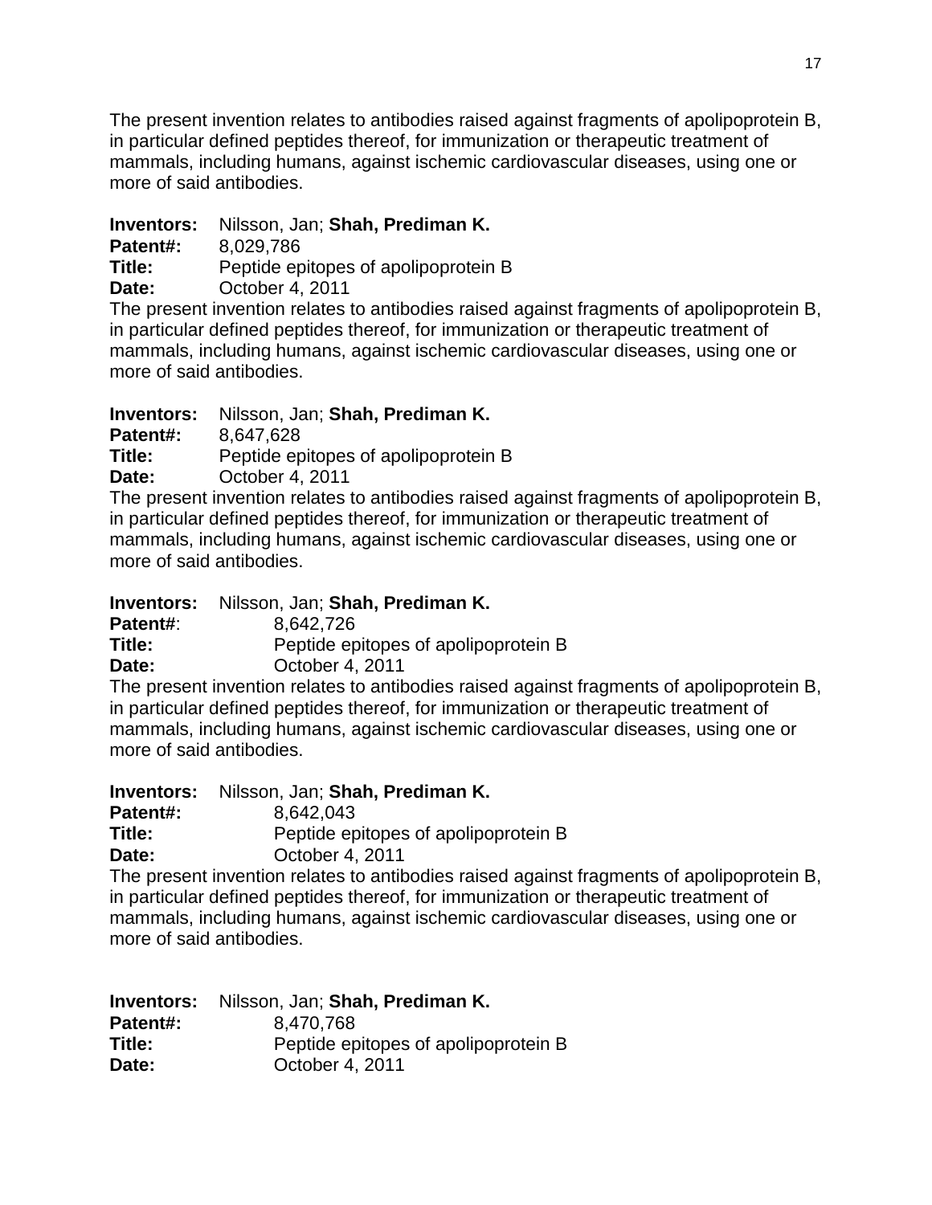The present invention relates to antibodies raised against fragments of apolipoprotein B, in particular defined peptides thereof, for immunization or therapeutic treatment of mammals, including humans, against ischemic cardiovascular diseases, using one or more of said antibodies.

**Inventors:** Nilsson, Jan; **Shah, Prediman K.**
**Patent#:** 8,029,786
**Title:** Peptide epitopes of apolipoprotein B
**Date:** October 4, 2011
The present invention relates to antibodies raised against fragments of apolipoprotein B, in particular defined peptides thereof, for immunization or therapeutic treatment of mammals, including humans, against ischemic cardiovascular diseases, using one or more of said antibodies.

**Inventors:** Nilsson, Jan; **Shah, Prediman K.**
**Patent#:** 8,647,628
**Title:** Peptide epitopes of apolipoprotein B
**Date:** October 4, 2011
The present invention relates to antibodies raised against fragments of apolipoprotein B, in particular defined peptides thereof, for immunization or therapeutic treatment of mammals, including humans, against ischemic cardiovascular diseases, using one or more of said antibodies.

**Inventors:** Nilsson, Jan; **Shah, Prediman K.**
**Patent#**: 8,642,726
**Title:** Peptide epitopes of apolipoprotein B
**Date:** October 4, 2011
The present invention relates to antibodies raised against fragments of apolipoprotein B, in particular defined peptides thereof, for immunization or therapeutic treatment of mammals, including humans, against ischemic cardiovascular diseases, using one or more of said antibodies.

**Inventors:** Nilsson, Jan; **Shah, Prediman K.**
**Patent#:** 8,642,043
**Title:** Peptide epitopes of apolipoprotein B
**Date:** October 4, 2011
The present invention relates to antibodies raised against fragments of apolipoprotein B, in particular defined peptides thereof, for immunization or therapeutic treatment of mammals, including humans, against ischemic cardiovascular diseases, using one or more of said antibodies.

**Inventors:** Nilsson, Jan; **Shah, Prediman K.**
**Patent#:** 8,470,768
**Title:** Peptide epitopes of apolipoprotein B
**Date:** October 4, 2011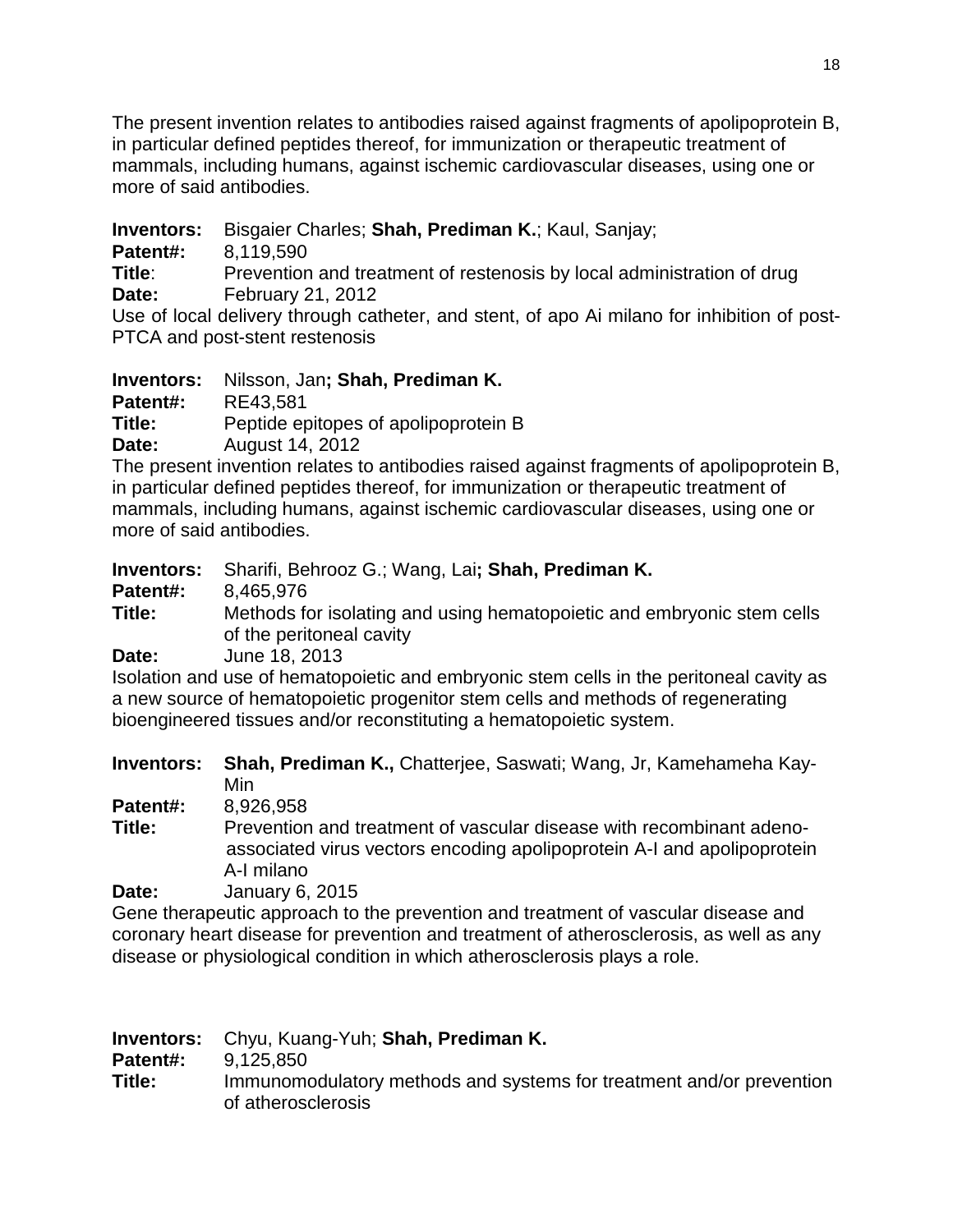The present invention relates to antibodies raised against fragments of apolipoprotein B, in particular defined peptides thereof, for immunization or therapeutic treatment of mammals, including humans, against ischemic cardiovascular diseases, using one or more of said antibodies.

**Inventors:** Bisgaier Charles; **Shah, Prediman K.**; Kaul, Sanjay;
**Patent#:** 8,119,590
**Title**: Prevention and treatment of restenosis by local administration of drug
**Date:** February 21, 2012
Use of local delivery through catheter, and stent, of apo Ai milano for inhibition of post-PTCA and post-stent restenosis

**Inventors:** Nilsson, Jan**; Shah, Prediman K.**
**Patent#:** RE43,581
**Title:** Peptide epitopes of apolipoprotein B
**Date:** August 14, 2012
The present invention relates to antibodies raised against fragments of apolipoprotein B, in particular defined peptides thereof, for immunization or therapeutic treatment of mammals, including humans, against ischemic cardiovascular diseases, using one or more of said antibodies.

**Inventors:** Sharifi, Behrooz G.; Wang, Lai**; Shah, Prediman K.**
**Patent#:** 8,465,976
**Title:** Methods for isolating and using hematopoietic and embryonic stem cells of the peritoneal cavity
**Date:** June 18, 2013
Isolation and use of hematopoietic and embryonic stem cells in the peritoneal cavity as a new source of hematopoietic progenitor stem cells and methods of regenerating bioengineered tissues and/or reconstituting a hematopoietic system.

**Inventors:** **Shah, Prediman K.,** Chatterjee, Saswati; Wang, Jr, Kamehameha Kay-Min
**Patent#:** 8,926,958
**Title:** Prevention and treatment of vascular disease with recombinant adeno-associated virus vectors encoding apolipoprotein A-I and apolipoprotein A-I milano
**Date:** January 6, 2015
Gene therapeutic approach to the prevention and treatment of vascular disease and coronary heart disease for prevention and treatment of atherosclerosis, as well as any disease or physiological condition in which atherosclerosis plays a role.

**Inventors:** Chyu, Kuang-Yuh; **Shah, Prediman K.**
**Patent#:** 9,125,850
**Title:** Immunomodulatory methods and systems for treatment and/or prevention of atherosclerosis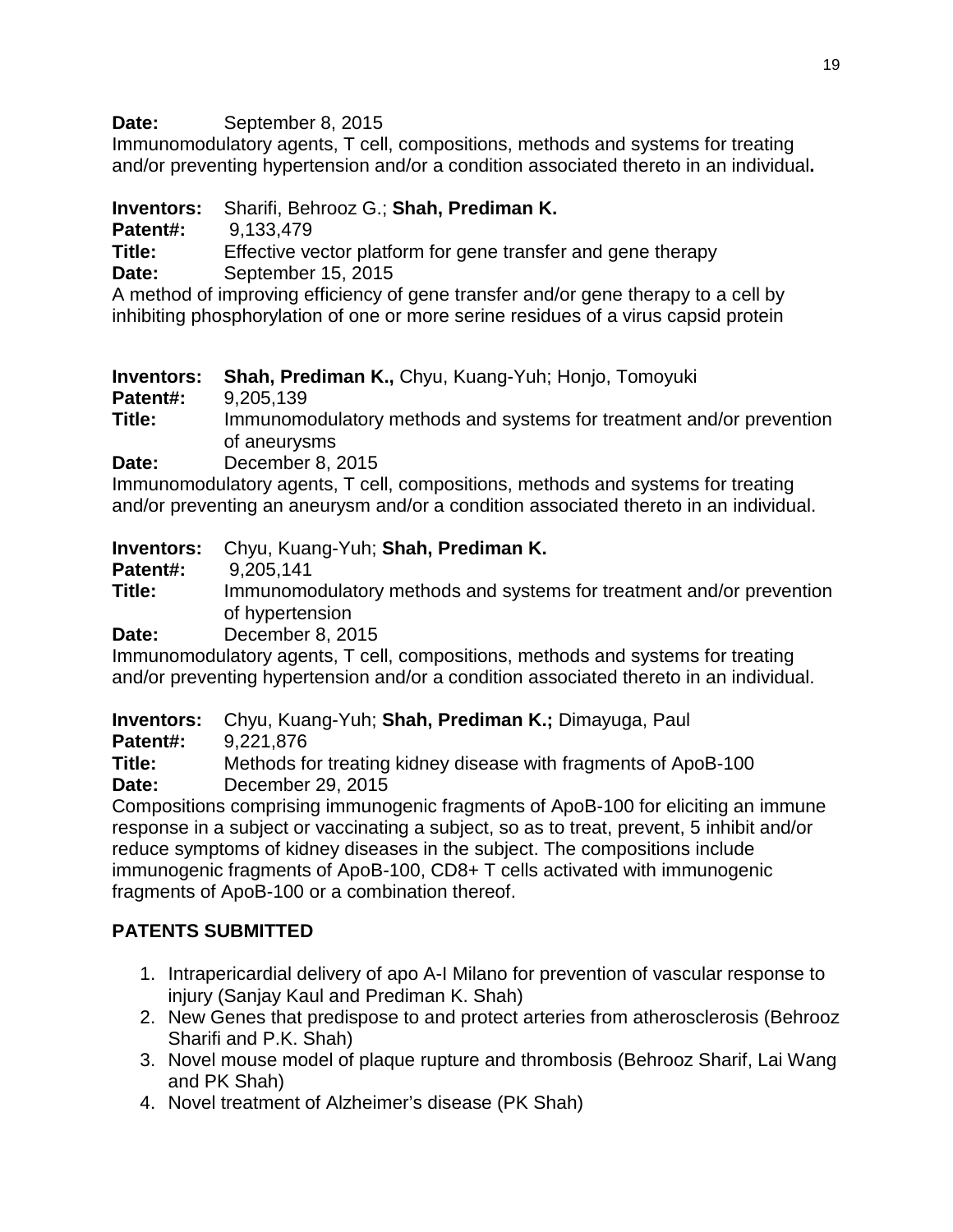**Date:** September 8, 2015
Immunomodulatory agents, T cell, compositions, methods and systems for treating and/or preventing hypertension and/or a condition associated thereto in an individual**.**

**Inventors:** Sharifi, Behrooz G.; **Shah, Prediman K.**
**Patent#:** 9,133,479
**Title:** Effective vector platform for gene transfer and gene therapy
**Date:** September 15, 2015
A method of improving efficiency of gene transfer and/or gene therapy to a cell by inhibiting phosphorylation of one or more serine residues of a virus capsid protein

**Inventors:** **Shah, Prediman K.,** Chyu, Kuang-Yuh; Honjo, Tomoyuki
**Patent#:** 9,205,139
**Title:** Immunomodulatory methods and systems for treatment and/or prevention of aneurysms
**Date:** December 8, 2015
Immunomodulatory agents, T cell, compositions, methods and systems for treating and/or preventing an aneurysm and/or a condition associated thereto in an individual.

**Inventors:** Chyu, Kuang-Yuh; **Shah, Prediman K.**
**Patent#:** 9,205,141
**Title:** Immunomodulatory methods and systems for treatment and/or prevention of hypertension
**Date:** December 8, 2015
Immunomodulatory agents, T cell, compositions, methods and systems for treating and/or preventing hypertension and/or a condition associated thereto in an individual.

**Inventors:** Chyu, Kuang-Yuh; **Shah, Prediman K.;** Dimayuga, Paul
**Patent#:** 9,221,876
**Title:** Methods for treating kidney disease with fragments of ApoB-100
**Date:** December 29, 2015
Compositions comprising immunogenic fragments of ApoB-100 for eliciting an immune response in a subject or vaccinating a subject, so as to treat, prevent, 5 inhibit and/or reduce symptoms of kidney diseases in the subject. The compositions include immunogenic fragments of ApoB-100, CD8+ T cells activated with immunogenic fragments of ApoB-100 or a combination thereof.

## PATENTS SUBMITTED

1. Intrapericardial delivery of apo A-I Milano for prevention of vascular response to injury (Sanjay Kaul and Prediman K. Shah)
2. New Genes that predispose to and protect arteries from atherosclerosis (Behrooz Sharifi and P.K. Shah)
3. Novel mouse model of plaque rupture and thrombosis (Behrooz Sharif, Lai Wang and PK Shah)
4. Novel treatment of Alzheimer's disease (PK Shah)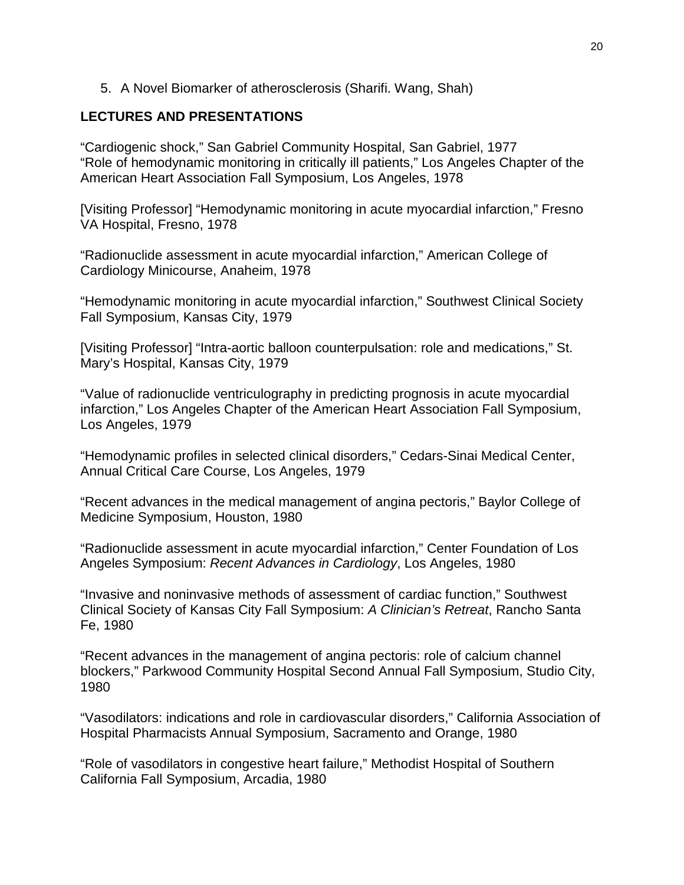5. A Novel Biomarker of atherosclerosis (Sharifi. Wang, Shah)

## LECTURES AND PRESENTATIONS

"Cardiogenic shock," San Gabriel Community Hospital, San Gabriel, 1977
"Role of hemodynamic monitoring in critically ill patients," Los Angeles Chapter of the American Heart Association Fall Symposium, Los Angeles, 1978

[Visiting Professor] "Hemodynamic monitoring in acute myocardial infarction," Fresno VA Hospital, Fresno, 1978

"Radionuclide assessment in acute myocardial infarction," American College of Cardiology Minicourse, Anaheim, 1978

"Hemodynamic monitoring in acute myocardial infarction," Southwest Clinical Society Fall Symposium, Kansas City, 1979

[Visiting Professor] "Intra-aortic balloon counterpulsation: role and medications," St. Mary's Hospital, Kansas City, 1979

"Value of radionuclide ventriculography in predicting prognosis in acute myocardial infarction," Los Angeles Chapter of the American Heart Association Fall Symposium, Los Angeles, 1979

"Hemodynamic profiles in selected clinical disorders," Cedars-Sinai Medical Center, Annual Critical Care Course, Los Angeles, 1979

"Recent advances in the medical management of angina pectoris," Baylor College of Medicine Symposium, Houston, 1980

"Radionuclide assessment in acute myocardial infarction," Center Foundation of Los Angeles Symposium: *Recent Advances in Cardiology*, Los Angeles, 1980

"Invasive and noninvasive methods of assessment of cardiac function," Southwest Clinical Society of Kansas City Fall Symposium: *A Clinician's Retreat*, Rancho Santa Fe, 1980

"Recent advances in the management of angina pectoris: role of calcium channel blockers," Parkwood Community Hospital Second Annual Fall Symposium, Studio City, 1980

"Vasodilators: indications and role in cardiovascular disorders," California Association of Hospital Pharmacists Annual Symposium, Sacramento and Orange, 1980

"Role of vasodilators in congestive heart failure," Methodist Hospital of Southern California Fall Symposium, Arcadia, 1980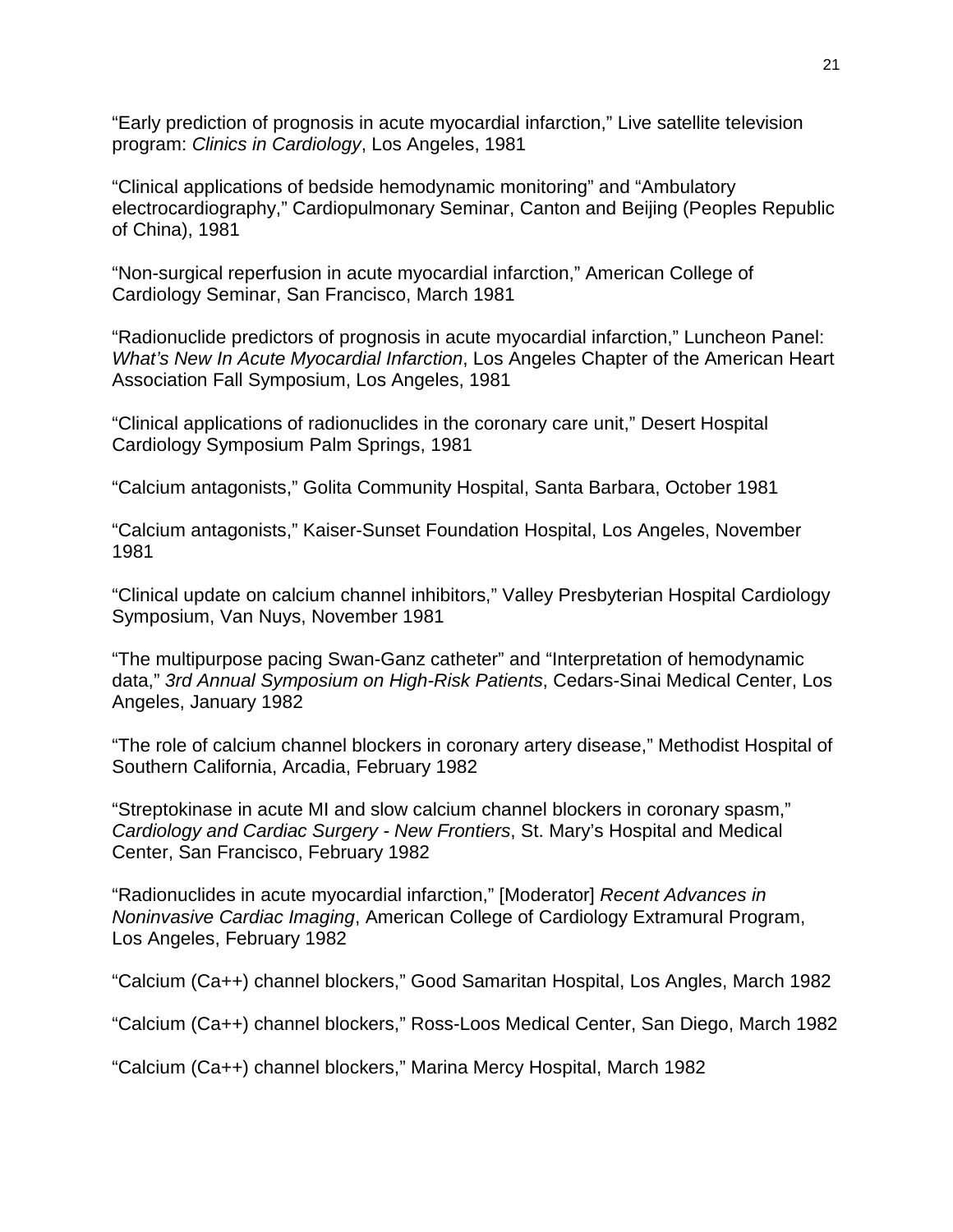"Early prediction of prognosis in acute myocardial infarction," Live satellite television program: *Clinics in Cardiology*, Los Angeles, 1981

"Clinical applications of bedside hemodynamic monitoring" and "Ambulatory electrocardiography," Cardiopulmonary Seminar, Canton and Beijing (Peoples Republic of China), 1981

"Non-surgical reperfusion in acute myocardial infarction," American College of Cardiology Seminar, San Francisco, March 1981

"Radionuclide predictors of prognosis in acute myocardial infarction," Luncheon Panel: *What's New In Acute Myocardial Infarction*, Los Angeles Chapter of the American Heart Association Fall Symposium, Los Angeles, 1981

"Clinical applications of radionuclides in the coronary care unit," Desert Hospital Cardiology Symposium Palm Springs, 1981

"Calcium antagonists," Golita Community Hospital, Santa Barbara, October 1981

"Calcium antagonists," Kaiser-Sunset Foundation Hospital, Los Angeles, November 1981

"Clinical update on calcium channel inhibitors," Valley Presbyterian Hospital Cardiology Symposium, Van Nuys, November 1981

"The multipurpose pacing Swan-Ganz catheter" and "Interpretation of hemodynamic data," *3rd Annual Symposium on High-Risk Patients*, Cedars-Sinai Medical Center, Los Angeles, January 1982

"The role of calcium channel blockers in coronary artery disease," Methodist Hospital of Southern California, Arcadia, February 1982

"Streptokinase in acute MI and slow calcium channel blockers in coronary spasm," *Cardiology and Cardiac Surgery - New Frontiers*, St. Mary's Hospital and Medical Center, San Francisco, February 1982

"Radionuclides in acute myocardial infarction," [Moderator] *Recent Advances in Noninvasive Cardiac Imaging*, American College of Cardiology Extramural Program, Los Angeles, February 1982

"Calcium (Ca++) channel blockers," Good Samaritan Hospital, Los Angles, March 1982

"Calcium (Ca++) channel blockers," Ross-Loos Medical Center, San Diego, March 1982

"Calcium (Ca++) channel blockers," Marina Mercy Hospital, March 1982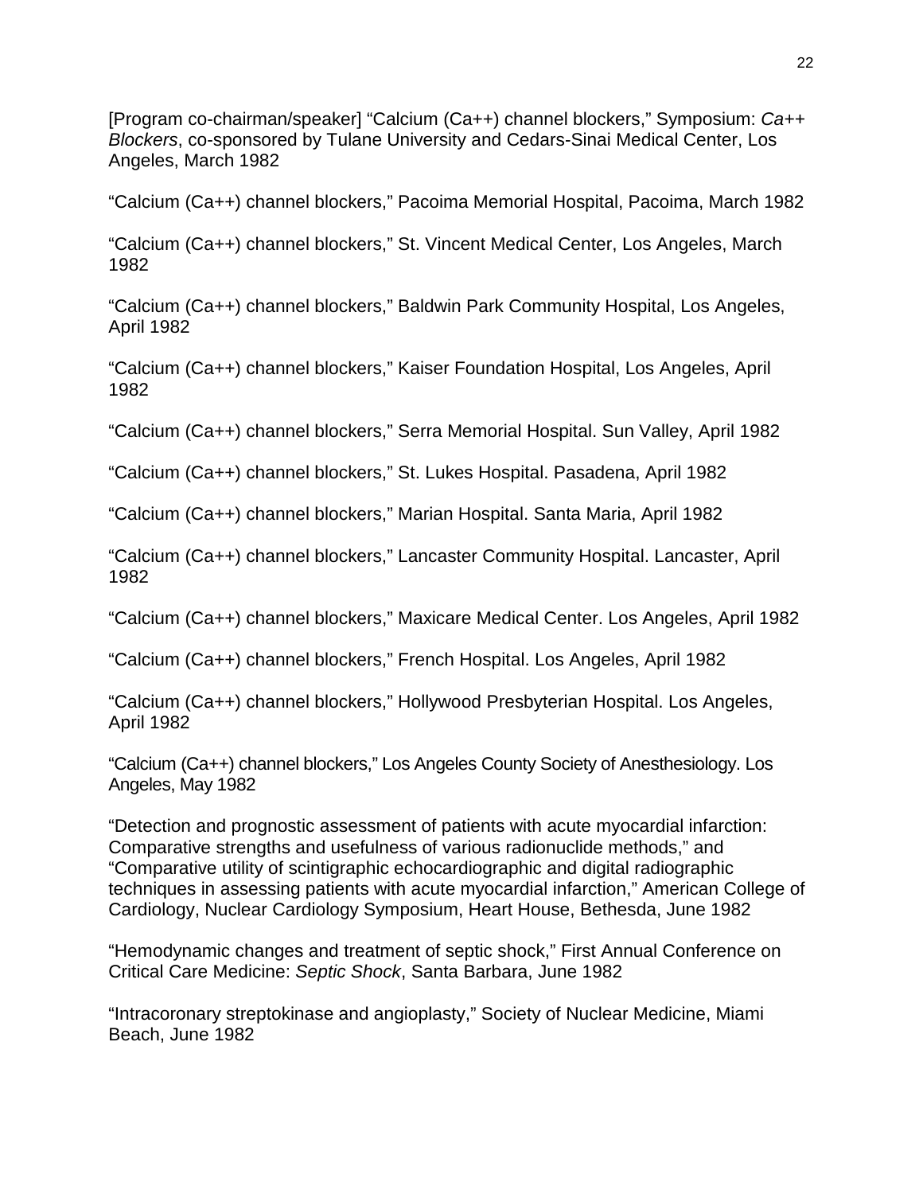[Program co-chairman/speaker] “Calcium (Ca++) channel blockers,” Symposium: *Ca++ Blockers*, co-sponsored by Tulane University and Cedars-Sinai Medical Center, Los Angeles, March 1982

“Calcium (Ca++) channel blockers,” Pacoima Memorial Hospital, Pacoima, March 1982

“Calcium (Ca++) channel blockers,” St. Vincent Medical Center, Los Angeles, March 1982

“Calcium (Ca++) channel blockers,” Baldwin Park Community Hospital, Los Angeles, April 1982

“Calcium (Ca++) channel blockers,” Kaiser Foundation Hospital, Los Angeles, April 1982

“Calcium (Ca++) channel blockers,” Serra Memorial Hospital. Sun Valley, April 1982

“Calcium (Ca++) channel blockers,” St. Lukes Hospital. Pasadena, April 1982

“Calcium (Ca++) channel blockers,” Marian Hospital. Santa Maria, April 1982

“Calcium (Ca++) channel blockers,” Lancaster Community Hospital. Lancaster, April 1982

“Calcium (Ca++) channel blockers,” Maxicare Medical Center. Los Angeles, April 1982

“Calcium (Ca++) channel blockers,” French Hospital. Los Angeles, April 1982

“Calcium (Ca++) channel blockers,” Hollywood Presbyterian Hospital. Los Angeles, April 1982

“Calcium (Ca++) channel blockers,” Los Angeles County Society of Anesthesiology. Los Angeles, May 1982

“Detection and prognostic assessment of patients with acute myocardial infarction: Comparative strengths and usefulness of various radionuclide methods,” and “Comparative utility of scintigraphic echocardiographic and digital radiographic techniques in assessing patients with acute myocardial infarction,” American College of Cardiology, Nuclear Cardiology Symposium, Heart House, Bethesda, June 1982

“Hemodynamic changes and treatment of septic shock,” First Annual Conference on Critical Care Medicine: *Septic Shock*, Santa Barbara, June 1982

“Intracoronary streptokinase and angioplasty,” Society of Nuclear Medicine, Miami Beach, June 1982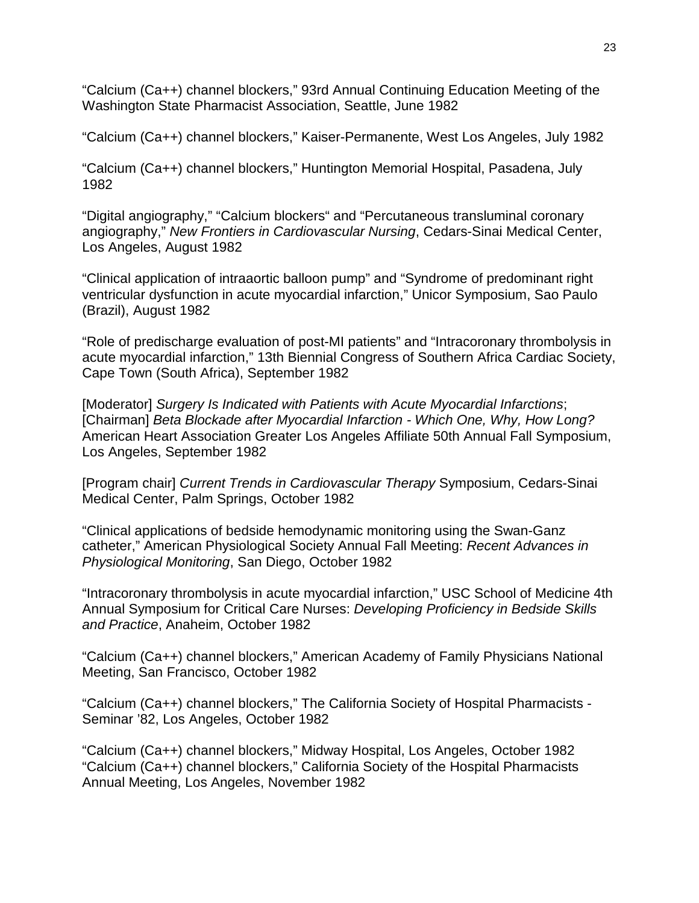"Calcium (Ca++) channel blockers," 93rd Annual Continuing Education Meeting of the Washington State Pharmacist Association, Seattle, June 1982

"Calcium (Ca++) channel blockers," Kaiser-Permanente, West Los Angeles, July 1982

"Calcium (Ca++) channel blockers," Huntington Memorial Hospital, Pasadena, July 1982

"Digital angiography," "Calcium blockers" and "Percutaneous transluminal coronary angiography," *New Frontiers in Cardiovascular Nursing*, Cedars-Sinai Medical Center, Los Angeles, August 1982

"Clinical application of intraaortic balloon pump" and "Syndrome of predominant right ventricular dysfunction in acute myocardial infarction," Unicor Symposium, Sao Paulo (Brazil), August 1982

"Role of predischarge evaluation of post-MI patients" and "Intracoronary thrombolysis in acute myocardial infarction," 13th Biennial Congress of Southern Africa Cardiac Society, Cape Town (South Africa), September 1982

[Moderator] *Surgery Is Indicated with Patients with Acute Myocardial Infarctions*; [Chairman] *Beta Blockade after Myocardial Infarction - Which One, Why, How Long?* American Heart Association Greater Los Angeles Affiliate 50th Annual Fall Symposium, Los Angeles, September 1982

[Program chair] *Current Trends in Cardiovascular Therapy* Symposium, Cedars-Sinai Medical Center, Palm Springs, October 1982

"Clinical applications of bedside hemodynamic monitoring using the Swan-Ganz catheter," American Physiological Society Annual Fall Meeting: *Recent Advances in Physiological Monitoring*, San Diego, October 1982

"Intracoronary thrombolysis in acute myocardial infarction," USC School of Medicine 4th Annual Symposium for Critical Care Nurses: *Developing Proficiency in Bedside Skills and Practice*, Anaheim, October 1982

"Calcium (Ca++) channel blockers," American Academy of Family Physicians National Meeting, San Francisco, October 1982

"Calcium (Ca++) channel blockers," The California Society of Hospital Pharmacists - Seminar '82, Los Angeles, October 1982

"Calcium (Ca++) channel blockers," Midway Hospital, Los Angeles, October 1982
"Calcium (Ca++) channel blockers," California Society of the Hospital Pharmacists Annual Meeting, Los Angeles, November 1982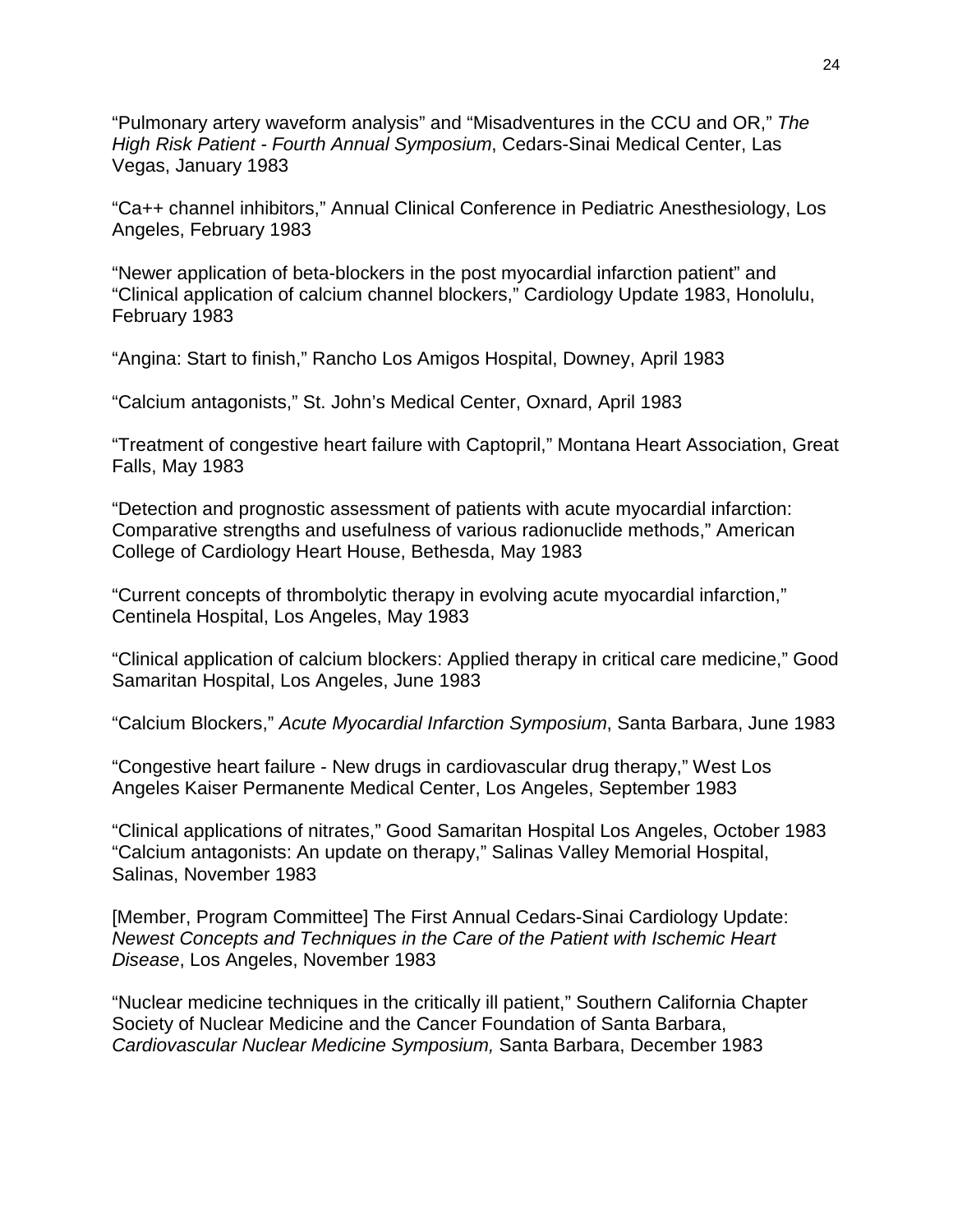“Pulmonary artery waveform analysis” and “Misadventures in the CCU and OR,” *The High Risk Patient - Fourth Annual Symposium*, Cedars-Sinai Medical Center, Las Vegas, January 1983

“Ca++ channel inhibitors,” Annual Clinical Conference in Pediatric Anesthesiology, Los Angeles, February 1983

“Newer application of beta-blockers in the post myocardial infarction patient” and “Clinical application of calcium channel blockers,” Cardiology Update 1983, Honolulu, February 1983

“Angina: Start to finish,” Rancho Los Amigos Hospital, Downey, April 1983

“Calcium antagonists,” St. John’s Medical Center, Oxnard, April 1983

“Treatment of congestive heart failure with Captopril,” Montana Heart Association, Great Falls, May 1983

“Detection and prognostic assessment of patients with acute myocardial infarction: Comparative strengths and usefulness of various radionuclide methods,” American College of Cardiology Heart House, Bethesda, May 1983

“Current concepts of thrombolytic therapy in evolving acute myocardial infarction,” Centinela Hospital, Los Angeles, May 1983

“Clinical application of calcium blockers: Applied therapy in critical care medicine,” Good Samaritan Hospital, Los Angeles, June 1983

“Calcium Blockers,” *Acute Myocardial Infarction Symposium*, Santa Barbara, June 1983

“Congestive heart failure - New drugs in cardiovascular drug therapy,” West Los Angeles Kaiser Permanente Medical Center, Los Angeles, September 1983

“Clinical applications of nitrates,” Good Samaritan Hospital Los Angeles, October 1983
“Calcium antagonists: An update on therapy,” Salinas Valley Memorial Hospital, Salinas, November 1983

[Member, Program Committee] The First Annual Cedars-Sinai Cardiology Update: *Newest Concepts and Techniques in the Care of the Patient with Ischemic Heart Disease*, Los Angeles, November 1983

“Nuclear medicine techniques in the critically ill patient,” Southern California Chapter Society of Nuclear Medicine and the Cancer Foundation of Santa Barbara, *Cardiovascular Nuclear Medicine Symposium,* Santa Barbara, December 1983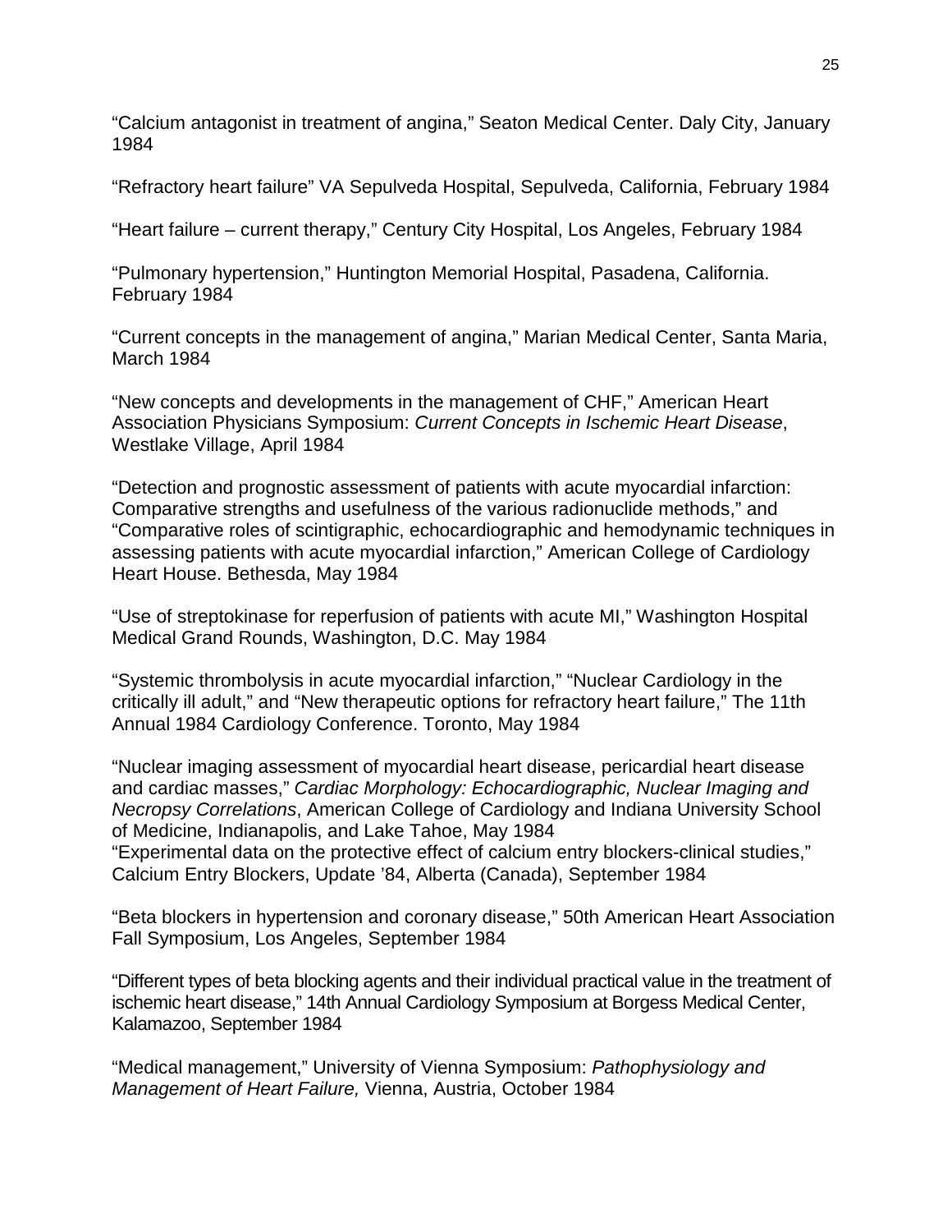“Calcium antagonist in treatment of angina,” Seaton Medical Center. Daly City, January 1984

“Refractory heart failure” VA Sepulveda Hospital, Sepulveda, California, February 1984

“Heart failure – current therapy,” Century City Hospital, Los Angeles, February 1984

“Pulmonary hypertension,” Huntington Memorial Hospital, Pasadena, California. February 1984

“Current concepts in the management of angina,” Marian Medical Center, Santa Maria, March 1984

“New concepts and developments in the management of CHF,” American Heart Association Physicians Symposium: *Current Concepts in Ischemic Heart Disease*, Westlake Village, April 1984

“Detection and prognostic assessment of patients with acute myocardial infarction: Comparative strengths and usefulness of the various radionuclide methods,” and “Comparative roles of scintigraphic, echocardiographic and hemodynamic techniques in assessing patients with acute myocardial infarction,” American College of Cardiology Heart House. Bethesda, May 1984

“Use of streptokinase for reperfusion of patients with acute MI,” Washington Hospital Medical Grand Rounds, Washington, D.C. May 1984

“Systemic thrombolysis in acute myocardial infarction,” “Nuclear Cardiology in the critically ill adult,” and “New therapeutic options for refractory heart failure,” The 11th Annual 1984 Cardiology Conference. Toronto, May 1984

“Nuclear imaging assessment of myocardial heart disease, pericardial heart disease and cardiac masses,” *Cardiac Morphology: Echocardiographic, Nuclear Imaging and Necropsy Correlations*, American College of Cardiology and Indiana University School of Medicine, Indianapolis, and Lake Tahoe, May 1984

“Experimental data on the protective effect of calcium entry blockers-clinical studies,” Calcium Entry Blockers, Update ’84, Alberta (Canada), September 1984

“Beta blockers in hypertension and coronary disease,” 50th American Heart Association Fall Symposium, Los Angeles, September 1984

“Different types of beta blocking agents and their individual practical value in the treatment of ischemic heart disease,” 14th Annual Cardiology Symposium at Borgess Medical Center, Kalamazoo, September 1984

“Medical management,” University of Vienna Symposium: *Pathophysiology and Management of Heart Failure,* Vienna, Austria, October 1984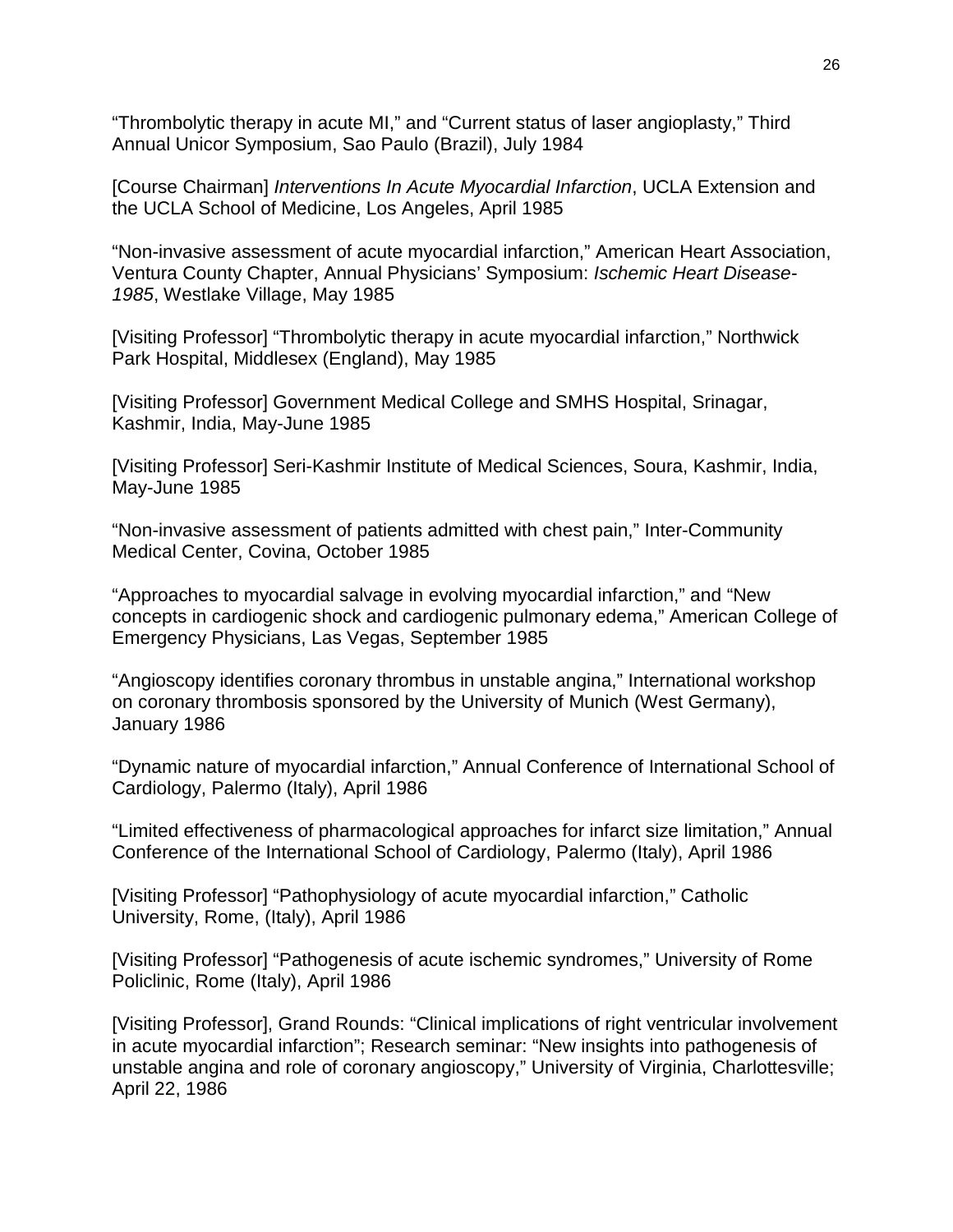“Thrombolytic therapy in acute MI,” and “Current status of laser angioplasty,” Third Annual Unicor Symposium, Sao Paulo (Brazil), July 1984

[Course Chairman] *Interventions In Acute Myocardial Infarction*, UCLA Extension and the UCLA School of Medicine, Los Angeles, April 1985

“Non-invasive assessment of acute myocardial infarction,” American Heart Association, Ventura County Chapter, Annual Physicians’ Symposium: *Ischemic Heart Disease-1985*, Westlake Village, May 1985

[Visiting Professor] “Thrombolytic therapy in acute myocardial infarction,” Northwick Park Hospital, Middlesex (England), May 1985

[Visiting Professor] Government Medical College and SMHS Hospital, Srinagar, Kashmir, India, May-June 1985

[Visiting Professor] Seri-Kashmir Institute of Medical Sciences, Soura, Kashmir, India, May-June 1985

“Non-invasive assessment of patients admitted with chest pain,” Inter-Community Medical Center, Covina, October 1985

“Approaches to myocardial salvage in evolving myocardial infarction,” and “New concepts in cardiogenic shock and cardiogenic pulmonary edema,” American College of Emergency Physicians, Las Vegas, September 1985

“Angioscopy identifies coronary thrombus in unstable angina,” International workshop on coronary thrombosis sponsored by the University of Munich (West Germany), January 1986

“Dynamic nature of myocardial infarction,” Annual Conference of International School of Cardiology, Palermo (Italy), April 1986

“Limited effectiveness of pharmacological approaches for infarct size limitation,” Annual Conference of the International School of Cardiology, Palermo (Italy), April 1986

[Visiting Professor] “Pathophysiology of acute myocardial infarction,” Catholic University, Rome, (Italy), April 1986

[Visiting Professor] “Pathogenesis of acute ischemic syndromes,” University of Rome Policlinic, Rome (Italy), April 1986

[Visiting Professor], Grand Rounds: “Clinical implications of right ventricular involvement in acute myocardial infarction”; Research seminar: “New insights into pathogenesis of unstable angina and role of coronary angioscopy,” University of Virginia, Charlottesville; April 22, 1986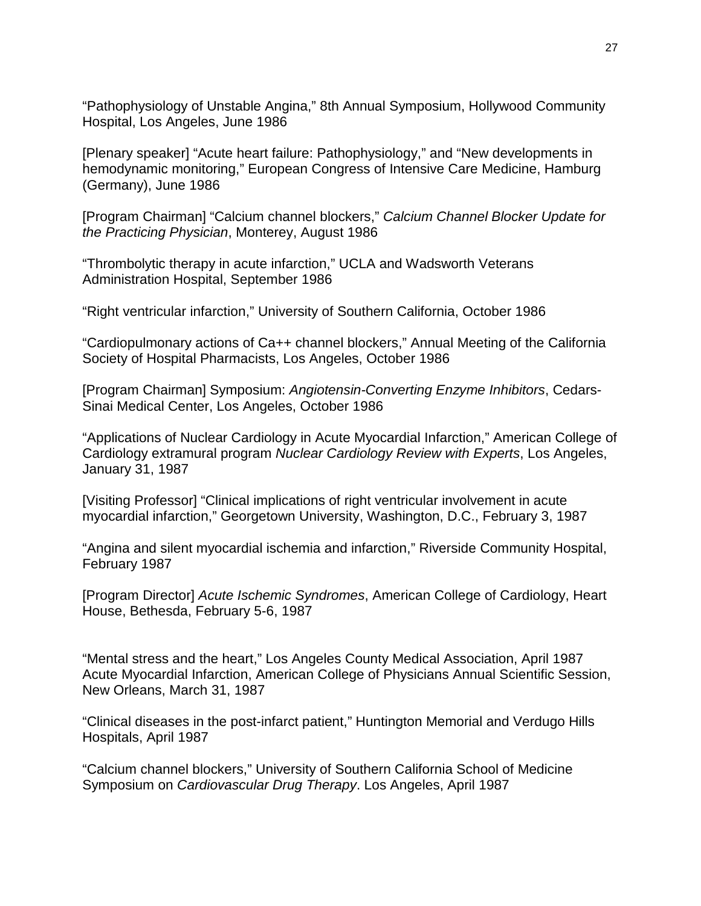"Pathophysiology of Unstable Angina," 8th Annual Symposium, Hollywood Community Hospital, Los Angeles, June 1986

[Plenary speaker] "Acute heart failure: Pathophysiology," and "New developments in hemodynamic monitoring," European Congress of Intensive Care Medicine, Hamburg (Germany), June 1986

[Program Chairman] "Calcium channel blockers," *Calcium Channel Blocker Update for the Practicing Physician*, Monterey, August 1986

"Thrombolytic therapy in acute infarction," UCLA and Wadsworth Veterans Administration Hospital, September 1986

"Right ventricular infarction," University of Southern California, October 1986

"Cardiopulmonary actions of Ca++ channel blockers," Annual Meeting of the California Society of Hospital Pharmacists, Los Angeles, October 1986

[Program Chairman] Symposium: *Angiotensin-Converting Enzyme Inhibitors*, Cedars-Sinai Medical Center, Los Angeles, October 1986

"Applications of Nuclear Cardiology in Acute Myocardial Infarction," American College of Cardiology extramural program *Nuclear Cardiology Review with Experts*, Los Angeles, January 31, 1987

[Visiting Professor] "Clinical implications of right ventricular involvement in acute myocardial infarction," Georgetown University, Washington, D.C., February 3, 1987

"Angina and silent myocardial ischemia and infarction," Riverside Community Hospital, February 1987

[Program Director] *Acute Ischemic Syndromes*, American College of Cardiology, Heart House, Bethesda, February 5-6, 1987

"Mental stress and the heart," Los Angeles County Medical Association, April 1987
Acute Myocardial Infarction, American College of Physicians Annual Scientific Session, New Orleans, March 31, 1987

"Clinical diseases in the post-infarct patient," Huntington Memorial and Verdugo Hills Hospitals, April 1987

"Calcium channel blockers," University of Southern California School of Medicine Symposium on *Cardiovascular Drug Therapy*. Los Angeles, April 1987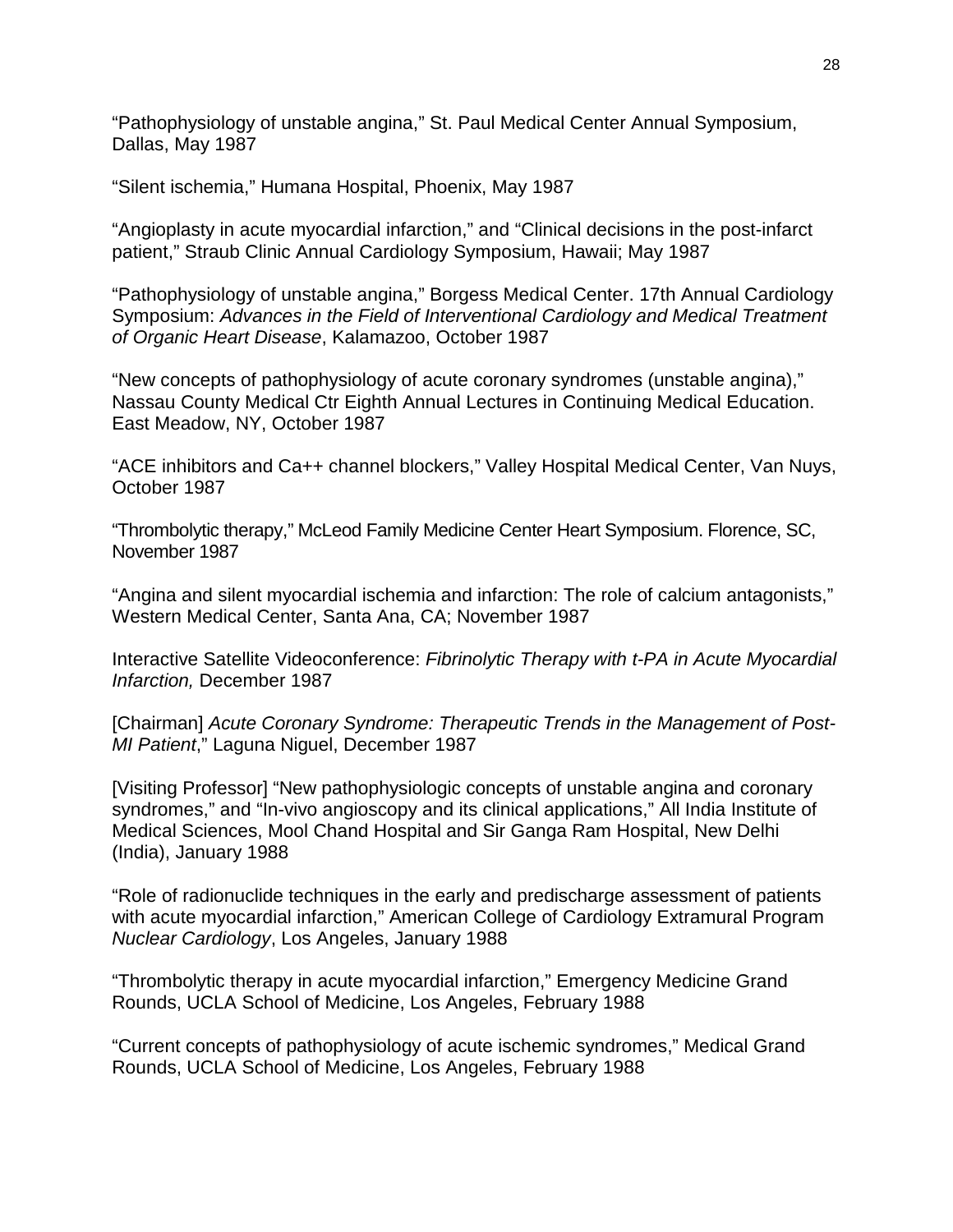“Pathophysiology of unstable angina,” St. Paul Medical Center Annual Symposium, Dallas, May 1987

“Silent ischemia,” Humana Hospital, Phoenix, May 1987

“Angioplasty in acute myocardial infarction,” and “Clinical decisions in the post-infarct patient,” Straub Clinic Annual Cardiology Symposium, Hawaii; May 1987

“Pathophysiology of unstable angina,” Borgess Medical Center. 17th Annual Cardiology Symposium: *Advances in the Field of Interventional Cardiology and Medical Treatment of Organic Heart Disease*, Kalamazoo, October 1987

“New concepts of pathophysiology of acute coronary syndromes (unstable angina),” Nassau County Medical Ctr Eighth Annual Lectures in Continuing Medical Education. East Meadow, NY, October 1987

“ACE inhibitors and Ca++ channel blockers,” Valley Hospital Medical Center, Van Nuys, October 1987

“Thrombolytic therapy,” McLeod Family Medicine Center Heart Symposium. Florence, SC, November 1987

“Angina and silent myocardial ischemia and infarction: The role of calcium antagonists,” Western Medical Center, Santa Ana, CA; November 1987

Interactive Satellite Videoconference: *Fibrinolytic Therapy with t-PA in Acute Myocardial Infarction,* December 1987

[Chairman] *Acute Coronary Syndrome: Therapeutic Trends in the Management of Post-MI Patient*,” Laguna Niguel, December 1987

[Visiting Professor] “New pathophysiologic concepts of unstable angina and coronary syndromes,” and “In-vivo angioscopy and its clinical applications,” All India Institute of Medical Sciences, Mool Chand Hospital and Sir Ganga Ram Hospital, New Delhi (India), January 1988

“Role of radionuclide techniques in the early and predischarge assessment of patients with acute myocardial infarction,” American College of Cardiology Extramural Program *Nuclear Cardiology*, Los Angeles, January 1988

“Thrombolytic therapy in acute myocardial infarction,” Emergency Medicine Grand Rounds, UCLA School of Medicine, Los Angeles, February 1988

“Current concepts of pathophysiology of acute ischemic syndromes,” Medical Grand Rounds, UCLA School of Medicine, Los Angeles, February 1988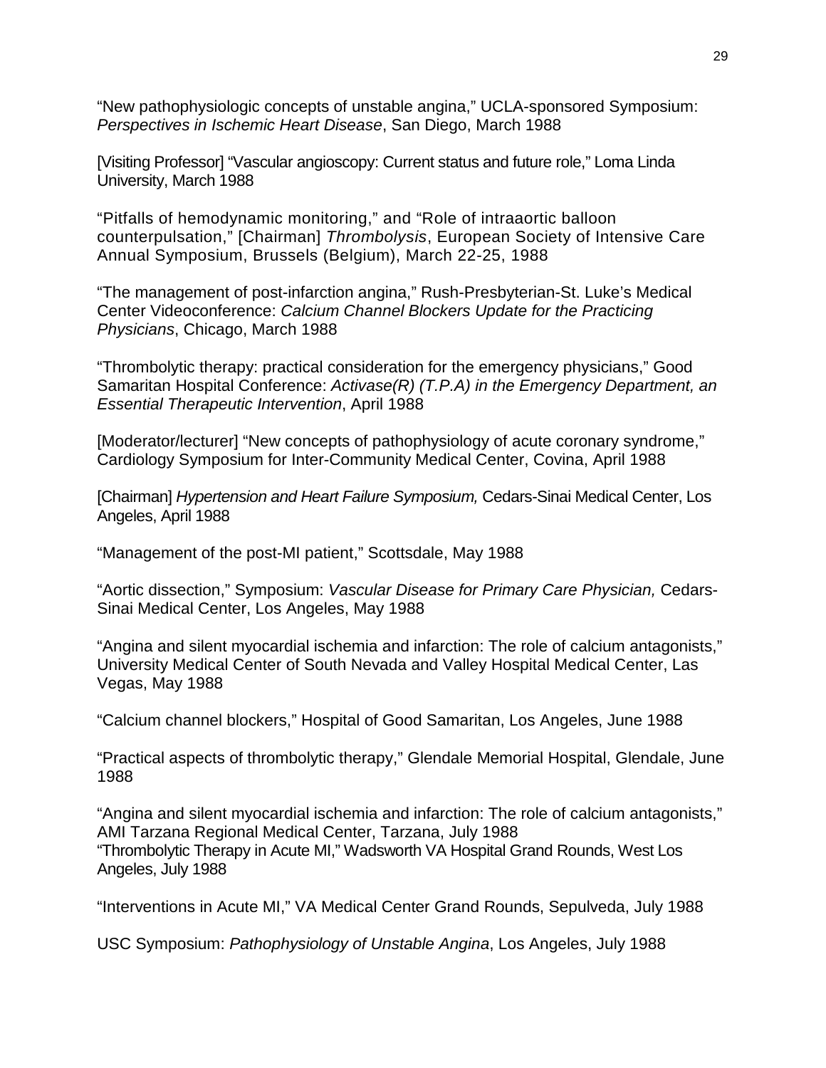“New pathophysiologic concepts of unstable angina,” UCLA-sponsored Symposium: *Perspectives in Ischemic Heart Disease*, San Diego, March 1988

[Visiting Professor] “Vascular angioscopy: Current status and future role,” Loma Linda University, March 1988

“Pitfalls of hemodynamic monitoring,” and “Role of intraaortic balloon counterpulsation,” [Chairman] *Thrombolysis*, European Society of Intensive Care Annual Symposium, Brussels (Belgium), March 22-25, 1988

“The management of post-infarction angina,” Rush-Presbyterian-St. Luke’s Medical Center Videoconference: *Calcium Channel Blockers Update for the Practicing Physicians*, Chicago, March 1988

“Thrombolytic therapy: practical consideration for the emergency physicians,” Good Samaritan Hospital Conference: *Activase(R) (T.P.A) in the Emergency Department, an Essential Therapeutic Intervention*, April 1988

[Moderator/lecturer] “New concepts of pathophysiology of acute coronary syndrome,” Cardiology Symposium for Inter-Community Medical Center, Covina, April 1988

[Chairman] *Hypertension and Heart Failure Symposium,* Cedars-Sinai Medical Center, Los Angeles, April 1988

“Management of the post-MI patient,” Scottsdale, May 1988

“Aortic dissection,” Symposium: *Vascular Disease for Primary Care Physician,* Cedars-Sinai Medical Center, Los Angeles, May 1988

“Angina and silent myocardial ischemia and infarction: The role of calcium antagonists,” University Medical Center of South Nevada and Valley Hospital Medical Center, Las Vegas, May 1988

“Calcium channel blockers,” Hospital of Good Samaritan, Los Angeles, June 1988

“Practical aspects of thrombolytic therapy,” Glendale Memorial Hospital, Glendale, June 1988

“Angina and silent myocardial ischemia and infarction: The role of calcium antagonists,” AMI Tarzana Regional Medical Center, Tarzana, July 1988
“Thrombolytic Therapy in Acute MI,” Wadsworth VA Hospital Grand Rounds, West Los Angeles, July 1988

“Interventions in Acute MI,” VA Medical Center Grand Rounds, Sepulveda, July 1988

USC Symposium: *Pathophysiology of Unstable Angina*, Los Angeles, July 1988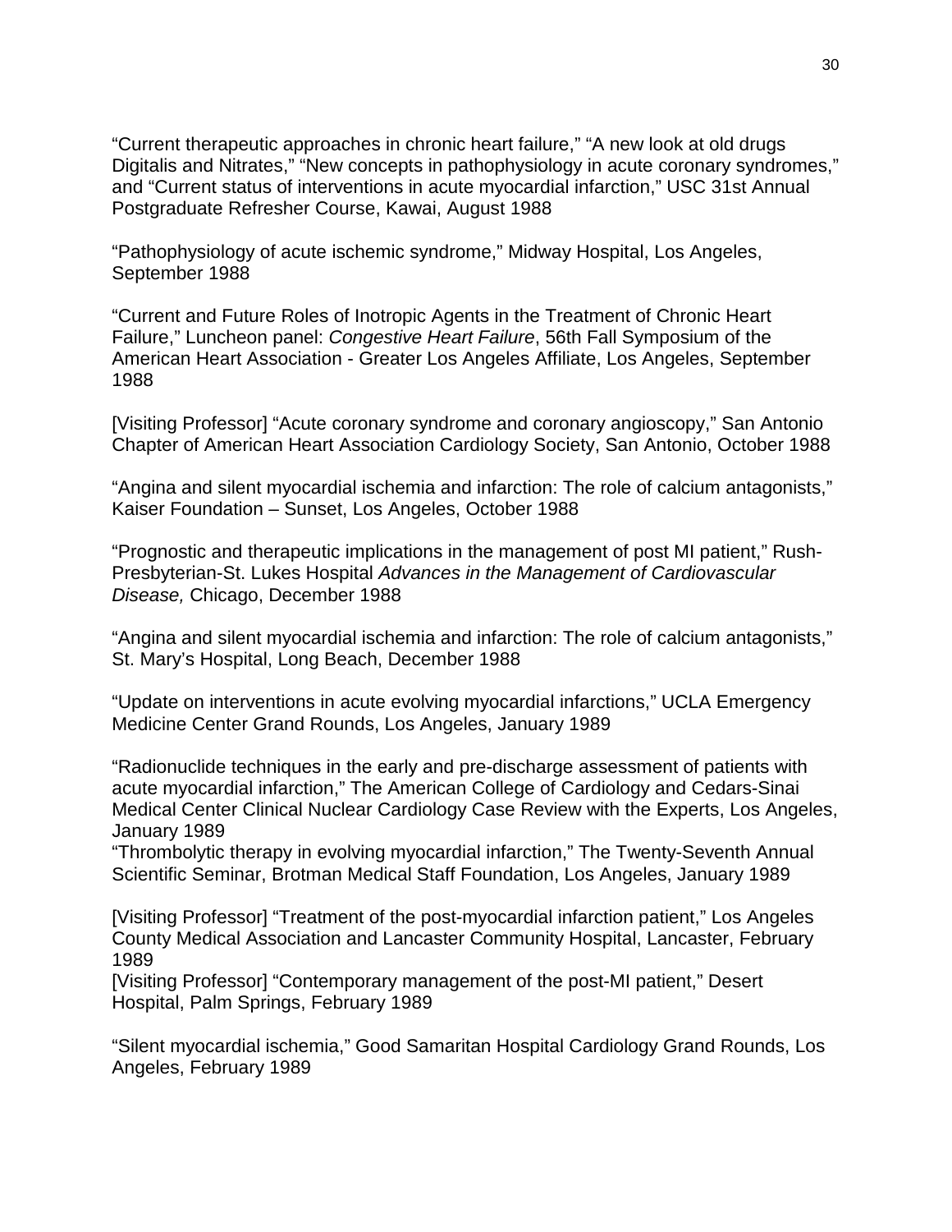“Current therapeutic approaches in chronic heart failure,” “A new look at old drugs Digitalis and Nitrates,” “New concepts in pathophysiology in acute coronary syndromes,” and “Current status of interventions in acute myocardial infarction,” USC 31st Annual Postgraduate Refresher Course, Kawai, August 1988

“Pathophysiology of acute ischemic syndrome,” Midway Hospital, Los Angeles, September 1988

“Current and Future Roles of Inotropic Agents in the Treatment of Chronic Heart Failure,” Luncheon panel: *Congestive Heart Failure*, 56th Fall Symposium of the American Heart Association - Greater Los Angeles Affiliate, Los Angeles, September 1988

[Visiting Professor] “Acute coronary syndrome and coronary angioscopy,” San Antonio Chapter of American Heart Association Cardiology Society, San Antonio, October 1988

“Angina and silent myocardial ischemia and infarction: The role of calcium antagonists,” Kaiser Foundation – Sunset, Los Angeles, October 1988

“Prognostic and therapeutic implications in the management of post MI patient,” Rush-Presbyterian-St. Lukes Hospital *Advances in the Management of Cardiovascular Disease,* Chicago, December 1988

“Angina and silent myocardial ischemia and infarction: The role of calcium antagonists,” St. Mary’s Hospital, Long Beach, December 1988

“Update on interventions in acute evolving myocardial infarctions,” UCLA Emergency Medicine Center Grand Rounds, Los Angeles, January 1989

“Radionuclide techniques in the early and pre-discharge assessment of patients with acute myocardial infarction,” The American College of Cardiology and Cedars-Sinai Medical Center Clinical Nuclear Cardiology Case Review with the Experts, Los Angeles, January 1989

“Thrombolytic therapy in evolving myocardial infarction,” The Twenty-Seventh Annual Scientific Seminar, Brotman Medical Staff Foundation, Los Angeles, January 1989

[Visiting Professor] “Treatment of the post-myocardial infarction patient,” Los Angeles County Medical Association and Lancaster Community Hospital, Lancaster, February 1989

[Visiting Professor] “Contemporary management of the post-MI patient,” Desert Hospital, Palm Springs, February 1989

“Silent myocardial ischemia,” Good Samaritan Hospital Cardiology Grand Rounds, Los Angeles, February 1989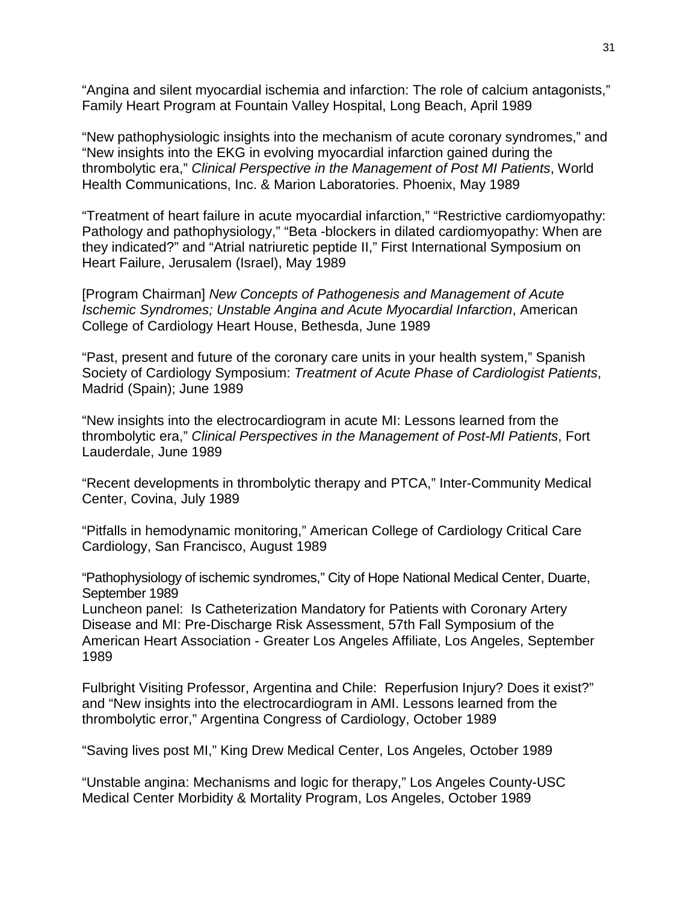“Angina and silent myocardial ischemia and infarction: The role of calcium antagonists,” Family Heart Program at Fountain Valley Hospital, Long Beach, April 1989

“New pathophysiologic insights into the mechanism of acute coronary syndromes,” and “New insights into the EKG in evolving myocardial infarction gained during the thrombolytic era,” *Clinical Perspective in the Management of Post MI Patients*, World Health Communications, Inc. & Marion Laboratories. Phoenix, May 1989

“Treatment of heart failure in acute myocardial infarction,” “Restrictive cardiomyopathy: Pathology and pathophysiology,” “Beta -blockers in dilated cardiomyopathy: When are they indicated?” and “Atrial natriuretic peptide II,” First International Symposium on Heart Failure, Jerusalem (Israel), May 1989

[Program Chairman] *New Concepts of Pathogenesis and Management of Acute Ischemic Syndromes; Unstable Angina and Acute Myocardial Infarction*, American College of Cardiology Heart House, Bethesda, June 1989

“Past, present and future of the coronary care units in your health system,” Spanish Society of Cardiology Symposium: *Treatment of Acute Phase of Cardiologist Patients*, Madrid (Spain); June 1989

“New insights into the electrocardiogram in acute MI: Lessons learned from the thrombolytic era,” *Clinical Perspectives in the Management of Post-MI Patients*, Fort Lauderdale, June 1989

“Recent developments in thrombolytic therapy and PTCA,” Inter-Community Medical Center, Covina, July 1989

“Pitfalls in hemodynamic monitoring,” American College of Cardiology Critical Care Cardiology, San Francisco, August 1989

“Pathophysiology of ischemic syndromes,” City of Hope National Medical Center, Duarte, September 1989
Luncheon panel: Is Catheterization Mandatory for Patients with Coronary Artery Disease and MI: Pre-Discharge Risk Assessment, 57th Fall Symposium of the American Heart Association - Greater Los Angeles Affiliate, Los Angeles, September 1989

Fulbright Visiting Professor, Argentina and Chile: Reperfusion Injury? Does it exist?” and “New insights into the electrocardiogram in AMI. Lessons learned from the thrombolytic error,” Argentina Congress of Cardiology, October 1989

“Saving lives post MI,” King Drew Medical Center, Los Angeles, October 1989

“Unstable angina: Mechanisms and logic for therapy,” Los Angeles County-USC Medical Center Morbidity & Mortality Program, Los Angeles, October 1989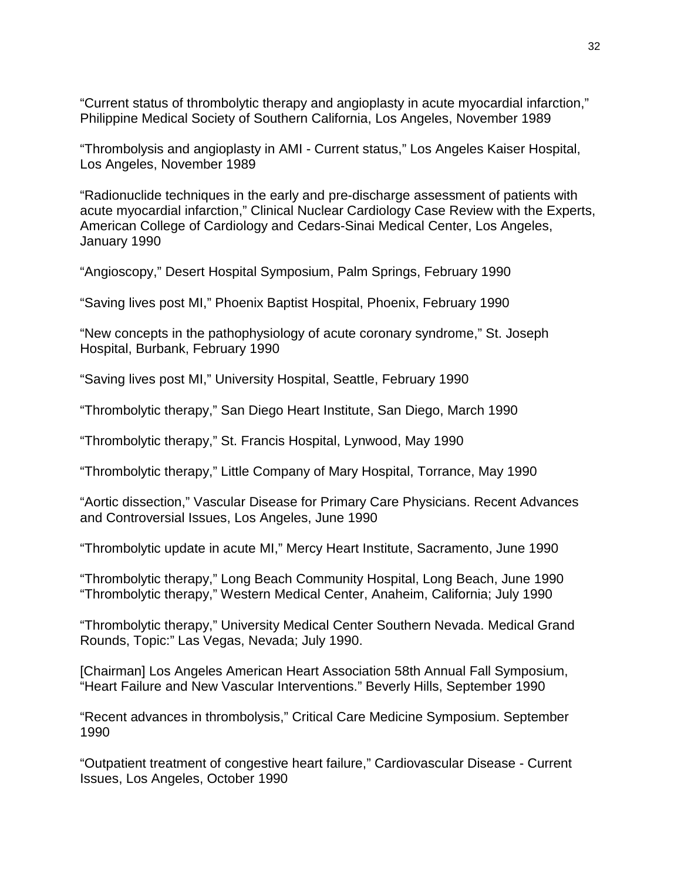“Current status of thrombolytic therapy and angioplasty in acute myocardial infarction,” Philippine Medical Society of Southern California, Los Angeles, November 1989

“Thrombolysis and angioplasty in AMI - Current status,” Los Angeles Kaiser Hospital, Los Angeles, November 1989

“Radionuclide techniques in the early and pre-discharge assessment of patients with acute myocardial infarction,” Clinical Nuclear Cardiology Case Review with the Experts, American College of Cardiology and Cedars-Sinai Medical Center, Los Angeles, January 1990

“Angioscopy,” Desert Hospital Symposium, Palm Springs, February 1990

“Saving lives post MI,” Phoenix Baptist Hospital, Phoenix, February 1990

“New concepts in the pathophysiology of acute coronary syndrome,” St. Joseph Hospital, Burbank, February 1990

“Saving lives post MI,” University Hospital, Seattle, February 1990

“Thrombolytic therapy,” San Diego Heart Institute, San Diego, March 1990

“Thrombolytic therapy,” St. Francis Hospital, Lynwood, May 1990

“Thrombolytic therapy,” Little Company of Mary Hospital, Torrance, May 1990

“Aortic dissection,” Vascular Disease for Primary Care Physicians. Recent Advances and Controversial Issues, Los Angeles, June 1990

“Thrombolytic update in acute MI,” Mercy Heart Institute, Sacramento, June 1990

“Thrombolytic therapy,” Long Beach Community Hospital, Long Beach, June 1990
“Thrombolytic therapy,” Western Medical Center, Anaheim, California; July 1990

“Thrombolytic therapy,” University Medical Center Southern Nevada. Medical Grand Rounds, Topic:” Las Vegas, Nevada; July 1990.

[Chairman] Los Angeles American Heart Association 58th Annual Fall Symposium, “Heart Failure and New Vascular Interventions.” Beverly Hills, September 1990

“Recent advances in thrombolysis,” Critical Care Medicine Symposium. September 1990

“Outpatient treatment of congestive heart failure,” Cardiovascular Disease - Current Issues, Los Angeles, October 1990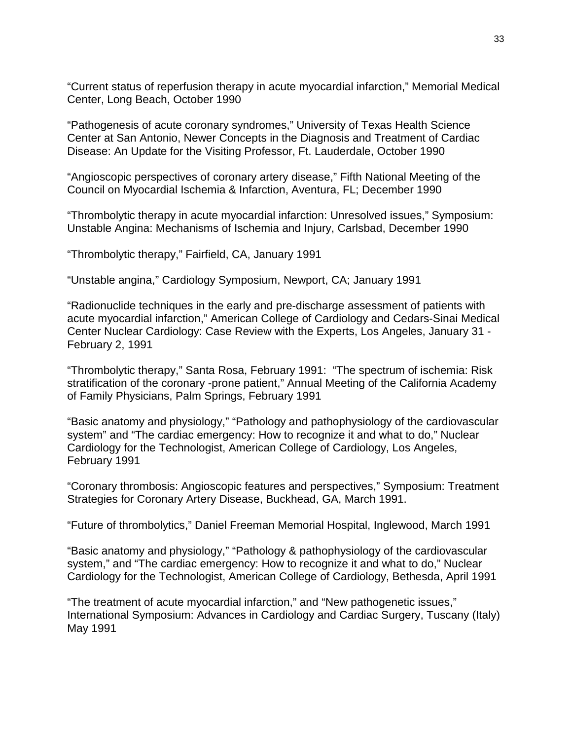“Current status of reperfusion therapy in acute myocardial infarction,” Memorial Medical Center, Long Beach, October 1990

“Pathogenesis of acute coronary syndromes,” University of Texas Health Science Center at San Antonio, Newer Concepts in the Diagnosis and Treatment of Cardiac Disease: An Update for the Visiting Professor, Ft. Lauderdale, October 1990

“Angioscopic perspectives of coronary artery disease,” Fifth National Meeting of the Council on Myocardial Ischemia & Infarction, Aventura, FL; December 1990

“Thrombolytic therapy in acute myocardial infarction: Unresolved issues,” Symposium: Unstable Angina: Mechanisms of Ischemia and Injury, Carlsbad, December 1990

“Thrombolytic therapy,” Fairfield, CA, January 1991

“Unstable angina,” Cardiology Symposium, Newport, CA; January 1991

“Radionuclide techniques in the early and pre-discharge assessment of patients with acute myocardial infarction,” American College of Cardiology and Cedars-Sinai Medical Center Nuclear Cardiology: Case Review with the Experts, Los Angeles, January 31 - February 2, 1991

“Thrombolytic therapy,” Santa Rosa, February 1991: “The spectrum of ischemia: Risk stratification of the coronary -prone patient,” Annual Meeting of the California Academy of Family Physicians, Palm Springs, February 1991

“Basic anatomy and physiology,” “Pathology and pathophysiology of the cardiovascular system” and “The cardiac emergency: How to recognize it and what to do,” Nuclear Cardiology for the Technologist, American College of Cardiology, Los Angeles, February 1991

“Coronary thrombosis: Angioscopic features and perspectives,” Symposium: Treatment Strategies for Coronary Artery Disease, Buckhead, GA, March 1991.

“Future of thrombolytics,” Daniel Freeman Memorial Hospital, Inglewood, March 1991

“Basic anatomy and physiology,” “Pathology & pathophysiology of the cardiovascular system,” and “The cardiac emergency: How to recognize it and what to do,” Nuclear Cardiology for the Technologist, American College of Cardiology, Bethesda, April 1991

“The treatment of acute myocardial infarction,” and “New pathogenetic issues,” International Symposium: Advances in Cardiology and Cardiac Surgery, Tuscany (Italy) May 1991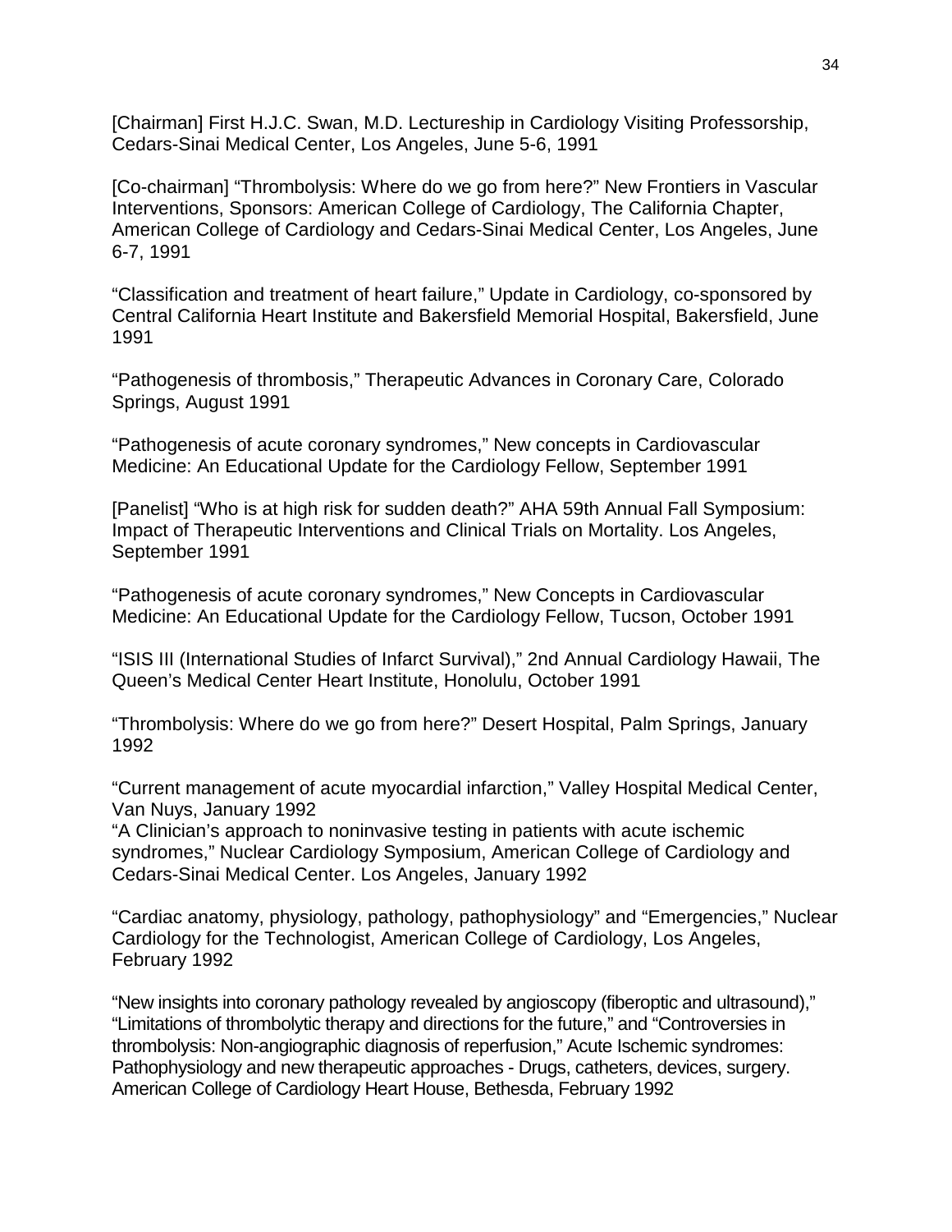[Chairman] First H.J.C. Swan, M.D. Lectureship in Cardiology Visiting Professorship, Cedars-Sinai Medical Center, Los Angeles, June 5-6, 1991

[Co-chairman] “Thrombolysis: Where do we go from here?” New Frontiers in Vascular Interventions, Sponsors: American College of Cardiology, The California Chapter, American College of Cardiology and Cedars-Sinai Medical Center, Los Angeles, June 6-7, 1991

“Classification and treatment of heart failure,” Update in Cardiology, co-sponsored by Central California Heart Institute and Bakersfield Memorial Hospital, Bakersfield, June 1991

“Pathogenesis of thrombosis,” Therapeutic Advances in Coronary Care, Colorado Springs, August 1991

“Pathogenesis of acute coronary syndromes,” New concepts in Cardiovascular Medicine: An Educational Update for the Cardiology Fellow, September 1991

[Panelist] “Who is at high risk for sudden death?” AHA 59th Annual Fall Symposium: Impact of Therapeutic Interventions and Clinical Trials on Mortality. Los Angeles, September 1991

“Pathogenesis of acute coronary syndromes,” New Concepts in Cardiovascular Medicine: An Educational Update for the Cardiology Fellow, Tucson, October 1991

“ISIS III (International Studies of Infarct Survival),” 2nd Annual Cardiology Hawaii, The Queen’s Medical Center Heart Institute, Honolulu, October 1991

“Thrombolysis: Where do we go from here?” Desert Hospital, Palm Springs, January 1992

“Current management of acute myocardial infarction,” Valley Hospital Medical Center, Van Nuys, January 1992

“A Clinician’s approach to noninvasive testing in patients with acute ischemic syndromes,” Nuclear Cardiology Symposium, American College of Cardiology and Cedars-Sinai Medical Center. Los Angeles, January 1992

“Cardiac anatomy, physiology, pathology, pathophysiology” and “Emergencies,” Nuclear Cardiology for the Technologist, American College of Cardiology, Los Angeles, February 1992

“New insights into coronary pathology revealed by angioscopy (fiberoptic and ultrasound),” “Limitations of thrombolytic therapy and directions for the future,” and “Controversies in thrombolysis: Non-angiographic diagnosis of reperfusion,” Acute Ischemic syndromes: Pathophysiology and new therapeutic approaches - Drugs, catheters, devices, surgery. American College of Cardiology Heart House, Bethesda, February 1992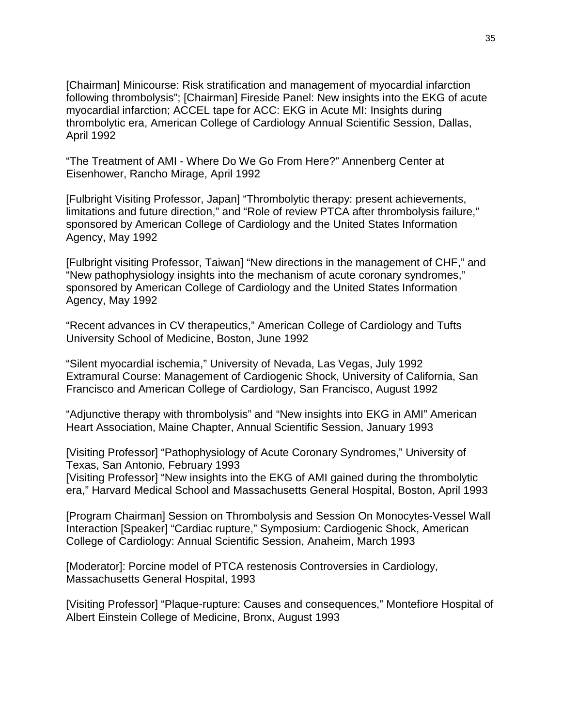[Chairman] Minicourse: Risk stratification and management of myocardial infarction following thrombolysis"; [Chairman] Fireside Panel: New insights into the EKG of acute myocardial infarction; ACCEL tape for ACC: EKG in Acute MI: Insights during thrombolytic era, American College of Cardiology Annual Scientific Session, Dallas, April 1992

"The Treatment of AMI - Where Do We Go From Here?" Annenberg Center at Eisenhower, Rancho Mirage, April 1992

[Fulbright Visiting Professor, Japan] "Thrombolytic therapy: present achievements, limitations and future direction," and "Role of review PTCA after thrombolysis failure," sponsored by American College of Cardiology and the United States Information Agency, May 1992

[Fulbright visiting Professor, Taiwan] "New directions in the management of CHF," and "New pathophysiology insights into the mechanism of acute coronary syndromes," sponsored by American College of Cardiology and the United States Information Agency, May 1992

"Recent advances in CV therapeutics," American College of Cardiology and Tufts University School of Medicine, Boston, June 1992

"Silent myocardial ischemia," University of Nevada, Las Vegas, July 1992
Extramural Course: Management of Cardiogenic Shock, University of California, San Francisco and American College of Cardiology, San Francisco, August 1992

"Adjunctive therapy with thrombolysis" and "New insights into EKG in AMI" American Heart Association, Maine Chapter, Annual Scientific Session, January 1993

[Visiting Professor] "Pathophysiology of Acute Coronary Syndromes," University of Texas, San Antonio, February 1993
[Visiting Professor] "New insights into the EKG of AMI gained during the thrombolytic era," Harvard Medical School and Massachusetts General Hospital, Boston, April 1993

[Program Chairman] Session on Thrombolysis and Session On Monocytes-Vessel Wall Interaction [Speaker] "Cardiac rupture," Symposium: Cardiogenic Shock, American College of Cardiology: Annual Scientific Session, Anaheim, March 1993

[Moderator]: Porcine model of PTCA restenosis Controversies in Cardiology, Massachusetts General Hospital, 1993

[Visiting Professor] "Plaque-rupture: Causes and consequences," Montefiore Hospital of Albert Einstein College of Medicine, Bronx, August 1993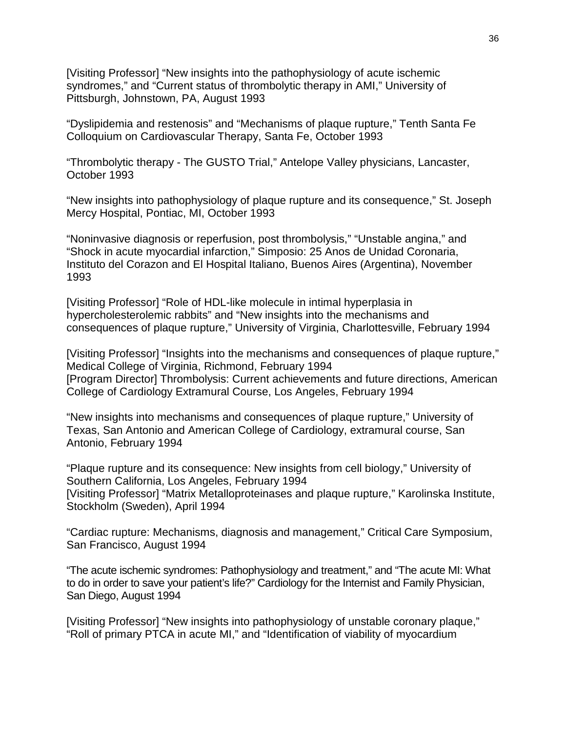[Visiting Professor] “New insights into the pathophysiology of acute ischemic syndromes,” and “Current status of thrombolytic therapy in AMI,” University of Pittsburgh, Johnstown, PA, August 1993

“Dyslipidemia and restenosis” and “Mechanisms of plaque rupture,” Tenth Santa Fe Colloquium on Cardiovascular Therapy, Santa Fe, October 1993

“Thrombolytic therapy - The GUSTO Trial,” Antelope Valley physicians, Lancaster, October 1993

“New insights into pathophysiology of plaque rupture and its consequence,” St. Joseph Mercy Hospital, Pontiac, MI, October 1993

“Noninvasive diagnosis or reperfusion, post thrombolysis,” “Unstable angina,” and “Shock in acute myocardial infarction,” Simposio: 25 Anos de Unidad Coronaria, Instituto del Corazon and El Hospital Italiano, Buenos Aires (Argentina), November 1993

[Visiting Professor] “Role of HDL-like molecule in intimal hyperplasia in hypercholesterolemic rabbits” and “New insights into the mechanisms and consequences of plaque rupture,” University of Virginia, Charlottesville, February 1994

[Visiting Professor] “Insights into the mechanisms and consequences of plaque rupture,” Medical College of Virginia, Richmond, February 1994
[Program Director] Thrombolysis: Current achievements and future directions, American College of Cardiology Extramural Course, Los Angeles, February 1994

“New insights into mechanisms and consequences of plaque rupture,” University of Texas, San Antonio and American College of Cardiology, extramural course, San Antonio, February 1994

“Plaque rupture and its consequence: New insights from cell biology,” University of Southern California, Los Angeles, February 1994
[Visiting Professor] “Matrix Metalloproteinases and plaque rupture,” Karolinska Institute, Stockholm (Sweden), April 1994

“Cardiac rupture: Mechanisms, diagnosis and management,” Critical Care Symposium, San Francisco, August 1994

“The acute ischemic syndromes: Pathophysiology and treatment,” and “The acute MI: What to do in order to save your patient’s life?” Cardiology for the Internist and Family Physician, San Diego, August 1994

[Visiting Professor] “New insights into pathophysiology of unstable coronary plaque,” “Roll of primary PTCA in acute MI,” and “Identification of viability of myocardium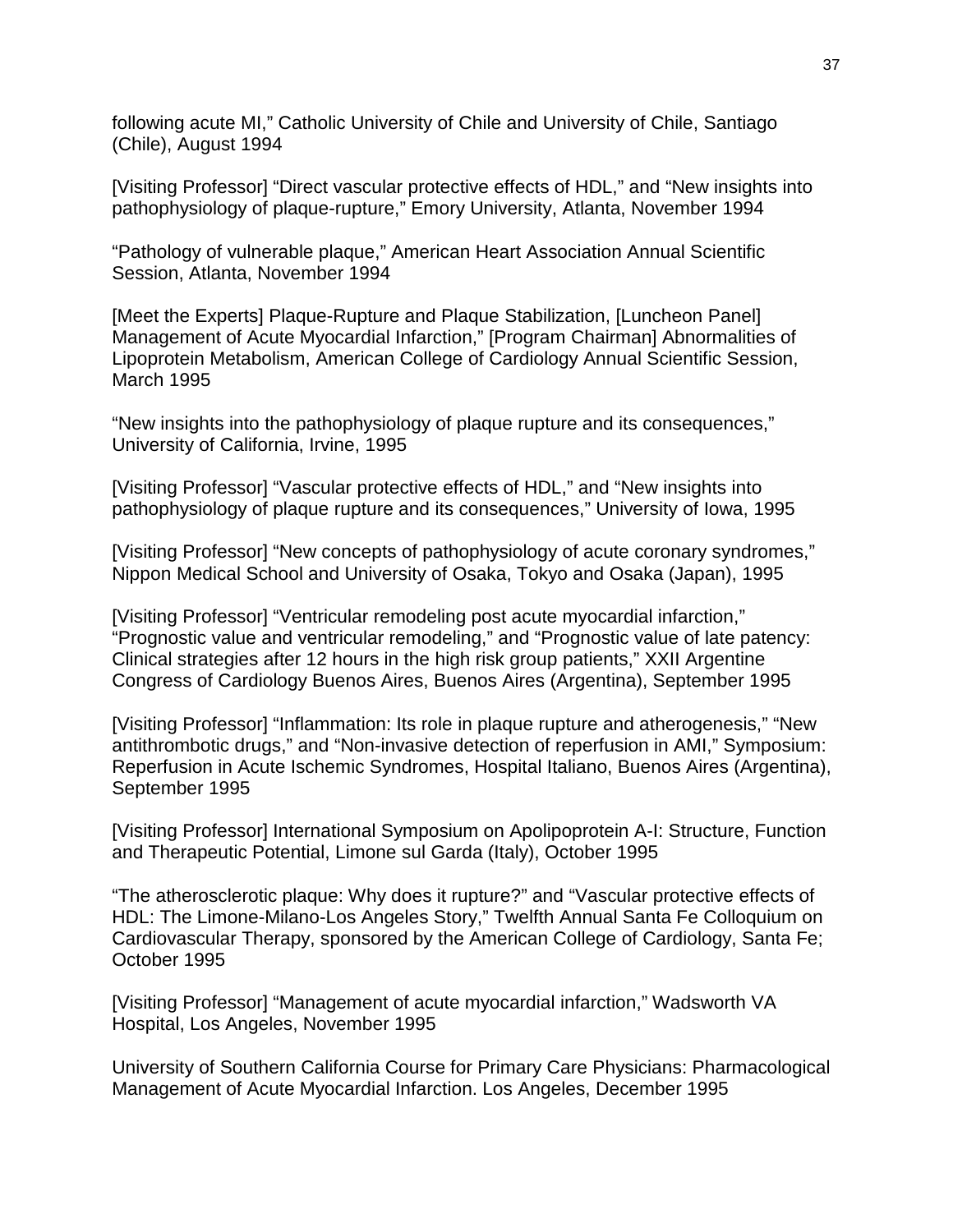following acute MI," Catholic University of Chile and University of Chile, Santiago (Chile), August 1994

[Visiting Professor] "Direct vascular protective effects of HDL," and "New insights into pathophysiology of plaque-rupture," Emory University, Atlanta, November 1994

"Pathology of vulnerable plaque," American Heart Association Annual Scientific Session, Atlanta, November 1994

[Meet the Experts] Plaque-Rupture and Plaque Stabilization, [Luncheon Panel] Management of Acute Myocardial Infarction," [Program Chairman] Abnormalities of Lipoprotein Metabolism, American College of Cardiology Annual Scientific Session, March 1995

"New insights into the pathophysiology of plaque rupture and its consequences," University of California, Irvine, 1995

[Visiting Professor] "Vascular protective effects of HDL," and "New insights into pathophysiology of plaque rupture and its consequences," University of Iowa, 1995

[Visiting Professor] "New concepts of pathophysiology of acute coronary syndromes," Nippon Medical School and University of Osaka, Tokyo and Osaka (Japan), 1995

[Visiting Professor] "Ventricular remodeling post acute myocardial infarction," "Prognostic value and ventricular remodeling," and "Prognostic value of late patency: Clinical strategies after 12 hours in the high risk group patients," XXII Argentine Congress of Cardiology Buenos Aires, Buenos Aires (Argentina), September 1995

[Visiting Professor] "Inflammation: Its role in plaque rupture and atherogenesis," "New antithrombotic drugs," and "Non-invasive detection of reperfusion in AMI," Symposium: Reperfusion in Acute Ischemic Syndromes, Hospital Italiano, Buenos Aires (Argentina), September 1995

[Visiting Professor] International Symposium on Apolipoprotein A-I: Structure, Function and Therapeutic Potential, Limone sul Garda (Italy), October 1995

"The atherosclerotic plaque: Why does it rupture?" and "Vascular protective effects of HDL: The Limone-Milano-Los Angeles Story," Twelfth Annual Santa Fe Colloquium on Cardiovascular Therapy, sponsored by the American College of Cardiology, Santa Fe; October 1995

[Visiting Professor] "Management of acute myocardial infarction," Wadsworth VA Hospital, Los Angeles, November 1995

University of Southern California Course for Primary Care Physicians: Pharmacological Management of Acute Myocardial Infarction. Los Angeles, December 1995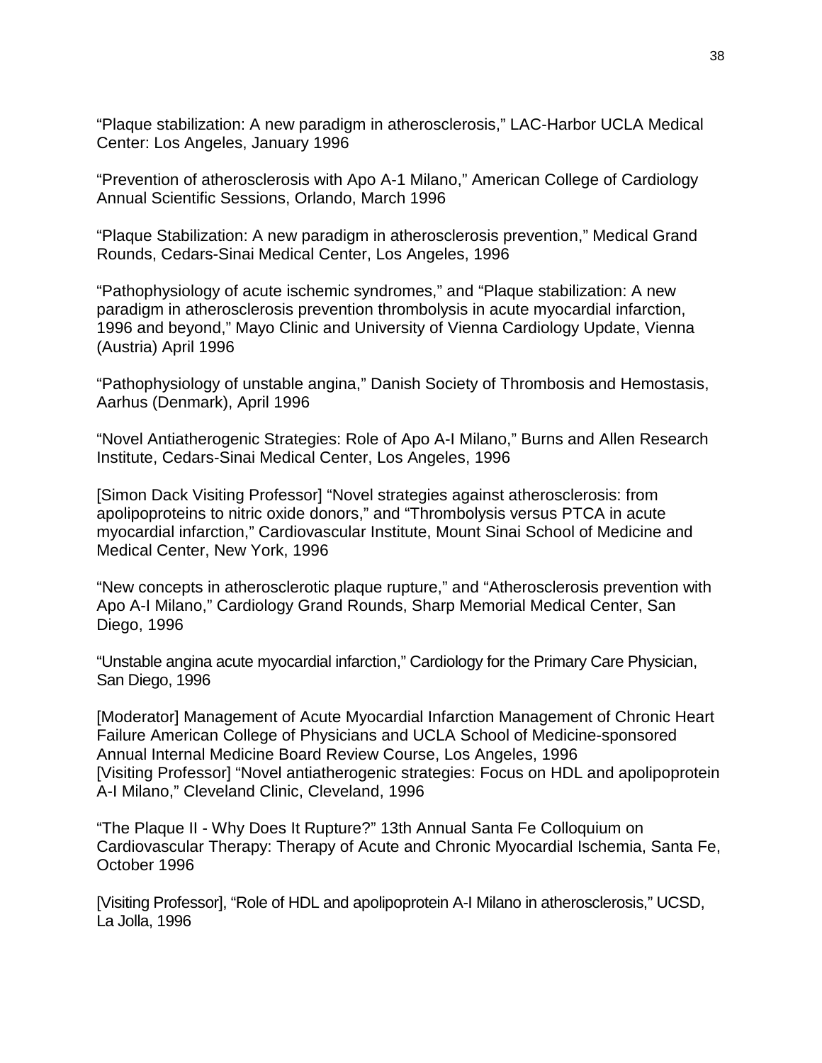“Plaque stabilization: A new paradigm in atherosclerosis,” LAC-Harbor UCLA Medical Center: Los Angeles, January 1996

“Prevention of atherosclerosis with Apo A-1 Milano,” American College of Cardiology Annual Scientific Sessions, Orlando, March 1996

“Plaque Stabilization: A new paradigm in atherosclerosis prevention,” Medical Grand Rounds, Cedars-Sinai Medical Center, Los Angeles, 1996

“Pathophysiology of acute ischemic syndromes,” and “Plaque stabilization: A new paradigm in atherosclerosis prevention thrombolysis in acute myocardial infarction, 1996 and beyond,” Mayo Clinic and University of Vienna Cardiology Update, Vienna (Austria) April 1996

“Pathophysiology of unstable angina,” Danish Society of Thrombosis and Hemostasis, Aarhus (Denmark), April 1996

“Novel Antiatherogenic Strategies: Role of Apo A-I Milano,” Burns and Allen Research Institute, Cedars-Sinai Medical Center, Los Angeles, 1996

[Simon Dack Visiting Professor] “Novel strategies against atherosclerosis: from apolipoproteins to nitric oxide donors,” and “Thrombolysis versus PTCA in acute myocardial infarction,” Cardiovascular Institute, Mount Sinai School of Medicine and Medical Center, New York, 1996

“New concepts in atherosclerotic plaque rupture,” and “Atherosclerosis prevention with Apo A-I Milano,” Cardiology Grand Rounds, Sharp Memorial Medical Center, San Diego, 1996

“Unstable angina acute myocardial infarction,” Cardiology for the Primary Care Physician, San Diego, 1996

[Moderator] Management of Acute Myocardial Infarction Management of Chronic Heart Failure American College of Physicians and UCLA School of Medicine-sponsored Annual Internal Medicine Board Review Course, Los Angeles, 1996
[Visiting Professor] “Novel antiatherogenic strategies: Focus on HDL and apolipoprotein A-I Milano,” Cleveland Clinic, Cleveland, 1996

“The Plaque II - Why Does It Rupture?” 13th Annual Santa Fe Colloquium on Cardiovascular Therapy: Therapy of Acute and Chronic Myocardial Ischemia, Santa Fe, October 1996

[Visiting Professor], “Role of HDL and apolipoprotein A-I Milano in atherosclerosis,” UCSD, La Jolla, 1996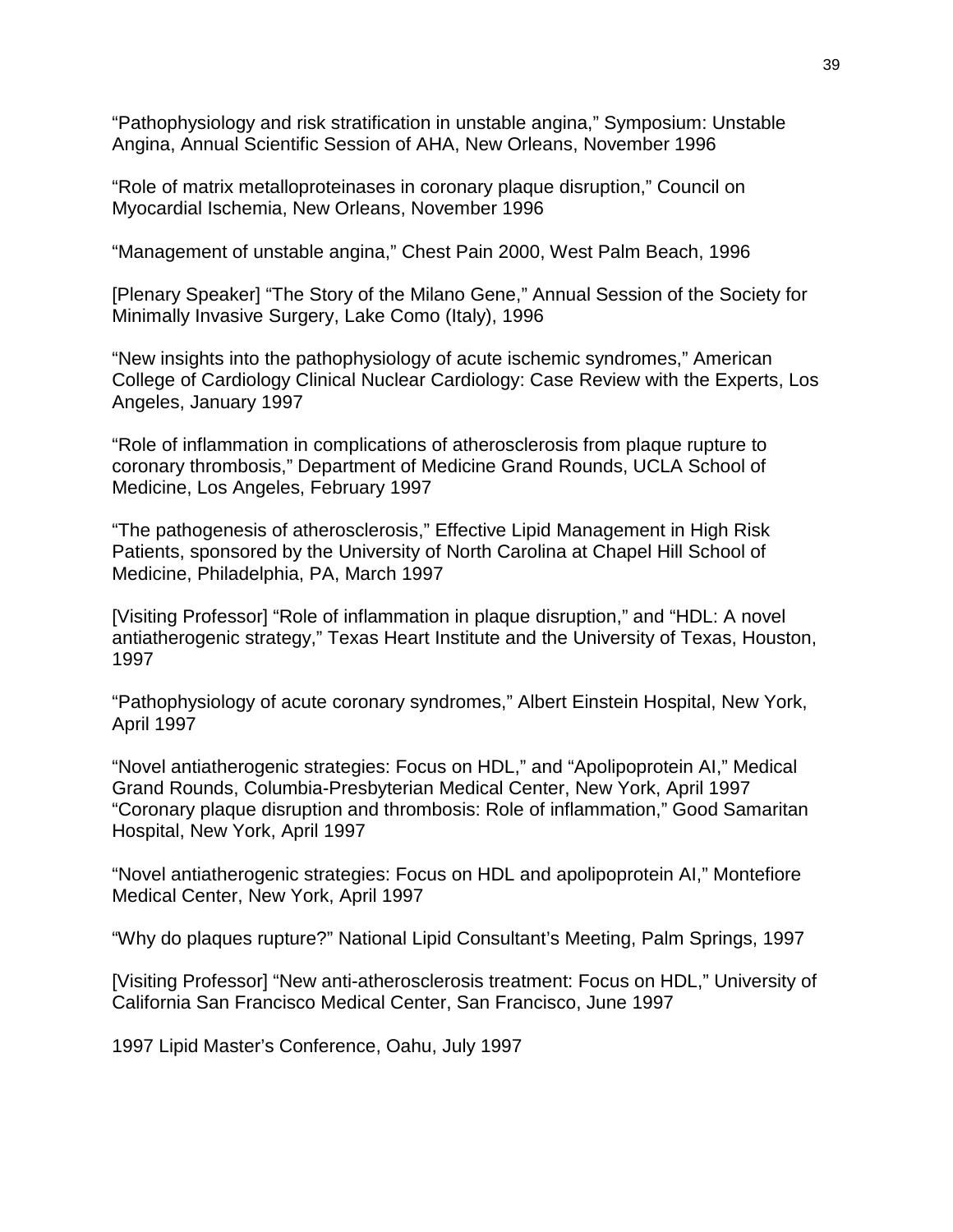“Pathophysiology and risk stratification in unstable angina,” Symposium: Unstable Angina, Annual Scientific Session of AHA, New Orleans, November 1996

“Role of matrix metalloproteinases in coronary plaque disruption,” Council on Myocardial Ischemia, New Orleans, November 1996

“Management of unstable angina,” Chest Pain 2000, West Palm Beach, 1996

[Plenary Speaker] “The Story of the Milano Gene,” Annual Session of the Society for Minimally Invasive Surgery, Lake Como (Italy), 1996

“New insights into the pathophysiology of acute ischemic syndromes,” American College of Cardiology Clinical Nuclear Cardiology: Case Review with the Experts, Los Angeles, January 1997

“Role of inflammation in complications of atherosclerosis from plaque rupture to coronary thrombosis,” Department of Medicine Grand Rounds, UCLA School of Medicine, Los Angeles, February 1997

“The pathogenesis of atherosclerosis,” Effective Lipid Management in High Risk Patients, sponsored by the University of North Carolina at Chapel Hill School of Medicine, Philadelphia, PA, March 1997

[Visiting Professor] “Role of inflammation in plaque disruption,” and “HDL: A novel antiatherogenic strategy,” Texas Heart Institute and the University of Texas, Houston, 1997

“Pathophysiology of acute coronary syndromes,” Albert Einstein Hospital, New York, April 1997

“Novel antiatherogenic strategies: Focus on HDL,” and “Apolipoprotein AI,” Medical Grand Rounds, Columbia-Presbyterian Medical Center, New York, April 1997
“Coronary plaque disruption and thrombosis: Role of inflammation,” Good Samaritan Hospital, New York, April 1997

“Novel antiatherogenic strategies: Focus on HDL and apolipoprotein AI,” Montefiore Medical Center, New York, April 1997

“Why do plaques rupture?” National Lipid Consultant’s Meeting, Palm Springs, 1997

[Visiting Professor] “New anti-atherosclerosis treatment: Focus on HDL,” University of California San Francisco Medical Center, San Francisco, June 1997

1997 Lipid Master’s Conference, Oahu, July 1997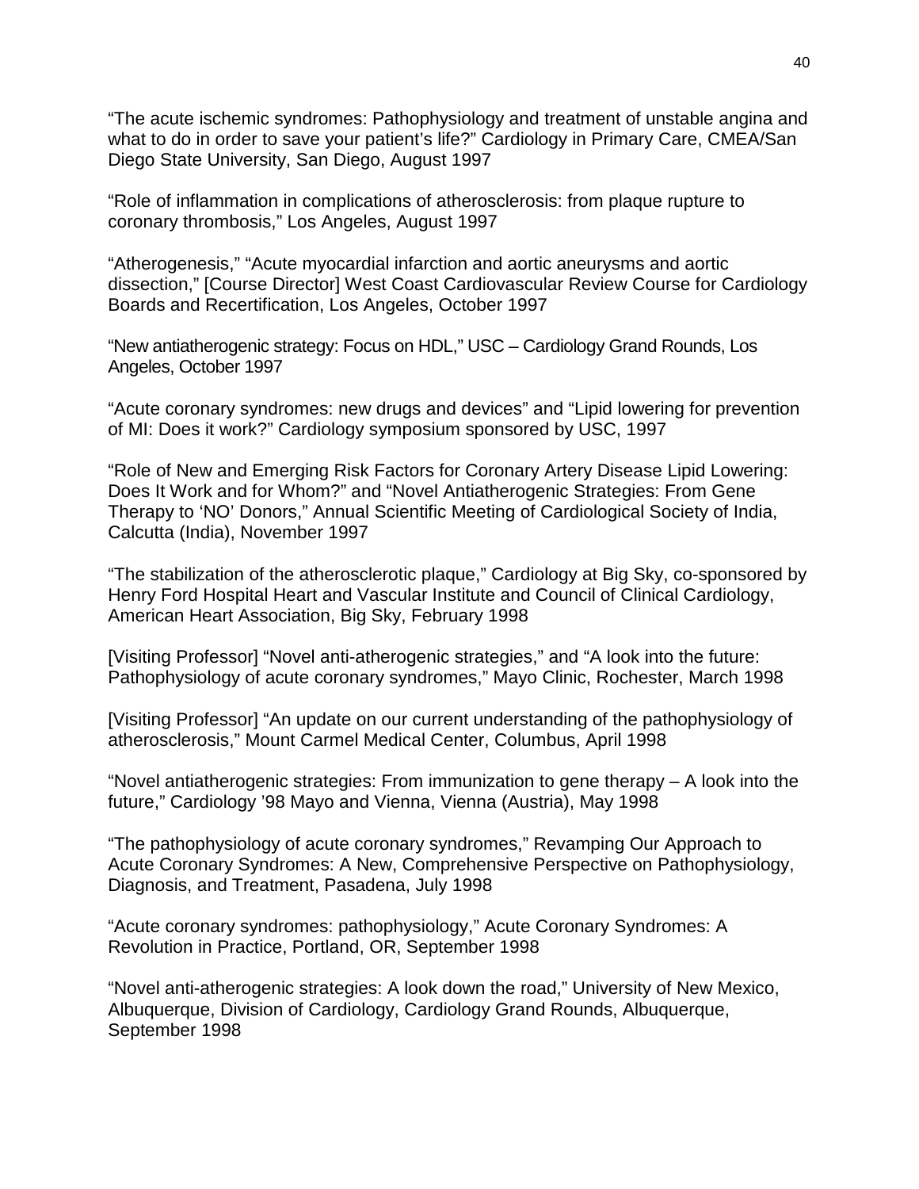“The acute ischemic syndromes: Pathophysiology and treatment of unstable angina and what to do in order to save your patient’s life?” Cardiology in Primary Care, CMEA/San Diego State University, San Diego, August 1997

“Role of inflammation in complications of atherosclerosis: from plaque rupture to coronary thrombosis,” Los Angeles, August 1997

“Atherogenesis,” “Acute myocardial infarction and aortic aneurysms and aortic dissection,” [Course Director] West Coast Cardiovascular Review Course for Cardiology Boards and Recertification, Los Angeles, October 1997

“New antiatherogenic strategy: Focus on HDL,” USC – Cardiology Grand Rounds, Los Angeles, October 1997

“Acute coronary syndromes: new drugs and devices” and “Lipid lowering for prevention of MI: Does it work?” Cardiology symposium sponsored by USC, 1997

“Role of New and Emerging Risk Factors for Coronary Artery Disease Lipid Lowering: Does It Work and for Whom?” and “Novel Antiatherogenic Strategies: From Gene Therapy to ‘NO’ Donors,” Annual Scientific Meeting of Cardiological Society of India, Calcutta (India), November 1997

“The stabilization of the atherosclerotic plaque,” Cardiology at Big Sky, co-sponsored by Henry Ford Hospital Heart and Vascular Institute and Council of Clinical Cardiology, American Heart Association, Big Sky, February 1998

[Visiting Professor] “Novel anti-atherogenic strategies,” and “A look into the future: Pathophysiology of acute coronary syndromes,” Mayo Clinic, Rochester, March 1998

[Visiting Professor] “An update on our current understanding of the pathophysiology of atherosclerosis,” Mount Carmel Medical Center, Columbus, April 1998

“Novel antiatherogenic strategies: From immunization to gene therapy – A look into the future,” Cardiology ’98 Mayo and Vienna, Vienna (Austria), May 1998

“The pathophysiology of acute coronary syndromes,” Revamping Our Approach to Acute Coronary Syndromes: A New, Comprehensive Perspective on Pathophysiology, Diagnosis, and Treatment, Pasadena, July 1998

“Acute coronary syndromes: pathophysiology,” Acute Coronary Syndromes: A Revolution in Practice, Portland, OR, September 1998

“Novel anti-atherogenic strategies: A look down the road,” University of New Mexico, Albuquerque, Division of Cardiology, Cardiology Grand Rounds, Albuquerque, September 1998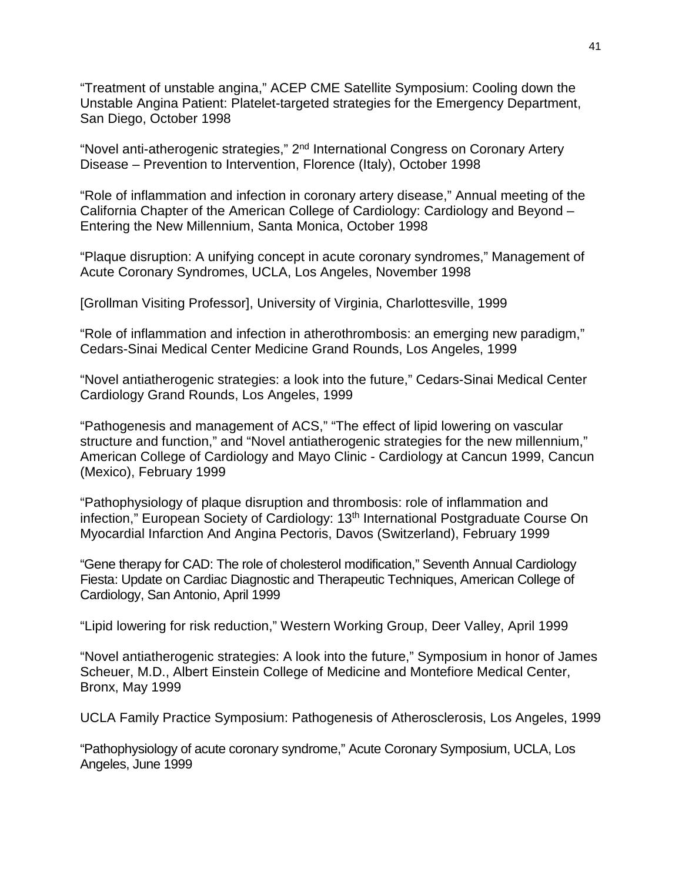"Treatment of unstable angina," ACEP CME Satellite Symposium: Cooling down the Unstable Angina Patient: Platelet-targeted strategies for the Emergency Department, San Diego, October 1998

"Novel anti-atherogenic strategies," 2nd International Congress on Coronary Artery Disease – Prevention to Intervention, Florence (Italy), October 1998

"Role of inflammation and infection in coronary artery disease," Annual meeting of the California Chapter of the American College of Cardiology: Cardiology and Beyond – Entering the New Millennium, Santa Monica, October 1998

"Plaque disruption: A unifying concept in acute coronary syndromes," Management of Acute Coronary Syndromes, UCLA, Los Angeles, November 1998

[Grollman Visiting Professor], University of Virginia, Charlottesville, 1999

"Role of inflammation and infection in atherothrombosis: an emerging new paradigm," Cedars-Sinai Medical Center Medicine Grand Rounds, Los Angeles, 1999

"Novel antiatherogenic strategies: a look into the future," Cedars-Sinai Medical Center Cardiology Grand Rounds, Los Angeles, 1999

"Pathogenesis and management of ACS," "The effect of lipid lowering on vascular structure and function," and "Novel antiatherogenic strategies for the new millennium," American College of Cardiology and Mayo Clinic - Cardiology at Cancun 1999, Cancun (Mexico), February 1999

"Pathophysiology of plaque disruption and thrombosis: role of inflammation and infection," European Society of Cardiology: 13th International Postgraduate Course On Myocardial Infarction And Angina Pectoris, Davos (Switzerland), February 1999

"Gene therapy for CAD: The role of cholesterol modification," Seventh Annual Cardiology Fiesta: Update on Cardiac Diagnostic and Therapeutic Techniques, American College of Cardiology, San Antonio, April 1999

"Lipid lowering for risk reduction," Western Working Group, Deer Valley, April 1999

"Novel antiatherogenic strategies: A look into the future," Symposium in honor of James Scheuer, M.D., Albert Einstein College of Medicine and Montefiore Medical Center, Bronx, May 1999

UCLA Family Practice Symposium: Pathogenesis of Atherosclerosis, Los Angeles, 1999

"Pathophysiology of acute coronary syndrome," Acute Coronary Symposium, UCLA, Los Angeles, June 1999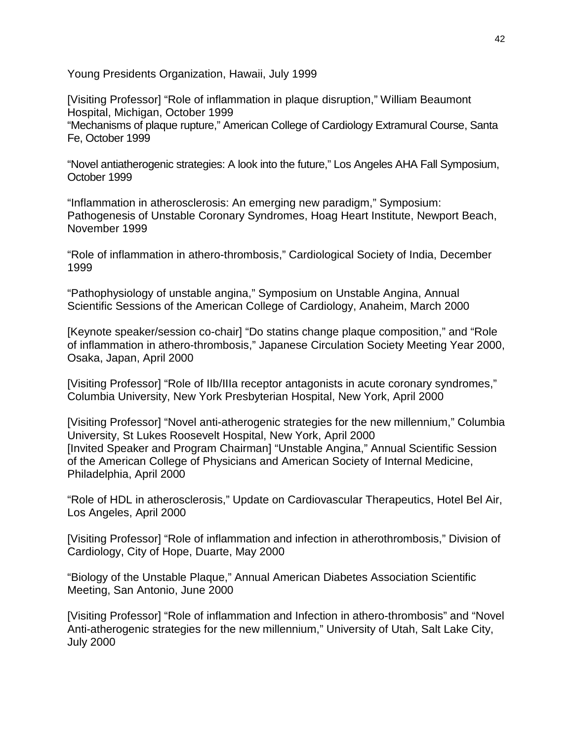Young Presidents Organization, Hawaii, July 1999

[Visiting Professor] “Role of inflammation in plaque disruption,” William Beaumont Hospital, Michigan, October 1999
“Mechanisms of plaque rupture,” American College of Cardiology Extramural Course, Santa Fe, October 1999

“Novel antiatherogenic strategies: A look into the future,” Los Angeles AHA Fall Symposium, October 1999

“Inflammation in atherosclerosis: An emerging new paradigm,” Symposium: Pathogenesis of Unstable Coronary Syndromes, Hoag Heart Institute, Newport Beach, November 1999

“Role of inflammation in athero-thrombosis,” Cardiological Society of India, December 1999

“Pathophysiology of unstable angina,” Symposium on Unstable Angina, Annual Scientific Sessions of the American College of Cardiology, Anaheim, March 2000

[Keynote speaker/session co-chair] “Do statins change plaque composition,” and “Role of inflammation in athero-thrombosis,” Japanese Circulation Society Meeting Year 2000, Osaka, Japan, April 2000

[Visiting Professor] “Role of IIb/IIIa receptor antagonists in acute coronary syndromes,” Columbia University, New York Presbyterian Hospital, New York, April 2000

[Visiting Professor] “Novel anti-atherogenic strategies for the new millennium,” Columbia University, St Lukes Roosevelt Hospital, New York, April 2000
[Invited Speaker and Program Chairman] “Unstable Angina,” Annual Scientific Session of the American College of Physicians and American Society of Internal Medicine, Philadelphia, April 2000

“Role of HDL in atherosclerosis,” Update on Cardiovascular Therapeutics, Hotel Bel Air, Los Angeles, April 2000

[Visiting Professor] “Role of inflammation and infection in atherothrombosis,” Division of Cardiology, City of Hope, Duarte, May 2000

“Biology of the Unstable Plaque,” Annual American Diabetes Association Scientific Meeting, San Antonio, June 2000

[Visiting Professor] “Role of inflammation and Infection in athero-thrombosis” and “Novel Anti-atherogenic strategies for the new millennium,” University of Utah, Salt Lake City, July 2000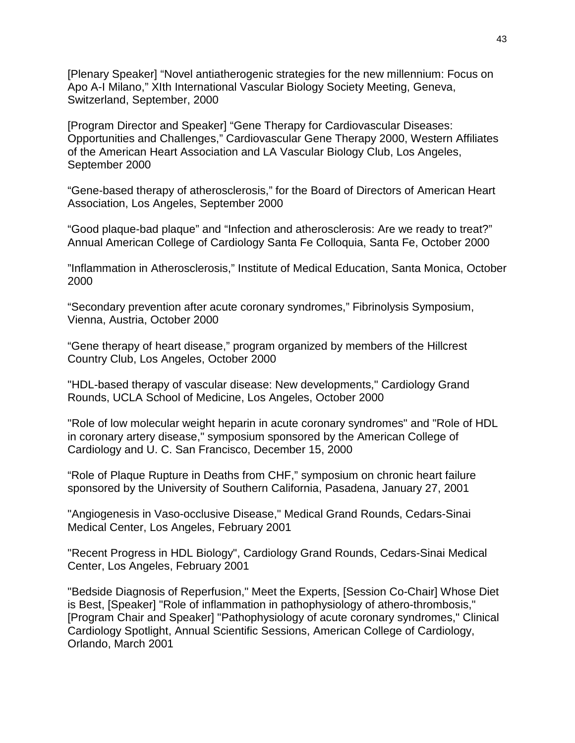[Plenary Speaker] “Novel antiatherogenic strategies for the new millennium: Focus on Apo A-I Milano,” XIth International Vascular Biology Society Meeting, Geneva, Switzerland, September, 2000

[Program Director and Speaker] “Gene Therapy for Cardiovascular Diseases: Opportunities and Challenges,” Cardiovascular Gene Therapy 2000, Western Affiliates of the American Heart Association and LA Vascular Biology Club, Los Angeles, September 2000

“Gene-based therapy of atherosclerosis,” for the Board of Directors of American Heart Association, Los Angeles, September 2000

“Good plaque-bad plaque” and “Infection and atherosclerosis: Are we ready to treat?” Annual American College of Cardiology Santa Fe Colloquia, Santa Fe, October 2000

”Inflammation in Atherosclerosis,” Institute of Medical Education, Santa Monica, October 2000

“Secondary prevention after acute coronary syndromes,” Fibrinolysis Symposium, Vienna, Austria, October 2000

“Gene therapy of heart disease,” program organized by members of the Hillcrest Country Club, Los Angeles, October 2000

"HDL-based therapy of vascular disease: New developments," Cardiology Grand Rounds, UCLA School of Medicine, Los Angeles, October 2000

"Role of low molecular weight heparin in acute coronary syndromes" and "Role of HDL in coronary artery disease," symposium sponsored by the American College of Cardiology and U. C. San Francisco, December 15, 2000

“Role of Plaque Rupture in Deaths from CHF,” symposium on chronic heart failure sponsored by the University of Southern California, Pasadena, January 27, 2001

"Angiogenesis in Vaso-occlusive Disease," Medical Grand Rounds, Cedars-Sinai Medical Center, Los Angeles, February 2001

"Recent Progress in HDL Biology", Cardiology Grand Rounds, Cedars-Sinai Medical Center, Los Angeles, February 2001

"Bedside Diagnosis of Reperfusion," Meet the Experts, [Session Co-Chair] Whose Diet is Best, [Speaker] "Role of inflammation in pathophysiology of athero-thrombosis," [Program Chair and Speaker] "Pathophysiology of acute coronary syndromes," Clinical Cardiology Spotlight, Annual Scientific Sessions, American College of Cardiology, Orlando, March 2001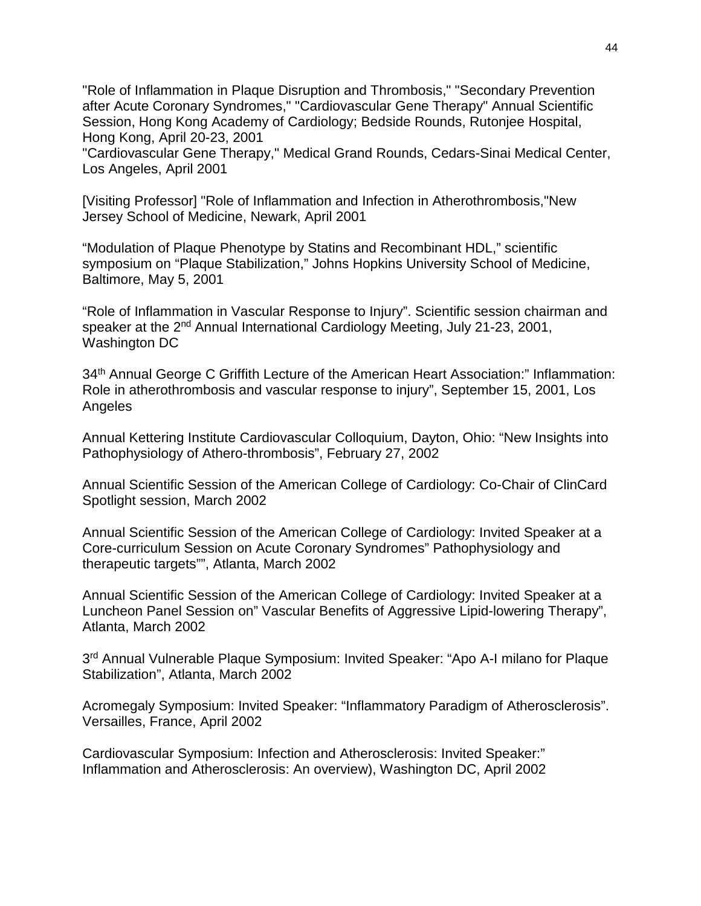"Role of Inflammation in Plaque Disruption and Thrombosis," "Secondary Prevention after Acute Coronary Syndromes," "Cardiovascular Gene Therapy" Annual Scientific Session, Hong Kong Academy of Cardiology; Bedside Rounds, Rutonjee Hospital, Hong Kong, April 20-23, 2001
"Cardiovascular Gene Therapy," Medical Grand Rounds, Cedars-Sinai Medical Center, Los Angeles, April 2001

[Visiting Professor] "Role of Inflammation and Infection in Atherothrombosis,"New Jersey School of Medicine, Newark, April 2001

"Modulation of Plaque Phenotype by Statins and Recombinant HDL," scientific symposium on "Plaque Stabilization," Johns Hopkins University School of Medicine, Baltimore, May 5, 2001

"Role of Inflammation in Vascular Response to Injury". Scientific session chairman and speaker at the 2nd Annual International Cardiology Meeting, July 21-23, 2001, Washington DC

34th Annual George C Griffith Lecture of the American Heart Association:" Inflammation: Role in atherothrombosis and vascular response to injury", September 15, 2001, Los Angeles

Annual Kettering Institute Cardiovascular Colloquium, Dayton, Ohio: "New Insights into Pathophysiology of Athero-thrombosis", February 27, 2002

Annual Scientific Session of the American College of Cardiology: Co-Chair of ClinCard Spotlight session, March 2002

Annual Scientific Session of the American College of Cardiology: Invited Speaker at a Core-curriculum Session on Acute Coronary Syndromes" Pathophysiology and therapeutic targets"", Atlanta, March 2002

Annual Scientific Session of the American College of Cardiology: Invited Speaker at a Luncheon Panel Session on" Vascular Benefits of Aggressive Lipid-lowering Therapy", Atlanta, March 2002

3rd Annual Vulnerable Plaque Symposium: Invited Speaker: "Apo A-I milano for Plaque Stabilization", Atlanta, March 2002

Acromegaly Symposium: Invited Speaker: "Inflammatory Paradigm of Atherosclerosis". Versailles, France, April 2002

Cardiovascular Symposium: Infection and Atherosclerosis: Invited Speaker:" Inflammation and Atherosclerosis: An overview), Washington DC, April 2002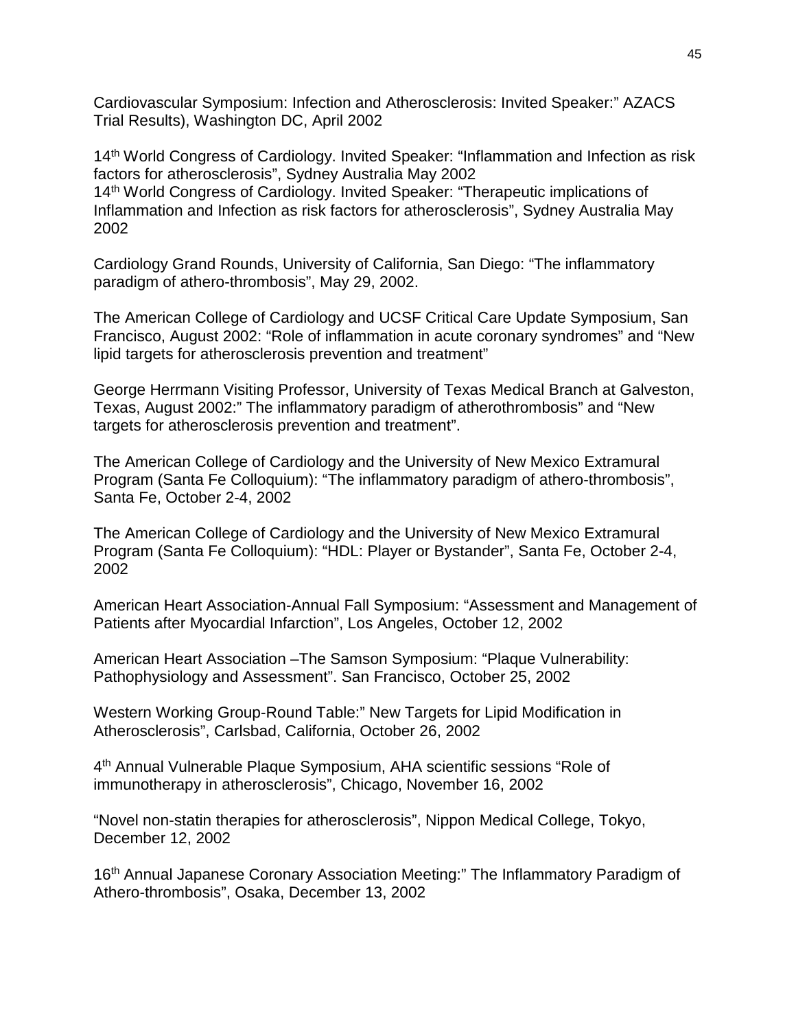Cardiovascular Symposium: Infection and Atherosclerosis: Invited Speaker:" AZACS Trial Results), Washington DC, April 2002

14th World Congress of Cardiology. Invited Speaker: "Inflammation and Infection as risk factors for atherosclerosis", Sydney Australia May 2002
14th World Congress of Cardiology. Invited Speaker: "Therapeutic implications of Inflammation and Infection as risk factors for atherosclerosis", Sydney Australia May 2002

Cardiology Grand Rounds, University of California, San Diego: "The inflammatory paradigm of athero-thrombosis", May 29, 2002.

The American College of Cardiology and UCSF Critical Care Update Symposium, San Francisco, August 2002: "Role of inflammation in acute coronary syndromes" and "New lipid targets for atherosclerosis prevention and treatment"

George Herrmann Visiting Professor, University of Texas Medical Branch at Galveston, Texas, August 2002:" The inflammatory paradigm of atherothrombosis" and "New targets for atherosclerosis prevention and treatment".

The American College of Cardiology and the University of New Mexico Extramural Program (Santa Fe Colloquium): "The inflammatory paradigm of athero-thrombosis", Santa Fe, October 2-4, 2002

The American College of Cardiology and the University of New Mexico Extramural Program (Santa Fe Colloquium): "HDL: Player or Bystander", Santa Fe, October 2-4, 2002

American Heart Association-Annual Fall Symposium: "Assessment and Management of Patients after Myocardial Infarction", Los Angeles, October 12, 2002

American Heart Association –The Samson Symposium: "Plaque Vulnerability: Pathophysiology and Assessment". San Francisco, October 25, 2002

Western Working Group-Round Table:" New Targets for Lipid Modification in Atherosclerosis", Carlsbad, California, October 26, 2002

4th Annual Vulnerable Plaque Symposium, AHA scientific sessions "Role of immunotherapy in atherosclerosis", Chicago, November 16, 2002

"Novel non-statin therapies for atherosclerosis", Nippon Medical College, Tokyo, December 12, 2002

16th Annual Japanese Coronary Association Meeting:" The Inflammatory Paradigm of Athero-thrombosis", Osaka, December 13, 2002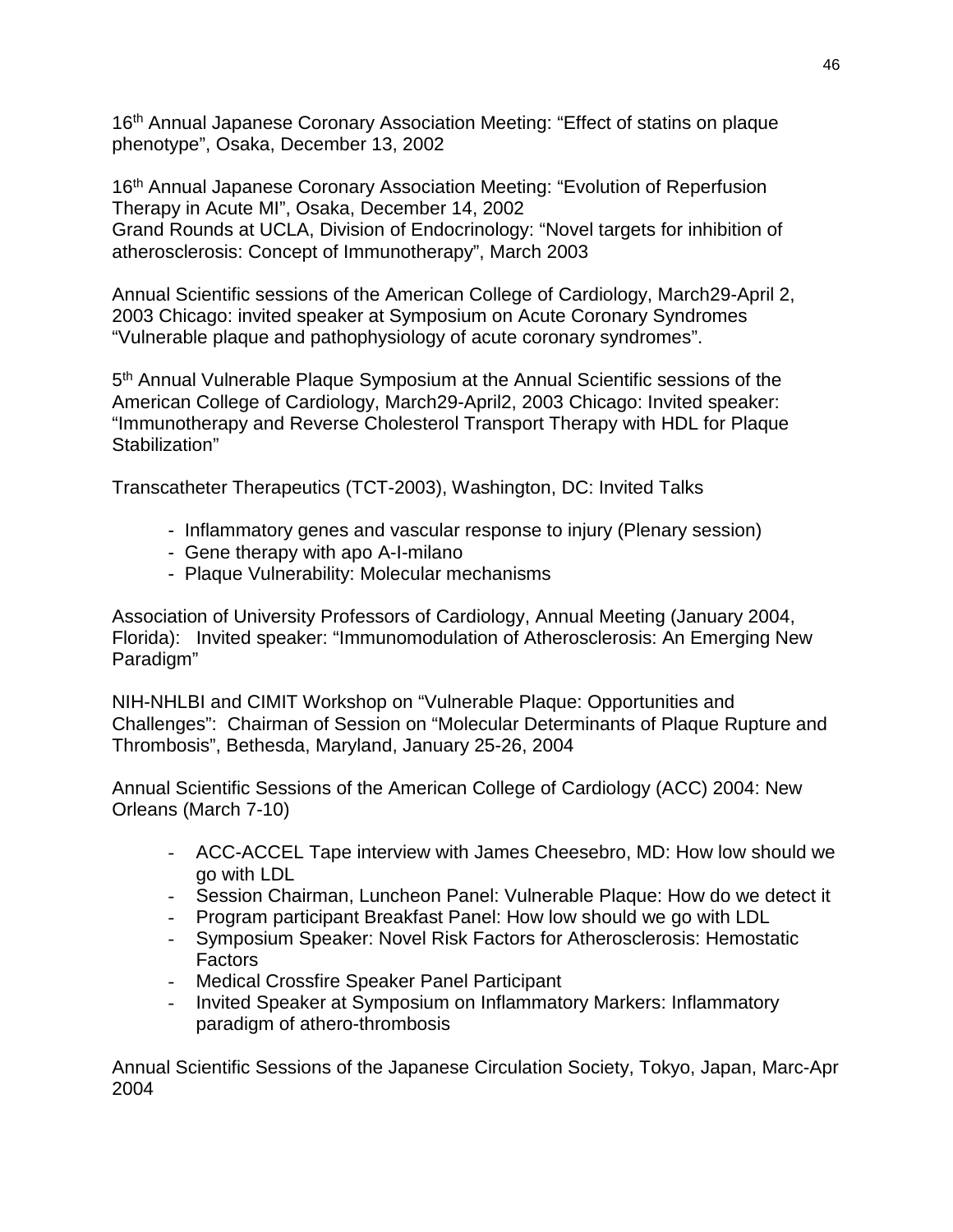16th Annual Japanese Coronary Association Meeting: "Effect of statins on plaque phenotype", Osaka, December 13, 2002

16th Annual Japanese Coronary Association Meeting: "Evolution of Reperfusion Therapy in Acute MI", Osaka, December 14, 2002
Grand Rounds at UCLA, Division of Endocrinology: "Novel targets for inhibition of atherosclerosis: Concept of Immunotherapy", March 2003

Annual Scientific sessions of the American College of Cardiology, March29-April 2, 2003 Chicago: invited speaker at Symposium on Acute Coronary Syndromes "Vulnerable plaque and pathophysiology of acute coronary syndromes".

5th Annual Vulnerable Plaque Symposium at the Annual Scientific sessions of the American College of Cardiology, March29-April2, 2003 Chicago: Invited speaker: "Immunotherapy and Reverse Cholesterol Transport Therapy with HDL for Plaque Stabilization"

Transcatheter Therapeutics (TCT-2003), Washington, DC: Invited Talks

- Inflammatory genes and vascular response to injury (Plenary session)
- Gene therapy with apo A-I-milano
- Plaque Vulnerability: Molecular mechanisms

Association of University Professors of Cardiology, Annual Meeting (January 2004, Florida): Invited speaker: "Immunomodulation of Atherosclerosis: An Emerging New Paradigm"

NIH-NHLBI and CIMIT Workshop on "Vulnerable Plaque: Opportunities and Challenges": Chairman of Session on "Molecular Determinants of Plaque Rupture and Thrombosis", Bethesda, Maryland, January 25-26, 2004

Annual Scientific Sessions of the American College of Cardiology (ACC) 2004: New Orleans (March 7-10)

- ACC-ACCEL Tape interview with James Cheesebro, MD: How low should we go with LDL
- Session Chairman, Luncheon Panel: Vulnerable Plaque: How do we detect it
- Program participant Breakfast Panel: How low should we go with LDL
- Symposium Speaker: Novel Risk Factors for Atherosclerosis: Hemostatic Factors
- Medical Crossfire Speaker Panel Participant
- Invited Speaker at Symposium on Inflammatory Markers: Inflammatory paradigm of athero-thrombosis

Annual Scientific Sessions of the Japanese Circulation Society, Tokyo, Japan, Marc-Apr 2004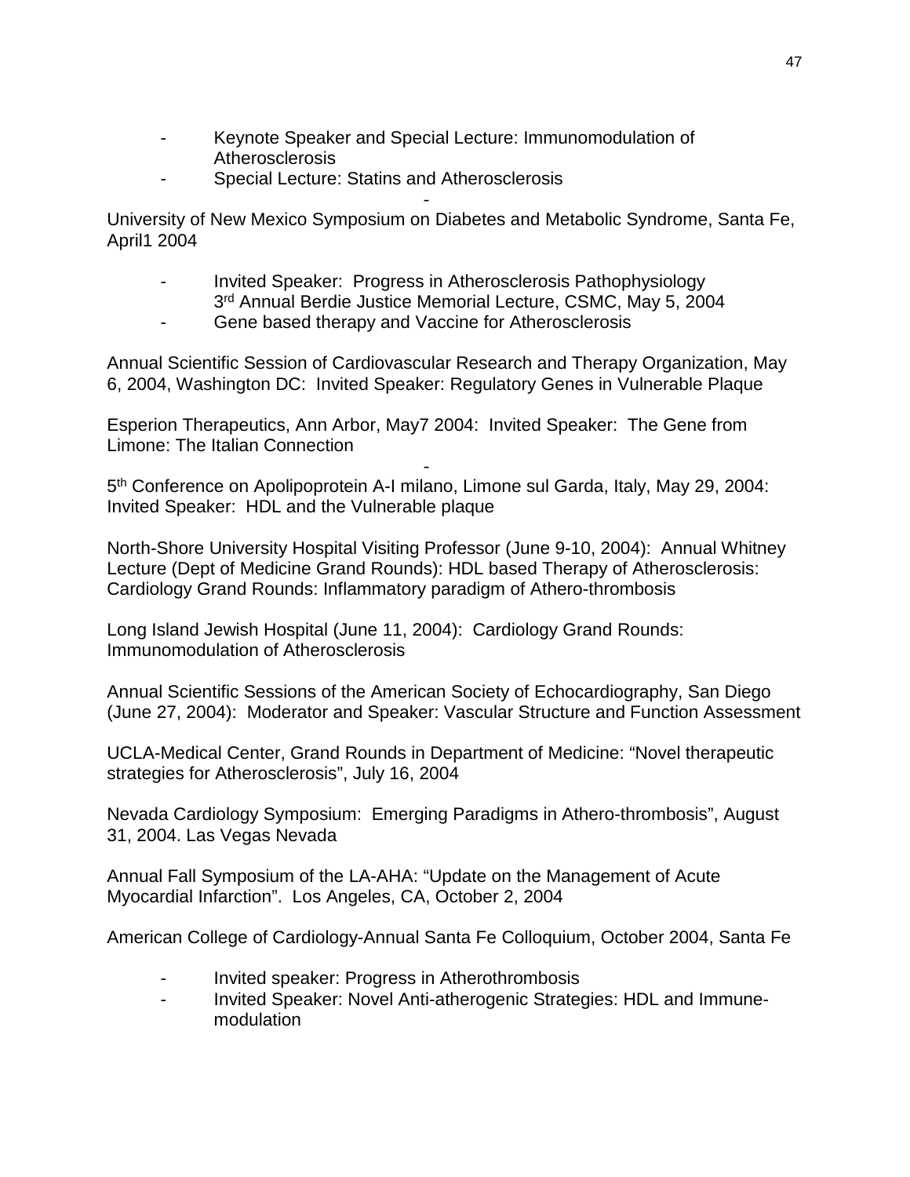- Keynote Speaker and Special Lecture: Immunomodulation of Atherosclerosis
- Special Lecture: Statins and Atherosclerosis

-

University of New Mexico Symposium on Diabetes and Metabolic Syndrome, Santa Fe, April1 2004

- Invited Speaker: Progress in Atherosclerosis Pathophysiology
  3rd Annual Berdie Justice Memorial Lecture, CSMC, May 5, 2004
- Gene based therapy and Vaccine for Atherosclerosis

Annual Scientific Session of Cardiovascular Research and Therapy Organization, May 6, 2004, Washington DC: Invited Speaker: Regulatory Genes in Vulnerable Plaque

Esperion Therapeutics, Ann Arbor, May7 2004: Invited Speaker: The Gene from Limone: The Italian Connection

-

5th Conference on Apolipoprotein A-I milano, Limone sul Garda, Italy, May 29, 2004: Invited Speaker: HDL and the Vulnerable plaque

North-Shore University Hospital Visiting Professor (June 9-10, 2004): Annual Whitney Lecture (Dept of Medicine Grand Rounds): HDL based Therapy of Atherosclerosis: Cardiology Grand Rounds: Inflammatory paradigm of Athero-thrombosis

Long Island Jewish Hospital (June 11, 2004): Cardiology Grand Rounds: Immunomodulation of Atherosclerosis

Annual Scientific Sessions of the American Society of Echocardiography, San Diego (June 27, 2004): Moderator and Speaker: Vascular Structure and Function Assessment

UCLA-Medical Center, Grand Rounds in Department of Medicine: "Novel therapeutic strategies for Atherosclerosis", July 16, 2004

Nevada Cardiology Symposium: Emerging Paradigms in Athero-thrombosis", August 31, 2004. Las Vegas Nevada

Annual Fall Symposium of the LA-AHA: "Update on the Management of Acute Myocardial Infarction". Los Angeles, CA, October 2, 2004

American College of Cardiology-Annual Santa Fe Colloquium, October 2004, Santa Fe

- Invited speaker: Progress in Atherothrombosis
- Invited Speaker: Novel Anti-atherogenic Strategies: HDL and Immune-modulation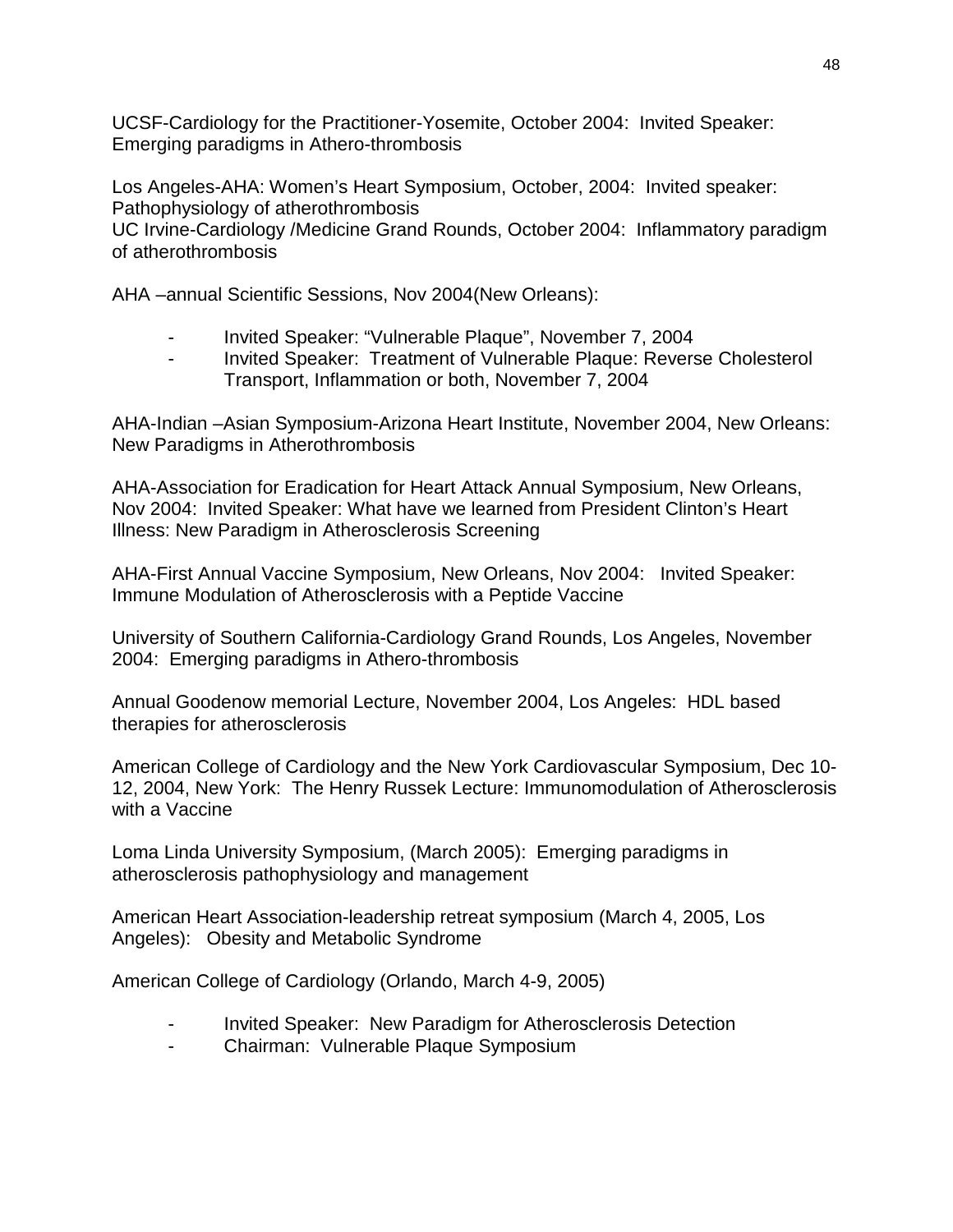UCSF-Cardiology for the Practitioner-Yosemite, October 2004: Invited Speaker: Emerging paradigms in Athero-thrombosis

Los Angeles-AHA: Women's Heart Symposium, October, 2004: Invited speaker: Pathophysiology of atherothrombosis
UC Irvine-Cardiology /Medicine Grand Rounds, October 2004: Inflammatory paradigm of atherothrombosis

AHA –annual Scientific Sessions, Nov 2004(New Orleans):

- Invited Speaker: "Vulnerable Plaque", November 7, 2004
- Invited Speaker: Treatment of Vulnerable Plaque: Reverse Cholesterol Transport, Inflammation or both, November 7, 2004

AHA-Indian –Asian Symposium-Arizona Heart Institute, November 2004, New Orleans: New Paradigms in Atherothrombosis

AHA-Association for Eradication for Heart Attack Annual Symposium, New Orleans, Nov 2004: Invited Speaker: What have we learned from President Clinton's Heart Illness: New Paradigm in Atherosclerosis Screening

AHA-First Annual Vaccine Symposium, New Orleans, Nov 2004: Invited Speaker: Immune Modulation of Atherosclerosis with a Peptide Vaccine

University of Southern California-Cardiology Grand Rounds, Los Angeles, November 2004: Emerging paradigms in Athero-thrombosis

Annual Goodenow memorial Lecture, November 2004, Los Angeles: HDL based therapies for atherosclerosis

American College of Cardiology and the New York Cardiovascular Symposium, Dec 10-12, 2004, New York: The Henry Russek Lecture: Immunomodulation of Atherosclerosis with a Vaccine

Loma Linda University Symposium, (March 2005): Emerging paradigms in atherosclerosis pathophysiology and management

American Heart Association-leadership retreat symposium (March 4, 2005, Los Angeles): Obesity and Metabolic Syndrome

American College of Cardiology (Orlando, March 4-9, 2005)

- Invited Speaker: New Paradigm for Atherosclerosis Detection
- Chairman: Vulnerable Plaque Symposium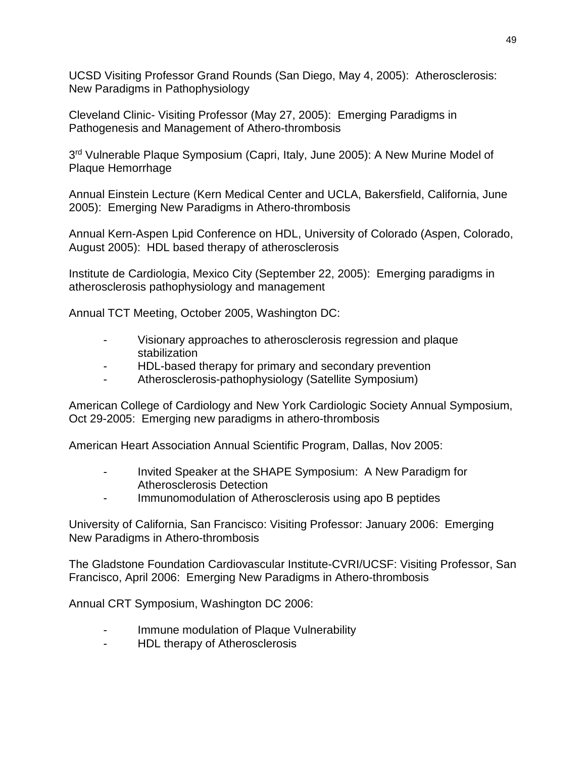UCSD Visiting Professor Grand Rounds (San Diego, May 4, 2005): Atherosclerosis: New Paradigms in Pathophysiology

Cleveland Clinic- Visiting Professor (May 27, 2005): Emerging Paradigms in Pathogenesis and Management of Athero-thrombosis

3rd Vulnerable Plaque Symposium (Capri, Italy, June 2005): A New Murine Model of Plaque Hemorrhage

Annual Einstein Lecture (Kern Medical Center and UCLA, Bakersfield, California, June 2005): Emerging New Paradigms in Athero-thrombosis

Annual Kern-Aspen Lpid Conference on HDL, University of Colorado (Aspen, Colorado, August 2005): HDL based therapy of atherosclerosis

Institute de Cardiologia, Mexico City (September 22, 2005): Emerging paradigms in atherosclerosis pathophysiology and management

Annual TCT Meeting, October 2005, Washington DC:

- Visionary approaches to atherosclerosis regression and plaque stabilization
- HDL-based therapy for primary and secondary prevention
- Atherosclerosis-pathophysiology (Satellite Symposium)

American College of Cardiology and New York Cardiologic Society Annual Symposium, Oct 29-2005: Emerging new paradigms in athero-thrombosis

American Heart Association Annual Scientific Program, Dallas, Nov 2005:

- Invited Speaker at the SHAPE Symposium: A New Paradigm for Atherosclerosis Detection
- Immunomodulation of Atherosclerosis using apo B peptides

University of California, San Francisco: Visiting Professor: January 2006: Emerging New Paradigms in Athero-thrombosis

The Gladstone Foundation Cardiovascular Institute-CVRI/UCSF: Visiting Professor, San Francisco, April 2006: Emerging New Paradigms in Athero-thrombosis

Annual CRT Symposium, Washington DC 2006:

- Immune modulation of Plaque Vulnerability
- HDL therapy of Atherosclerosis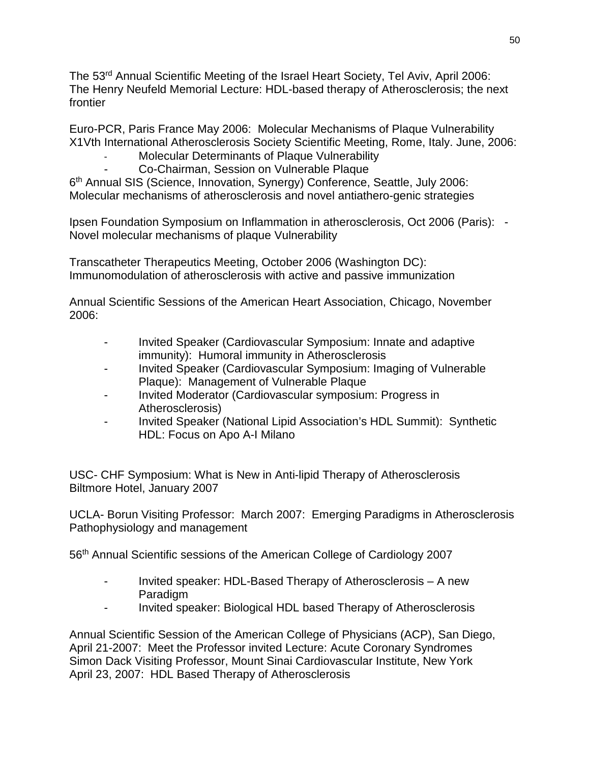The 53rd Annual Scientific Meeting of the Israel Heart Society, Tel Aviv, April 2006: The Henry Neufeld Memorial Lecture: HDL-based therapy of Atherosclerosis; the next frontier

Euro-PCR, Paris France May 2006: Molecular Mechanisms of Plaque Vulnerability
X1Vth International Atherosclerosis Society Scientific Meeting, Rome, Italy. June, 2006:

- Molecular Determinants of Plaque Vulnerability
- Co-Chairman, Session on Vulnerable Plaque

6th Annual SIS (Science, Innovation, Synergy) Conference, Seattle, July 2006: Molecular mechanisms of atherosclerosis and novel antiathero-genic strategies

Ipsen Foundation Symposium on Inflammation in atherosclerosis, Oct 2006 (Paris): - Novel molecular mechanisms of plaque Vulnerability

Transcatheter Therapeutics Meeting, October 2006 (Washington DC): Immunomodulation of atherosclerosis with active and passive immunization

Annual Scientific Sessions of the American Heart Association, Chicago, November 2006:

- Invited Speaker (Cardiovascular Symposium: Innate and adaptive immunity): Humoral immunity in Atherosclerosis
- Invited Speaker (Cardiovascular Symposium: Imaging of Vulnerable Plaque): Management of Vulnerable Plaque
- Invited Moderator (Cardiovascular symposium: Progress in Atherosclerosis)
- Invited Speaker (National Lipid Association's HDL Summit): Synthetic HDL: Focus on Apo A-I Milano

USC- CHF Symposium: What is New in Anti-lipid Therapy of Atherosclerosis
Biltmore Hotel, January 2007

UCLA- Borun Visiting Professor: March 2007: Emerging Paradigms in Atherosclerosis Pathophysiology and management

56th Annual Scientific sessions of the American College of Cardiology 2007

- Invited speaker: HDL-Based Therapy of Atherosclerosis – A new Paradigm
- Invited speaker: Biological HDL based Therapy of Atherosclerosis

Annual Scientific Session of the American College of Physicians (ACP), San Diego, April 21-2007: Meet the Professor invited Lecture: Acute Coronary Syndromes
Simon Dack Visiting Professor, Mount Sinai Cardiovascular Institute, New York
April 23, 2007: HDL Based Therapy of Atherosclerosis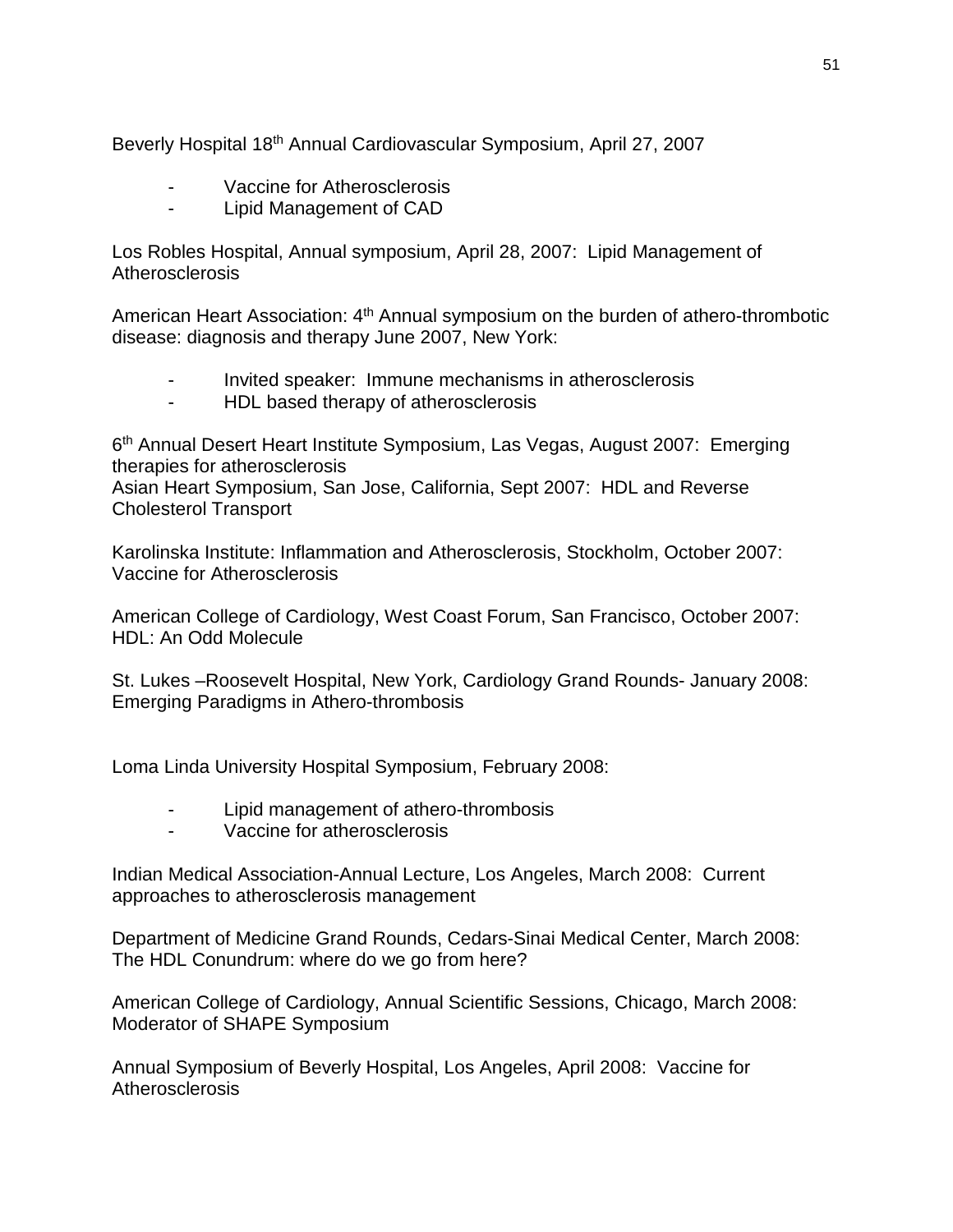Beverly Hospital 18th Annual Cardiovascular Symposium, April 27, 2007

- Vaccine for Atherosclerosis
- Lipid Management of CAD

Los Robles Hospital, Annual symposium, April 28, 2007: Lipid Management of Atherosclerosis

American Heart Association: 4th Annual symposium on the burden of athero-thrombotic disease: diagnosis and therapy June 2007, New York:

- Invited speaker: Immune mechanisms in atherosclerosis
- HDL based therapy of atherosclerosis

6th Annual Desert Heart Institute Symposium, Las Vegas, August 2007: Emerging therapies for atherosclerosis
Asian Heart Symposium, San Jose, California, Sept 2007: HDL and Reverse Cholesterol Transport

Karolinska Institute: Inflammation and Atherosclerosis, Stockholm, October 2007: Vaccine for Atherosclerosis

American College of Cardiology, West Coast Forum, San Francisco, October 2007: HDL: An Odd Molecule

St. Lukes –Roosevelt Hospital, New York, Cardiology Grand Rounds- January 2008: Emerging Paradigms in Athero-thrombosis

Loma Linda University Hospital Symposium, February 2008:

- Lipid management of athero-thrombosis
- Vaccine for atherosclerosis

Indian Medical Association-Annual Lecture, Los Angeles, March 2008: Current approaches to atherosclerosis management

Department of Medicine Grand Rounds, Cedars-Sinai Medical Center, March 2008: The HDL Conundrum: where do we go from here?

American College of Cardiology, Annual Scientific Sessions, Chicago, March 2008: Moderator of SHAPE Symposium

Annual Symposium of Beverly Hospital, Los Angeles, April 2008: Vaccine for Atherosclerosis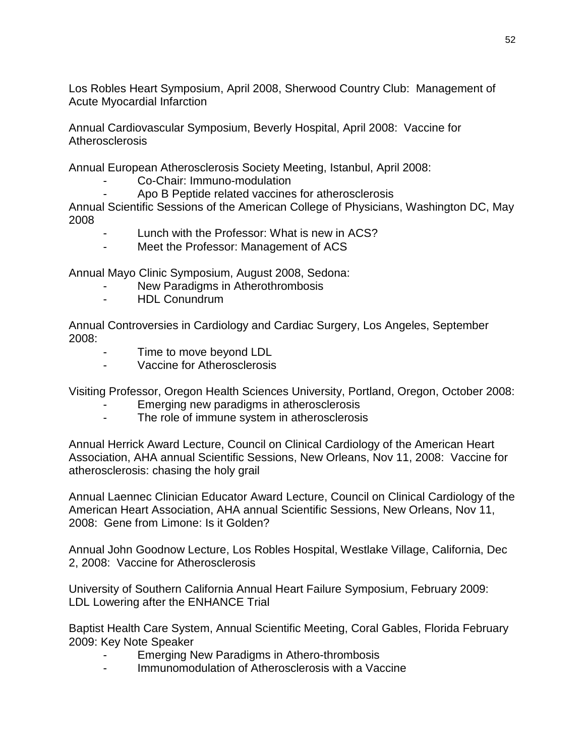Los Robles Heart Symposium, April 2008, Sherwood Country Club: Management of Acute Myocardial Infarction

Annual Cardiovascular Symposium, Beverly Hospital, April 2008: Vaccine for Atherosclerosis

Annual European Atherosclerosis Society Meeting, Istanbul, April 2008:
- Co-Chair: Immuno-modulation
- Apo B Peptide related vaccines for atherosclerosis

Annual Scientific Sessions of the American College of Physicians, Washington DC, May 2008
- Lunch with the Professor: What is new in ACS?
- Meet the Professor: Management of ACS

Annual Mayo Clinic Symposium, August 2008, Sedona:
- New Paradigms in Atherothrombosis
- HDL Conundrum

Annual Controversies in Cardiology and Cardiac Surgery, Los Angeles, September 2008:
- Time to move beyond LDL
- Vaccine for Atherosclerosis

Visiting Professor, Oregon Health Sciences University, Portland, Oregon, October 2008:
- Emerging new paradigms in atherosclerosis
- The role of immune system in atherosclerosis

Annual Herrick Award Lecture, Council on Clinical Cardiology of the American Heart Association, AHA annual Scientific Sessions, New Orleans, Nov 11, 2008: Vaccine for atherosclerosis: chasing the holy grail

Annual Laennec Clinician Educator Award Lecture, Council on Clinical Cardiology of the American Heart Association, AHA annual Scientific Sessions, New Orleans, Nov 11, 2008: Gene from Limone: Is it Golden?

Annual John Goodnow Lecture, Los Robles Hospital, Westlake Village, California, Dec 2, 2008: Vaccine for Atherosclerosis

University of Southern California Annual Heart Failure Symposium, February 2009: LDL Lowering after the ENHANCE Trial

Baptist Health Care System, Annual Scientific Meeting, Coral Gables, Florida February 2009: Key Note Speaker
- Emerging New Paradigms in Athero-thrombosis
- Immunomodulation of Atherosclerosis with a Vaccine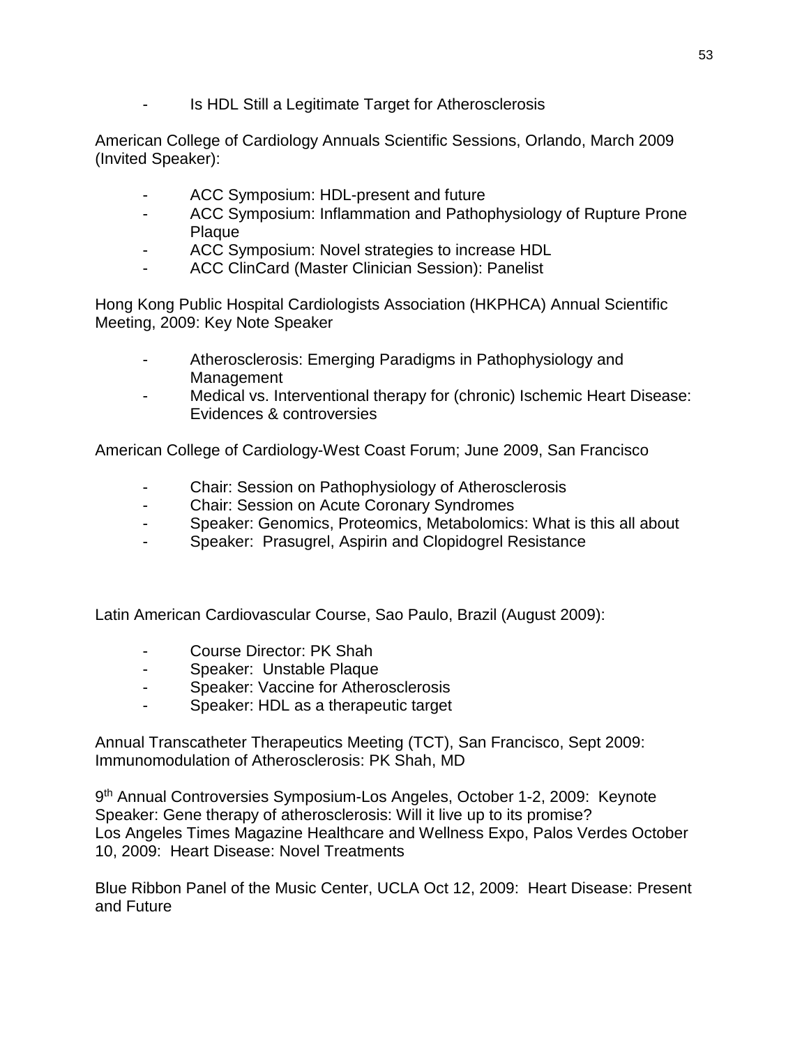- Is HDL Still a Legitimate Target for Atherosclerosis

American College of Cardiology Annuals Scientific Sessions, Orlando, March 2009 (Invited Speaker):

- ACC Symposium: HDL-present and future
- ACC Symposium: Inflammation and Pathophysiology of Rupture Prone Plaque
- ACC Symposium: Novel strategies to increase HDL
- ACC ClinCard (Master Clinician Session): Panelist

Hong Kong Public Hospital Cardiologists Association (HKPHCA) Annual Scientific Meeting, 2009: Key Note Speaker

- Atherosclerosis: Emerging Paradigms in Pathophysiology and Management
- Medical vs. Interventional therapy for (chronic) Ischemic Heart Disease: Evidences & controversies

American College of Cardiology-West Coast Forum; June 2009, San Francisco

- Chair: Session on Pathophysiology of Atherosclerosis
- Chair: Session on Acute Coronary Syndromes
- Speaker: Genomics, Proteomics, Metabolomics: What is this all about
- Speaker: Prasugrel, Aspirin and Clopidogrel Resistance

Latin American Cardiovascular Course, Sao Paulo, Brazil (August 2009):

- Course Director: PK Shah
- Speaker: Unstable Plaque
- Speaker: Vaccine for Atherosclerosis
- Speaker: HDL as a therapeutic target

Annual Transcatheter Therapeutics Meeting (TCT), San Francisco, Sept 2009: Immunomodulation of Atherosclerosis: PK Shah, MD

9th Annual Controversies Symposium-Los Angeles, October 1-2, 2009: Keynote Speaker: Gene therapy of atherosclerosis: Will it live up to its promise?
Los Angeles Times Magazine Healthcare and Wellness Expo, Palos Verdes October 10, 2009: Heart Disease: Novel Treatments

Blue Ribbon Panel of the Music Center, UCLA Oct 12, 2009: Heart Disease: Present and Future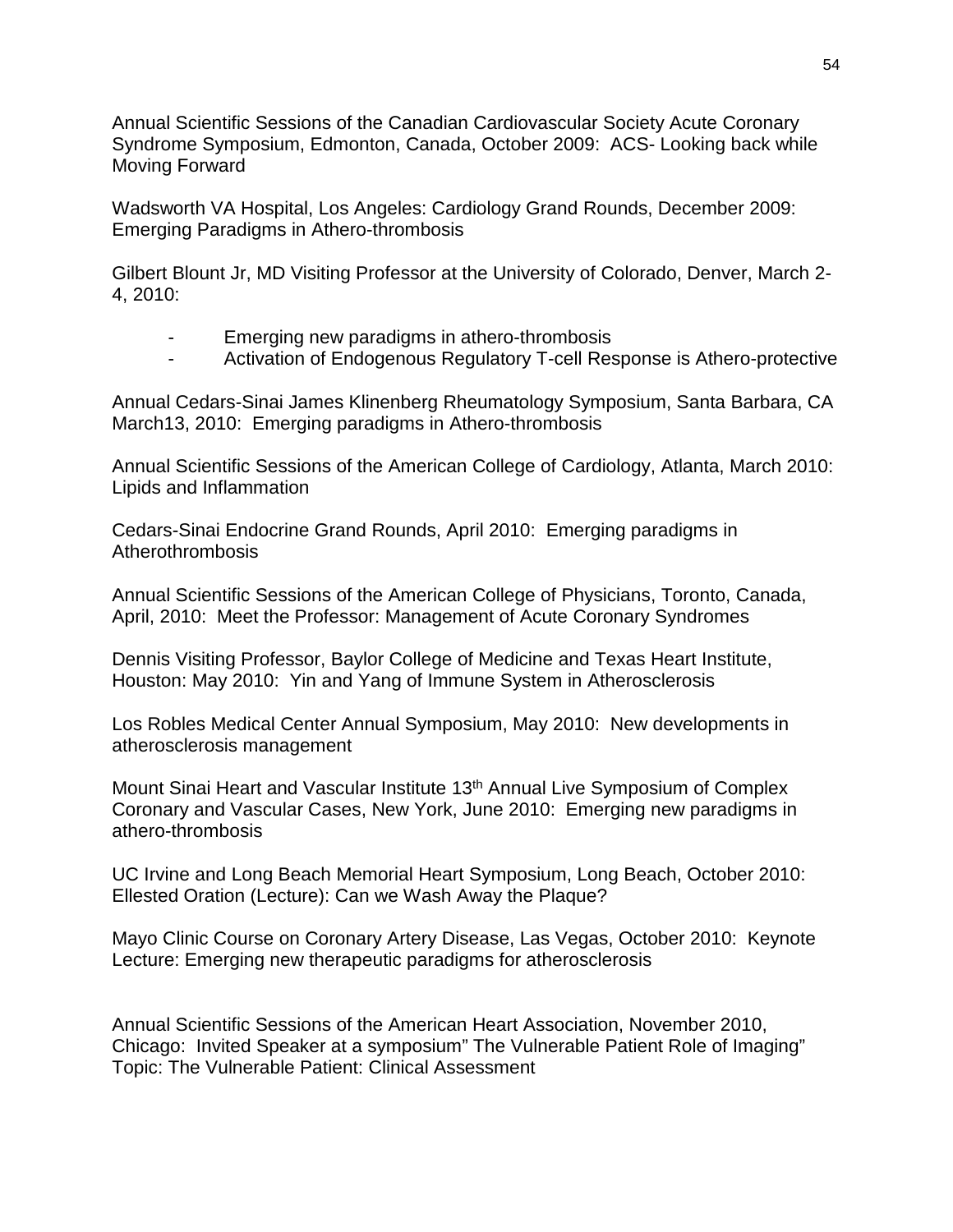Annual Scientific Sessions of the Canadian Cardiovascular Society Acute Coronary Syndrome Symposium, Edmonton, Canada, October 2009: ACS- Looking back while Moving Forward

Wadsworth VA Hospital, Los Angeles: Cardiology Grand Rounds, December 2009: Emerging Paradigms in Athero-thrombosis

Gilbert Blount Jr, MD Visiting Professor at the University of Colorado, Denver, March 2-4, 2010:

- Emerging new paradigms in athero-thrombosis
- Activation of Endogenous Regulatory T-cell Response is Athero-protective

Annual Cedars-Sinai James Klinenberg Rheumatology Symposium, Santa Barbara, CA March13, 2010: Emerging paradigms in Athero-thrombosis

Annual Scientific Sessions of the American College of Cardiology, Atlanta, March 2010: Lipids and Inflammation

Cedars-Sinai Endocrine Grand Rounds, April 2010: Emerging paradigms in Atherothrombosis

Annual Scientific Sessions of the American College of Physicians, Toronto, Canada, April, 2010: Meet the Professor: Management of Acute Coronary Syndromes

Dennis Visiting Professor, Baylor College of Medicine and Texas Heart Institute, Houston: May 2010: Yin and Yang of Immune System in Atherosclerosis

Los Robles Medical Center Annual Symposium, May 2010: New developments in atherosclerosis management

Mount Sinai Heart and Vascular Institute 13th Annual Live Symposium of Complex Coronary and Vascular Cases, New York, June 2010: Emerging new paradigms in athero-thrombosis

UC Irvine and Long Beach Memorial Heart Symposium, Long Beach, October 2010: Ellested Oration (Lecture): Can we Wash Away the Plaque?

Mayo Clinic Course on Coronary Artery Disease, Las Vegas, October 2010: Keynote Lecture: Emerging new therapeutic paradigms for atherosclerosis

Annual Scientific Sessions of the American Heart Association, November 2010, Chicago: Invited Speaker at a symposium" The Vulnerable Patient Role of Imaging" Topic: The Vulnerable Patient: Clinical Assessment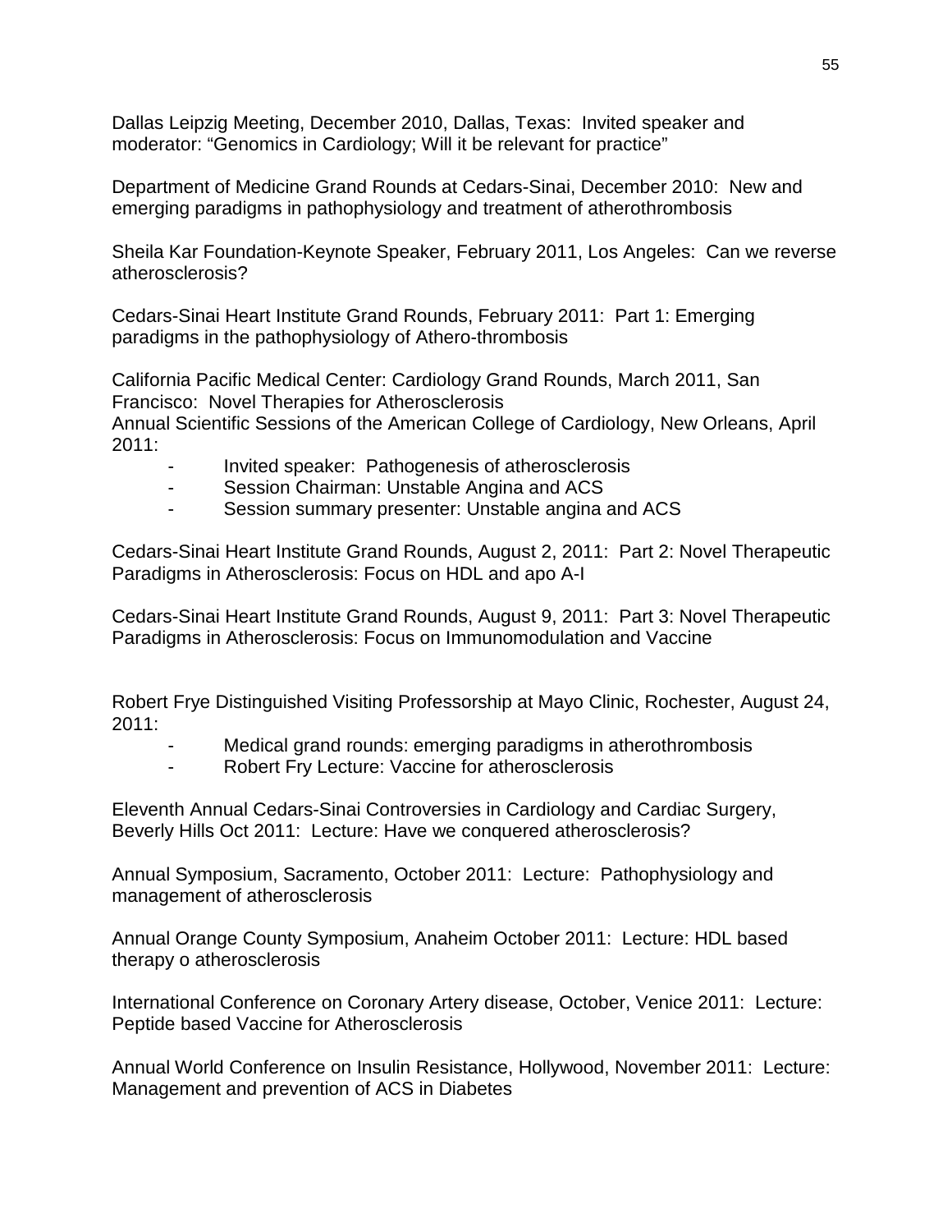Dallas Leipzig Meeting, December 2010, Dallas, Texas: Invited speaker and moderator: "Genomics in Cardiology; Will it be relevant for practice"

Department of Medicine Grand Rounds at Cedars-Sinai, December 2010: New and emerging paradigms in pathophysiology and treatment of atherothrombosis

Sheila Kar Foundation-Keynote Speaker, February 2011, Los Angeles: Can we reverse atherosclerosis?

Cedars-Sinai Heart Institute Grand Rounds, February 2011: Part 1: Emerging paradigms in the pathophysiology of Athero-thrombosis

California Pacific Medical Center: Cardiology Grand Rounds, March 2011, San Francisco: Novel Therapies for Atherosclerosis

Annual Scientific Sessions of the American College of Cardiology, New Orleans, April 2011:

- Invited speaker: Pathogenesis of atherosclerosis
- Session Chairman: Unstable Angina and ACS
- Session summary presenter: Unstable angina and ACS

Cedars-Sinai Heart Institute Grand Rounds, August 2, 2011: Part 2: Novel Therapeutic Paradigms in Atherosclerosis: Focus on HDL and apo A-I

Cedars-Sinai Heart Institute Grand Rounds, August 9, 2011: Part 3: Novel Therapeutic Paradigms in Atherosclerosis: Focus on Immunomodulation and Vaccine

Robert Frye Distinguished Visiting Professorship at Mayo Clinic, Rochester, August 24, 2011:

- Medical grand rounds: emerging paradigms in atherothrombosis
- Robert Fry Lecture: Vaccine for atherosclerosis

Eleventh Annual Cedars-Sinai Controversies in Cardiology and Cardiac Surgery, Beverly Hills Oct 2011: Lecture: Have we conquered atherosclerosis?

Annual Symposium, Sacramento, October 2011: Lecture: Pathophysiology and management of atherosclerosis

Annual Orange County Symposium, Anaheim October 2011: Lecture: HDL based therapy o atherosclerosis

International Conference on Coronary Artery disease, October, Venice 2011: Lecture: Peptide based Vaccine for Atherosclerosis

Annual World Conference on Insulin Resistance, Hollywood, November 2011: Lecture: Management and prevention of ACS in Diabetes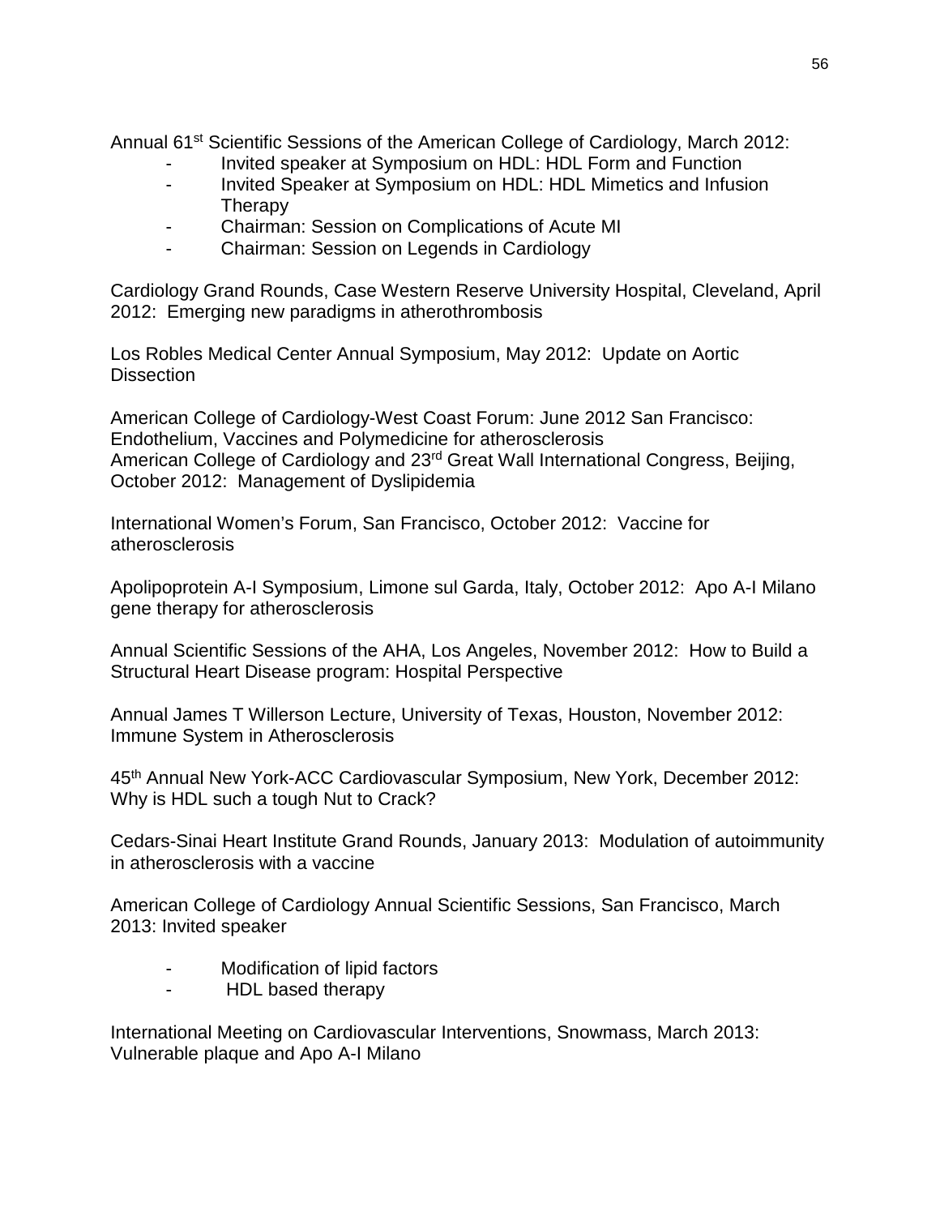Annual 61st Scientific Sessions of the American College of Cardiology, March 2012:

- Invited speaker at Symposium on HDL: HDL Form and Function
- Invited Speaker at Symposium on HDL: HDL Mimetics and Infusion Therapy
- Chairman: Session on Complications of Acute MI
- Chairman: Session on Legends in Cardiology

Cardiology Grand Rounds, Case Western Reserve University Hospital, Cleveland, April 2012: Emerging new paradigms in atherothrombosis

Los Robles Medical Center Annual Symposium, May 2012: Update on Aortic Dissection

American College of Cardiology-West Coast Forum: June 2012 San Francisco: Endothelium, Vaccines and Polymedicine for atherosclerosis
American College of Cardiology and 23rd Great Wall International Congress, Beijing, October 2012: Management of Dyslipidemia

International Women's Forum, San Francisco, October 2012: Vaccine for atherosclerosis

Apolipoprotein A-I Symposium, Limone sul Garda, Italy, October 2012: Apo A-I Milano gene therapy for atherosclerosis

Annual Scientific Sessions of the AHA, Los Angeles, November 2012: How to Build a Structural Heart Disease program: Hospital Perspective

Annual James T Willerson Lecture, University of Texas, Houston, November 2012: Immune System in Atherosclerosis

45th Annual New York-ACC Cardiovascular Symposium, New York, December 2012: Why is HDL such a tough Nut to Crack?

Cedars-Sinai Heart Institute Grand Rounds, January 2013: Modulation of autoimmunity in atherosclerosis with a vaccine

American College of Cardiology Annual Scientific Sessions, San Francisco, March 2013: Invited speaker

- Modification of lipid factors
- HDL based therapy

International Meeting on Cardiovascular Interventions, Snowmass, March 2013: Vulnerable plaque and Apo A-I Milano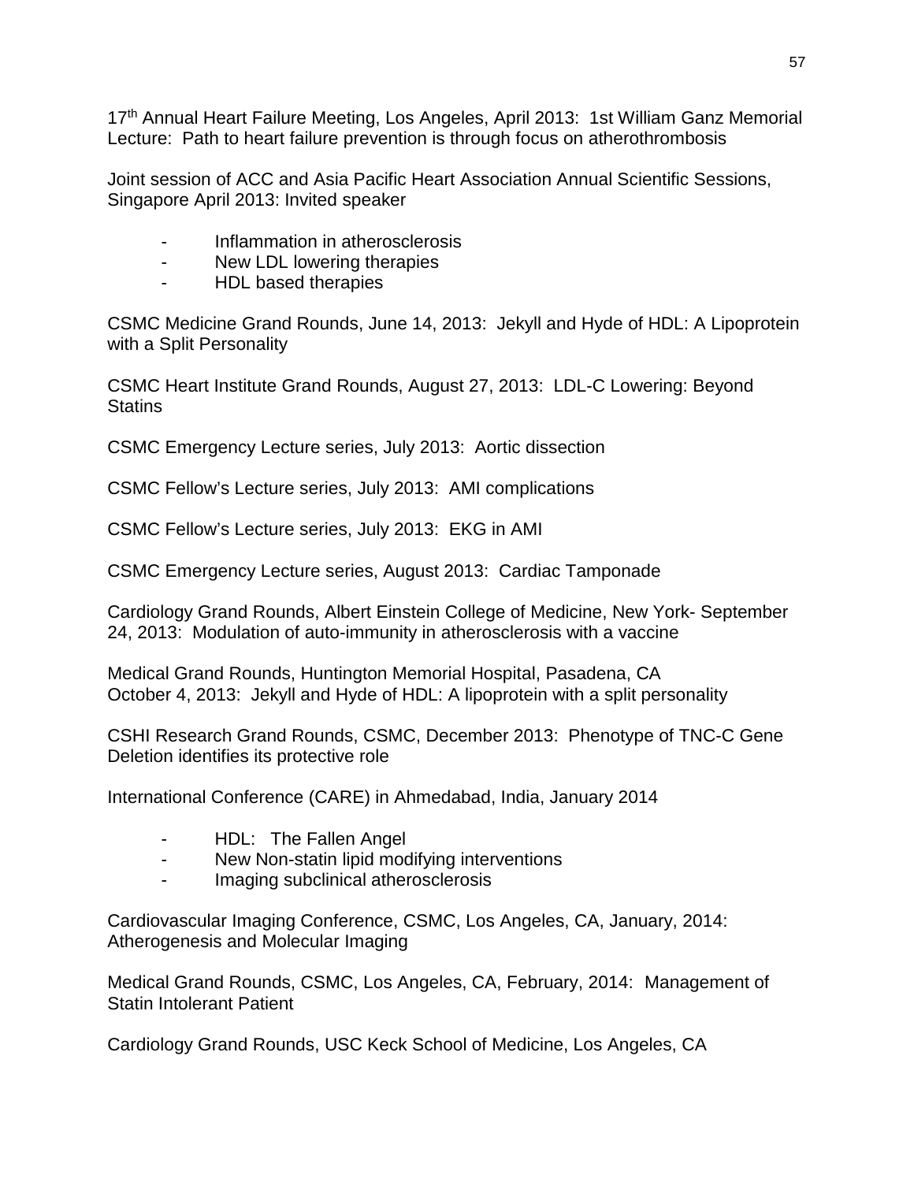17th Annual Heart Failure Meeting, Los Angeles, April 2013: 1st William Ganz Memorial Lecture: Path to heart failure prevention is through focus on atherothrombosis

Joint session of ACC and Asia Pacific Heart Association Annual Scientific Sessions, Singapore April 2013: Invited speaker

- Inflammation in atherosclerosis
- New LDL lowering therapies
- HDL based therapies

CSMC Medicine Grand Rounds, June 14, 2013: Jekyll and Hyde of HDL: A Lipoprotein with a Split Personality

CSMC Heart Institute Grand Rounds, August 27, 2013: LDL-C Lowering: Beyond Statins

CSMC Emergency Lecture series, July 2013: Aortic dissection

CSMC Fellow's Lecture series, July 2013: AMI complications

CSMC Fellow's Lecture series, July 2013: EKG in AMI

CSMC Emergency Lecture series, August 2013: Cardiac Tamponade

Cardiology Grand Rounds, Albert Einstein College of Medicine, New York- September 24, 2013: Modulation of auto-immunity in atherosclerosis with a vaccine

Medical Grand Rounds, Huntington Memorial Hospital, Pasadena, CA
October 4, 2013: Jekyll and Hyde of HDL: A lipoprotein with a split personality

CSHI Research Grand Rounds, CSMC, December 2013: Phenotype of TNC-C Gene Deletion identifies its protective role

International Conference (CARE) in Ahmedabad, India, January 2014

- HDL: The Fallen Angel
- New Non-statin lipid modifying interventions
- Imaging subclinical atherosclerosis

Cardiovascular Imaging Conference, CSMC, Los Angeles, CA, January, 2014: Atherogenesis and Molecular Imaging

Medical Grand Rounds, CSMC, Los Angeles, CA, February, 2014: Management of Statin Intolerant Patient

Cardiology Grand Rounds, USC Keck School of Medicine, Los Angeles, CA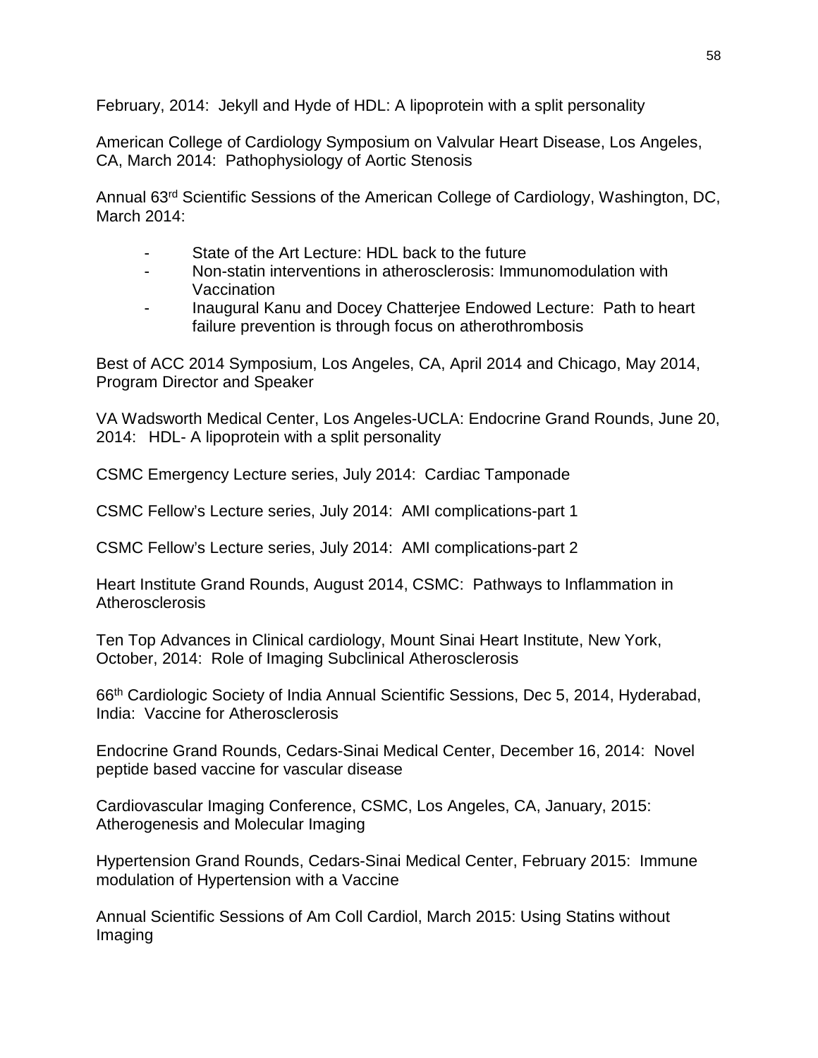February, 2014: Jekyll and Hyde of HDL: A lipoprotein with a split personality

American College of Cardiology Symposium on Valvular Heart Disease, Los Angeles, CA, March 2014: Pathophysiology of Aortic Stenosis

Annual 63rd Scientific Sessions of the American College of Cardiology, Washington, DC, March 2014:

- State of the Art Lecture: HDL back to the future
- Non-statin interventions in atherosclerosis: Immunomodulation with Vaccination
- Inaugural Kanu and Docey Chatterjee Endowed Lecture: Path to heart failure prevention is through focus on atherothrombosis

Best of ACC 2014 Symposium, Los Angeles, CA, April 2014 and Chicago, May 2014, Program Director and Speaker

VA Wadsworth Medical Center, Los Angeles-UCLA: Endocrine Grand Rounds, June 20, 2014: HDL- A lipoprotein with a split personality

CSMC Emergency Lecture series, July 2014: Cardiac Tamponade

CSMC Fellow's Lecture series, July 2014: AMI complications-part 1

CSMC Fellow's Lecture series, July 2014: AMI complications-part 2

Heart Institute Grand Rounds, August 2014, CSMC: Pathways to Inflammation in Atherosclerosis

Ten Top Advances in Clinical cardiology, Mount Sinai Heart Institute, New York, October, 2014: Role of Imaging Subclinical Atherosclerosis

66th Cardiologic Society of India Annual Scientific Sessions, Dec 5, 2014, Hyderabad, India: Vaccine for Atherosclerosis

Endocrine Grand Rounds, Cedars-Sinai Medical Center, December 16, 2014: Novel peptide based vaccine for vascular disease

Cardiovascular Imaging Conference, CSMC, Los Angeles, CA, January, 2015: Atherogenesis and Molecular Imaging

Hypertension Grand Rounds, Cedars-Sinai Medical Center, February 2015: Immune modulation of Hypertension with a Vaccine

Annual Scientific Sessions of Am Coll Cardiol, March 2015: Using Statins without Imaging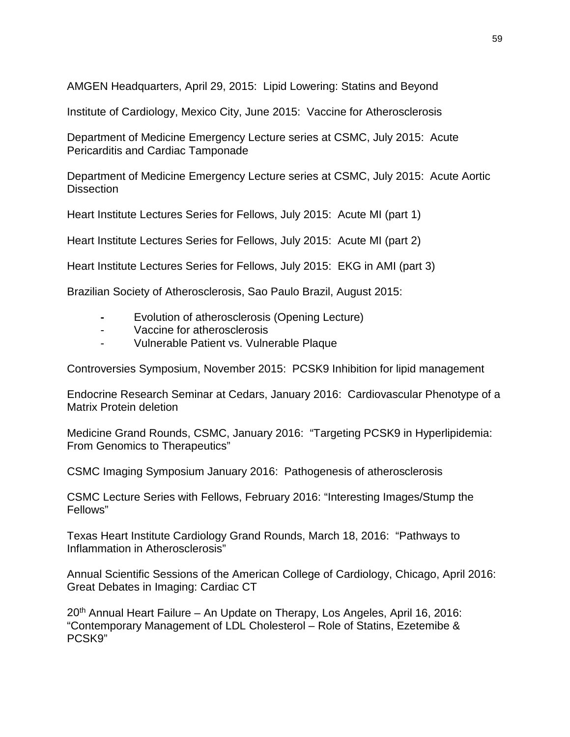AMGEN Headquarters, April 29, 2015: Lipid Lowering: Statins and Beyond

Institute of Cardiology, Mexico City, June 2015: Vaccine for Atherosclerosis

Department of Medicine Emergency Lecture series at CSMC, July 2015: Acute Pericarditis and Cardiac Tamponade

Department of Medicine Emergency Lecture series at CSMC, July 2015: Acute Aortic Dissection

Heart Institute Lectures Series for Fellows, July 2015: Acute MI (part 1)

Heart Institute Lectures Series for Fellows, July 2015: Acute MI (part 2)

Heart Institute Lectures Series for Fellows, July 2015: EKG in AMI (part 3)

Brazilian Society of Atherosclerosis, Sao Paulo Brazil, August 2015:

- Evolution of atherosclerosis (Opening Lecture)
- Vaccine for atherosclerosis
- Vulnerable Patient vs. Vulnerable Plaque

Controversies Symposium, November 2015: PCSK9 Inhibition for lipid management

Endocrine Research Seminar at Cedars, January 2016: Cardiovascular Phenotype of a Matrix Protein deletion

Medicine Grand Rounds, CSMC, January 2016: "Targeting PCSK9 in Hyperlipidemia: From Genomics to Therapeutics"

CSMC Imaging Symposium January 2016: Pathogenesis of atherosclerosis

CSMC Lecture Series with Fellows, February 2016: "Interesting Images/Stump the Fellows"

Texas Heart Institute Cardiology Grand Rounds, March 18, 2016: "Pathways to Inflammation in Atherosclerosis"

Annual Scientific Sessions of the American College of Cardiology, Chicago, April 2016: Great Debates in Imaging: Cardiac CT

20th Annual Heart Failure – An Update on Therapy, Los Angeles, April 16, 2016: "Contemporary Management of LDL Cholesterol – Role of Statins, Ezetemibe & PCSK9"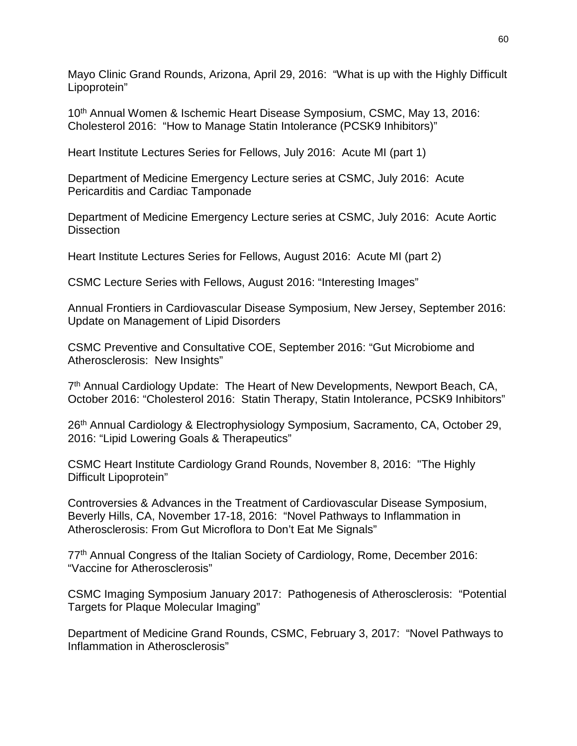Mayo Clinic Grand Rounds, Arizona, April 29, 2016: "What is up with the Highly Difficult Lipoprotein"

10th Annual Women & Ischemic Heart Disease Symposium, CSMC, May 13, 2016: Cholesterol 2016: "How to Manage Statin Intolerance (PCSK9 Inhibitors)"

Heart Institute Lectures Series for Fellows, July 2016: Acute MI (part 1)

Department of Medicine Emergency Lecture series at CSMC, July 2016: Acute Pericarditis and Cardiac Tamponade

Department of Medicine Emergency Lecture series at CSMC, July 2016: Acute Aortic Dissection

Heart Institute Lectures Series for Fellows, August 2016: Acute MI (part 2)

CSMC Lecture Series with Fellows, August 2016: "Interesting Images"

Annual Frontiers in Cardiovascular Disease Symposium, New Jersey, September 2016: Update on Management of Lipid Disorders

CSMC Preventive and Consultative COE, September 2016: "Gut Microbiome and Atherosclerosis: New Insights"

7th Annual Cardiology Update: The Heart of New Developments, Newport Beach, CA, October 2016: "Cholesterol 2016: Statin Therapy, Statin Intolerance, PCSK9 Inhibitors"

26th Annual Cardiology & Electrophysiology Symposium, Sacramento, CA, October 29, 2016: "Lipid Lowering Goals & Therapeutics"

CSMC Heart Institute Cardiology Grand Rounds, November 8, 2016: "The Highly Difficult Lipoprotein"

Controversies & Advances in the Treatment of Cardiovascular Disease Symposium, Beverly Hills, CA, November 17-18, 2016: "Novel Pathways to Inflammation in Atherosclerosis: From Gut Microflora to Don't Eat Me Signals"

77th Annual Congress of the Italian Society of Cardiology, Rome, December 2016: "Vaccine for Atherosclerosis"

CSMC Imaging Symposium January 2017: Pathogenesis of Atherosclerosis: "Potential Targets for Plaque Molecular Imaging"

Department of Medicine Grand Rounds, CSMC, February 3, 2017: "Novel Pathways to Inflammation in Atherosclerosis"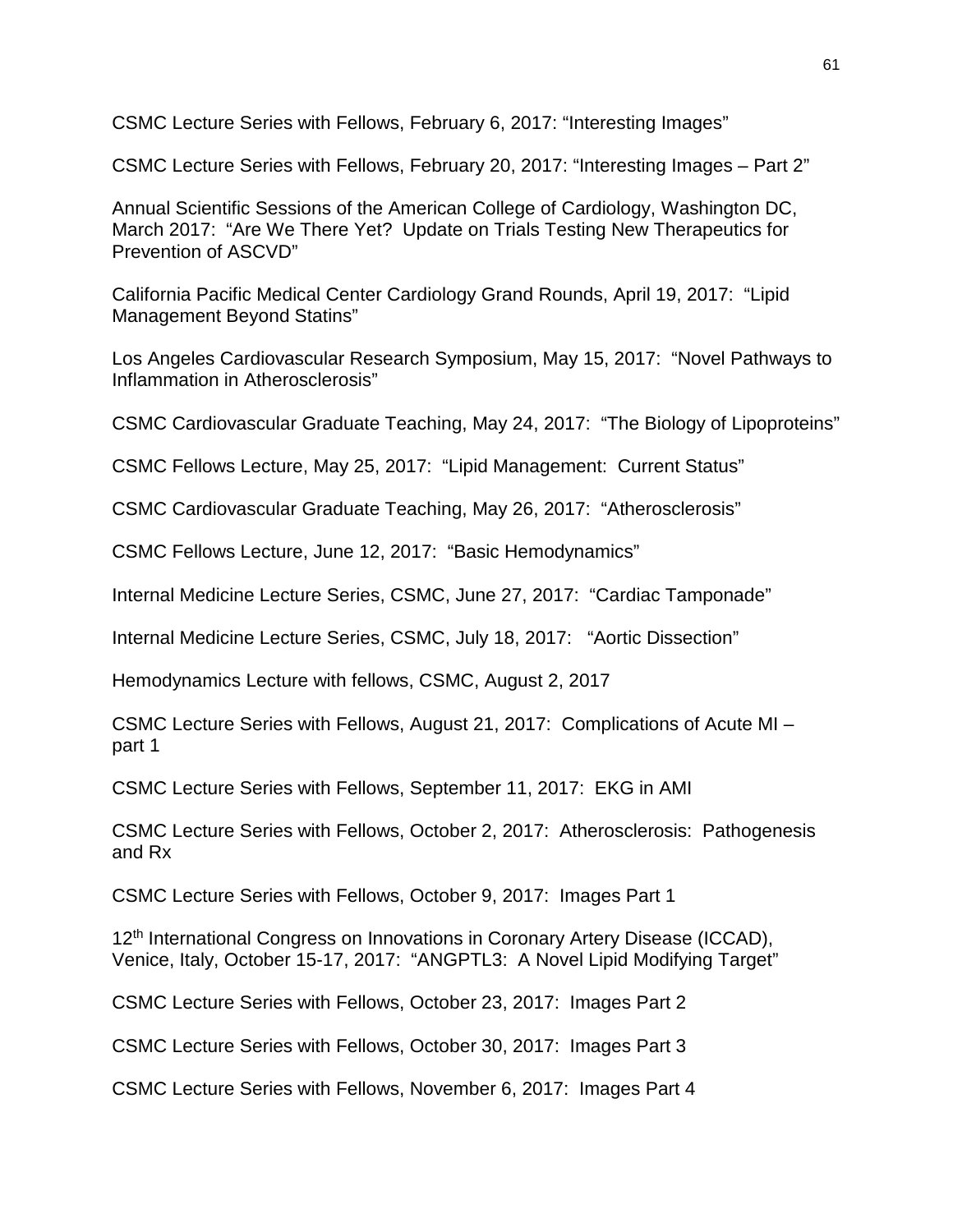CSMC Lecture Series with Fellows, February 6, 2017: "Interesting Images"

CSMC Lecture Series with Fellows, February 20, 2017: "Interesting Images – Part 2"

Annual Scientific Sessions of the American College of Cardiology, Washington DC, March 2017: "Are We There Yet? Update on Trials Testing New Therapeutics for Prevention of ASCVD"

California Pacific Medical Center Cardiology Grand Rounds, April 19, 2017: "Lipid Management Beyond Statins"

Los Angeles Cardiovascular Research Symposium, May 15, 2017: "Novel Pathways to Inflammation in Atherosclerosis"

CSMC Cardiovascular Graduate Teaching, May 24, 2017: "The Biology of Lipoproteins"

CSMC Fellows Lecture, May 25, 2017: "Lipid Management: Current Status"

CSMC Cardiovascular Graduate Teaching, May 26, 2017: "Atherosclerosis"

CSMC Fellows Lecture, June 12, 2017: "Basic Hemodynamics"

Internal Medicine Lecture Series, CSMC, June 27, 2017: "Cardiac Tamponade"

Internal Medicine Lecture Series, CSMC, July 18, 2017: "Aortic Dissection"

Hemodynamics Lecture with fellows, CSMC, August 2, 2017

CSMC Lecture Series with Fellows, August 21, 2017: Complications of Acute MI – part 1

CSMC Lecture Series with Fellows, September 11, 2017: EKG in AMI

CSMC Lecture Series with Fellows, October 2, 2017: Atherosclerosis: Pathogenesis and Rx

CSMC Lecture Series with Fellows, October 9, 2017: Images Part 1

12th International Congress on Innovations in Coronary Artery Disease (ICCAD), Venice, Italy, October 15-17, 2017: "ANGPTL3: A Novel Lipid Modifying Target"

CSMC Lecture Series with Fellows, October 23, 2017: Images Part 2

CSMC Lecture Series with Fellows, October 30, 2017: Images Part 3

CSMC Lecture Series with Fellows, November 6, 2017: Images Part 4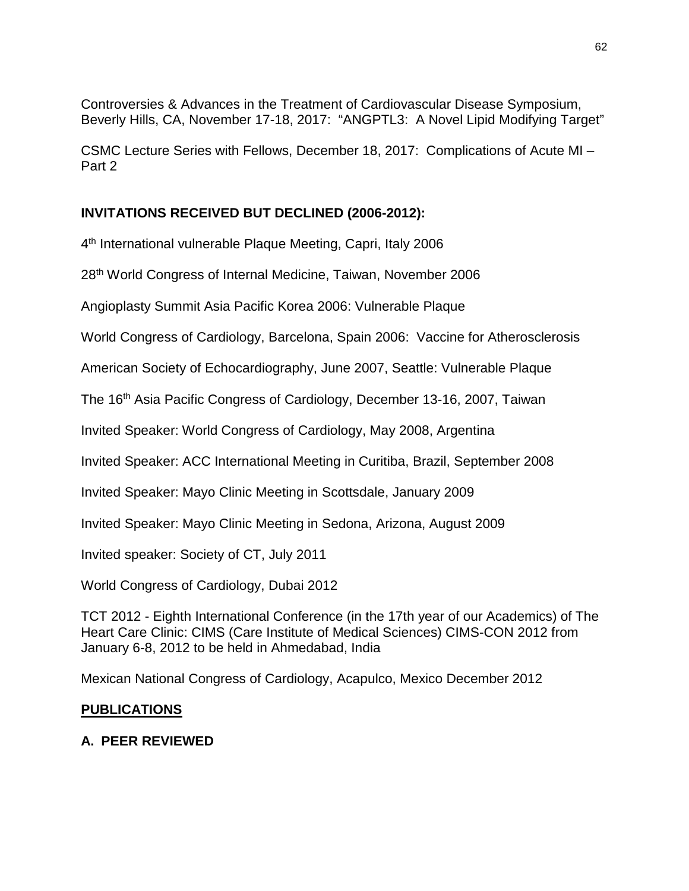Controversies & Advances in the Treatment of Cardiovascular Disease Symposium, Beverly Hills, CA, November 17-18, 2017: "ANGPTL3: A Novel Lipid Modifying Target"

CSMC Lecture Series with Fellows, December 18, 2017: Complications of Acute MI – Part 2

### INVITATIONS RECEIVED BUT DECLINED (2006-2012):

4th International vulnerable Plaque Meeting, Capri, Italy 2006

28th World Congress of Internal Medicine, Taiwan, November 2006

Angioplasty Summit Asia Pacific Korea 2006: Vulnerable Plaque

World Congress of Cardiology, Barcelona, Spain 2006: Vaccine for Atherosclerosis

American Society of Echocardiography, June 2007, Seattle: Vulnerable Plaque

The 16th Asia Pacific Congress of Cardiology, December 13-16, 2007, Taiwan

Invited Speaker: World Congress of Cardiology, May 2008, Argentina

Invited Speaker: ACC International Meeting in Curitiba, Brazil, September 2008

Invited Speaker: Mayo Clinic Meeting in Scottsdale, January 2009

Invited Speaker: Mayo Clinic Meeting in Sedona, Arizona, August 2009

Invited speaker: Society of CT, July 2011

World Congress of Cardiology, Dubai 2012

TCT 2012 - Eighth International Conference (in the 17th year of our Academics) of The Heart Care Clinic: CIMS (Care Institute of Medical Sciences) CIMS-CON 2012 from January 6-8, 2012 to be held in Ahmedabad, India

Mexican National Congress of Cardiology, Acapulco, Mexico December 2012

## PUBLICATIONS

### A. PEER REVIEWED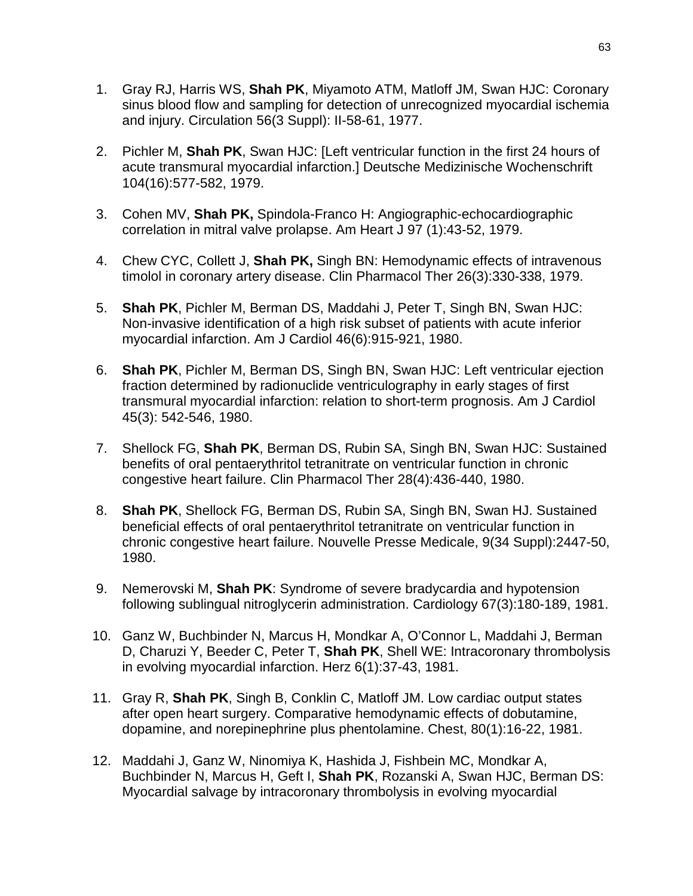1. Gray RJ, Harris WS, **Shah PK**, Miyamoto ATM, Matloff JM, Swan HJC: Coronary sinus blood flow and sampling for detection of unrecognized myocardial ischemia and injury. Circulation 56(3 Suppl): II-58-61, 1977.

2. Pichler M, **Shah PK**, Swan HJC: [Left ventricular function in the first 24 hours of acute transmural myocardial infarction.] Deutsche Medizinische Wochenschrift 104(16):577-582, 1979.

3. Cohen MV, **Shah PK,** Spindola-Franco H: Angiographic-echocardiographic correlation in mitral valve prolapse. Am Heart J 97 (1):43-52, 1979.

4. Chew CYC, Collett J, **Shah PK,** Singh BN: Hemodynamic effects of intravenous timolol in coronary artery disease. Clin Pharmacol Ther 26(3):330-338, 1979.

5. **Shah PK**, Pichler M, Berman DS, Maddahi J, Peter T, Singh BN, Swan HJC: Non-invasive identification of a high risk subset of patients with acute inferior myocardial infarction. Am J Cardiol 46(6):915-921, 1980.

6. **Shah PK**, Pichler M, Berman DS, Singh BN, Swan HJC: Left ventricular ejection fraction determined by radionuclide ventriculography in early stages of first transmural myocardial infarction: relation to short-term prognosis. Am J Cardiol 45(3): 542-546, 1980.

7. Shellock FG, **Shah PK**, Berman DS, Rubin SA, Singh BN, Swan HJC: Sustained benefits of oral pentaerythritol tetranitrate on ventricular function in chronic congestive heart failure. Clin Pharmacol Ther 28(4):436-440, 1980.

8. **Shah PK**, Shellock FG, Berman DS, Rubin SA, Singh BN, Swan HJ. Sustained beneficial effects of oral pentaerythritol tetranitrate on ventricular function in chronic congestive heart failure. Nouvelle Presse Medicale, 9(34 Suppl):2447-50, 1980.

9. Nemerovski M, **Shah PK**: Syndrome of severe bradycardia and hypotension following sublingual nitroglycerin administration. Cardiology 67(3):180-189, 1981.

10. Ganz W, Buchbinder N, Marcus H, Mondkar A, O'Connor L, Maddahi J, Berman D, Charuzi Y, Beeder C, Peter T, **Shah PK**, Shell WE: Intracoronary thrombolysis in evolving myocardial infarction. Herz 6(1):37-43, 1981.

11. Gray R, **Shah PK**, Singh B, Conklin C, Matloff JM. Low cardiac output states after open heart surgery. Comparative hemodynamic effects of dobutamine, dopamine, and norepinephrine plus phentolamine. Chest, 80(1):16-22, 1981.

12. Maddahi J, Ganz W, Ninomiya K, Hashida J, Fishbein MC, Mondkar A, Buchbinder N, Marcus H, Geft I, **Shah PK**, Rozanski A, Swan HJC, Berman DS: Myocardial salvage by intracoronary thrombolysis in evolving myocardial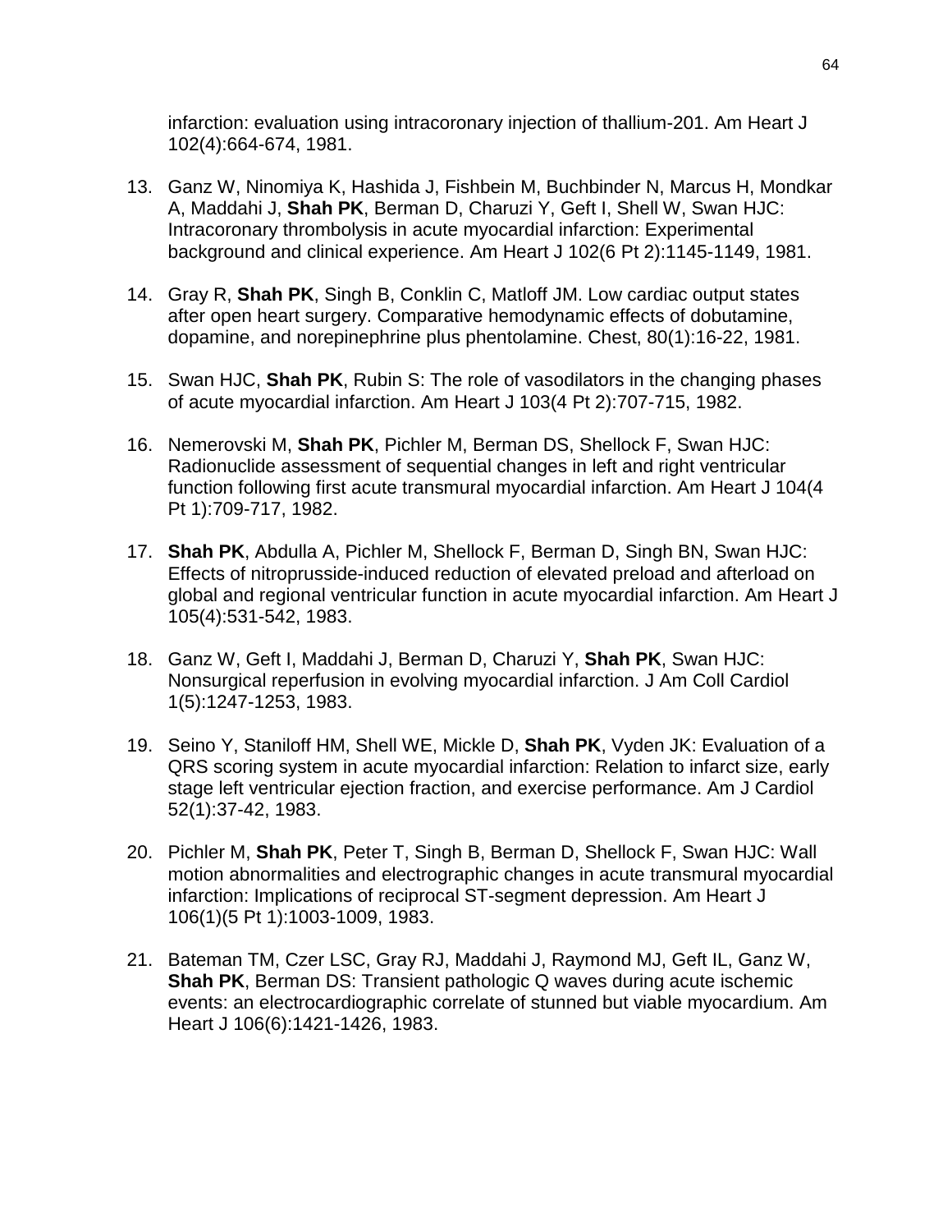infarction: evaluation using intracoronary injection of thallium-201. Am Heart J 102(4):664-674, 1981.

13. Ganz W, Ninomiya K, Hashida J, Fishbein M, Buchbinder N, Marcus H, Mondkar A, Maddahi J, **Shah PK**, Berman D, Charuzi Y, Geft I, Shell W, Swan HJC: Intracoronary thrombolysis in acute myocardial infarction: Experimental background and clinical experience. Am Heart J 102(6 Pt 2):1145-1149, 1981.

14. Gray R, **Shah PK**, Singh B, Conklin C, Matloff JM. Low cardiac output states after open heart surgery. Comparative hemodynamic effects of dobutamine, dopamine, and norepinephrine plus phentolamine. Chest, 80(1):16-22, 1981.

15. Swan HJC, **Shah PK**, Rubin S: The role of vasodilators in the changing phases of acute myocardial infarction. Am Heart J 103(4 Pt 2):707-715, 1982.

16. Nemerovski M, **Shah PK**, Pichler M, Berman DS, Shellock F, Swan HJC: Radionuclide assessment of sequential changes in left and right ventricular function following first acute transmural myocardial infarction. Am Heart J 104(4 Pt 1):709-717, 1982.

17. **Shah PK**, Abdulla A, Pichler M, Shellock F, Berman D, Singh BN, Swan HJC: Effects of nitroprusside-induced reduction of elevated preload and afterload on global and regional ventricular function in acute myocardial infarction. Am Heart J 105(4):531-542, 1983.

18. Ganz W, Geft I, Maddahi J, Berman D, Charuzi Y, **Shah PK**, Swan HJC: Nonsurgical reperfusion in evolving myocardial infarction. J Am Coll Cardiol 1(5):1247-1253, 1983.

19. Seino Y, Staniloff HM, Shell WE, Mickle D, **Shah PK**, Vyden JK: Evaluation of a QRS scoring system in acute myocardial infarction: Relation to infarct size, early stage left ventricular ejection fraction, and exercise performance. Am J Cardiol 52(1):37-42, 1983.

20. Pichler M, **Shah PK**, Peter T, Singh B, Berman D, Shellock F, Swan HJC: Wall motion abnormalities and electrographic changes in acute transmural myocardial infarction: Implications of reciprocal ST-segment depression. Am Heart J 106(1)(5 Pt 1):1003-1009, 1983.

21. Bateman TM, Czer LSC, Gray RJ, Maddahi J, Raymond MJ, Geft IL, Ganz W, **Shah PK**, Berman DS: Transient pathologic Q waves during acute ischemic events: an electrocardiographic correlate of stunned but viable myocardium. Am Heart J 106(6):1421-1426, 1983.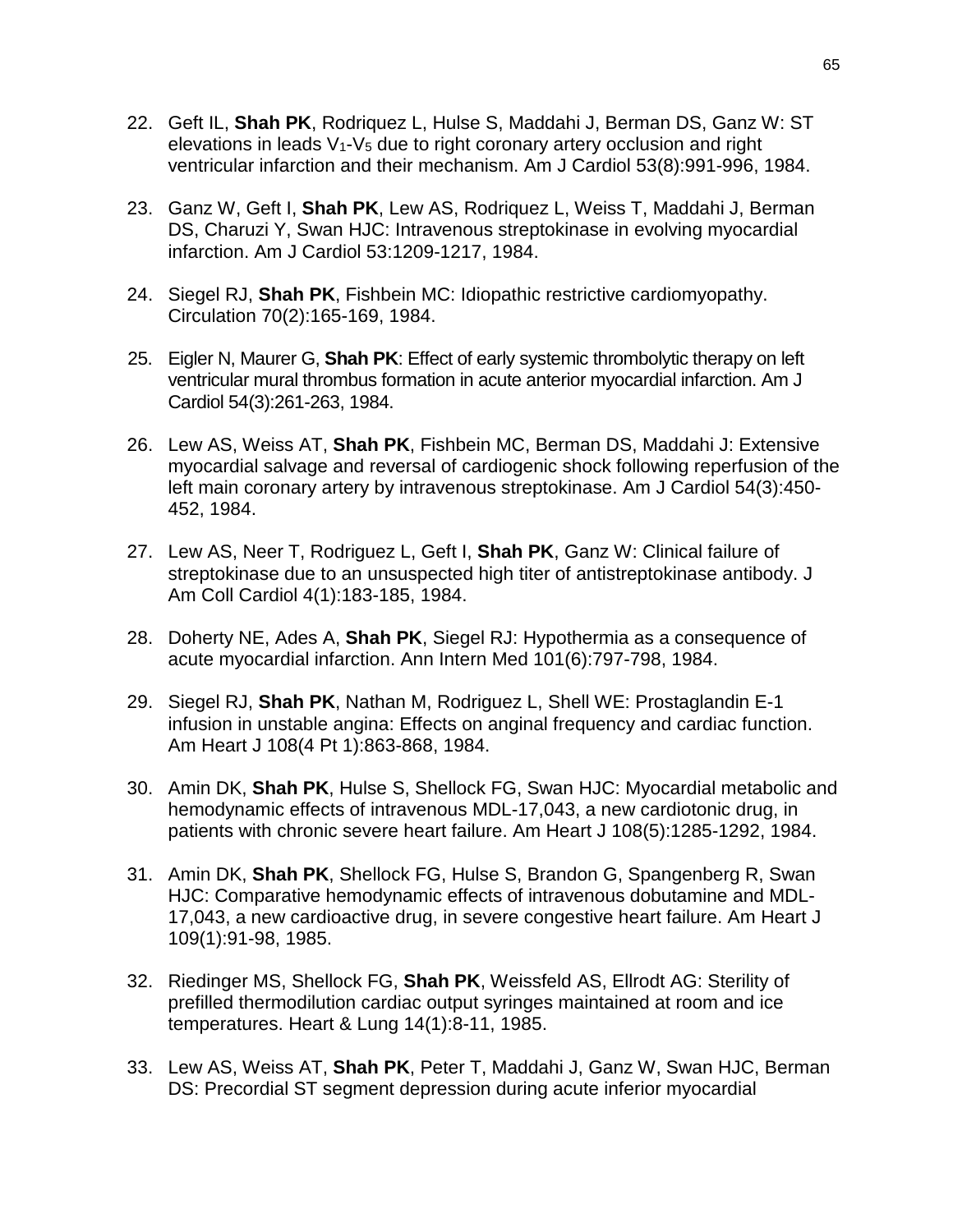22. Geft IL, **Shah PK**, Rodriquez L, Hulse S, Maddahi J, Berman DS, Ganz W: ST elevations in leads $V_1$-$V_5$ due to right coronary artery occlusion and right ventricular infarction and their mechanism. Am J Cardiol 53(8):991-996, 1984.

23. Ganz W, Geft I, **Shah PK**, Lew AS, Rodriquez L, Weiss T, Maddahi J, Berman DS, Charuzi Y, Swan HJC: Intravenous streptokinase in evolving myocardial infarction. Am J Cardiol 53:1209-1217, 1984.

24. Siegel RJ, **Shah PK**, Fishbein MC: Idiopathic restrictive cardiomyopathy. Circulation 70(2):165-169, 1984.

25. Eigler N, Maurer G, **Shah PK**: Effect of early systemic thrombolytic therapy on left ventricular mural thrombus formation in acute anterior myocardial infarction. Am J Cardiol 54(3):261-263, 1984.

26. Lew AS, Weiss AT, **Shah PK**, Fishbein MC, Berman DS, Maddahi J: Extensive myocardial salvage and reversal of cardiogenic shock following reperfusion of the left main coronary artery by intravenous streptokinase. Am J Cardiol 54(3):450-452, 1984.

27. Lew AS, Neer T, Rodriguez L, Geft I, **Shah PK**, Ganz W: Clinical failure of streptokinase due to an unsuspected high titer of antistreptokinase antibody. J Am Coll Cardiol 4(1):183-185, 1984.

28. Doherty NE, Ades A, **Shah PK**, Siegel RJ: Hypothermia as a consequence of acute myocardial infarction. Ann Intern Med 101(6):797-798, 1984.

29. Siegel RJ, **Shah PK**, Nathan M, Rodriguez L, Shell WE: Prostaglandin E-1 infusion in unstable angina: Effects on anginal frequency and cardiac function. Am Heart J 108(4 Pt 1):863-868, 1984.

30. Amin DK, **Shah PK**, Hulse S, Shellock FG, Swan HJC: Myocardial metabolic and hemodynamic effects of intravenous MDL-17,043, a new cardiotonic drug, in patients with chronic severe heart failure. Am Heart J 108(5):1285-1292, 1984.

31. Amin DK, **Shah PK**, Shellock FG, Hulse S, Brandon G, Spangenberg R, Swan HJC: Comparative hemodynamic effects of intravenous dobutamine and MDL-17,043, a new cardioactive drug, in severe congestive heart failure. Am Heart J 109(1):91-98, 1985.

32. Riedinger MS, Shellock FG, **Shah PK**, Weissfeld AS, Ellrodt AG: Sterility of prefilled thermodilution cardiac output syringes maintained at room and ice temperatures. Heart & Lung 14(1):8-11, 1985.

33. Lew AS, Weiss AT, **Shah PK**, Peter T, Maddahi J, Ganz W, Swan HJC, Berman DS: Precordial ST segment depression during acute inferior myocardial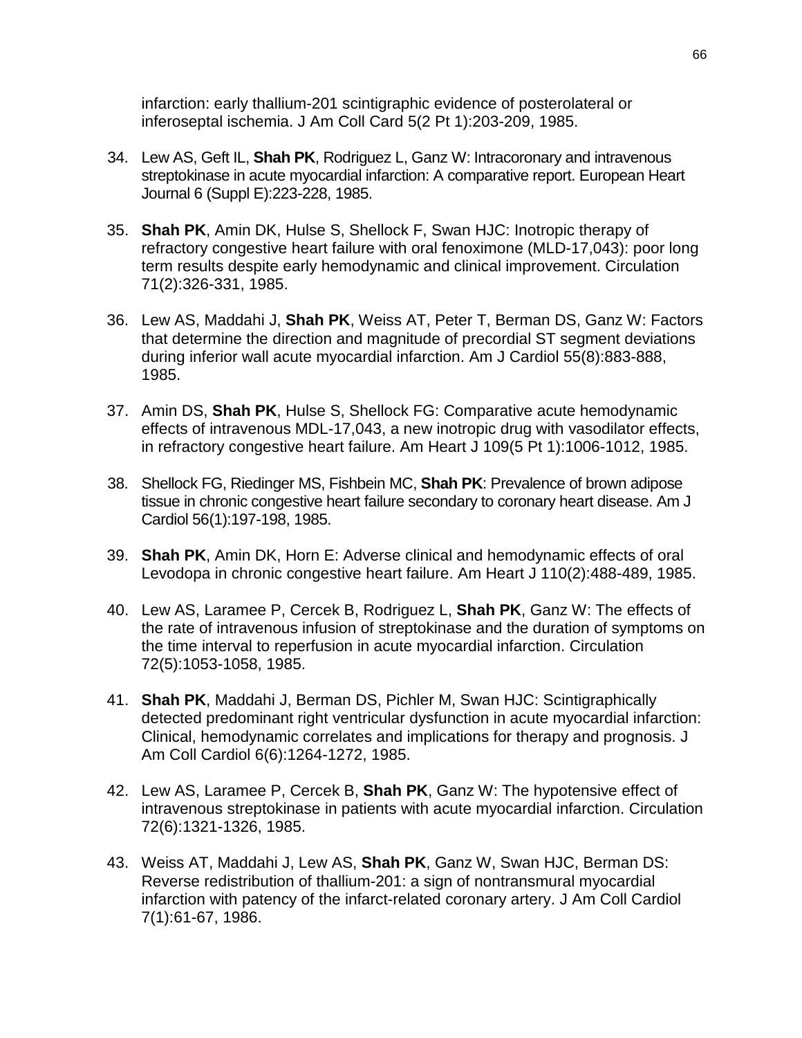infarction: early thallium-201 scintigraphic evidence of posterolateral or inferoseptal ischemia. J Am Coll Card 5(2 Pt 1):203-209, 1985.

34. Lew AS, Geft IL, **Shah PK**, Rodriguez L, Ganz W: Intracoronary and intravenous streptokinase in acute myocardial infarction: A comparative report. European Heart Journal 6 (Suppl E):223-228, 1985.

35. **Shah PK**, Amin DK, Hulse S, Shellock F, Swan HJC: Inotropic therapy of refractory congestive heart failure with oral fenoximone (MLD-17,043): poor long term results despite early hemodynamic and clinical improvement. Circulation 71(2):326-331, 1985.

36. Lew AS, Maddahi J, **Shah PK**, Weiss AT, Peter T, Berman DS, Ganz W: Factors that determine the direction and magnitude of precordial ST segment deviations during inferior wall acute myocardial infarction. Am J Cardiol 55(8):883-888, 1985.

37. Amin DS, **Shah PK**, Hulse S, Shellock FG: Comparative acute hemodynamic effects of intravenous MDL-17,043, a new inotropic drug with vasodilator effects, in refractory congestive heart failure. Am Heart J 109(5 Pt 1):1006-1012, 1985.

38. Shellock FG, Riedinger MS, Fishbein MC, **Shah PK**: Prevalence of brown adipose tissue in chronic congestive heart failure secondary to coronary heart disease. Am J Cardiol 56(1):197-198, 1985.

39. **Shah PK**, Amin DK, Horn E: Adverse clinical and hemodynamic effects of oral Levodopa in chronic congestive heart failure. Am Heart J 110(2):488-489, 1985.

40. Lew AS, Laramee P, Cercek B, Rodriguez L, **Shah PK**, Ganz W: The effects of the rate of intravenous infusion of streptokinase and the duration of symptoms on the time interval to reperfusion in acute myocardial infarction. Circulation 72(5):1053-1058, 1985.

41. **Shah PK**, Maddahi J, Berman DS, Pichler M, Swan HJC: Scintigraphically detected predominant right ventricular dysfunction in acute myocardial infarction: Clinical, hemodynamic correlates and implications for therapy and prognosis. J Am Coll Cardiol 6(6):1264-1272, 1985.

42. Lew AS, Laramee P, Cercek B, **Shah PK**, Ganz W: The hypotensive effect of intravenous streptokinase in patients with acute myocardial infarction. Circulation 72(6):1321-1326, 1985.

43. Weiss AT, Maddahi J, Lew AS, **Shah PK**, Ganz W, Swan HJC, Berman DS: Reverse redistribution of thallium-201: a sign of nontransmural myocardial infarction with patency of the infarct-related coronary artery. J Am Coll Cardiol 7(1):61-67, 1986.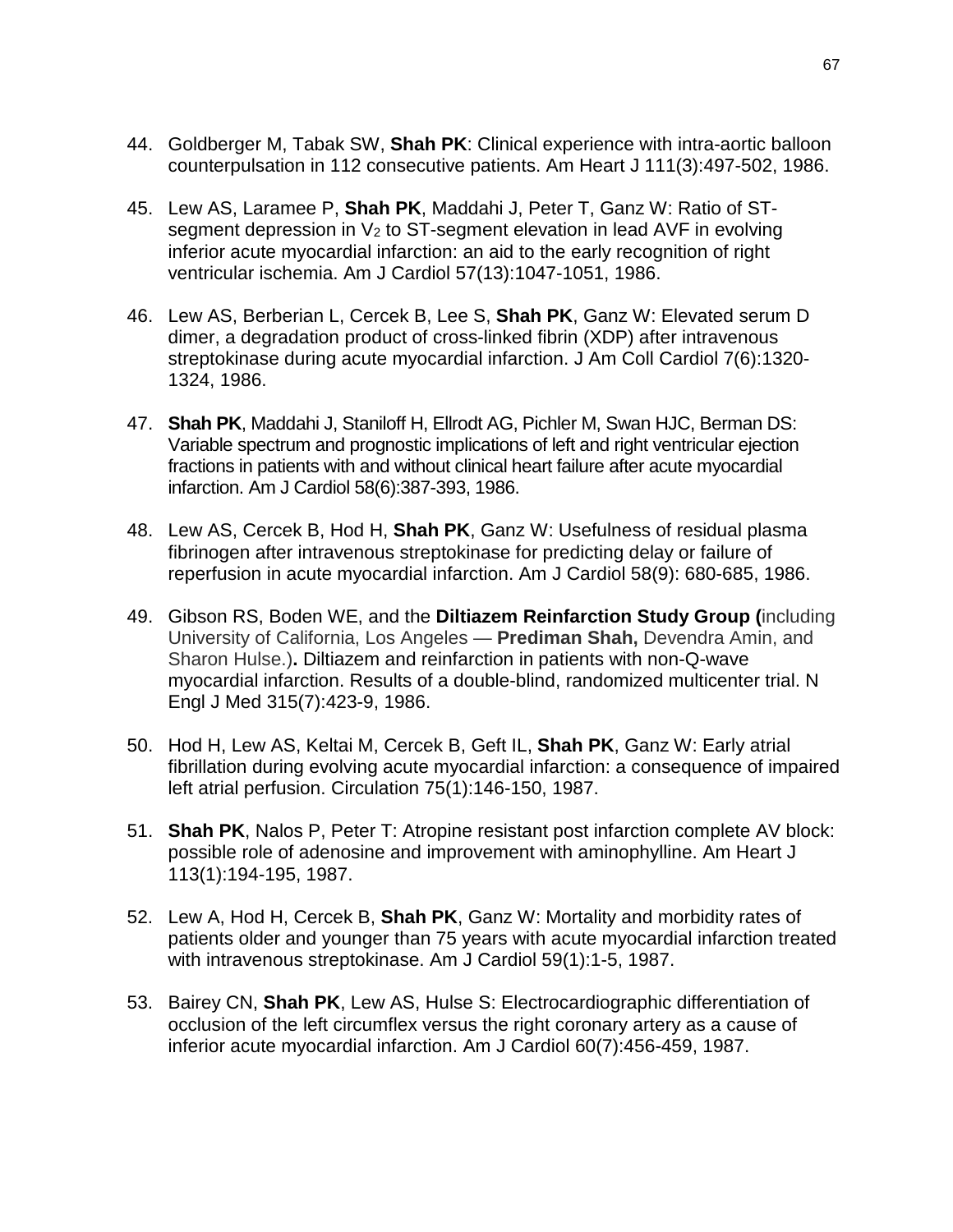44. Goldberger M, Tabak SW, **Shah PK**: Clinical experience with intra-aortic balloon counterpulsation in 112 consecutive patients. Am Heart J 111(3):497-502, 1986.

45. Lew AS, Laramee P, **Shah PK**, Maddahi J, Peter T, Ganz W: Ratio of ST-segment depression in $V_2$ to ST-segment elevation in lead AVF in evolving inferior acute myocardial infarction: an aid to the early recognition of right ventricular ischemia. Am J Cardiol 57(13):1047-1051, 1986.

46. Lew AS, Berberian L, Cercek B, Lee S, **Shah PK**, Ganz W: Elevated serum D dimer, a degradation product of cross-linked fibrin (XDP) after intravenous streptokinase during acute myocardial infarction. J Am Coll Cardiol 7(6):1320-1324, 1986.

47. **Shah PK**, Maddahi J, Staniloff H, Ellrodt AG, Pichler M, Swan HJC, Berman DS: Variable spectrum and prognostic implications of left and right ventricular ejection fractions in patients with and without clinical heart failure after acute myocardial infarction. Am J Cardiol 58(6):387-393, 1986.

48. Lew AS, Cercek B, Hod H, **Shah PK**, Ganz W: Usefulness of residual plasma fibrinogen after intravenous streptokinase for predicting delay or failure of reperfusion in acute myocardial infarction. Am J Cardiol 58(9): 680-685, 1986.

49. Gibson RS, Boden WE, and the **Diltiazem Reinfarction Study Group (**including University of California, Los Angeles — **Prediman Shah,** Devendra Amin, and Sharon Hulse.)**.** Diltiazem and reinfarction in patients with non-Q-wave myocardial infarction. Results of a double-blind, randomized multicenter trial. N Engl J Med 315(7):423-9, 1986.

50. Hod H, Lew AS, Keltai M, Cercek B, Geft IL, **Shah PK**, Ganz W: Early atrial fibrillation during evolving acute myocardial infarction: a consequence of impaired left atrial perfusion. Circulation 75(1):146-150, 1987.

51. **Shah PK**, Nalos P, Peter T: Atropine resistant post infarction complete AV block: possible role of adenosine and improvement with aminophylline. Am Heart J 113(1):194-195, 1987.

52. Lew A, Hod H, Cercek B, **Shah PK**, Ganz W: Mortality and morbidity rates of patients older and younger than 75 years with acute myocardial infarction treated with intravenous streptokinase. Am J Cardiol 59(1):1-5, 1987.

53. Bairey CN, **Shah PK**, Lew AS, Hulse S: Electrocardiographic differentiation of occlusion of the left circumflex versus the right coronary artery as a cause of inferior acute myocardial infarction. Am J Cardiol 60(7):456-459, 1987.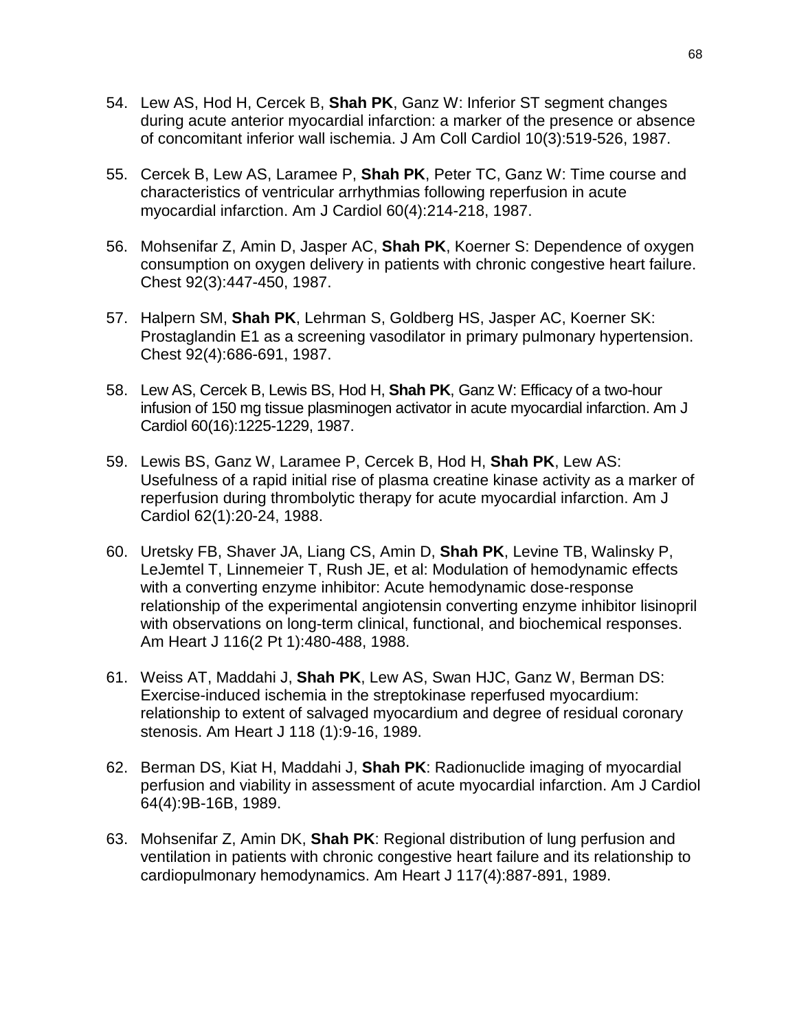54. Lew AS, Hod H, Cercek B, **Shah PK**, Ganz W: Inferior ST segment changes during acute anterior myocardial infarction: a marker of the presence or absence of concomitant inferior wall ischemia. J Am Coll Cardiol 10(3):519-526, 1987.

55. Cercek B, Lew AS, Laramee P, **Shah PK**, Peter TC, Ganz W: Time course and characteristics of ventricular arrhythmias following reperfusion in acute myocardial infarction. Am J Cardiol 60(4):214-218, 1987.

56. Mohsenifar Z, Amin D, Jasper AC, **Shah PK**, Koerner S: Dependence of oxygen consumption on oxygen delivery in patients with chronic congestive heart failure. Chest 92(3):447-450, 1987.

57. Halpern SM, **Shah PK**, Lehrman S, Goldberg HS, Jasper AC, Koerner SK: Prostaglandin E1 as a screening vasodilator in primary pulmonary hypertension. Chest 92(4):686-691, 1987.

58. Lew AS, Cercek B, Lewis BS, Hod H, **Shah PK**, Ganz W: Efficacy of a two-hour infusion of 150 mg tissue plasminogen activator in acute myocardial infarction. Am J Cardiol 60(16):1225-1229, 1987.

59. Lewis BS, Ganz W, Laramee P, Cercek B, Hod H, **Shah PK**, Lew AS: Usefulness of a rapid initial rise of plasma creatine kinase activity as a marker of reperfusion during thrombolytic therapy for acute myocardial infarction. Am J Cardiol 62(1):20-24, 1988.

60. Uretsky FB, Shaver JA, Liang CS, Amin D, **Shah PK**, Levine TB, Walinsky P, LeJemtel T, Linnemeier T, Rush JE, et al: Modulation of hemodynamic effects with a converting enzyme inhibitor: Acute hemodynamic dose-response relationship of the experimental angiotensin converting enzyme inhibitor lisinopril with observations on long-term clinical, functional, and biochemical responses. Am Heart J 116(2 Pt 1):480-488, 1988.

61. Weiss AT, Maddahi J, **Shah PK**, Lew AS, Swan HJC, Ganz W, Berman DS: Exercise-induced ischemia in the streptokinase reperfused myocardium: relationship to extent of salvaged myocardium and degree of residual coronary stenosis. Am Heart J 118 (1):9-16, 1989.

62. Berman DS, Kiat H, Maddahi J, **Shah PK**: Radionuclide imaging of myocardial perfusion and viability in assessment of acute myocardial infarction. Am J Cardiol 64(4):9B-16B, 1989.

63. Mohsenifar Z, Amin DK, **Shah PK**: Regional distribution of lung perfusion and ventilation in patients with chronic congestive heart failure and its relationship to cardiopulmonary hemodynamics. Am Heart J 117(4):887-891, 1989.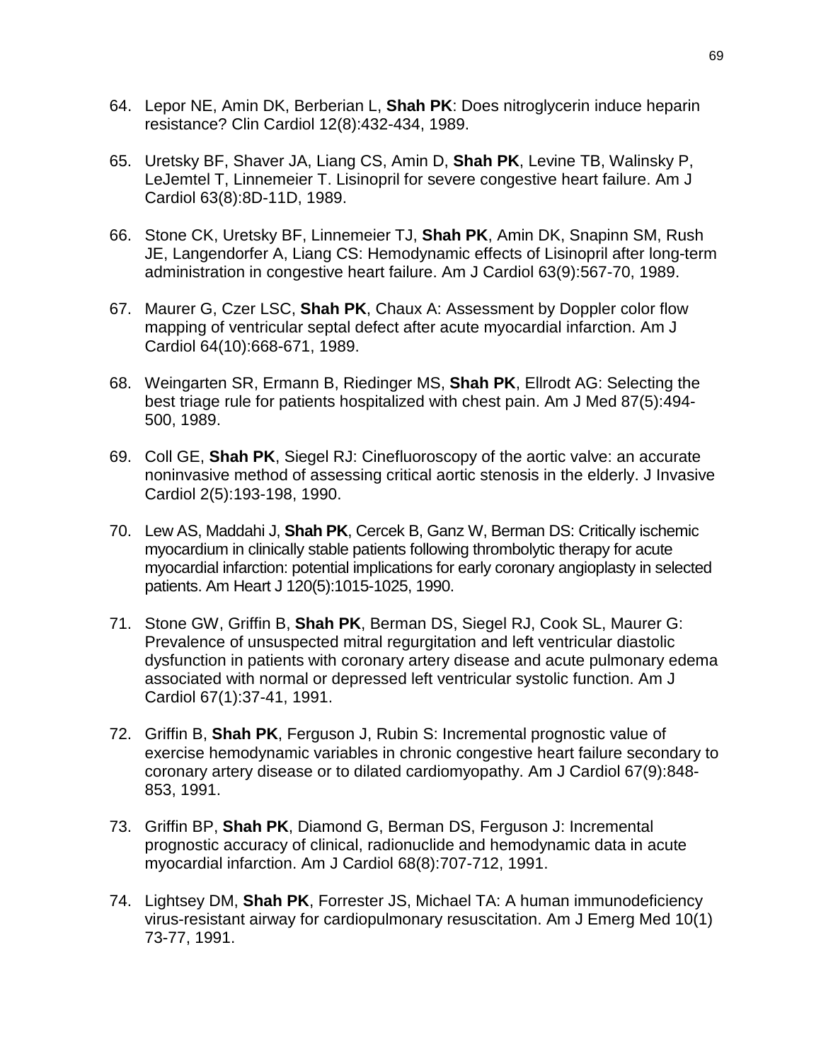64. Lepor NE, Amin DK, Berberian L, **Shah PK**: Does nitroglycerin induce heparin resistance? Clin Cardiol 12(8):432-434, 1989.

65. Uretsky BF, Shaver JA, Liang CS, Amin D, **Shah PK**, Levine TB, Walinsky P, LeJemtel T, Linnemeier T. Lisinopril for severe congestive heart failure. Am J Cardiol 63(8):8D-11D, 1989.

66. Stone CK, Uretsky BF, Linnemeier TJ, **Shah PK**, Amin DK, Snapinn SM, Rush JE, Langendorfer A, Liang CS: Hemodynamic effects of Lisinopril after long-term administration in congestive heart failure. Am J Cardiol 63(9):567-70, 1989.

67. Maurer G, Czer LSC, **Shah PK**, Chaux A: Assessment by Doppler color flow mapping of ventricular septal defect after acute myocardial infarction. Am J Cardiol 64(10):668-671, 1989.

68. Weingarten SR, Ermann B, Riedinger MS, **Shah PK**, Ellrodt AG: Selecting the best triage rule for patients hospitalized with chest pain. Am J Med 87(5):494-500, 1989.

69. Coll GE, **Shah PK**, Siegel RJ: Cinefluoroscopy of the aortic valve: an accurate noninvasive method of assessing critical aortic stenosis in the elderly. J Invasive Cardiol 2(5):193-198, 1990.

70. Lew AS, Maddahi J, **Shah PK**, Cercek B, Ganz W, Berman DS: Critically ischemic myocardium in clinically stable patients following thrombolytic therapy for acute myocardial infarction: potential implications for early coronary angioplasty in selected patients. Am Heart J 120(5):1015-1025, 1990.

71. Stone GW, Griffin B, **Shah PK**, Berman DS, Siegel RJ, Cook SL, Maurer G: Prevalence of unsuspected mitral regurgitation and left ventricular diastolic dysfunction in patients with coronary artery disease and acute pulmonary edema associated with normal or depressed left ventricular systolic function. Am J Cardiol 67(1):37-41, 1991.

72. Griffin B, **Shah PK**, Ferguson J, Rubin S: Incremental prognostic value of exercise hemodynamic variables in chronic congestive heart failure secondary to coronary artery disease or to dilated cardiomyopathy. Am J Cardiol 67(9):848-853, 1991.

73. Griffin BP, **Shah PK**, Diamond G, Berman DS, Ferguson J: Incremental prognostic accuracy of clinical, radionuclide and hemodynamic data in acute myocardial infarction. Am J Cardiol 68(8):707-712, 1991.

74. Lightsey DM, **Shah PK**, Forrester JS, Michael TA: A human immunodeficiency virus-resistant airway for cardiopulmonary resuscitation. Am J Emerg Med 10(1) 73-77, 1991.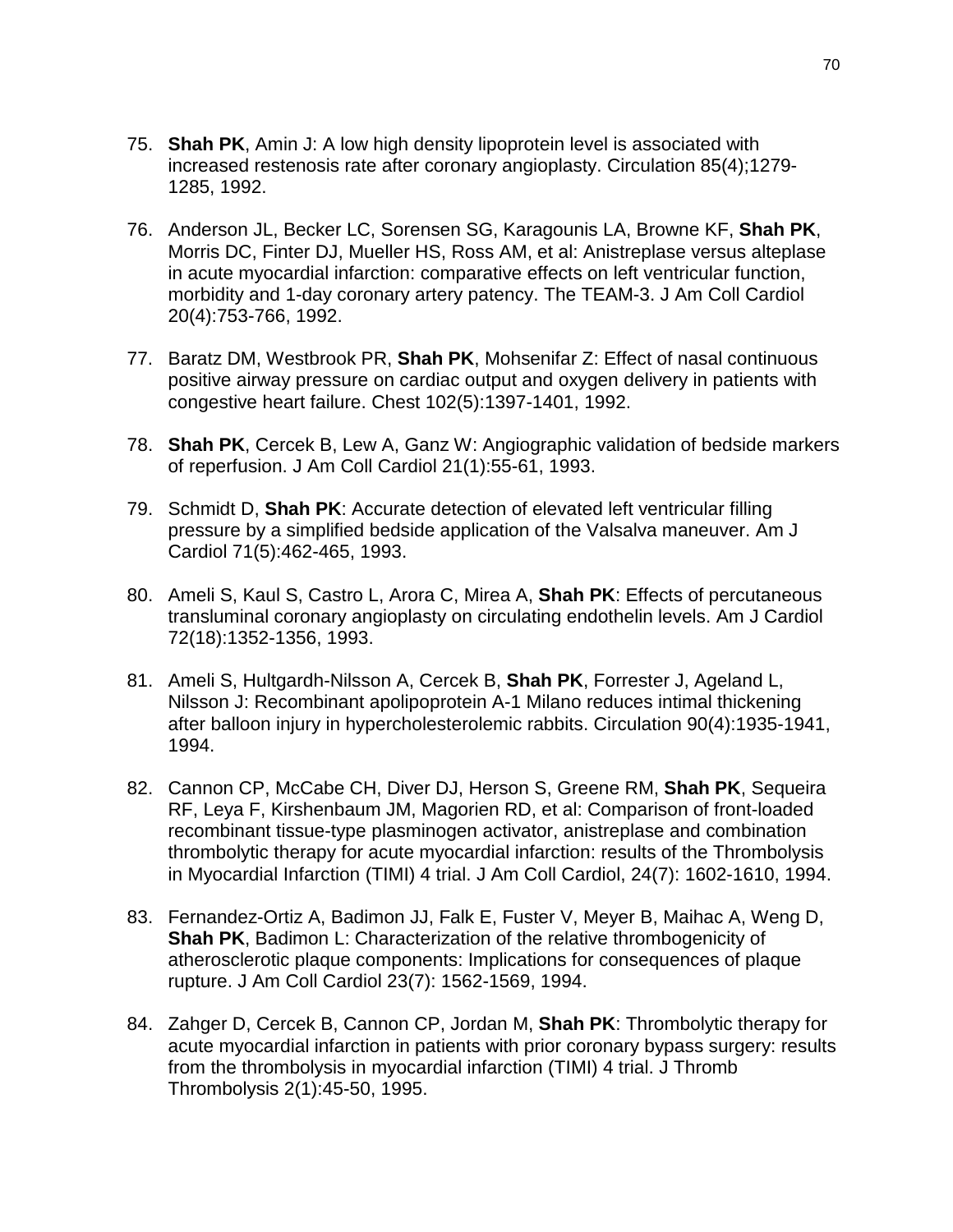75. **Shah PK**, Amin J: A low high density lipoprotein level is associated with increased restenosis rate after coronary angioplasty. Circulation 85(4);1279-1285, 1992.

76. Anderson JL, Becker LC, Sorensen SG, Karagounis LA, Browne KF, **Shah PK**, Morris DC, Finter DJ, Mueller HS, Ross AM, et al: Anistreplase versus alteplase in acute myocardial infarction: comparative effects on left ventricular function, morbidity and 1-day coronary artery patency. The TEAM-3. J Am Coll Cardiol 20(4):753-766, 1992.

77. Baratz DM, Westbrook PR, **Shah PK**, Mohsenifar Z: Effect of nasal continuous positive airway pressure on cardiac output and oxygen delivery in patients with congestive heart failure. Chest 102(5):1397-1401, 1992.

78. **Shah PK**, Cercek B, Lew A, Ganz W: Angiographic validation of bedside markers of reperfusion. J Am Coll Cardiol 21(1):55-61, 1993.

79. Schmidt D, **Shah PK**: Accurate detection of elevated left ventricular filling pressure by a simplified bedside application of the Valsalva maneuver. Am J Cardiol 71(5):462-465, 1993.

80. Ameli S, Kaul S, Castro L, Arora C, Mirea A, **Shah PK**: Effects of percutaneous transluminal coronary angioplasty on circulating endothelin levels. Am J Cardiol 72(18):1352-1356, 1993.

81. Ameli S, Hultgardh-Nilsson A, Cercek B, **Shah PK**, Forrester J, Ageland L, Nilsson J: Recombinant apolipoprotein A-1 Milano reduces intimal thickening after balloon injury in hypercholesterolemic rabbits. Circulation 90(4):1935-1941, 1994.

82. Cannon CP, McCabe CH, Diver DJ, Herson S, Greene RM, **Shah PK**, Sequeira RF, Leya F, Kirshenbaum JM, Magorien RD, et al: Comparison of front-loaded recombinant tissue-type plasminogen activator, anistreplase and combination thrombolytic therapy for acute myocardial infarction: results of the Thrombolysis in Myocardial Infarction (TIMI) 4 trial. J Am Coll Cardiol, 24(7): 1602-1610, 1994.

83. Fernandez-Ortiz A, Badimon JJ, Falk E, Fuster V, Meyer B, Maihac A, Weng D, **Shah PK**, Badimon L: Characterization of the relative thrombogenicity of atherosclerotic plaque components: Implications for consequences of plaque rupture. J Am Coll Cardiol 23(7): 1562-1569, 1994.

84. Zahger D, Cercek B, Cannon CP, Jordan M, **Shah PK**: Thrombolytic therapy for acute myocardial infarction in patients with prior coronary bypass surgery: results from the thrombolysis in myocardial infarction (TIMI) 4 trial. J Thromb Thrombolysis 2(1):45-50, 1995.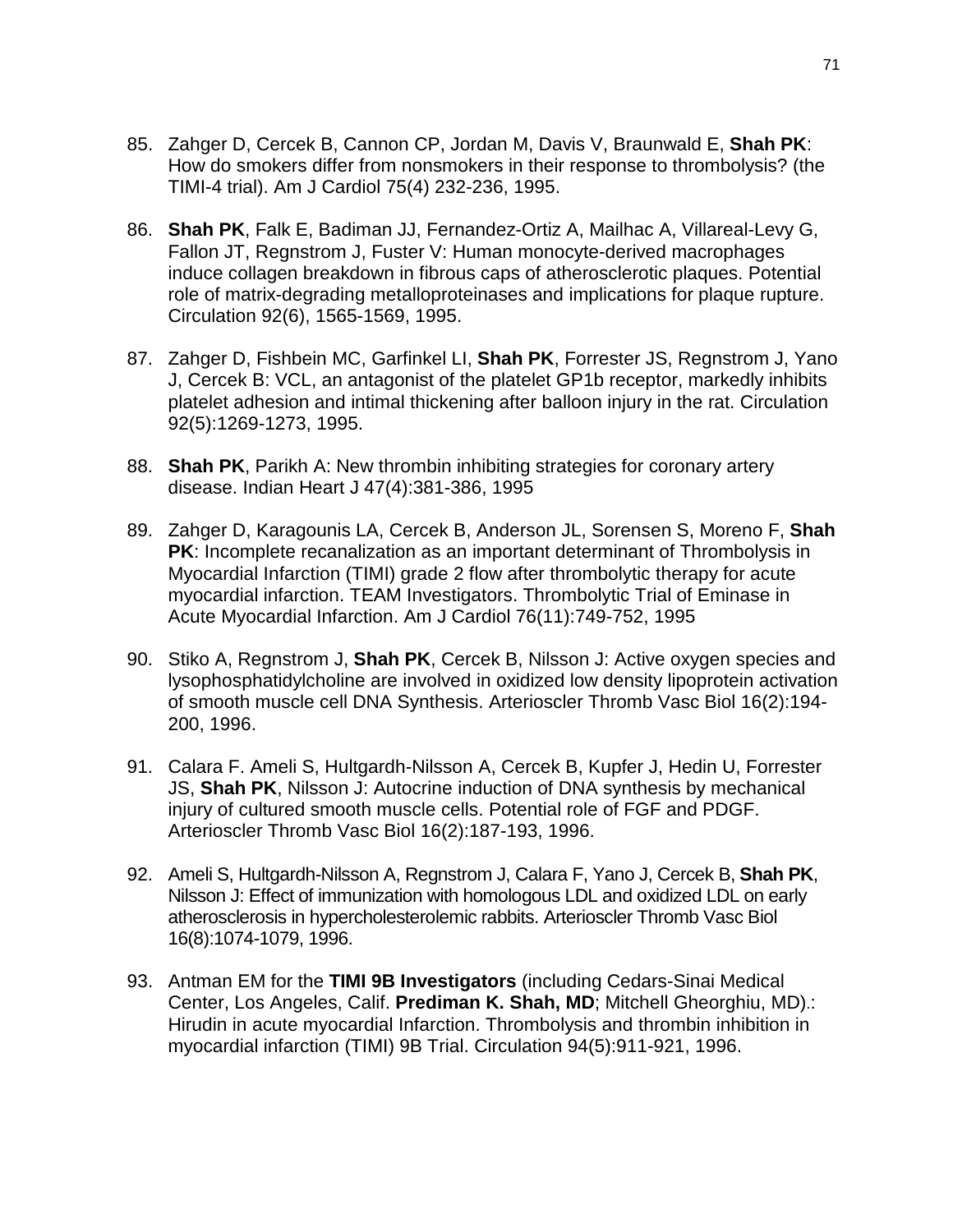85. Zahger D, Cercek B, Cannon CP, Jordan M, Davis V, Braunwald E, **Shah PK**: How do smokers differ from nonsmokers in their response to thrombolysis? (the TIMI-4 trial). Am J Cardiol 75(4) 232-236, 1995.

86. **Shah PK**, Falk E, Badiman JJ, Fernandez-Ortiz A, Mailhac A, Villareal-Levy G, Fallon JT, Regnstrom J, Fuster V: Human monocyte-derived macrophages induce collagen breakdown in fibrous caps of atherosclerotic plaques. Potential role of matrix-degrading metalloproteinases and implications for plaque rupture. Circulation 92(6), 1565-1569, 1995.

87. Zahger D, Fishbein MC, Garfinkel LI, **Shah PK**, Forrester JS, Regnstrom J, Yano J, Cercek B: VCL, an antagonist of the platelet GP1b receptor, markedly inhibits platelet adhesion and intimal thickening after balloon injury in the rat. Circulation 92(5):1269-1273, 1995.

88. **Shah PK**, Parikh A: New thrombin inhibiting strategies for coronary artery disease. Indian Heart J 47(4):381-386, 1995

89. Zahger D, Karagounis LA, Cercek B, Anderson JL, Sorensen S, Moreno F, **Shah PK**: Incomplete recanalization as an important determinant of Thrombolysis in Myocardial Infarction (TIMI) grade 2 flow after thrombolytic therapy for acute myocardial infarction. TEAM Investigators. Thrombolytic Trial of Eminase in Acute Myocardial Infarction. Am J Cardiol 76(11):749-752, 1995

90. Stiko A, Regnstrom J, **Shah PK**, Cercek B, Nilsson J: Active oxygen species and lysophosphatidylcholine are involved in oxidized low density lipoprotein activation of smooth muscle cell DNA Synthesis. Arterioscler Thromb Vasc Biol 16(2):194-200, 1996.

91. Calara F. Ameli S, Hultgardh-Nilsson A, Cercek B, Kupfer J, Hedin U, Forrester JS, **Shah PK**, Nilsson J: Autocrine induction of DNA synthesis by mechanical injury of cultured smooth muscle cells. Potential role of FGF and PDGF. Arterioscler Thromb Vasc Biol 16(2):187-193, 1996.

92. Ameli S, Hultgardh-Nilsson A, Regnstrom J, Calara F, Yano J, Cercek B, **Shah PK**, Nilsson J: Effect of immunization with homologous LDL and oxidized LDL on early atherosclerosis in hypercholesterolemic rabbits. Arterioscler Thromb Vasc Biol 16(8):1074-1079, 1996.

93. Antman EM for the **TIMI 9B Investigators** (including Cedars-Sinai Medical Center, Los Angeles, Calif. **Prediman K. Shah, MD**; Mitchell Gheorghiu, MD).: Hirudin in acute myocardial Infarction. Thrombolysis and thrombin inhibition in myocardial infarction (TIMI) 9B Trial. Circulation 94(5):911-921, 1996.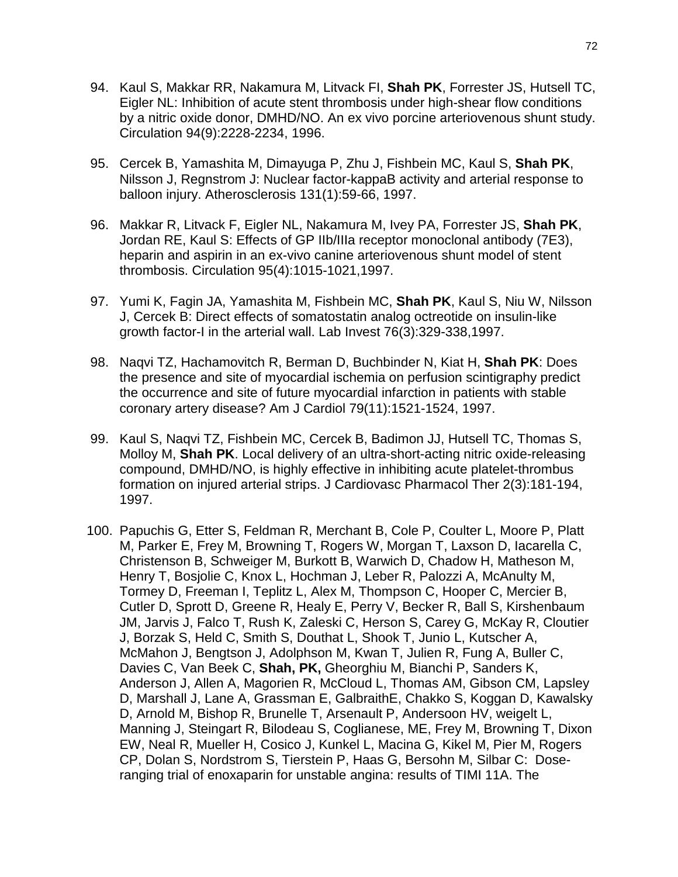94. Kaul S, Makkar RR, Nakamura M, Litvack FI, **Shah PK**, Forrester JS, Hutsell TC, Eigler NL: Inhibition of acute stent thrombosis under high-shear flow conditions by a nitric oxide donor, DMHD/NO. An ex vivo porcine arteriovenous shunt study. Circulation 94(9):2228-2234, 1996.

95. Cercek B, Yamashita M, Dimayuga P, Zhu J, Fishbein MC, Kaul S, **Shah PK**, Nilsson J, Regnstrom J: Nuclear factor-kappaB activity and arterial response to balloon injury. Atherosclerosis 131(1):59-66, 1997.

96. Makkar R, Litvack F, Eigler NL, Nakamura M, Ivey PA, Forrester JS, **Shah PK**, Jordan RE, Kaul S: Effects of GP IIb/IIIa receptor monoclonal antibody (7E3), heparin and aspirin in an ex-vivo canine arteriovenous shunt model of stent thrombosis. Circulation 95(4):1015-1021,1997.

97. Yumi K, Fagin JA, Yamashita M, Fishbein MC, **Shah PK**, Kaul S, Niu W, Nilsson J, Cercek B: Direct effects of somatostatin analog octreotide on insulin-like growth factor-I in the arterial wall. Lab Invest 76(3):329-338,1997.

98. Naqvi TZ, Hachamovitch R, Berman D, Buchbinder N, Kiat H, **Shah PK**: Does the presence and site of myocardial ischemia on perfusion scintigraphy predict the occurrence and site of future myocardial infarction in patients with stable coronary artery disease? Am J Cardiol 79(11):1521-1524, 1997.

99. Kaul S, Naqvi TZ, Fishbein MC, Cercek B, Badimon JJ, Hutsell TC, Thomas S, Molloy M, **Shah PK**. Local delivery of an ultra-short-acting nitric oxide-releasing compound, DMHD/NO, is highly effective in inhibiting acute platelet-thrombus formation on injured arterial strips. J Cardiovasc Pharmacol Ther 2(3):181-194, 1997.

100. Papuchis G, Etter S, Feldman R, Merchant B, Cole P, Coulter L, Moore P, Platt M, Parker E, Frey M, Browning T, Rogers W, Morgan T, Laxson D, Iacarella C, Christenson B, Schweiger M, Burkott B, Warwich D, Chadow H, Matheson M, Henry T, Bosjolie C, Knox L, Hochman J, Leber R, Palozzi A, McAnulty M, Tormey D, Freeman I, Teplitz L, Alex M, Thompson C, Hooper C, Mercier B, Cutler D, Sprott D, Greene R, Healy E, Perry V, Becker R, Ball S, Kirshenbaum JM, Jarvis J, Falco T, Rush K, Zaleski C, Herson S, Carey G, McKay R, Cloutier J, Borzak S, Held C, Smith S, Douthat L, Shook T, Junio L, Kutscher A, McMahon J, Bengtson J, Adolphson M, Kwan T, Julien R, Fung A, Buller C, Davies C, Van Beek C, **Shah, PK,** Gheorghiu M, Bianchi P, Sanders K, Anderson J, Allen A, Magorien R, McCloud L, Thomas AM, Gibson CM, Lapsley D, Marshall J, Lane A, Grassman E, GalbraithE, Chakko S, Koggan D, Kawalsky D, Arnold M, Bishop R, Brunelle T, Arsenault P, Andersoon HV, weigelt L, Manning J, Steingart R, Bilodeau S, Coglianese, ME, Frey M, Browning T, Dixon EW, Neal R, Mueller H, Cosico J, Kunkel L, Macina G, Kikel M, Pier M, Rogers CP, Dolan S, Nordstrom S, Tierstein P, Haas G, Bersohn M, Silbar C: Dose-ranging trial of enoxaparin for unstable angina: results of TIMI 11A. The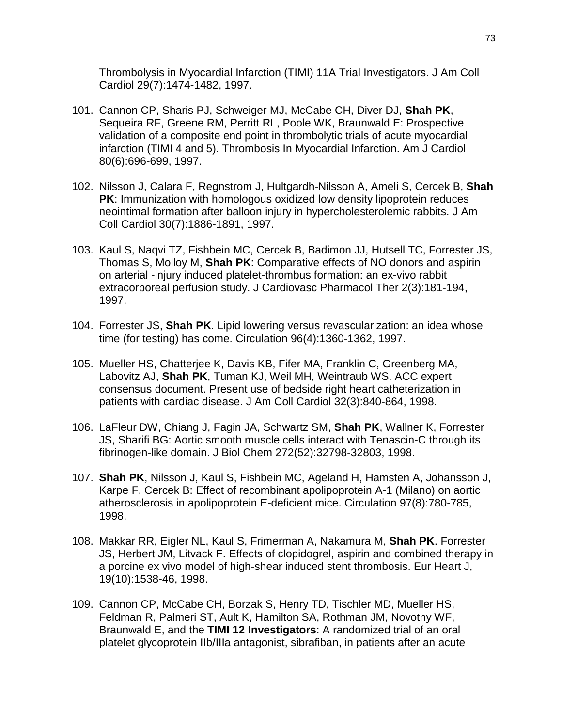Thrombolysis in Myocardial Infarction (TIMI) 11A Trial Investigators. J Am Coll Cardiol 29(7):1474-1482, 1997.

101. Cannon CP, Sharis PJ, Schweiger MJ, McCabe CH, Diver DJ, **Shah PK**, Sequeira RF, Greene RM, Perritt RL, Poole WK, Braunwald E: Prospective validation of a composite end point in thrombolytic trials of acute myocardial infarction (TIMI 4 and 5). Thrombosis In Myocardial Infarction. Am J Cardiol 80(6):696-699, 1997.

102. Nilsson J, Calara F, Regnstrom J, Hultgardh-Nilsson A, Ameli S, Cercek B, **Shah PK**: Immunization with homologous oxidized low density lipoprotein reduces neointimal formation after balloon injury in hypercholesterolemic rabbits. J Am Coll Cardiol 30(7):1886-1891, 1997.

103. Kaul S, Naqvi TZ, Fishbein MC, Cercek B, Badimon JJ, Hutsell TC, Forrester JS, Thomas S, Molloy M, **Shah PK**: Comparative effects of NO donors and aspirin on arterial -injury induced platelet-thrombus formation: an ex-vivo rabbit extracorporeal perfusion study. J Cardiovasc Pharmacol Ther 2(3):181-194, 1997.

104. Forrester JS, **Shah PK**. Lipid lowering versus revascularization: an idea whose time (for testing) has come. Circulation 96(4):1360-1362, 1997.

105. Mueller HS, Chatterjee K, Davis KB, Fifer MA, Franklin C, Greenberg MA, Labovitz AJ, **Shah PK**, Tuman KJ, Weil MH, Weintraub WS. ACC expert consensus document. Present use of bedside right heart catheterization in patients with cardiac disease. J Am Coll Cardiol 32(3):840-864, 1998.

106. LaFleur DW, Chiang J, Fagin JA, Schwartz SM, **Shah PK**, Wallner K, Forrester JS, Sharifi BG: Aortic smooth muscle cells interact with Tenascin-C through its fibrinogen-like domain. J Biol Chem 272(52):32798-32803, 1998.

107. **Shah PK**, Nilsson J, Kaul S, Fishbein MC, Ageland H, Hamsten A, Johansson J, Karpe F, Cercek B: Effect of recombinant apolipoprotein A-1 (Milano) on aortic atherosclerosis in apolipoprotein E-deficient mice. Circulation 97(8):780-785, 1998.

108. Makkar RR, Eigler NL, Kaul S, Frimerman A, Nakamura M, **Shah PK**. Forrester JS, Herbert JM, Litvack F. Effects of clopidogrel, aspirin and combined therapy in a porcine ex vivo model of high-shear induced stent thrombosis. Eur Heart J, 19(10):1538-46, 1998.

109. Cannon CP, McCabe CH, Borzak S, Henry TD, Tischler MD, Mueller HS, Feldman R, Palmeri ST, Ault K, Hamilton SA, Rothman JM, Novotny WF, Braunwald E, and the **TIMI 12 Investigators**: A randomized trial of an oral platelet glycoprotein IIb/IIIa antagonist, sibrafiban, in patients after an acute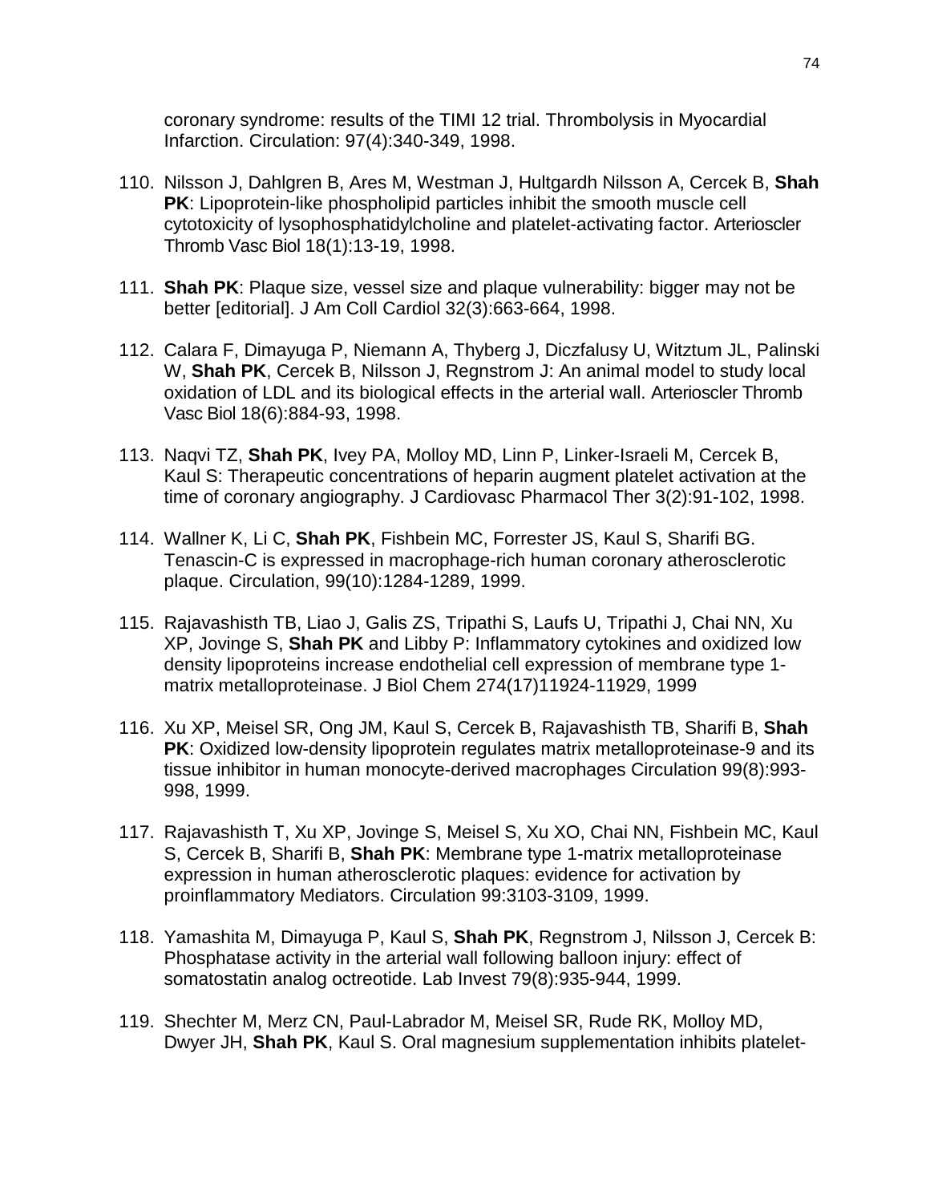coronary syndrome: results of the TIMI 12 trial. Thrombolysis in Myocardial Infarction. Circulation: 97(4):340-349, 1998.

110. Nilsson J, Dahlgren B, Ares M, Westman J, Hultgardh Nilsson A, Cercek B, **Shah PK**: Lipoprotein-like phospholipid particles inhibit the smooth muscle cell cytotoxicity of lysophosphatidylcholine and platelet-activating factor. Arterioscler Thromb Vasc Biol 18(1):13-19, 1998.

111. **Shah PK**: Plaque size, vessel size and plaque vulnerability: bigger may not be better [editorial]. J Am Coll Cardiol 32(3):663-664, 1998.

112. Calara F, Dimayuga P, Niemann A, Thyberg J, Diczfalusy U, Witztum JL, Palinski W, **Shah PK**, Cercek B, Nilsson J, Regnstrom J: An animal model to study local oxidation of LDL and its biological effects in the arterial wall. Arterioscler Thromb Vasc Biol 18(6):884-93, 1998.

113. Naqvi TZ, **Shah PK**, Ivey PA, Molloy MD, Linn P, Linker-Israeli M, Cercek B, Kaul S: Therapeutic concentrations of heparin augment platelet activation at the time of coronary angiography. J Cardiovasc Pharmacol Ther 3(2):91-102, 1998.

114. Wallner K, Li C, **Shah PK**, Fishbein MC, Forrester JS, Kaul S, Sharifi BG. Tenascin-C is expressed in macrophage-rich human coronary atherosclerotic plaque. Circulation, 99(10):1284-1289, 1999.

115. Rajavashisth TB, Liao J, Galis ZS, Tripathi S, Laufs U, Tripathi J, Chai NN, Xu XP, Jovinge S, **Shah PK** and Libby P: Inflammatory cytokines and oxidized low density lipoproteins increase endothelial cell expression of membrane type 1-matrix metalloproteinase. J Biol Chem 274(17)11924-11929, 1999

116. Xu XP, Meisel SR, Ong JM, Kaul S, Cercek B, Rajavashisth TB, Sharifi B, **Shah PK**: Oxidized low-density lipoprotein regulates matrix metalloproteinase-9 and its tissue inhibitor in human monocyte-derived macrophages Circulation 99(8):993-998, 1999.

117. Rajavashisth T, Xu XP, Jovinge S, Meisel S, Xu XO, Chai NN, Fishbein MC, Kaul S, Cercek B, Sharifi B, **Shah PK**: Membrane type 1-matrix metalloproteinase expression in human atherosclerotic plaques: evidence for activation by proinflammatory Mediators. Circulation 99:3103-3109, 1999.

118. Yamashita M, Dimayuga P, Kaul S, **Shah PK**, Regnstrom J, Nilsson J, Cercek B: Phosphatase activity in the arterial wall following balloon injury: effect of somatostatin analog octreotide. Lab Invest 79(8):935-944, 1999.

119. Shechter M, Merz CN, Paul-Labrador M, Meisel SR, Rude RK, Molloy MD, Dwyer JH, **Shah PK**, Kaul S. Oral magnesium supplementation inhibits platelet-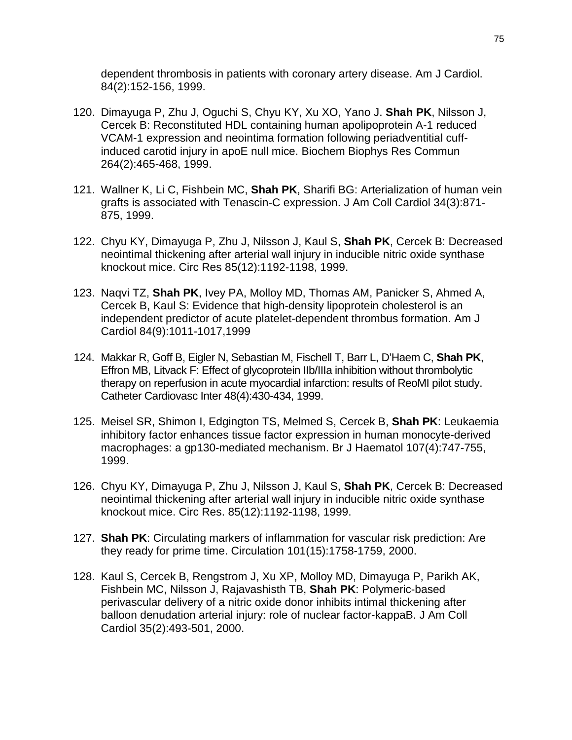dependent thrombosis in patients with coronary artery disease. Am J Cardiol. 84(2):152-156, 1999.

120. Dimayuga P, Zhu J, Oguchi S, Chyu KY, Xu XO, Yano J. **Shah PK**, Nilsson J, Cercek B: Reconstituted HDL containing human apolipoprotein A-1 reduced VCAM-1 expression and neointima formation following periadventitial cuff-induced carotid injury in apoE null mice. Biochem Biophys Res Commun 264(2):465-468, 1999.

121. Wallner K, Li C, Fishbein MC, **Shah PK**, Sharifi BG: Arterialization of human vein grafts is associated with Tenascin-C expression. J Am Coll Cardiol 34(3):871-875, 1999.

122. Chyu KY, Dimayuga P, Zhu J, Nilsson J, Kaul S, **Shah PK**, Cercek B: Decreased neointimal thickening after arterial wall injury in inducible nitric oxide synthase knockout mice. Circ Res 85(12):1192-1198, 1999.

123. Naqvi TZ, **Shah PK**, Ivey PA, Molloy MD, Thomas AM, Panicker S, Ahmed A, Cercek B, Kaul S: Evidence that high-density lipoprotein cholesterol is an independent predictor of acute platelet-dependent thrombus formation. Am J Cardiol 84(9):1011-1017,1999

124. Makkar R, Goff B, Eigler N, Sebastian M, Fischell T, Barr L, D'Haem C, **Shah PK**, Effron MB, Litvack F: Effect of glycoprotein IIb/IIIa inhibition without thrombolytic therapy on reperfusion in acute myocardial infarction: results of ReoMI pilot study. Catheter Cardiovasc Inter 48(4):430-434, 1999.

125. Meisel SR, Shimon I, Edgington TS, Melmed S, Cercek B, **Shah PK**: Leukaemia inhibitory factor enhances tissue factor expression in human monocyte-derived macrophages: a gp130-mediated mechanism. Br J Haematol 107(4):747-755, 1999.

126. Chyu KY, Dimayuga P, Zhu J, Nilsson J, Kaul S, **Shah PK**, Cercek B: Decreased neointimal thickening after arterial wall injury in inducible nitric oxide synthase knockout mice. Circ Res. 85(12):1192-1198, 1999.

127. **Shah PK**: Circulating markers of inflammation for vascular risk prediction: Are they ready for prime time. Circulation 101(15):1758-1759, 2000.

128. Kaul S, Cercek B, Rengstrom J, Xu XP, Molloy MD, Dimayuga P, Parikh AK, Fishbein MC, Nilsson J, Rajavashisth TB, **Shah PK**: Polymeric-based perivascular delivery of a nitric oxide donor inhibits intimal thickening after balloon denudation arterial injury: role of nuclear factor-kappaB. J Am Coll Cardiol 35(2):493-501, 2000.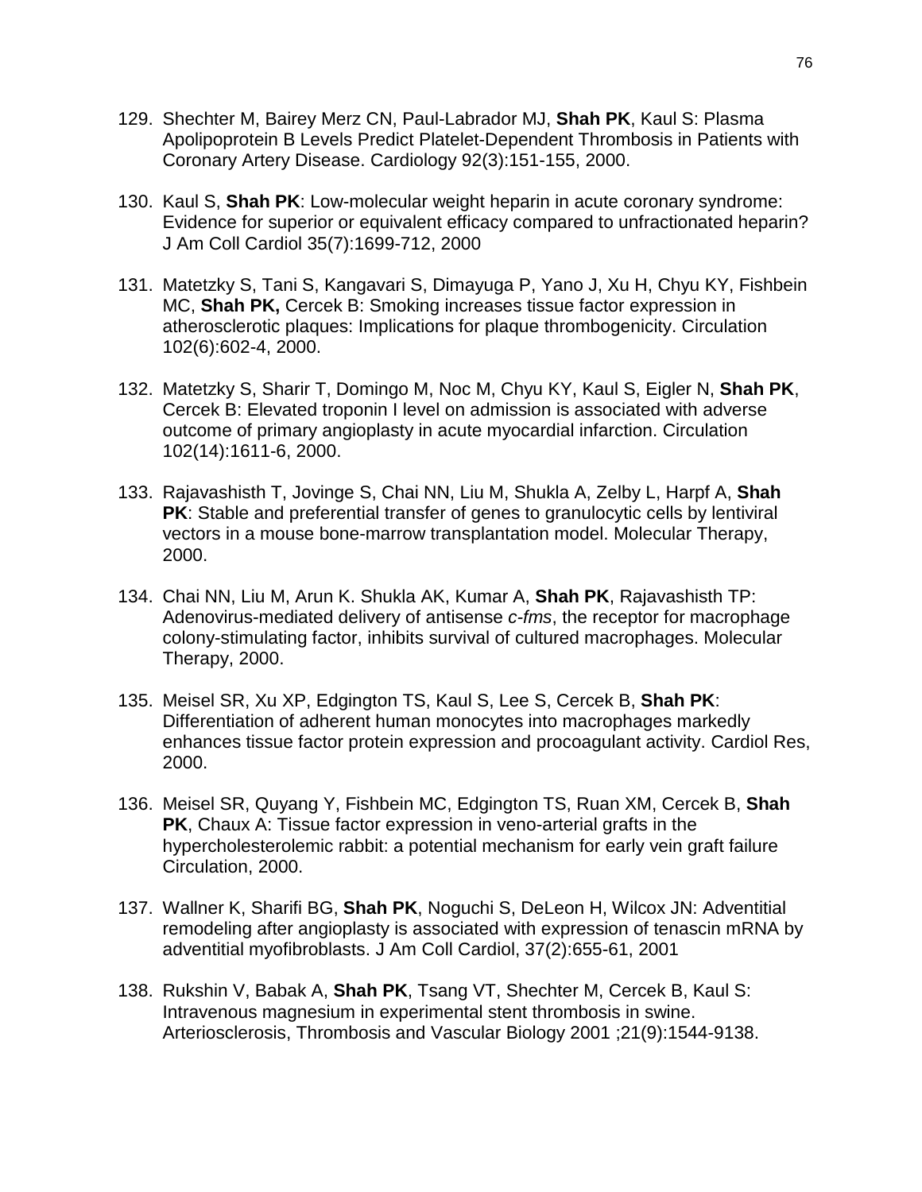129. Shechter M, Bairey Merz CN, Paul-Labrador MJ, **Shah PK**, Kaul S: Plasma Apolipoprotein B Levels Predict Platelet-Dependent Thrombosis in Patients with Coronary Artery Disease. Cardiology 92(3):151-155, 2000.

130. Kaul S, **Shah PK**: Low-molecular weight heparin in acute coronary syndrome: Evidence for superior or equivalent efficacy compared to unfractionated heparin? J Am Coll Cardiol 35(7):1699-712, 2000

131. Matetzky S, Tani S, Kangavari S, Dimayuga P, Yano J, Xu H, Chyu KY, Fishbein MC, **Shah PK,** Cercek B: Smoking increases tissue factor expression in atherosclerotic plaques: Implications for plaque thrombogenicity. Circulation 102(6):602-4, 2000.

132. Matetzky S, Sharir T, Domingo M, Noc M, Chyu KY, Kaul S, Eigler N, **Shah PK**, Cercek B: Elevated troponin I level on admission is associated with adverse outcome of primary angioplasty in acute myocardial infarction. Circulation 102(14):1611-6, 2000.

133. Rajavashisth T, Jovinge S, Chai NN, Liu M, Shukla A, Zelby L, Harpf A, **Shah PK**: Stable and preferential transfer of genes to granulocytic cells by lentiviral vectors in a mouse bone-marrow transplantation model. Molecular Therapy, 2000.

134. Chai NN, Liu M, Arun K. Shukla AK, Kumar A, **Shah PK**, Rajavashisth TP: Adenovirus-mediated delivery of antisense *c-fms*, the receptor for macrophage colony-stimulating factor, inhibits survival of cultured macrophages. Molecular Therapy, 2000.

135. Meisel SR, Xu XP, Edgington TS, Kaul S, Lee S, Cercek B, **Shah PK**: Differentiation of adherent human monocytes into macrophages markedly enhances tissue factor protein expression and procoagulant activity. Cardiol Res, 2000.

136. Meisel SR, Quyang Y, Fishbein MC, Edgington TS, Ruan XM, Cercek B, **Shah PK**, Chaux A: Tissue factor expression in veno-arterial grafts in the hypercholesterolemic rabbit: a potential mechanism for early vein graft failure Circulation, 2000.

137. Wallner K, Sharifi BG, **Shah PK**, Noguchi S, DeLeon H, Wilcox JN: Adventitial remodeling after angioplasty is associated with expression of tenascin mRNA by adventitial myofibroblasts. J Am Coll Cardiol, 37(2):655-61, 2001

138. Rukshin V, Babak A, **Shah PK**, Tsang VT, Shechter M, Cercek B, Kaul S: Intravenous magnesium in experimental stent thrombosis in swine. Arteriosclerosis, Thrombosis and Vascular Biology 2001 ;21(9):1544-9138.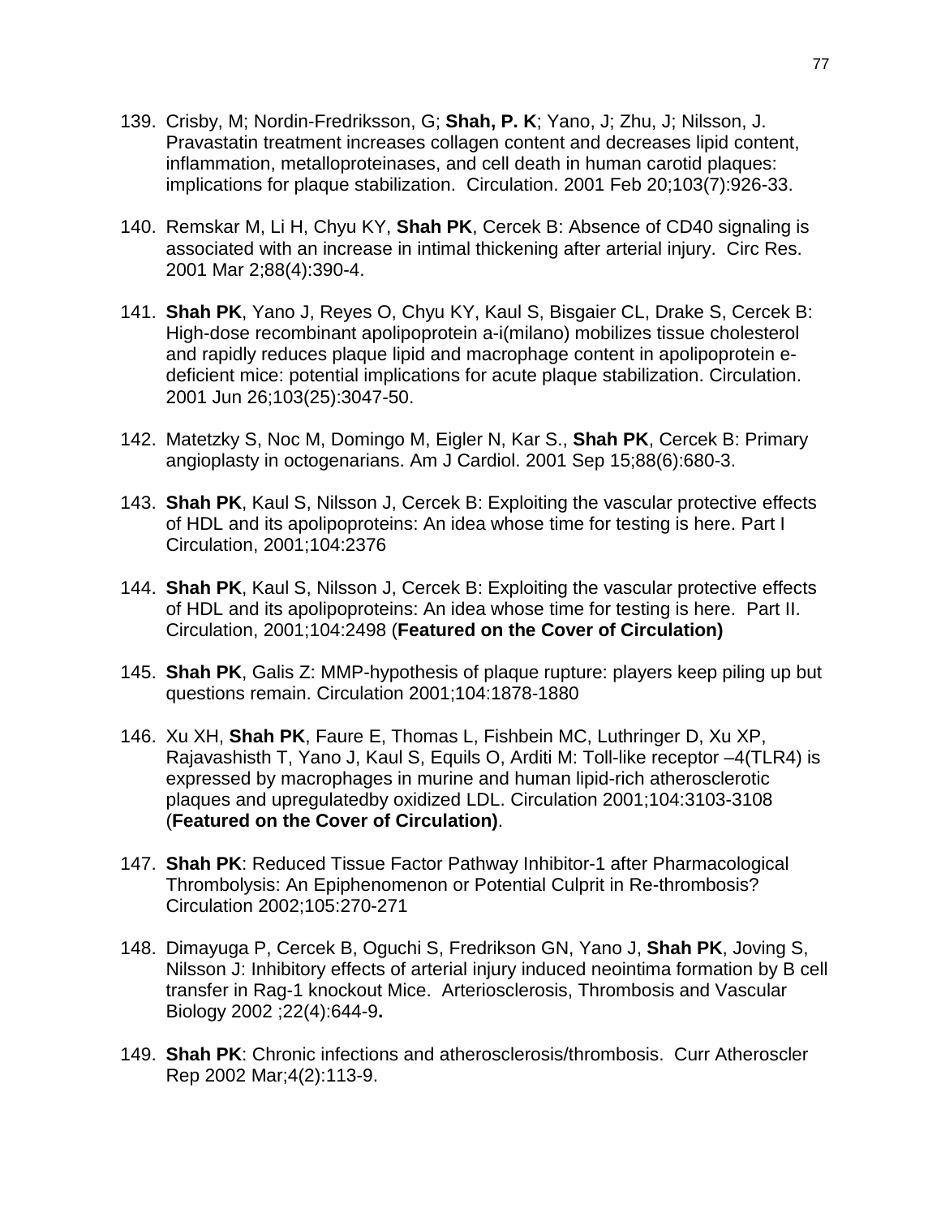139. Crisby, M; Nordin-Fredriksson, G; **Shah, P. K**; Yano, J; Zhu, J; Nilsson, J. Pravastatin treatment increases collagen content and decreases lipid content, inflammation, metalloproteinases, and cell death in human carotid plaques: implications for plaque stabilization. Circulation. 2001 Feb 20;103(7):926-33.

140. Remskar M, Li H, Chyu KY, **Shah PK**, Cercek B: Absence of CD40 signaling is associated with an increase in intimal thickening after arterial injury. Circ Res. 2001 Mar 2;88(4):390-4.

141. **Shah PK**, Yano J, Reyes O, Chyu KY, Kaul S, Bisgaier CL, Drake S, Cercek B: High-dose recombinant apolipoprotein a-i(milano) mobilizes tissue cholesterol and rapidly reduces plaque lipid and macrophage content in apolipoprotein e-deficient mice: potential implications for acute plaque stabilization. Circulation. 2001 Jun 26;103(25):3047-50.

142. Matetzky S, Noc M, Domingo M, Eigler N, Kar S., **Shah PK**, Cercek B: Primary angioplasty in octogenarians. Am J Cardiol. 2001 Sep 15;88(6):680-3.

143. **Shah PK**, Kaul S, Nilsson J, Cercek B: Exploiting the vascular protective effects of HDL and its apolipoproteins: An idea whose time for testing is here. Part I Circulation, 2001;104:2376

144. **Shah PK**, Kaul S, Nilsson J, Cercek B: Exploiting the vascular protective effects of HDL and its apolipoproteins: An idea whose time for testing is here. Part II. Circulation, 2001;104:2498 (**Featured on the Cover of Circulation)**

145. **Shah PK**, Galis Z: MMP-hypothesis of plaque rupture: players keep piling up but questions remain. Circulation 2001;104:1878-1880

146. Xu XH, **Shah PK**, Faure E, Thomas L, Fishbein MC, Luthringer D, Xu XP, Rajavashisth T, Yano J, Kaul S, Equils O, Arditi M: Toll-like receptor –4(TLR4) is expressed by macrophages in murine and human lipid-rich atherosclerotic plaques and upregulatedby oxidized LDL. Circulation 2001;104:3103-3108 (**Featured on the Cover of Circulation)**.

147. **Shah PK**: Reduced Tissue Factor Pathway Inhibitor-1 after Pharmacological Thrombolysis: An Epiphenomenon or Potential Culprit in Re-thrombosis? Circulation 2002;105:270-271

148. Dimayuga P, Cercek B, Oguchi S, Fredrikson GN, Yano J, **Shah PK**, Joving S, Nilsson J: Inhibitory effects of arterial injury induced neointima formation by B cell transfer in Rag-1 knockout Mice. Arteriosclerosis, Thrombosis and Vascular Biology 2002 ;22(4):644-9**.**

149. **Shah PK**: Chronic infections and atherosclerosis/thrombosis. Curr Atheroscler Rep 2002 Mar;4(2):113-9.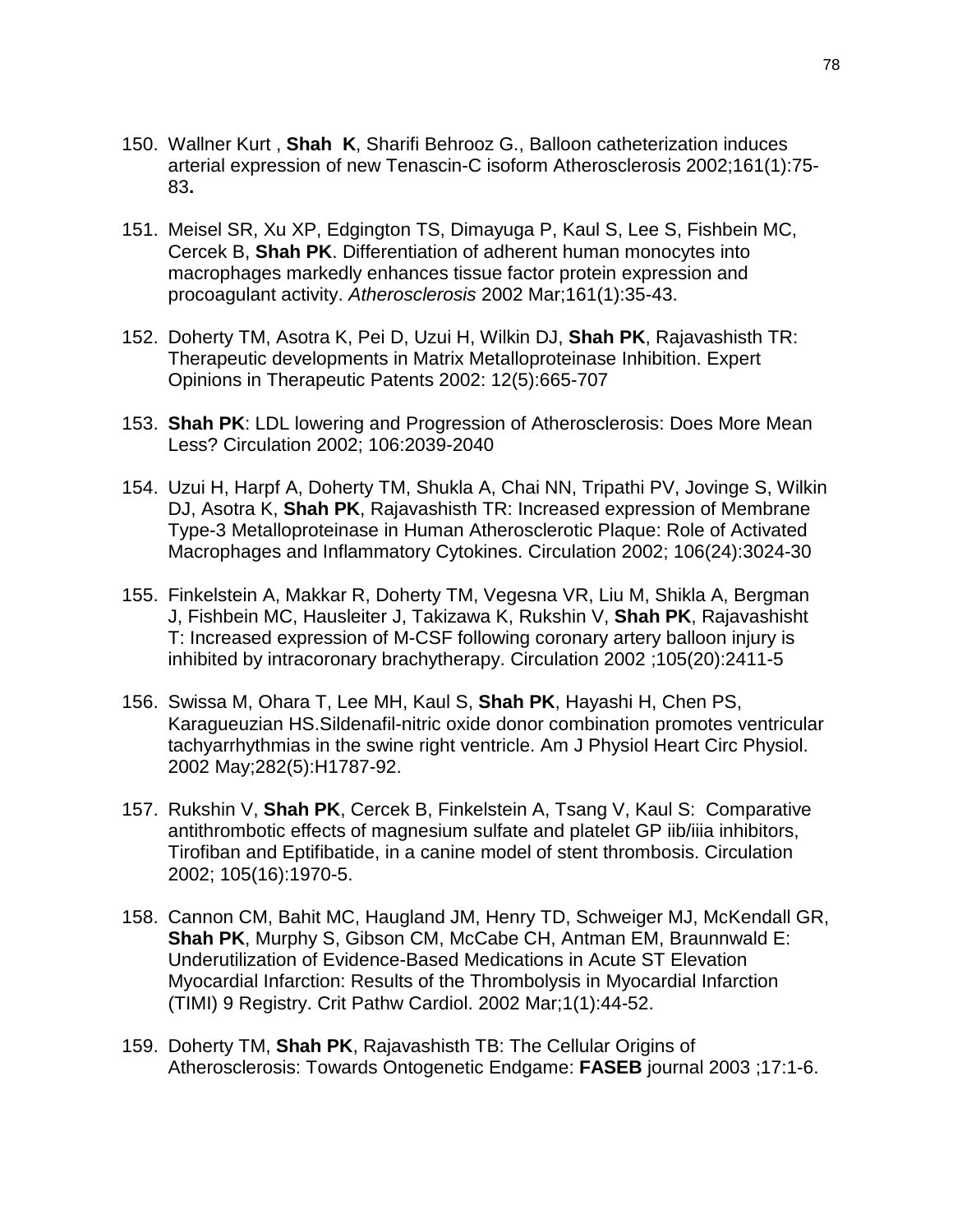150. Wallner Kurt , **Shah K**, Sharifi Behrooz G., Balloon catheterization induces arterial expression of new Tenascin-C isoform Atherosclerosis 2002;161(1):75-83**.**

151. Meisel SR, Xu XP, Edgington TS, Dimayuga P, Kaul S, Lee S, Fishbein MC, Cercek B, **Shah PK**. Differentiation of adherent human monocytes into macrophages markedly enhances tissue factor protein expression and procoagulant activity. *Atherosclerosis* 2002 Mar;161(1):35-43.

152. Doherty TM, Asotra K, Pei D, Uzui H, Wilkin DJ, **Shah PK**, Rajavashisth TR: Therapeutic developments in Matrix Metalloproteinase Inhibition. Expert Opinions in Therapeutic Patents 2002: 12(5):665-707

153. **Shah PK**: LDL lowering and Progression of Atherosclerosis: Does More Mean Less? Circulation 2002; 106:2039-2040

154. Uzui H, Harpf A, Doherty TM, Shukla A, Chai NN, Tripathi PV, Jovinge S, Wilkin DJ, Asotra K, **Shah PK**, Rajavashisth TR: Increased expression of Membrane Type-3 Metalloproteinase in Human Atherosclerotic Plaque: Role of Activated Macrophages and Inflammatory Cytokines. Circulation 2002; 106(24):3024-30

155. Finkelstein A, Makkar R, Doherty TM, Vegesna VR, Liu M, Shikla A, Bergman J, Fishbein MC, Hausleiter J, Takizawa K, Rukshin V, **Shah PK**, Rajavashisht T: Increased expression of M-CSF following coronary artery balloon injury is inhibited by intracoronary brachytherapy. Circulation 2002 ;105(20):2411-5

156. Swissa M, Ohara T, Lee MH, Kaul S, **Shah PK**, Hayashi H, Chen PS, Karagueuzian HS.Sildenafil-nitric oxide donor combination promotes ventricular tachyarrhythmias in the swine right ventricle. Am J Physiol Heart Circ Physiol. 2002 May;282(5):H1787-92.

157. Rukshin V, **Shah PK**, Cercek B, Finkelstein A, Tsang V, Kaul S: Comparative antithrombotic effects of magnesium sulfate and platelet GP iib/iiia inhibitors, Tirofiban and Eptifibatide, in a canine model of stent thrombosis. Circulation 2002; 105(16):1970-5.

158. Cannon CM, Bahit MC, Haugland JM, Henry TD, Schweiger MJ, McKendall GR, **Shah PK**, Murphy S, Gibson CM, McCabe CH, Antman EM, Braunnwald E: Underutilization of Evidence-Based Medications in Acute ST Elevation Myocardial Infarction: Results of the Thrombolysis in Myocardial Infarction (TIMI) 9 Registry. Crit Pathw Cardiol. 2002 Mar;1(1):44-52.

159. Doherty TM, **Shah PK**, Rajavashisth TB: The Cellular Origins of Atherosclerosis: Towards Ontogenetic Endgame: **FASEB** journal 2003 ;17:1-6.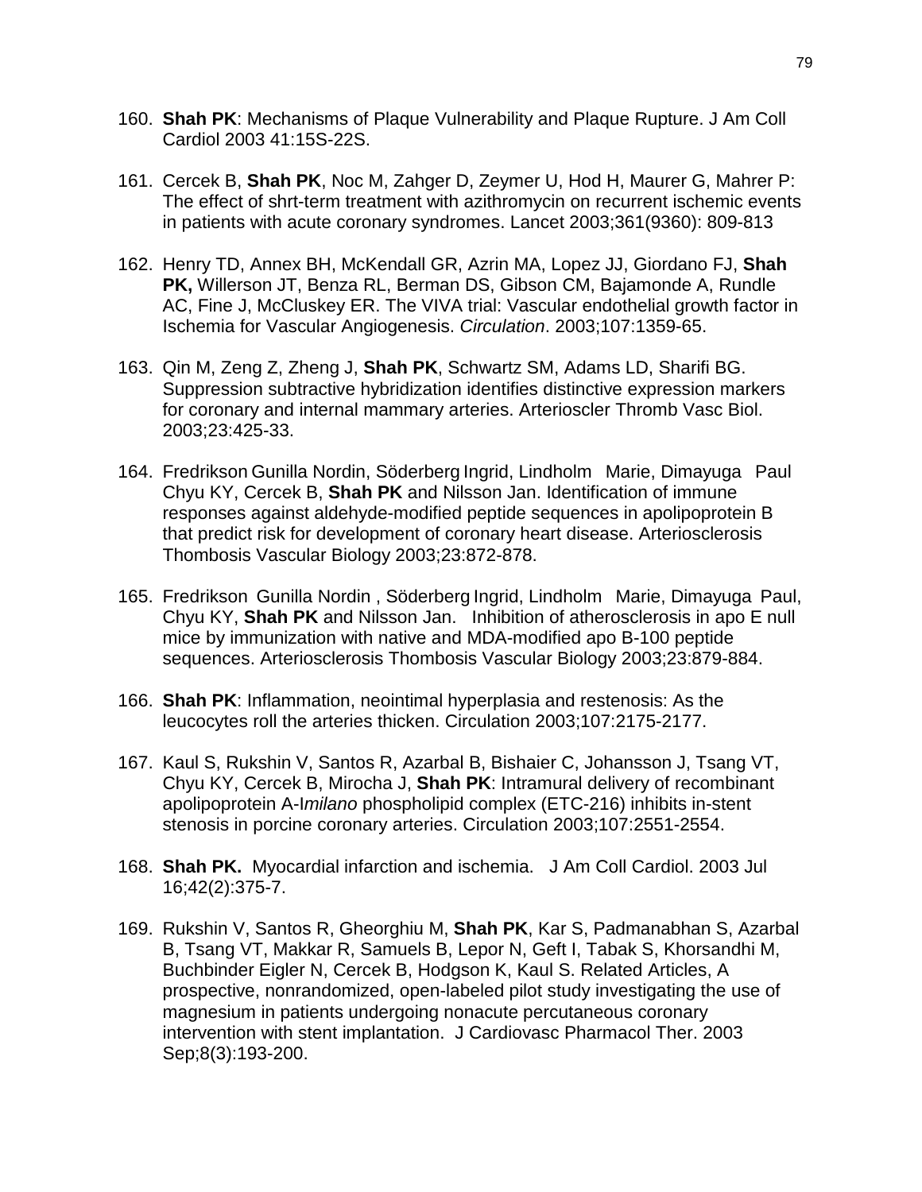160. **Shah PK**: Mechanisms of Plaque Vulnerability and Plaque Rupture. J Am Coll Cardiol 2003 41:15S-22S.

161. Cercek B, **Shah PK**, Noc M, Zahger D, Zeymer U, Hod H, Maurer G, Mahrer P: The effect of shrt-term treatment with azithromycin on recurrent ischemic events in patients with acute coronary syndromes. Lancet 2003;361(9360): 809-813

162. Henry TD, Annex BH, McKendall GR, Azrin MA, Lopez JJ, Giordano FJ, **Shah PK,** Willerson JT, Benza RL, Berman DS, Gibson CM, Bajamonde A, Rundle AC, Fine J, McCluskey ER. The VIVA trial: Vascular endothelial growth factor in Ischemia for Vascular Angiogenesis. *Circulation*. 2003;107:1359-65.

163. Qin M, Zeng Z, Zheng J, **Shah PK**, Schwartz SM, Adams LD, Sharifi BG. Suppression subtractive hybridization identifies distinctive expression markers for coronary and internal mammary arteries. Arterioscler Thromb Vasc Biol. 2003;23:425-33.

164. Fredrikson Gunilla Nordin, Söderberg Ingrid, Lindholm Marie, Dimayuga Paul Chyu KY, Cercek B, **Shah PK** and Nilsson Jan. Identification of immune responses against aldehyde-modified peptide sequences in apolipoprotein B that predict risk for development of coronary heart disease. Arteriosclerosis Thombosis Vascular Biology 2003;23:872-878.

165. Fredrikson Gunilla Nordin , Söderberg Ingrid, Lindholm Marie, Dimayuga Paul, Chyu KY, **Shah PK** and Nilsson Jan. Inhibition of atherosclerosis in apo E null mice by immunization with native and MDA-modified apo B-100 peptide sequences. Arteriosclerosis Thombosis Vascular Biology 2003;23:879-884.

166. **Shah PK**: Inflammation, neointimal hyperplasia and restenosis: As the leucocytes roll the arteries thicken. Circulation 2003;107:2175-2177.

167. Kaul S, Rukshin V, Santos R, Azarbal B, Bishaier C, Johansson J, Tsang VT, Chyu KY, Cercek B, Mirocha J, **Shah PK**: Intramural delivery of recombinant apolipoprotein A-I*milano* phospholipid complex (ETC-216) inhibits in-stent stenosis in porcine coronary arteries. Circulation 2003;107:2551-2554.

168. **Shah PK.** Myocardial infarction and ischemia. J Am Coll Cardiol. 2003 Jul 16;42(2):375-7.

169. Rukshin V, Santos R, Gheorghiu M, **Shah PK**, Kar S, Padmanabhan S, Azarbal B, Tsang VT, Makkar R, Samuels B, Lepor N, Geft I, Tabak S, Khorsandhi M, Buchbinder Eigler N, Cercek B, Hodgson K, Kaul S. Related Articles, A prospective, nonrandomized, open-labeled pilot study investigating the use of magnesium in patients undergoing nonacute percutaneous coronary intervention with stent implantation. J Cardiovasc Pharmacol Ther. 2003 Sep;8(3):193-200.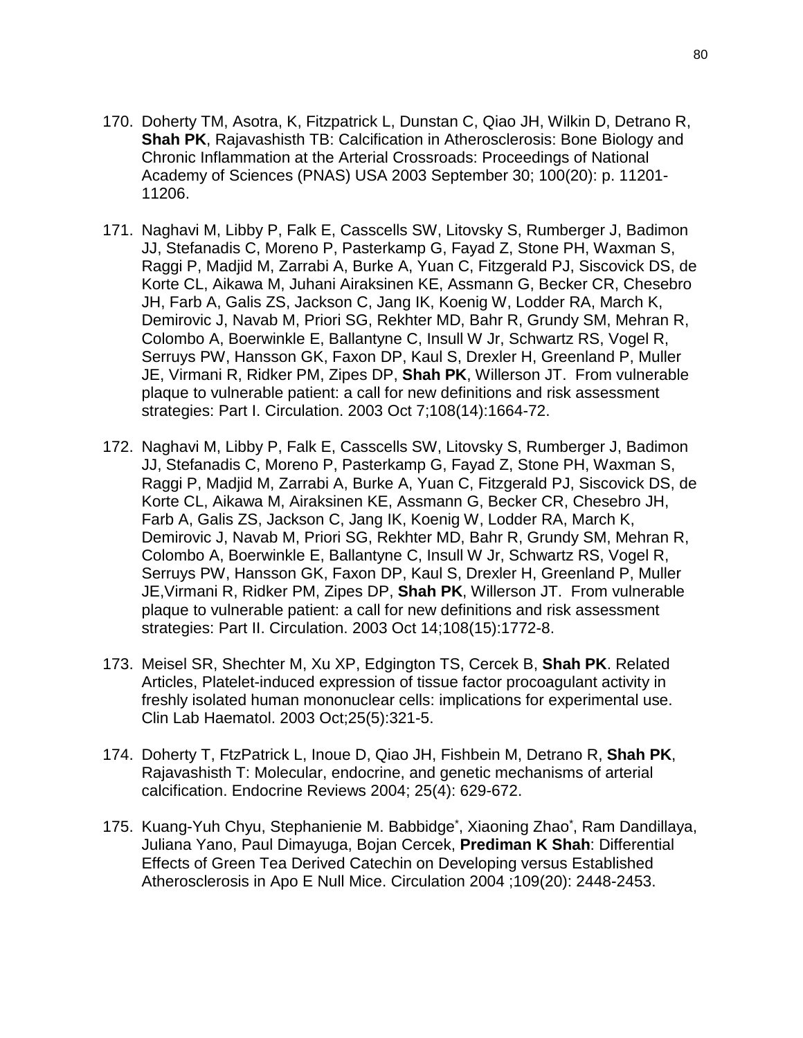170. Doherty TM, Asotra, K, Fitzpatrick L, Dunstan C, Qiao JH, Wilkin D, Detrano R, **Shah PK**, Rajavashisth TB: Calcification in Atherosclerosis: Bone Biology and Chronic Inflammation at the Arterial Crossroads: Proceedings of National Academy of Sciences (PNAS) USA 2003 September 30; 100(20): p. 11201-11206.

171. Naghavi M, Libby P, Falk E, Casscells SW, Litovsky S, Rumberger J, Badimon JJ, Stefanadis C, Moreno P, Pasterkamp G, Fayad Z, Stone PH, Waxman S, Raggi P, Madjid M, Zarrabi A, Burke A, Yuan C, Fitzgerald PJ, Siscovick DS, de Korte CL, Aikawa M, Juhani Airaksinen KE, Assmann G, Becker CR, Chesebro JH, Farb A, Galis ZS, Jackson C, Jang IK, Koenig W, Lodder RA, March K, Demirovic J, Navab M, Priori SG, Rekhter MD, Bahr R, Grundy SM, Mehran R, Colombo A, Boerwinkle E, Ballantyne C, Insull W Jr, Schwartz RS, Vogel R, Serruys PW, Hansson GK, Faxon DP, Kaul S, Drexler H, Greenland P, Muller JE, Virmani R, Ridker PM, Zipes DP, **Shah PK**, Willerson JT. From vulnerable plaque to vulnerable patient: a call for new definitions and risk assessment strategies: Part I. Circulation. 2003 Oct 7;108(14):1664-72.

172. Naghavi M, Libby P, Falk E, Casscells SW, Litovsky S, Rumberger J, Badimon JJ, Stefanadis C, Moreno P, Pasterkamp G, Fayad Z, Stone PH, Waxman S, Raggi P, Madjid M, Zarrabi A, Burke A, Yuan C, Fitzgerald PJ, Siscovick DS, de Korte CL, Aikawa M, Airaksinen KE, Assmann G, Becker CR, Chesebro JH, Farb A, Galis ZS, Jackson C, Jang IK, Koenig W, Lodder RA, March K, Demirovic J, Navab M, Priori SG, Rekhter MD, Bahr R, Grundy SM, Mehran R, Colombo A, Boerwinkle E, Ballantyne C, Insull W Jr, Schwartz RS, Vogel R, Serruys PW, Hansson GK, Faxon DP, Kaul S, Drexler H, Greenland P, Muller JE,Virmani R, Ridker PM, Zipes DP, **Shah PK**, Willerson JT. From vulnerable plaque to vulnerable patient: a call for new definitions and risk assessment strategies: Part II. Circulation. 2003 Oct 14;108(15):1772-8.

173. Meisel SR, Shechter M, Xu XP, Edgington TS, Cercek B, **Shah PK**. Related Articles, Platelet-induced expression of tissue factor procoagulant activity in freshly isolated human mononuclear cells: implications for experimental use. Clin Lab Haematol. 2003 Oct;25(5):321-5.

174. Doherty T, FtzPatrick L, Inoue D, Qiao JH, Fishbein M, Detrano R, **Shah PK**, Rajavashisth T: Molecular, endocrine, and genetic mechanisms of arterial calcification. Endocrine Reviews 2004; 25(4): 629-672.

175. Kuang-Yuh Chyu, Stephanienie M. Babbidge*, Xiaoning Zhao*, Ram Dandillaya, Juliana Yano, Paul Dimayuga, Bojan Cercek, **Prediman K Shah**: Differential Effects of Green Tea Derived Catechin on Developing versus Established Atherosclerosis in Apo E Null Mice. Circulation 2004 ;109(20): 2448-2453.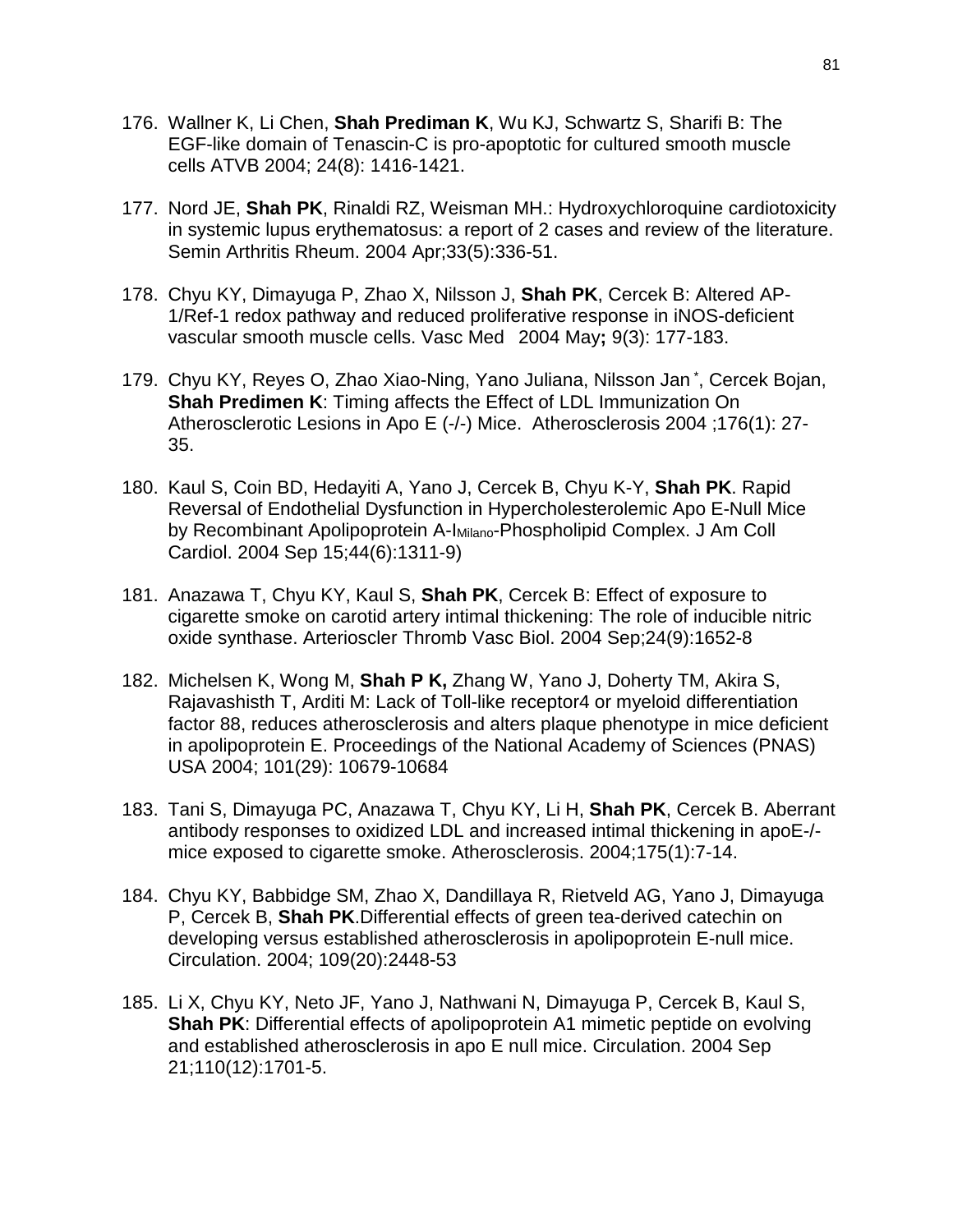176. Wallner K, Li Chen, **Shah Prediman K**, Wu KJ, Schwartz S, Sharifi B: The EGF-like domain of Tenascin-C is pro-apoptotic for cultured smooth muscle cells ATVB 2004; 24(8): 1416-1421.

177. Nord JE, **Shah PK**, Rinaldi RZ, Weisman MH.: Hydroxychloroquine cardiotoxicity in systemic lupus erythematosus: a report of 2 cases and review of the literature. Semin Arthritis Rheum. 2004 Apr;33(5):336-51.

178. Chyu KY, Dimayuga P, Zhao X, Nilsson J, **Shah PK**, Cercek B: Altered AP-1/Ref-1 redox pathway and reduced proliferative response in iNOS-deficient vascular smooth muscle cells. Vasc Med 2004 May**;** 9(3): 177-183.

179. Chyu KY, Reyes O, Zhao Xiao-Ning, Yano Juliana, Nilsson Jan [*], Cercek Bojan, **Shah Predimen K**: Timing affects the Effect of LDL Immunization On Atherosclerotic Lesions in Apo E (-/-) Mice. Atherosclerosis 2004 ;176(1): 27-35.

180. Kaul S, Coin BD, Hedayiti A, Yano J, Cercek B, Chyu K-Y, **Shah PK**. Rapid Reversal of Endothelial Dysfunction in Hypercholesterolemic Apo E-Null Mice by Recombinant Apolipoprotein A-$I_{Milano}$-Phospholipid Complex. J Am Coll Cardiol. 2004 Sep 15;44(6):1311-9)

181. Anazawa T, Chyu KY, Kaul S, **Shah PK**, Cercek B: Effect of exposure to cigarette smoke on carotid artery intimal thickening: The role of inducible nitric oxide synthase. Arterioscler Thromb Vasc Biol. 2004 Sep;24(9):1652-8

182. Michelsen K, Wong M, **Shah P K,** Zhang W, Yano J, Doherty TM, Akira S, Rajavashisth T, Arditi M: Lack of Toll-like receptor4 or myeloid differentiation factor 88, reduces atherosclerosis and alters plaque phenotype in mice deficient in apolipoprotein E. Proceedings of the National Academy of Sciences (PNAS) USA 2004; 101(29): 10679-10684

183. Tani S, Dimayuga PC, Anazawa T, Chyu KY, Li H, **Shah PK**, Cercek B. Aberrant antibody responses to oxidized LDL and increased intimal thickening in apoE-/- mice exposed to cigarette smoke. Atherosclerosis. 2004;175(1):7-14.

184. Chyu KY, Babbidge SM, Zhao X, Dandillaya R, Rietveld AG, Yano J, Dimayuga P, Cercek B, **Shah PK**.Differential effects of green tea-derived catechin on developing versus established atherosclerosis in apolipoprotein E-null mice. Circulation. 2004; 109(20):2448-53

185. Li X, Chyu KY, Neto JF, Yano J, Nathwani N, Dimayuga P, Cercek B, Kaul S, **Shah PK**: Differential effects of apolipoprotein A1 mimetic peptide on evolving and established atherosclerosis in apo E null mice. Circulation. 2004 Sep 21;110(12):1701-5.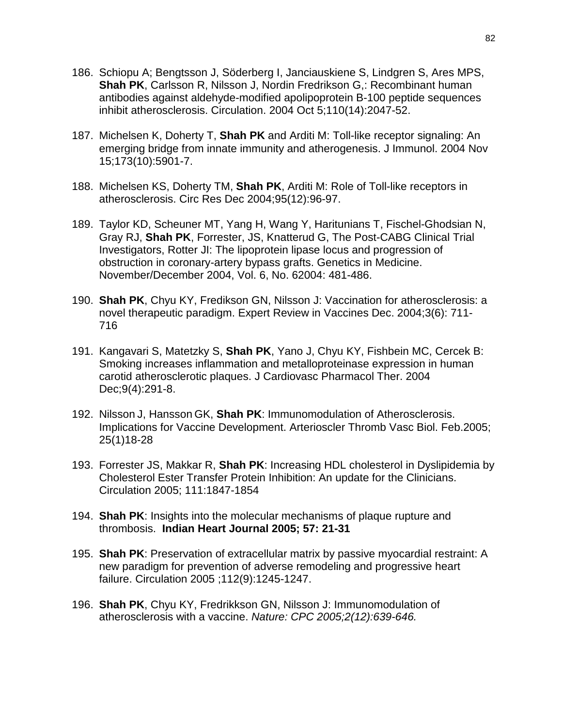186. Schiopu A; Bengtsson J, Söderberg I, Janciauskiene S, Lindgren S, Ares MPS, **Shah PK**, Carlsson R, Nilsson J, Nordin Fredrikson G,: Recombinant human antibodies against aldehyde-modified apolipoprotein B-100 peptide sequences inhibit atherosclerosis. Circulation. 2004 Oct 5;110(14):2047-52.

187. Michelsen K, Doherty T, **Shah PK** and Arditi M: Toll-like receptor signaling: An emerging bridge from innate immunity and atherogenesis. J Immunol. 2004 Nov 15;173(10):5901-7.

188. Michelsen KS, Doherty TM, **Shah PK**, Arditi M: Role of Toll-like receptors in atherosclerosis. Circ Res Dec 2004;95(12):96-97.

189. Taylor KD, Scheuner MT, Yang H, Wang Y, Haritunians T, Fischel-Ghodsian N, Gray RJ, **Shah PK**, Forrester, JS, Knatterud G, The Post-CABG Clinical Trial Investigators, Rotter JI: The lipoprotein lipase locus and progression of obstruction in coronary-artery bypass grafts. Genetics in Medicine. November/December 2004, Vol. 6, No. 62004: 481-486.

190. **Shah PK**, Chyu KY, Fredikson GN, Nilsson J: Vaccination for atherosclerosis: a novel therapeutic paradigm. Expert Review in Vaccines Dec. 2004;3(6): 711-716

191. Kangavari S, Matetzky S, **Shah PK**, Yano J, Chyu KY, Fishbein MC, Cercek B: Smoking increases inflammation and metalloproteinase expression in human carotid atherosclerotic plaques. J Cardiovasc Pharmacol Ther. 2004 Dec;9(4):291-8.

192. Nilsson J, Hansson GK, **Shah PK**: Immunomodulation of Atherosclerosis. Implications for Vaccine Development. Arterioscler Thromb Vasc Biol. Feb.2005; 25(1)18-28

193. Forrester JS, Makkar R, **Shah PK**: Increasing HDL cholesterol in Dyslipidemia by Cholesterol Ester Transfer Protein Inhibition: An update for the Clinicians. Circulation 2005; 111:1847-1854

194. **Shah PK**: Insights into the molecular mechanisms of plaque rupture and thrombosis. **Indian Heart Journal 2005; 57: 21-31**

195. **Shah PK**: Preservation of extracellular matrix by passive myocardial restraint: A new paradigm for prevention of adverse remodeling and progressive heart failure. Circulation 2005 ;112(9):1245-1247.

196. **Shah PK**, Chyu KY, Fredrikkson GN, Nilsson J: Immunomodulation of atherosclerosis with a vaccine. *Nature: CPC 2005;2(12):639-646.*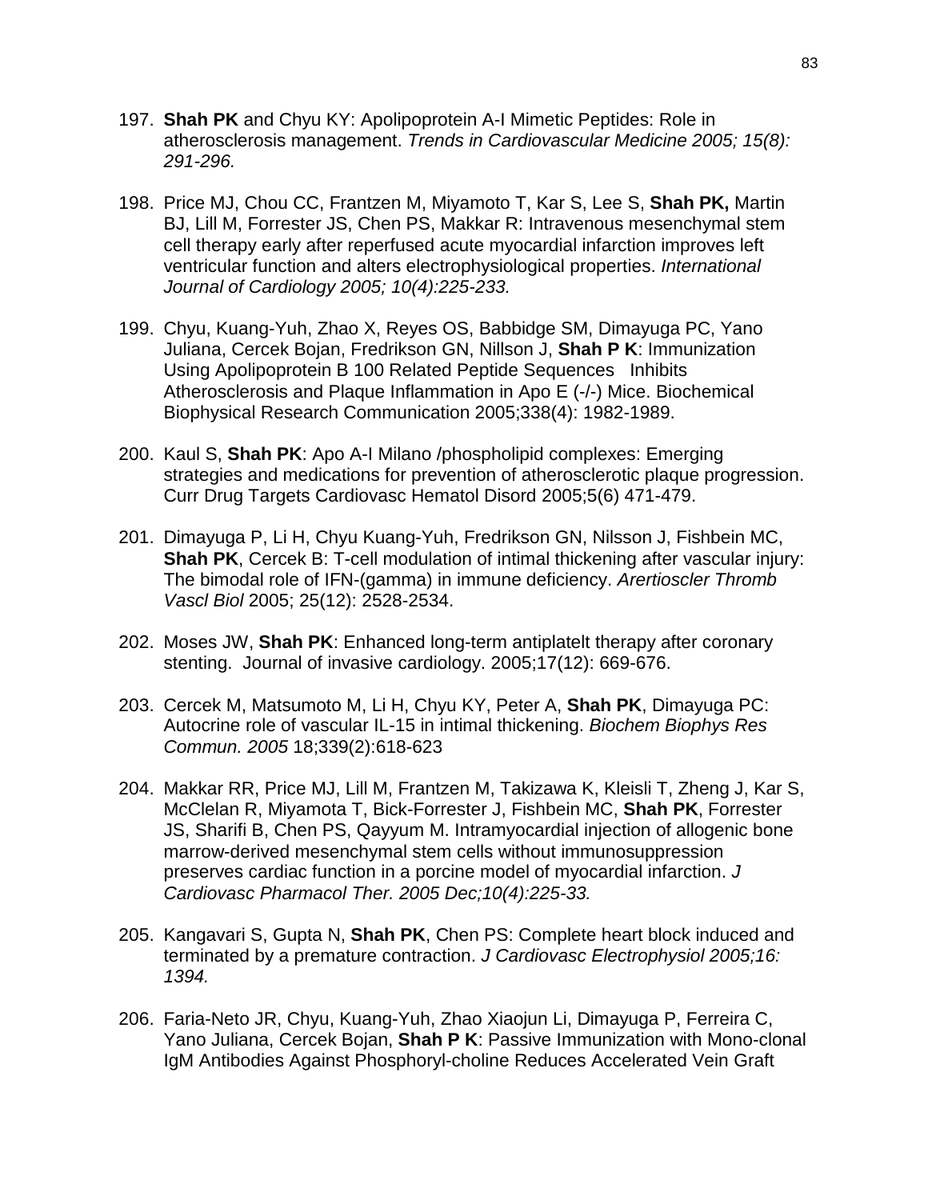197. **Shah PK** and Chyu KY: Apolipoprotein A-I Mimetic Peptides: Role in atherosclerosis management. *Trends in Cardiovascular Medicine 2005; 15(8): 291-296.*

198. Price MJ, Chou CC, Frantzen M, Miyamoto T, Kar S, Lee S, **Shah PK,** Martin BJ, Lill M, Forrester JS, Chen PS, Makkar R: Intravenous mesenchymal stem cell therapy early after reperfused acute myocardial infarction improves left ventricular function and alters electrophysiological properties. *International Journal of Cardiology 2005; 10(4):225-233.*

199. Chyu, Kuang-Yuh, Zhao X, Reyes OS, Babbidge SM, Dimayuga PC, Yano Juliana, Cercek Bojan, Fredrikson GN, Nillson J, **Shah P K**: Immunization Using Apolipoprotein B 100 Related Peptide Sequences Inhibits Atherosclerosis and Plaque Inflammation in Apo E (-/-) Mice. Biochemical Biophysical Research Communication 2005;338(4): 1982-1989.

200. Kaul S, **Shah PK**: Apo A-I Milano /phospholipid complexes: Emerging strategies and medications for prevention of atherosclerotic plaque progression. Curr Drug Targets Cardiovasc Hematol Disord 2005;5(6) 471-479.

201. Dimayuga P, Li H, Chyu Kuang-Yuh, Fredrikson GN, Nilsson J, Fishbein MC, **Shah PK**, Cercek B: T-cell modulation of intimal thickening after vascular injury: The bimodal role of IFN-(gamma) in immune deficiency. *Arertioscler Thromb Vascl Biol* 2005; 25(12): 2528-2534.

202. Moses JW, **Shah PK**: Enhanced long-term antiplatelt therapy after coronary stenting. Journal of invasive cardiology. 2005;17(12): 669-676.

203. Cercek M, Matsumoto M, Li H, Chyu KY, Peter A, **Shah PK**, Dimayuga PC: Autocrine role of vascular IL-15 in intimal thickening. *Biochem Biophys Res Commun. 2005* 18;339(2):618-623

204. Makkar RR, Price MJ, Lill M, Frantzen M, Takizawa K, Kleisli T, Zheng J, Kar S, McClelan R, Miyamota T, Bick-Forrester J, Fishbein MC, **Shah PK**, Forrester JS, Sharifi B, Chen PS, Qayyum M. Intramyocardial injection of allogenic bone marrow-derived mesenchymal stem cells without immunosuppression preserves cardiac function in a porcine model of myocardial infarction. *J Cardiovasc Pharmacol Ther. 2005 Dec;10(4):225-33.*

205. Kangavari S, Gupta N, **Shah PK**, Chen PS: Complete heart block induced and terminated by a premature contraction. *J Cardiovasc Electrophysiol 2005;16: 1394.*

206. Faria-Neto JR, Chyu, Kuang-Yuh, Zhao Xiaojun Li, Dimayuga P, Ferreira C, Yano Juliana, Cercek Bojan, **Shah P K**: Passive Immunization with Mono-clonal IgM Antibodies Against Phosphoryl-choline Reduces Accelerated Vein Graft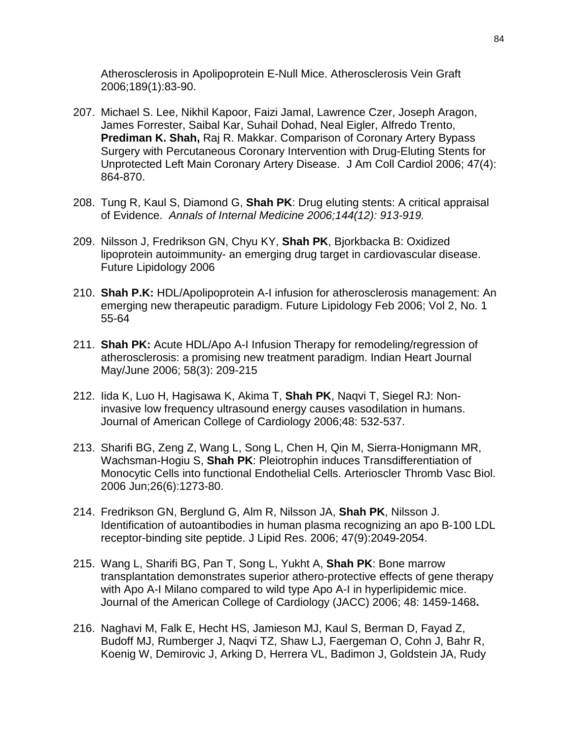Atherosclerosis in Apolipoprotein E-Null Mice. Atherosclerosis Vein Graft 2006;189(1):83-90.

207. Michael S. Lee, Nikhil Kapoor, Faizi Jamal, Lawrence Czer, Joseph Aragon, James Forrester, Saibal Kar, Suhail Dohad, Neal Eigler, Alfredo Trento, **Prediman K. Shah,** Raj R. Makkar. Comparison of Coronary Artery Bypass Surgery with Percutaneous Coronary Intervention with Drug-Eluting Stents for Unprotected Left Main Coronary Artery Disease. J Am Coll Cardiol 2006; 47(4): 864-870.

208. Tung R, Kaul S, Diamond G, **Shah PK**: Drug eluting stents: A critical appraisal of Evidence. *Annals of Internal Medicine 2006;144(12): 913-919.*

209. Nilsson J, Fredrikson GN, Chyu KY, **Shah PK**, Bjorkbacka B: Oxidized lipoprotein autoimmunity- an emerging drug target in cardiovascular disease. Future Lipidology 2006

210. **Shah P.K:** HDL/Apolipoprotein A-I infusion for atherosclerosis management: An emerging new therapeutic paradigm. Future Lipidology Feb 2006; Vol 2, No. 1 55-64

211. **Shah PK:** Acute HDL/Apo A-I Infusion Therapy for remodeling/regression of atherosclerosis: a promising new treatment paradigm. Indian Heart Journal May/June 2006; 58(3): 209-215

212. Iida K, Luo H, Hagisawa K, Akima T, **Shah PK**, Naqvi T, Siegel RJ: Non-invasive low frequency ultrasound energy causes vasodilation in humans. Journal of American College of Cardiology 2006;48: 532-537.

213. Sharifi BG, Zeng Z, Wang L, Song L, Chen H, Qin M, Sierra-Honigmann MR, Wachsman-Hogiu S, **Shah PK**: Pleiotrophin induces Transdifferentiation of Monocytic Cells into functional Endothelial Cells. Arterioscler Thromb Vasc Biol. 2006 Jun;26(6):1273-80.

214. Fredrikson GN, Berglund G, Alm R, Nilsson JA, **Shah PK**, Nilsson J. Identification of autoantibodies in human plasma recognizing an apo B-100 LDL receptor-binding site peptide. J Lipid Res. 2006; 47(9):2049-2054.

215. Wang L, Sharifi BG, Pan T, Song L, Yukht A, **Shah PK**: Bone marrow transplantation demonstrates superior athero-protective effects of gene therapy with Apo A-I Milano compared to wild type Apo A-I in hyperlipidemic mice. Journal of the American College of Cardiology (JACC) 2006; 48: 1459-1468**.**

216. Naghavi M, Falk E, Hecht HS, Jamieson MJ, Kaul S, Berman D, Fayad Z, Budoff MJ, Rumberger J, Naqvi TZ, Shaw LJ, Faergeman O, Cohn J, Bahr R, Koenig W, Demirovic J, Arking D, Herrera VL, Badimon J, Goldstein JA, Rudy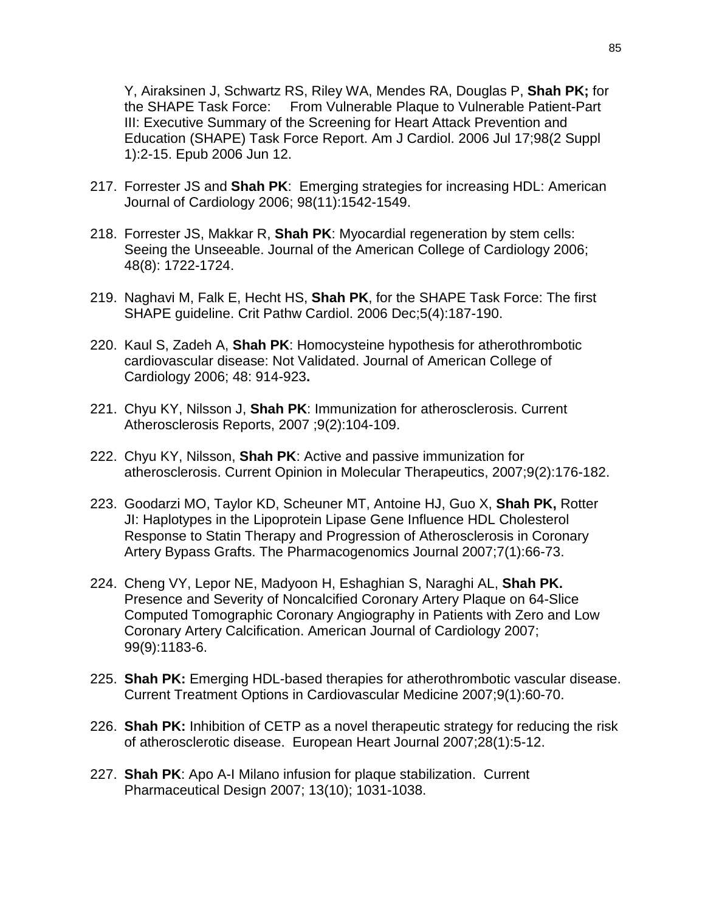Y, Airaksinen J, Schwartz RS, Riley WA, Mendes RA, Douglas P, **Shah PK;** for the SHAPE Task Force: From Vulnerable Plaque to Vulnerable Patient-Part III: Executive Summary of the Screening for Heart Attack Prevention and Education (SHAPE) Task Force Report. Am J Cardiol. 2006 Jul 17;98(2 Suppl 1):2-15. Epub 2006 Jun 12.

217. Forrester JS and **Shah PK**: Emerging strategies for increasing HDL: American Journal of Cardiology 2006; 98(11):1542-1549.

218. Forrester JS, Makkar R, **Shah PK**: Myocardial regeneration by stem cells: Seeing the Unseeable. Journal of the American College of Cardiology 2006; 48(8): 1722-1724.

219. Naghavi M, Falk E, Hecht HS, **Shah PK**, for the SHAPE Task Force: The first SHAPE guideline. Crit Pathw Cardiol. 2006 Dec;5(4):187-190.

220. Kaul S, Zadeh A, **Shah PK**: Homocysteine hypothesis for atherothrombotic cardiovascular disease: Not Validated. Journal of American College of Cardiology 2006; 48: 914-923**.**

221. Chyu KY, Nilsson J, **Shah PK**: Immunization for atherosclerosis. Current Atherosclerosis Reports, 2007 ;9(2):104-109.

222. Chyu KY, Nilsson, **Shah PK**: Active and passive immunization for atherosclerosis. Current Opinion in Molecular Therapeutics, 2007;9(2):176-182.

223. Goodarzi MO, Taylor KD, Scheuner MT, Antoine HJ, Guo X, **Shah PK,** Rotter JI: Haplotypes in the Lipoprotein Lipase Gene Influence HDL Cholesterol Response to Statin Therapy and Progression of Atherosclerosis in Coronary Artery Bypass Grafts. The Pharmacogenomics Journal 2007;7(1):66-73.

224. Cheng VY, Lepor NE, Madyoon H, Eshaghian S, Naraghi AL, **Shah PK.** Presence and Severity of Noncalcified Coronary Artery Plaque on 64-Slice Computed Tomographic Coronary Angiography in Patients with Zero and Low Coronary Artery Calcification. American Journal of Cardiology 2007; 99(9):1183-6.

225. **Shah PK:** Emerging HDL-based therapies for atherothrombotic vascular disease. Current Treatment Options in Cardiovascular Medicine 2007;9(1):60-70.

226. **Shah PK:** Inhibition of CETP as a novel therapeutic strategy for reducing the risk of atherosclerotic disease. European Heart Journal 2007;28(1):5-12.

227. **Shah PK**: Apo A-I Milano infusion for plaque stabilization. Current Pharmaceutical Design 2007; 13(10); 1031-1038.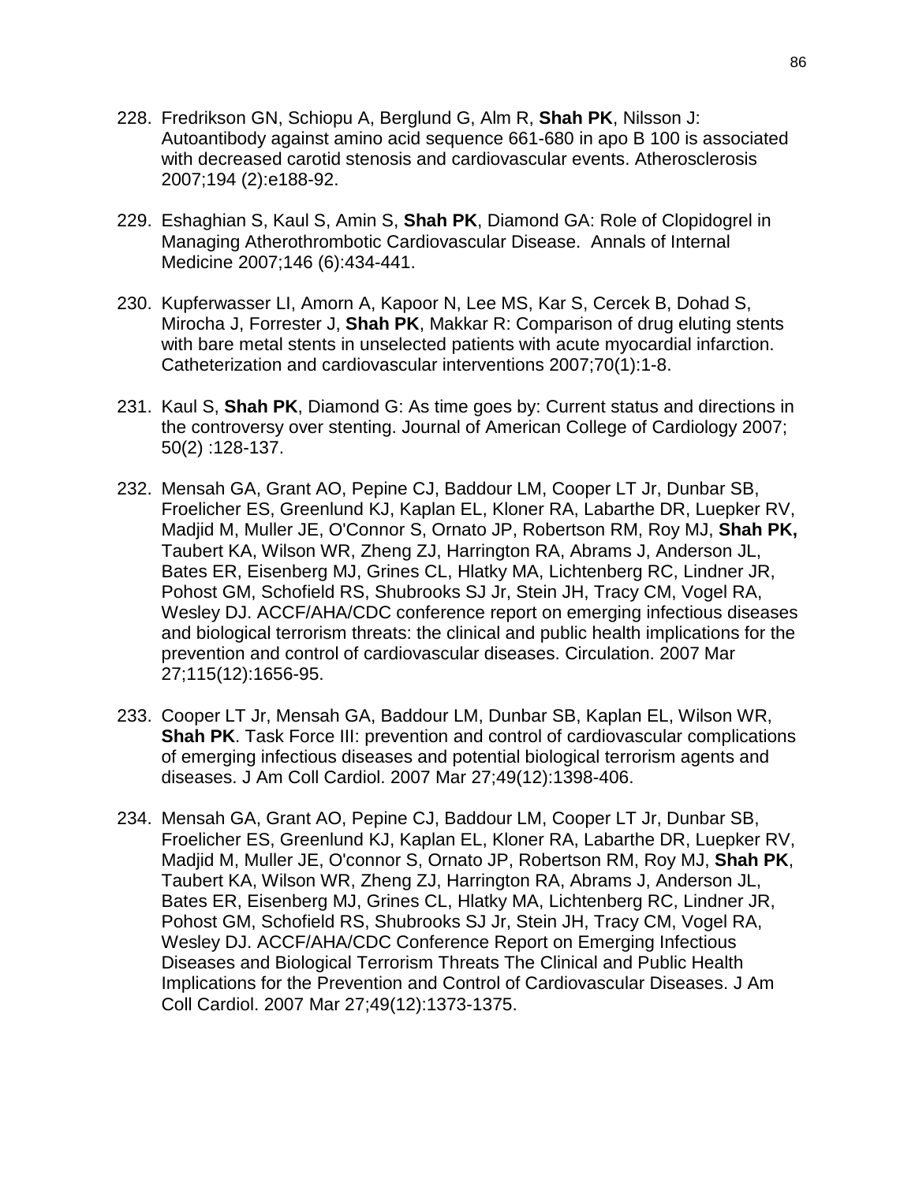228. Fredrikson GN, Schiopu A, Berglund G, Alm R, **Shah PK**, Nilsson J: Autoantibody against amino acid sequence 661-680 in apo B 100 is associated with decreased carotid stenosis and cardiovascular events. Atherosclerosis 2007;194 (2):e188-92.

229. Eshaghian S, Kaul S, Amin S, **Shah PK**, Diamond GA: Role of Clopidogrel in Managing Atherothrombotic Cardiovascular Disease. Annals of Internal Medicine 2007;146 (6):434-441.

230. Kupferwasser LI, Amorn A, Kapoor N, Lee MS, Kar S, Cercek B, Dohad S, Mirocha J, Forrester J, **Shah PK**, Makkar R: Comparison of drug eluting stents with bare metal stents in unselected patients with acute myocardial infarction. Catheterization and cardiovascular interventions 2007;70(1):1-8.

231. Kaul S, **Shah PK**, Diamond G: As time goes by: Current status and directions in the controversy over stenting. Journal of American College of Cardiology 2007; 50(2) :128-137.

232. Mensah GA, Grant AO, Pepine CJ, Baddour LM, Cooper LT Jr, Dunbar SB, Froelicher ES, Greenlund KJ, Kaplan EL, Kloner RA, Labarthe DR, Luepker RV, Madjid M, Muller JE, O'Connor S, Ornato JP, Robertson RM, Roy MJ, **Shah PK,** Taubert KA, Wilson WR, Zheng ZJ, Harrington RA, Abrams J, Anderson JL, Bates ER, Eisenberg MJ, Grines CL, Hlatky MA, Lichtenberg RC, Lindner JR, Pohost GM, Schofield RS, Shubrooks SJ Jr, Stein JH, Tracy CM, Vogel RA, Wesley DJ. ACCF/AHA/CDC conference report on emerging infectious diseases and biological terrorism threats: the clinical and public health implications for the prevention and control of cardiovascular diseases. Circulation. 2007 Mar 27;115(12):1656-95.

233. Cooper LT Jr, Mensah GA, Baddour LM, Dunbar SB, Kaplan EL, Wilson WR, **Shah PK**. Task Force III: prevention and control of cardiovascular complications of emerging infectious diseases and potential biological terrorism agents and diseases. J Am Coll Cardiol. 2007 Mar 27;49(12):1398-406.

234. Mensah GA, Grant AO, Pepine CJ, Baddour LM, Cooper LT Jr, Dunbar SB, Froelicher ES, Greenlund KJ, Kaplan EL, Kloner RA, Labarthe DR, Luepker RV, Madjid M, Muller JE, O'connor S, Ornato JP, Robertson RM, Roy MJ, **Shah PK**, Taubert KA, Wilson WR, Zheng ZJ, Harrington RA, Abrams J, Anderson JL, Bates ER, Eisenberg MJ, Grines CL, Hlatky MA, Lichtenberg RC, Lindner JR, Pohost GM, Schofield RS, Shubrooks SJ Jr, Stein JH, Tracy CM, Vogel RA, Wesley DJ. ACCF/AHA/CDC Conference Report on Emerging Infectious Diseases and Biological Terrorism Threats The Clinical and Public Health Implications for the Prevention and Control of Cardiovascular Diseases. J Am Coll Cardiol. 2007 Mar 27;49(12):1373-1375.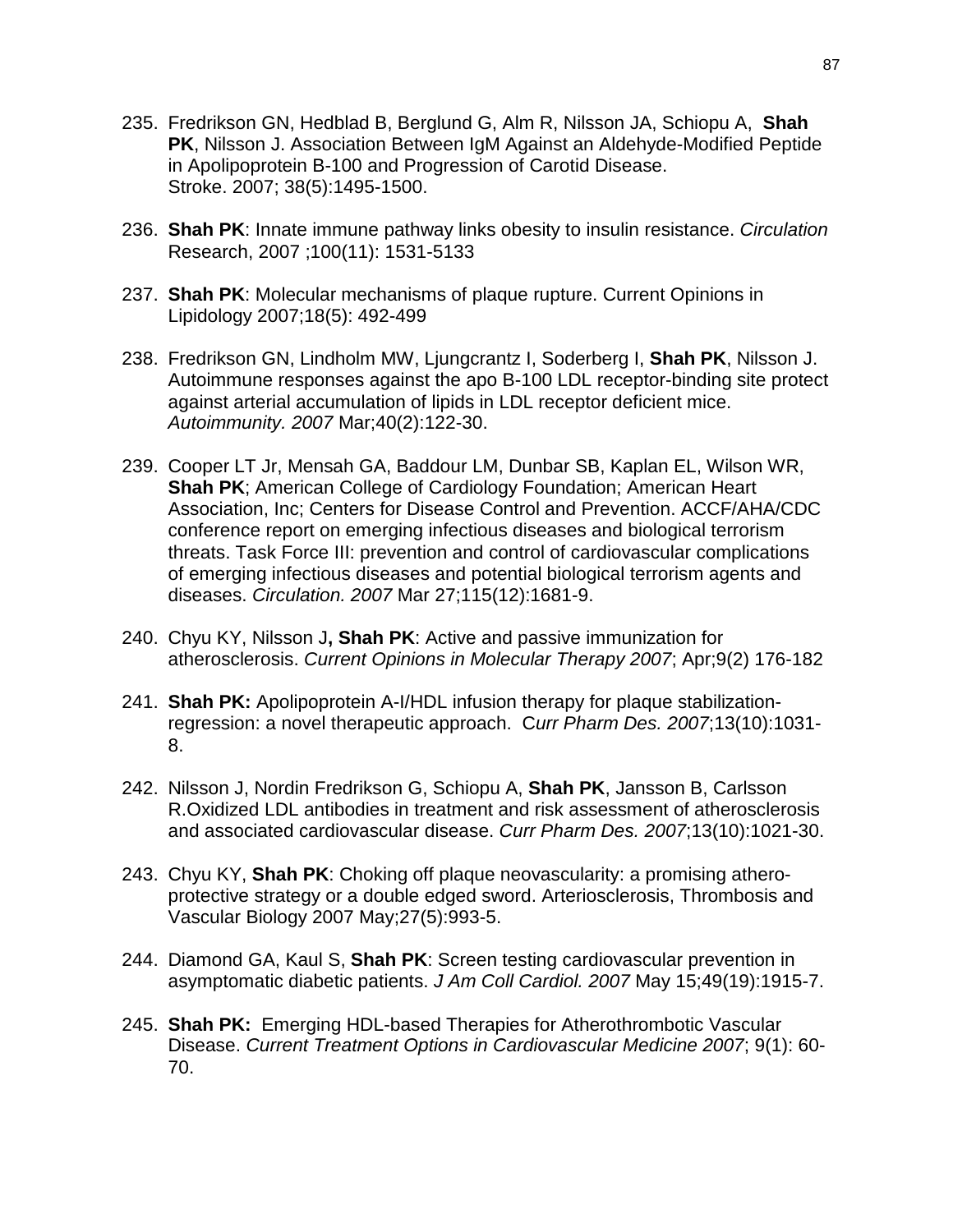235. Fredrikson GN, Hedblad B, Berglund G, Alm R, Nilsson JA, Schiopu A, **Shah PK**, Nilsson J. Association Between IgM Against an Aldehyde-Modified Peptide in Apolipoprotein B-100 and Progression of Carotid Disease. Stroke. 2007; 38(5):1495-1500.

236. **Shah PK**: Innate immune pathway links obesity to insulin resistance. *Circulation* Research, 2007 ;100(11): 1531-5133

237. **Shah PK**: Molecular mechanisms of plaque rupture. Current Opinions in Lipidology 2007;18(5): 492-499

238. Fredrikson GN, Lindholm MW, Ljungcrantz I, Soderberg I, **Shah PK**, Nilsson J. Autoimmune responses against the apo B-100 LDL receptor-binding site protect against arterial accumulation of lipids in LDL receptor deficient mice. *Autoimmunity. 2007* Mar;40(2):122-30.

239. Cooper LT Jr, Mensah GA, Baddour LM, Dunbar SB, Kaplan EL, Wilson WR, **Shah PK**; American College of Cardiology Foundation; American Heart Association, Inc; Centers for Disease Control and Prevention. ACCF/AHA/CDC conference report on emerging infectious diseases and biological terrorism threats. Task Force III: prevention and control of cardiovascular complications of emerging infectious diseases and potential biological terrorism agents and diseases. *Circulation. 2007* Mar 27;115(12):1681-9.

240. Chyu KY, Nilsson J**, Shah PK**: Active and passive immunization for atherosclerosis. *Current Opinions in Molecular Therapy 2007*; Apr;9(2) 176-182

241. **Shah PK:** Apolipoprotein A-I/HDL infusion therapy for plaque stabilization-regression: a novel therapeutic approach. C*urr Pharm Des. 2007*;13(10):1031-8.

242. Nilsson J, Nordin Fredrikson G, Schiopu A, **Shah PK**, Jansson B, Carlsson R.Oxidized LDL antibodies in treatment and risk assessment of atherosclerosis and associated cardiovascular disease. *Curr Pharm Des. 2007*;13(10):1021-30.

243. Chyu KY, **Shah PK**: Choking off plaque neovascularity: a promising athero-protective strategy or a double edged sword. Arteriosclerosis, Thrombosis and Vascular Biology 2007 May;27(5):993-5.

244. Diamond GA, Kaul S, **Shah PK**: Screen testing cardiovascular prevention in asymptomatic diabetic patients. *J Am Coll Cardiol. 2007* May 15;49(19):1915-7.

245. **Shah PK:** Emerging HDL-based Therapies for Atherothrombotic Vascular Disease. *Current Treatment Options in Cardiovascular Medicine 2007*; 9(1): 60-70.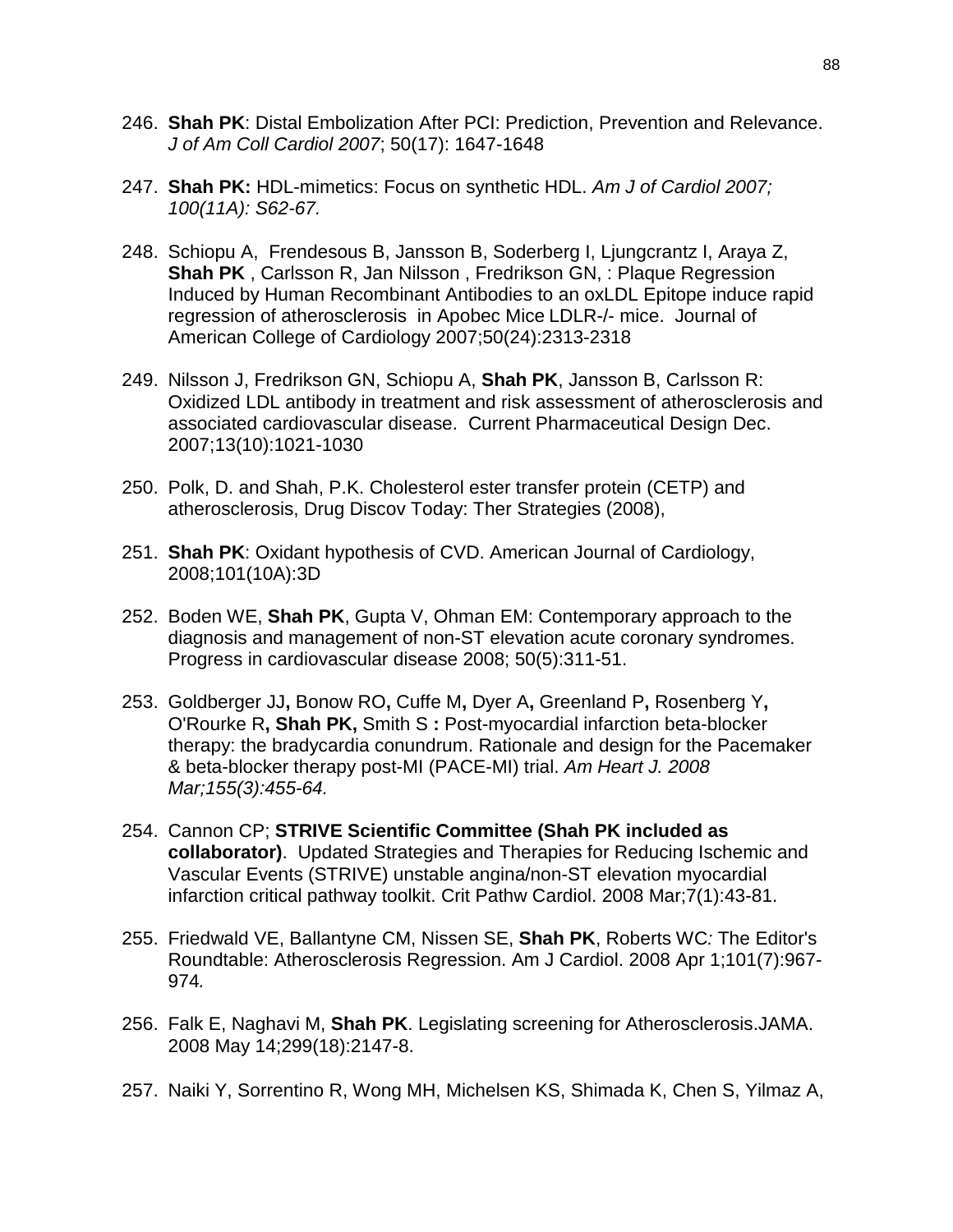246. **Shah PK**: Distal Embolization After PCI: Prediction, Prevention and Relevance. *J of Am Coll Cardiol 2007*; 50(17): 1647-1648

247. **Shah PK:** HDL-mimetics: Focus on synthetic HDL. *Am J of Cardiol 2007; 100(11A): S62-67.*

248. Schiopu A, Frendesous B, Jansson B, Soderberg I, Ljungcrantz I, Araya Z, **Shah PK** , Carlsson R, Jan Nilsson , Fredrikson GN, : Plaque Regression Induced by Human Recombinant Antibodies to an oxLDL Epitope induce rapid regression of atherosclerosis in Apobec Mice LDLR-/- mice. Journal of American College of Cardiology 2007;50(24):2313-2318

249. Nilsson J, Fredrikson GN, Schiopu A, **Shah PK**, Jansson B, Carlsson R: Oxidized LDL antibody in treatment and risk assessment of atherosclerosis and associated cardiovascular disease. Current Pharmaceutical Design Dec. 2007;13(10):1021-1030

250. Polk, D. and Shah, P.K. Cholesterol ester transfer protein (CETP) and atherosclerosis, Drug Discov Today: Ther Strategies (2008),

251. **Shah PK**: Oxidant hypothesis of CVD. American Journal of Cardiology, 2008;101(10A):3D

252. Boden WE, **Shah PK**, Gupta V, Ohman EM: Contemporary approach to the diagnosis and management of non-ST elevation acute coronary syndromes. Progress in cardiovascular disease 2008; 50(5):311-51.

253. Goldberger JJ**,** Bonow RO**,** Cuffe M**,** Dyer A**,** Greenland P**,** Rosenberg Y**,** O'Rourke R**, Shah PK,** Smith S **:** Post-myocardial infarction beta-blocker therapy: the bradycardia conundrum. Rationale and design for the Pacemaker & beta-blocker therapy post-MI (PACE-MI) trial. *Am Heart J. 2008 Mar;155(3):455-64.*

254. Cannon CP; **STRIVE Scientific Committee (Shah PK included as collaborator)**. Updated Strategies and Therapies for Reducing Ischemic and Vascular Events (STRIVE) unstable angina/non-ST elevation myocardial infarction critical pathway toolkit. Crit Pathw Cardiol. 2008 Mar;7(1):43-81.

255. Friedwald VE, Ballantyne CM, Nissen SE, **Shah PK**, Roberts WC*:* The Editor's Roundtable: Atherosclerosis Regression. Am J Cardiol. 2008 Apr 1;101(7):967-974*.*

256. Falk E, Naghavi M, **Shah PK**. Legislating screening for Atherosclerosis.JAMA. 2008 May 14;299(18):2147-8.

257. Naiki Y, Sorrentino R, Wong MH, Michelsen KS, Shimada K, Chen S, Yilmaz A,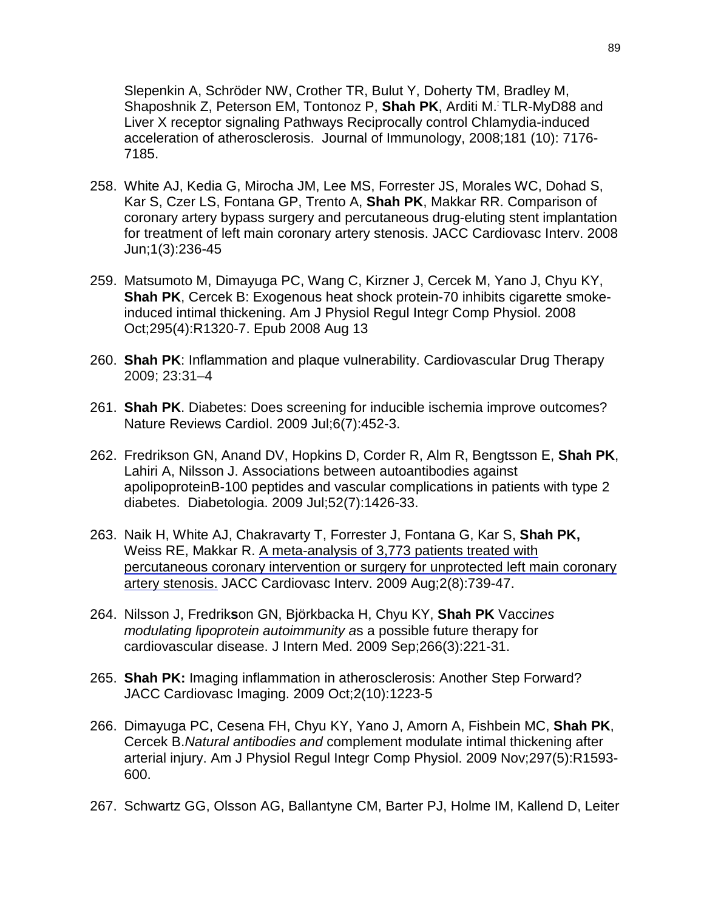Slepenkin A, Schröder NW, Crother TR, Bulut Y, Doherty TM, Bradley M, Shaposhnik Z, Peterson EM, Tontonoz P, **Shah PK**, Arditi M.: TLR-MyD88 and Liver X receptor signaling Pathways Reciprocally control Chlamydia-induced acceleration of atherosclerosis. Journal of Immunology, 2008;181 (10): 7176-7185.

258. White AJ, Kedia G, Mirocha JM, Lee MS, Forrester JS, Morales WC, Dohad S, Kar S, Czer LS, Fontana GP, Trento A, **Shah PK**, Makkar RR. Comparison of coronary artery bypass surgery and percutaneous drug-eluting stent implantation for treatment of left main coronary artery stenosis. JACC Cardiovasc Interv. 2008 Jun;1(3):236-45

259. Matsumoto M, Dimayuga PC, Wang C, Kirzner J, Cercek M, Yano J, Chyu KY, **Shah PK**, Cercek B: Exogenous heat shock protein-70 inhibits cigarette smoke-induced intimal thickening. Am J Physiol Regul Integr Comp Physiol. 2008 Oct;295(4):R1320-7. Epub 2008 Aug 13

260. **Shah PK**: Inflammation and plaque vulnerability. Cardiovascular Drug Therapy 2009; 23:31–4

261. **Shah PK**. Diabetes: Does screening for inducible ischemia improve outcomes? Nature Reviews Cardiol. 2009 Jul;6(7):452-3.

262. Fredrikson GN, Anand DV, Hopkins D, Corder R, Alm R, Bengtsson E, **Shah PK**, Lahiri A, Nilsson J. Associations between autoantibodies against apolipoproteinB-100 peptides and vascular complications in patients with type 2 diabetes. Diabetologia. 2009 Jul;52(7):1426-33.

263. Naik H, White AJ, Chakravarty T, Forrester J, Fontana G, Kar S, **Shah PK,** Weiss RE, Makkar R. A meta-analysis of 3,773 patients treated with percutaneous coronary intervention or surgery for unprotected left main coronary artery stenosis. JACC Cardiovasc Interv. 2009 Aug;2(8):739-47.

264. Nilsson J, Fredrik**s**on GN, Björkbacka H, Chyu KY, **Shah PK** Vacc*ines modulating l*ipoprotein *autoimmunity a*s a possible future therapy for cardiovascular disease. J Intern Med. 2009 Sep;266(3):221-31.

265. **Shah PK:** Imaging inflammation in atherosclerosis: Another Step Forward? JACC Cardiovasc Imaging. 2009 Oct;2(10):1223-5

266. Dimayuga PC, Cesena FH, Chyu KY, Yano J, Amorn A, Fishbein MC, **Shah PK**, Cercek B.*Natural antibodies and* complement modulate intimal thickening after arterial injury. Am J Physiol Regul Integr Comp Physiol. 2009 Nov;297(5):R1593-600.

267. Schwartz GG, Olsson AG, Ballantyne CM, Barter PJ, Holme IM, Kallend D, Leiter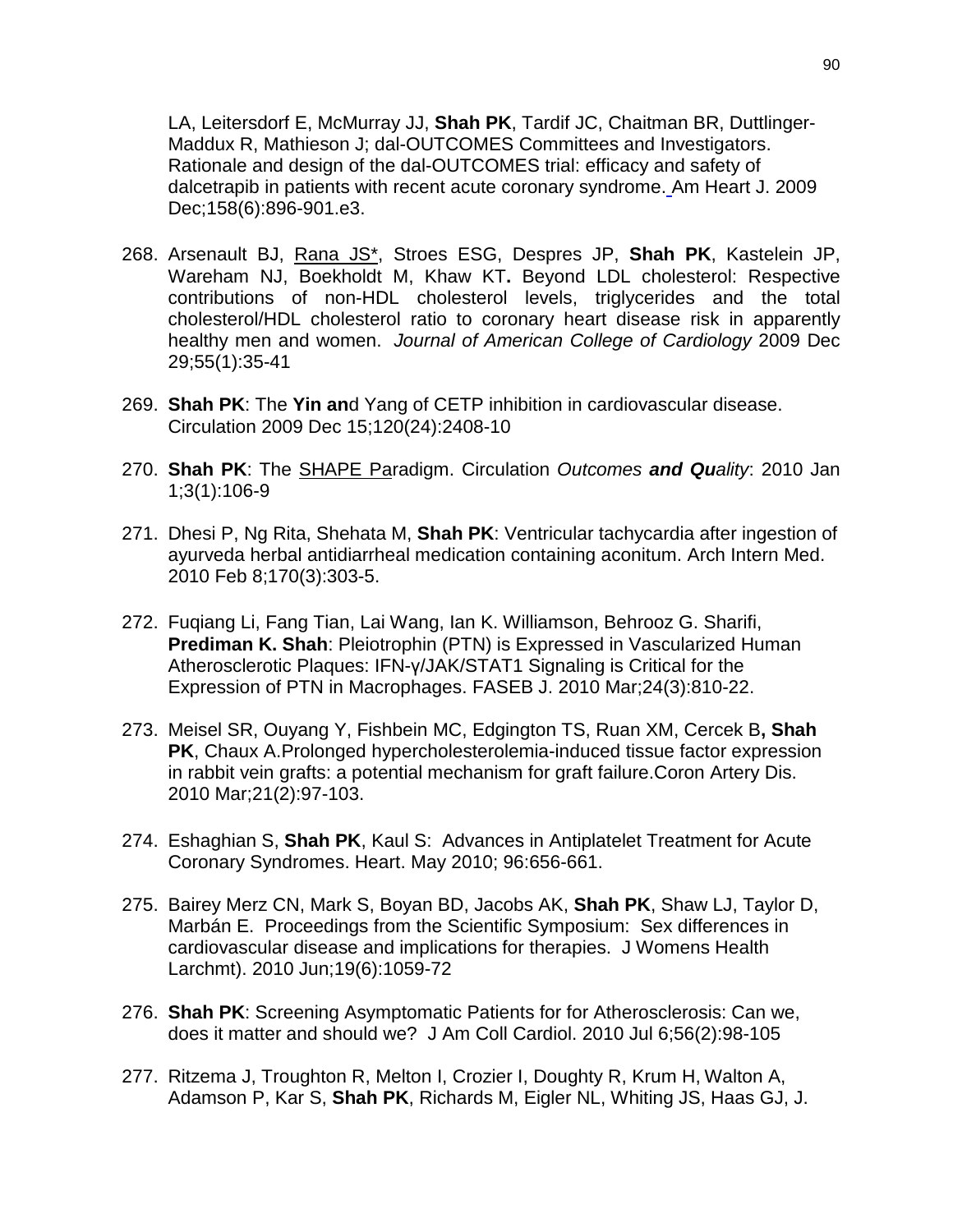LA, Leitersdorf E, McMurray JJ, **Shah PK**, Tardif JC, Chaitman BR, Duttlinger-Maddux R, Mathieson J; dal-OUTCOMES Committees and Investigators. Rationale and design of the dal-OUTCOMES trial: efficacy and safety of dalcetrapib in patients with recent acute coronary syndrome. Am Heart J. 2009 Dec;158(6):896-901.e3.

268. Arsenault BJ, Rana JS*, Stroes ESG, Despres JP, **Shah PK**, Kastelein JP, Wareham NJ, Boekholdt M, Khaw KT**.** Beyond LDL cholesterol: Respective contributions of non-HDL cholesterol levels, triglycerides and the total cholesterol/HDL cholesterol ratio to coronary heart disease risk in apparently healthy men and women. *Journal of American College of Cardiology* 2009 Dec 29;55(1):35-41

269. **Shah PK**: The **Yin an**d Yang of CETP inhibition in cardiovascular disease. Circulation 2009 Dec 15;120(24):2408-10

270. **Shah PK**: The SHAPE Paradigm. Circulation *Outcomes **and Qu**ality*: 2010 Jan 1;3(1):106-9

271. Dhesi P, Ng Rita, Shehata M, **Shah PK**: Ventricular tachycardia after ingestion of ayurveda herbal antidiarrheal medication containing aconitum. Arch Intern Med. 2010 Feb 8;170(3):303-5.

272. Fuqiang Li, Fang Tian, Lai Wang, Ian K. Williamson, Behrooz G. Sharifi, **Prediman K. Shah**: Pleiotrophin (PTN) is Expressed in Vascularized Human Atherosclerotic Plaques: IFN-γ/JAK/STAT1 Signaling is Critical for the Expression of PTN in Macrophages. FASEB J. 2010 Mar;24(3):810-22.

273. Meisel SR, Ouyang Y, Fishbein MC, Edgington TS, Ruan XM, Cercek B**, Shah PK**, Chaux A.Prolonged hypercholesterolemia-induced tissue factor expression in rabbit vein grafts: a potential mechanism for graft failure.Coron Artery Dis. 2010 Mar;21(2):97-103.

274. Eshaghian S, **Shah PK**, Kaul S: Advances in Antiplatelet Treatment for Acute Coronary Syndromes. Heart. May 2010; 96:656-661.

275. Bairey Merz CN, Mark S, Boyan BD, Jacobs AK, **Shah PK**, Shaw LJ, Taylor D, Marbán E. Proceedings from the Scientific Symposium: Sex differences in cardiovascular disease and implications for therapies. J Womens Health Larchmt). 2010 Jun;19(6):1059-72

276. **Shah PK**: Screening Asymptomatic Patients for for Atherosclerosis: Can we, does it matter and should we? J Am Coll Cardiol. 2010 Jul 6;56(2):98-105

277. Ritzema J, Troughton R, Melton I, Crozier I, Doughty R, Krum H, Walton A, Adamson P, Kar S, **Shah PK**, Richards M, Eigler NL, Whiting JS, Haas GJ, J.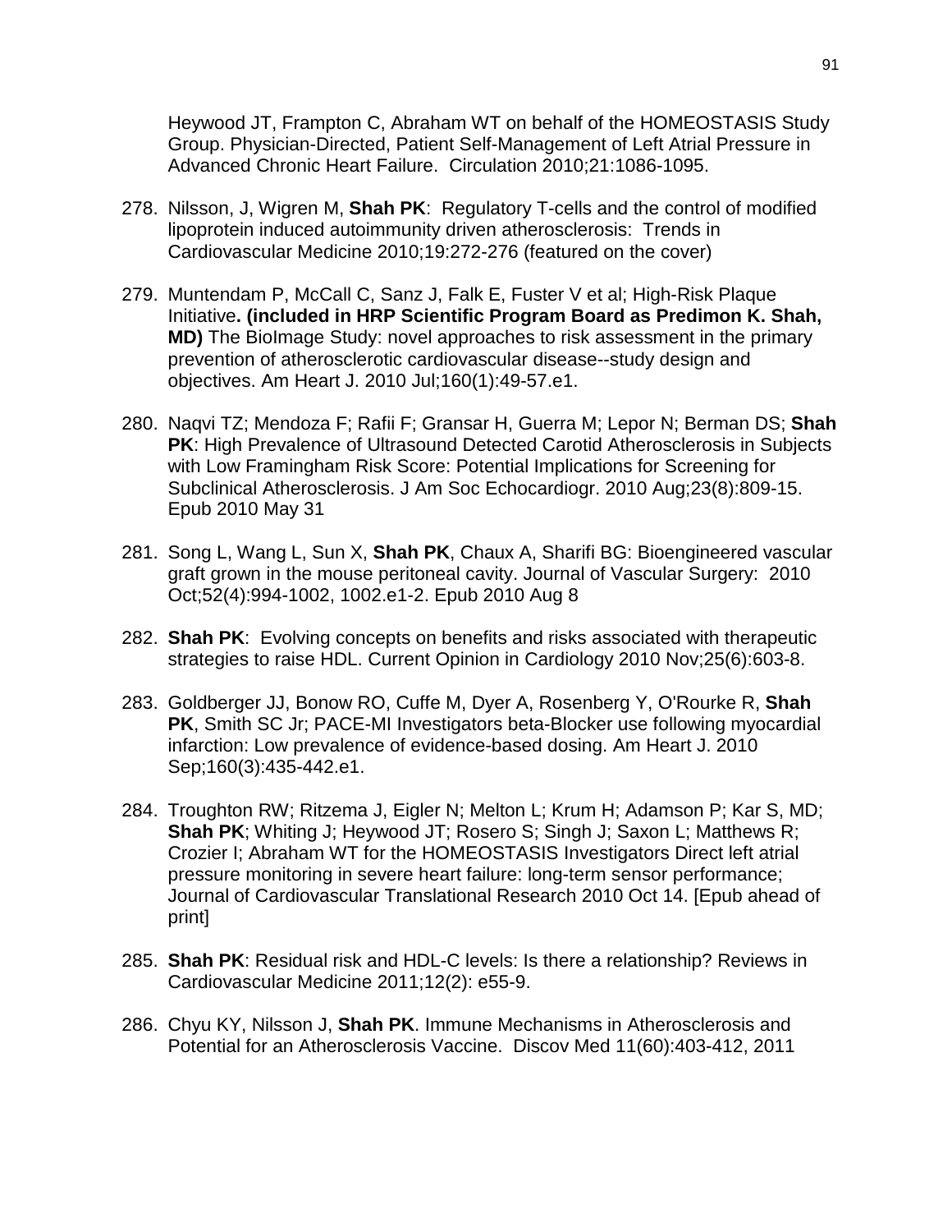Heywood JT, Frampton C, Abraham WT on behalf of the HOMEOSTASIS Study Group. Physician-Directed, Patient Self-Management of Left Atrial Pressure in Advanced Chronic Heart Failure. Circulation 2010;21:1086-1095.

278. Nilsson, J, Wigren M, **Shah PK**: Regulatory T-cells and the control of modified lipoprotein induced autoimmunity driven atherosclerosis: Trends in Cardiovascular Medicine 2010;19:272-276 (featured on the cover)

279. Muntendam P, McCall C, Sanz J, Falk E, Fuster V et al; High-Risk Plaque Initiative**. (included in HRP Scientific Program Board as Predimon K. Shah, MD)** The BioImage Study: novel approaches to risk assessment in the primary prevention of atherosclerotic cardiovascular disease--study design and objectives. Am Heart J. 2010 Jul;160(1):49-57.e1.

280. Naqvi TZ; Mendoza F; Rafii F; Gransar H, Guerra M; Lepor N; Berman DS; **Shah PK**: High Prevalence of Ultrasound Detected Carotid Atherosclerosis in Subjects with Low Framingham Risk Score: Potential Implications for Screening for Subclinical Atherosclerosis. J Am Soc Echocardiogr. 2010 Aug;23(8):809-15. Epub 2010 May 31

281. Song L, Wang L, Sun X, **Shah PK**, Chaux A, Sharifi BG: Bioengineered vascular graft grown in the mouse peritoneal cavity. Journal of Vascular Surgery: 2010 Oct;52(4):994-1002, 1002.e1-2. Epub 2010 Aug 8

282. **Shah PK**: Evolving concepts on benefits and risks associated with therapeutic strategies to raise HDL. Current Opinion in Cardiology 2010 Nov;25(6):603-8.

283. Goldberger JJ, Bonow RO, Cuffe M, Dyer A, Rosenberg Y, O'Rourke R, **Shah PK**, Smith SC Jr; PACE-MI Investigators beta-Blocker use following myocardial infarction: Low prevalence of evidence-based dosing. Am Heart J. 2010 Sep;160(3):435-442.e1.

284. Troughton RW; Ritzema J, Eigler N; Melton L; Krum H; Adamson P; Kar S, MD; **Shah PK**; Whiting J; Heywood JT; Rosero S; Singh J; Saxon L; Matthews R; Crozier I; Abraham WT for the HOMEOSTASIS Investigators Direct left atrial pressure monitoring in severe heart failure: long-term sensor performance; Journal of Cardiovascular Translational Research 2010 Oct 14. [Epub ahead of print]

285. **Shah PK**: Residual risk and HDL-C levels: Is there a relationship? Reviews in Cardiovascular Medicine 2011;12(2): e55-9.

286. Chyu KY, Nilsson J, **Shah PK**. Immune Mechanisms in Atherosclerosis and Potential for an Atherosclerosis Vaccine. Discov Med 11(60):403-412, 2011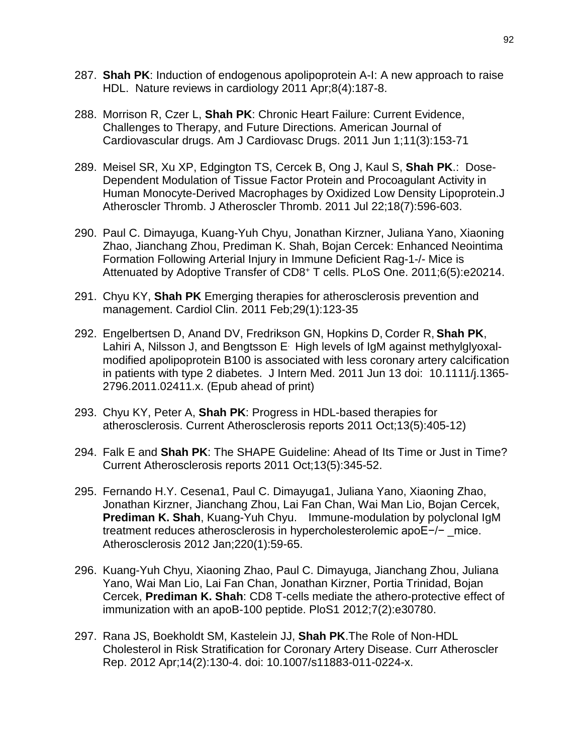287. **Shah PK**: Induction of endogenous apolipoprotein A-I: A new approach to raise HDL. Nature reviews in cardiology 2011 Apr;8(4):187-8.

288. Morrison R, Czer L, **Shah PK**: Chronic Heart Failure: Current Evidence, Challenges to Therapy, and Future Directions. American Journal of Cardiovascular drugs. Am J Cardiovasc Drugs. 2011 Jun 1;11(3):153-71

289. Meisel SR, Xu XP, Edgington TS, Cercek B, Ong J, Kaul S, **Shah PK**.: Dose-Dependent Modulation of Tissue Factor Protein and Procoagulant Activity in Human Monocyte-Derived Macrophages by Oxidized Low Density Lipoprotein.J Atheroscler Thromb. J Atheroscler Thromb. 2011 Jul 22;18(7):596-603.

290. Paul C. Dimayuga, Kuang-Yuh Chyu, Jonathan Kirzner, Juliana Yano, Xiaoning Zhao, Jianchang Zhou, Prediman K. Shah, Bojan Cercek: Enhanced Neointima Formation Following Arterial Injury in Immune Deficient Rag-1-/- Mice is Attenuated by Adoptive Transfer of CD8$^{+}$ T cells. PLoS One. 2011;6(5):e20214.

291. Chyu KY, **Shah PK** Emerging therapies for atherosclerosis prevention and management. Cardiol Clin. 2011 Feb;29(1):123-35

292. Engelbertsen D, Anand DV, Fredrikson GN, Hopkins D, Corder R, **Shah PK**, Lahiri A, Nilsson J, and Bengtsson E. High levels of IgM against methylglyoxal-modified apolipoprotein B100 is associated with less coronary artery calcification in patients with type 2 diabetes. J Intern Med. 2011 Jun 13 doi: 10.1111/j.1365-2796.2011.02411.x. (Epub ahead of print)

293. Chyu KY, Peter A, **Shah PK**: Progress in HDL-based therapies for atherosclerosis. Current Atherosclerosis reports 2011 Oct;13(5):405-12)

294. Falk E and **Shah PK**: The SHAPE Guideline: Ahead of Its Time or Just in Time? Current Atherosclerosis reports 2011 Oct;13(5):345-52.

295. Fernando H.Y. Cesena1, Paul C. Dimayuga1, Juliana Yano, Xiaoning Zhao, Jonathan Kirzner, Jianchang Zhou, Lai Fan Chan, Wai Man Lio, Bojan Cercek, **Prediman K. Shah**, Kuang-Yuh Chyu. Immune-modulation by polyclonal IgM treatment reduces atherosclerosis in hypercholesterolemic apoE−/− _mice. Atherosclerosis 2012 Jan;220(1):59-65.

296. Kuang-Yuh Chyu, Xiaoning Zhao, Paul C. Dimayuga, Jianchang Zhou, Juliana Yano, Wai Man Lio, Lai Fan Chan, Jonathan Kirzner, Portia Trinidad, Bojan Cercek, **Prediman K. Shah**: CD8 T-cells mediate the athero-protective effect of immunization with an apoB-100 peptide. PloS1 2012;7(2):e30780.

297. Rana JS, Boekholdt SM, Kastelein JJ, **Shah PK**.The Role of Non-HDL Cholesterol in Risk Stratification for Coronary Artery Disease. Curr Atheroscler Rep. 2012 Apr;14(2):130-4. doi: 10.1007/s11883-011-0224-x.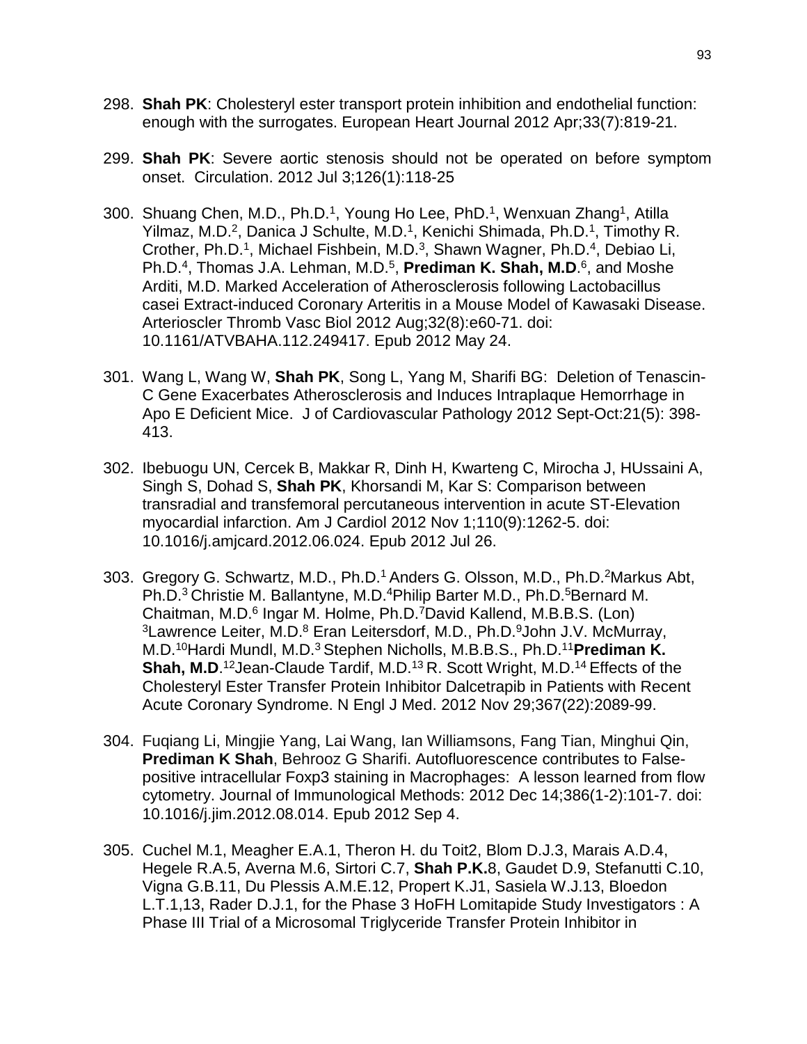298. **Shah PK**: Cholesteryl ester transport protein inhibition and endothelial function: enough with the surrogates. European Heart Journal 2012 Apr;33(7):819-21.

299. **Shah PK**: Severe aortic stenosis should not be operated on before symptom onset. Circulation. 2012 Jul 3;126(1):118-25

300. Shuang Chen, M.D., Ph.D.[1], Young Ho Lee, PhD.[1], Wenxuan Zhang[1], Atilla Yilmaz, M.D.[2], Danica J Schulte, M.D.[1], Kenichi Shimada, Ph.D.[1], Timothy R. Crother, Ph.D.[1], Michael Fishbein, M.D.[3], Shawn Wagner, Ph.D.[4], Debiao Li, Ph.D.[4], Thomas J.A. Lehman, M.D.[5], **Prediman K. Shah, M.D**.[6], and Moshe Arditi, M.D. Marked Acceleration of Atherosclerosis following Lactobacillus casei Extract-induced Coronary Arteritis in a Mouse Model of Kawasaki Disease. Arterioscler Thromb Vasc Biol 2012 Aug;32(8):e60-71. doi: 10.1161/ATVBAHA.112.249417. Epub 2012 May 24.

301. Wang L, Wang W, **Shah PK**, Song L, Yang M, Sharifi BG: Deletion of Tenascin-C Gene Exacerbates Atherosclerosis and Induces Intraplaque Hemorrhage in Apo E Deficient Mice. J of Cardiovascular Pathology 2012 Sept-Oct:21(5): 398-413.

302. Ibebuogu UN, Cercek B, Makkar R, Dinh H, Kwarteng C, Mirocha J, HUssaini A, Singh S, Dohad S, **Shah PK**, Khorsandi M, Kar S: Comparison between transradial and transfemoral percutaneous intervention in acute ST-Elevation myocardial infarction. Am J Cardiol 2012 Nov 1;110(9):1262-5. doi: 10.1016/j.amjcard.2012.06.024. Epub 2012 Jul 26.

303. Gregory G. Schwartz, M.D., Ph.D.[1] Anders G. Olsson, M.D., Ph.D.[2]Markus Abt, Ph.D.[3] Christie M. Ballantyne, M.D.[4]Philip Barter M.D., Ph.D.[5]Bernard M. Chaitman, M.D.[6] Ingar M. Holme, Ph.D.[7]David Kallend, M.B.B.S. (Lon) [3]Lawrence Leiter, M.D.[8] Eran Leitersdorf, M.D., Ph.D.[9]John J.V. McMurray, M.D.[10]Hardi Mundl, M.D.[3] Stephen Nicholls, M.B.B.S., Ph.D.[11]**Prediman K. Shah, M.D**.[12]Jean-Claude Tardif, M.D.[13] R. Scott Wright, M.D.[14] Effects of the Cholesteryl Ester Transfer Protein Inhibitor Dalcetrapib in Patients with Recent Acute Coronary Syndrome. N Engl J Med. 2012 Nov 29;367(22):2089-99.

304. Fuqiang Li, Mingjie Yang, Lai Wang, Ian Williamsons, Fang Tian, Minghui Qin, **Prediman K Shah**, Behrooz G Sharifi. Autofluorescence contributes to False-positive intracellular Foxp3 staining in Macrophages: A lesson learned from flow cytometry. Journal of Immunological Methods: 2012 Dec 14;386(1-2):101-7. doi: 10.1016/j.jim.2012.08.014. Epub 2012 Sep 4.

305. Cuchel M.1, Meagher E.A.1, Theron H. du Toit2, Blom D.J.3, Marais A.D.4, Hegele R.A.5, Averna M.6, Sirtori C.7, **Shah P.K.**8, Gaudet D.9, Stefanutti C.10, Vigna G.B.11, Du Plessis A.M.E.12, Propert K.J1, Sasiela W.J.13, Bloedon L.T.1,13, Rader D.J.1, for the Phase 3 HoFH Lomitapide Study Investigators : A Phase III Trial of a Microsomal Triglyceride Transfer Protein Inhibitor in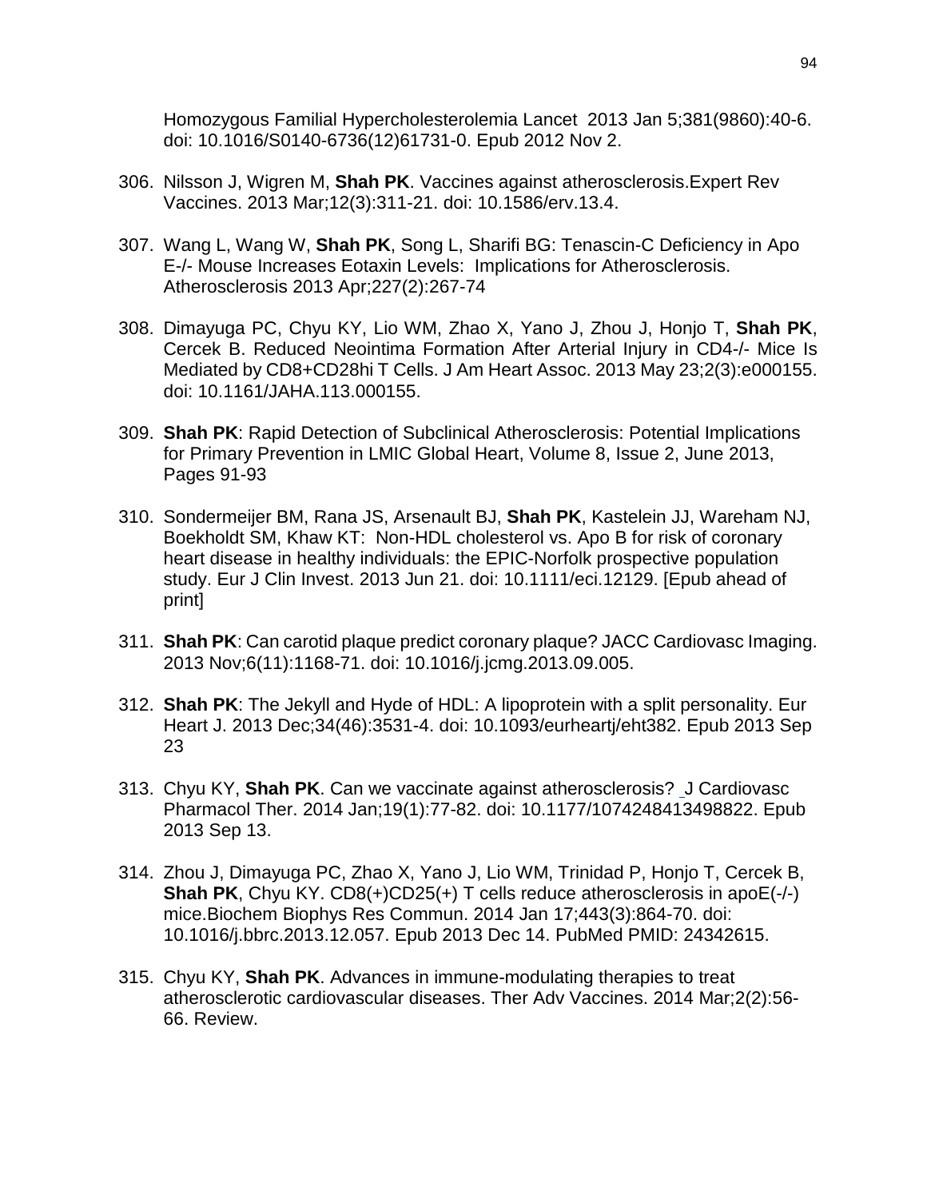Homozygous Familial Hypercholesterolemia Lancet 2013 Jan 5;381(9860):40-6. doi: 10.1016/S0140-6736(12)61731-0. Epub 2012 Nov 2.

306. Nilsson J, Wigren M, **Shah PK**. Vaccines against atherosclerosis.Expert Rev Vaccines. 2013 Mar;12(3):311-21. doi: 10.1586/erv.13.4.

307. Wang L, Wang W, **Shah PK**, Song L, Sharifi BG: Tenascin-C Deficiency in Apo E-/- Mouse Increases Eotaxin Levels: Implications for Atherosclerosis. Atherosclerosis 2013 Apr;227(2):267-74

308. Dimayuga PC, Chyu KY, Lio WM, Zhao X, Yano J, Zhou J, Honjo T, **Shah PK**, Cercek B. Reduced Neointima Formation After Arterial Injury in CD4-/- Mice Is Mediated by CD8+CD28hi T Cells. J Am Heart Assoc. 2013 May 23;2(3):e000155. doi: 10.1161/JAHA.113.000155.

309. **Shah PK**: Rapid Detection of Subclinical Atherosclerosis: Potential Implications for Primary Prevention in LMIC Global Heart, Volume 8, Issue 2, June 2013, Pages 91-93

310. Sondermeijer BM, Rana JS, Arsenault BJ, **Shah PK**, Kastelein JJ, Wareham NJ, Boekholdt SM, Khaw KT: Non-HDL cholesterol vs. Apo B for risk of coronary heart disease in healthy individuals: the EPIC-Norfolk prospective population study. Eur J Clin Invest. 2013 Jun 21. doi: 10.1111/eci.12129. [Epub ahead of print]

311. **Shah PK**: Can carotid plaque predict coronary plaque? JACC Cardiovasc Imaging. 2013 Nov;6(11):1168-71. doi: 10.1016/j.jcmg.2013.09.005.

312. **Shah PK**: The Jekyll and Hyde of HDL: A lipoprotein with a split personality. Eur Heart J. 2013 Dec;34(46):3531-4. doi: 10.1093/eurheartj/eht382. Epub 2013 Sep 23

313. Chyu KY, **Shah PK**. Can we vaccinate against atherosclerosis? J Cardiovasc Pharmacol Ther. 2014 Jan;19(1):77-82. doi: 10.1177/1074248413498822. Epub 2013 Sep 13.

314. Zhou J, Dimayuga PC, Zhao X, Yano J, Lio WM, Trinidad P, Honjo T, Cercek B, **Shah PK**, Chyu KY. CD8(+)CD25(+) T cells reduce atherosclerosis in apoE(-/-) mice.Biochem Biophys Res Commun. 2014 Jan 17;443(3):864-70. doi: 10.1016/j.bbrc.2013.12.057. Epub 2013 Dec 14. PubMed PMID: 24342615.

315. Chyu KY, **Shah PK**. Advances in immune-modulating therapies to treat atherosclerotic cardiovascular diseases. Ther Adv Vaccines. 2014 Mar;2(2):56-66. Review.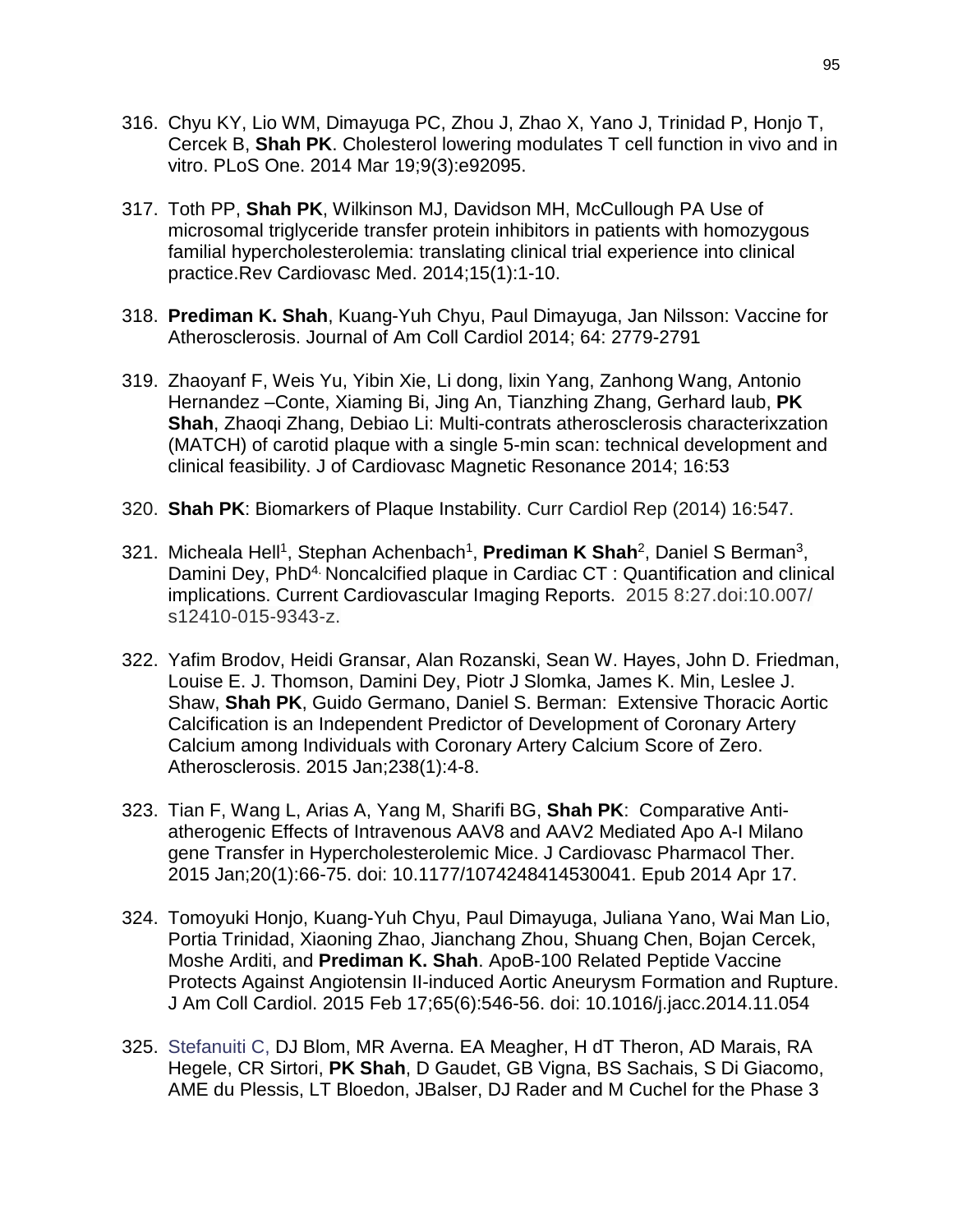316. Chyu KY, Lio WM, Dimayuga PC, Zhou J, Zhao X, Yano J, Trinidad P, Honjo T, Cercek B, **Shah PK**. Cholesterol lowering modulates T cell function in vivo and in vitro. PLoS One. 2014 Mar 19;9(3):e92095.

317. Toth PP, **Shah PK**, Wilkinson MJ, Davidson MH, McCullough PA Use of microsomal triglyceride transfer protein inhibitors in patients with homozygous familial hypercholesterolemia: translating clinical trial experience into clinical practice.Rev Cardiovasc Med. 2014;15(1):1-10.

318. **Prediman K. Shah**, Kuang-Yuh Chyu, Paul Dimayuga, Jan Nilsson: Vaccine for Atherosclerosis. Journal of Am Coll Cardiol 2014; 64: 2779-2791

319. Zhaoyanf F, Weis Yu, Yibin Xie, Li dong, lixin Yang, Zanhong Wang, Antonio Hernandez –Conte, Xiaming Bi, Jing An, Tianzhing Zhang, Gerhard laub, **PK Shah**, Zhaoqi Zhang, Debiao Li: Multi-contrats atherosclerosis characterixzation (MATCH) of carotid plaque with a single 5-min scan: technical development and clinical feasibility. J of Cardiovasc Magnetic Resonance 2014; 16:53

320. **Shah PK**: Biomarkers of Plaque Instability. Curr Cardiol Rep (2014) 16:547.

321. Micheala Hell[1], Stephan Achenbach[1], **Prediman K Shah**[2], Daniel S Berman[3], Damini Dey, PhD[4.] Noncalcified plaque in Cardiac CT : Quantification and clinical implications. Current Cardiovascular Imaging Reports. 2015 8:27.doi:10.007/ s12410-015-9343-z.

322. Yafim Brodov, Heidi Gransar, Alan Rozanski, Sean W. Hayes, John D. Friedman, Louise E. J. Thomson, Damini Dey, Piotr J Slomka, James K. Min, Leslee J. Shaw, **Shah PK**, Guido Germano, Daniel S. Berman: Extensive Thoracic Aortic Calcification is an Independent Predictor of Development of Coronary Artery Calcium among Individuals with Coronary Artery Calcium Score of Zero. Atherosclerosis. 2015 Jan;238(1):4-8.

323. Tian F, Wang L, Arias A, Yang M, Sharifi BG, **Shah PK**: Comparative Anti-atherogenic Effects of Intravenous AAV8 and AAV2 Mediated Apo A-I Milano gene Transfer in Hypercholesterolemic Mice. J Cardiovasc Pharmacol Ther. 2015 Jan;20(1):66-75. doi: 10.1177/1074248414530041. Epub 2014 Apr 17.

324. Tomoyuki Honjo, Kuang-Yuh Chyu, Paul Dimayuga, Juliana Yano, Wai Man Lio, Portia Trinidad, Xiaoning Zhao, Jianchang Zhou, Shuang Chen, Bojan Cercek, Moshe Arditi, and **Prediman K. Shah**. ApoB-100 Related Peptide Vaccine Protects Against Angiotensin II-induced Aortic Aneurysm Formation and Rupture. J Am Coll Cardiol. 2015 Feb 17;65(6):546-56. doi: 10.1016/j.jacc.2014.11.054

325. Stefanuiti C, DJ Blom, MR Averna. EA Meagher, H dT Theron, AD Marais, RA Hegele, CR Sirtori, **PK Shah**, D Gaudet, GB Vigna, BS Sachais, S Di Giacomo, AME du Plessis, LT Bloedon, JBalser, DJ Rader and M Cuchel for the Phase 3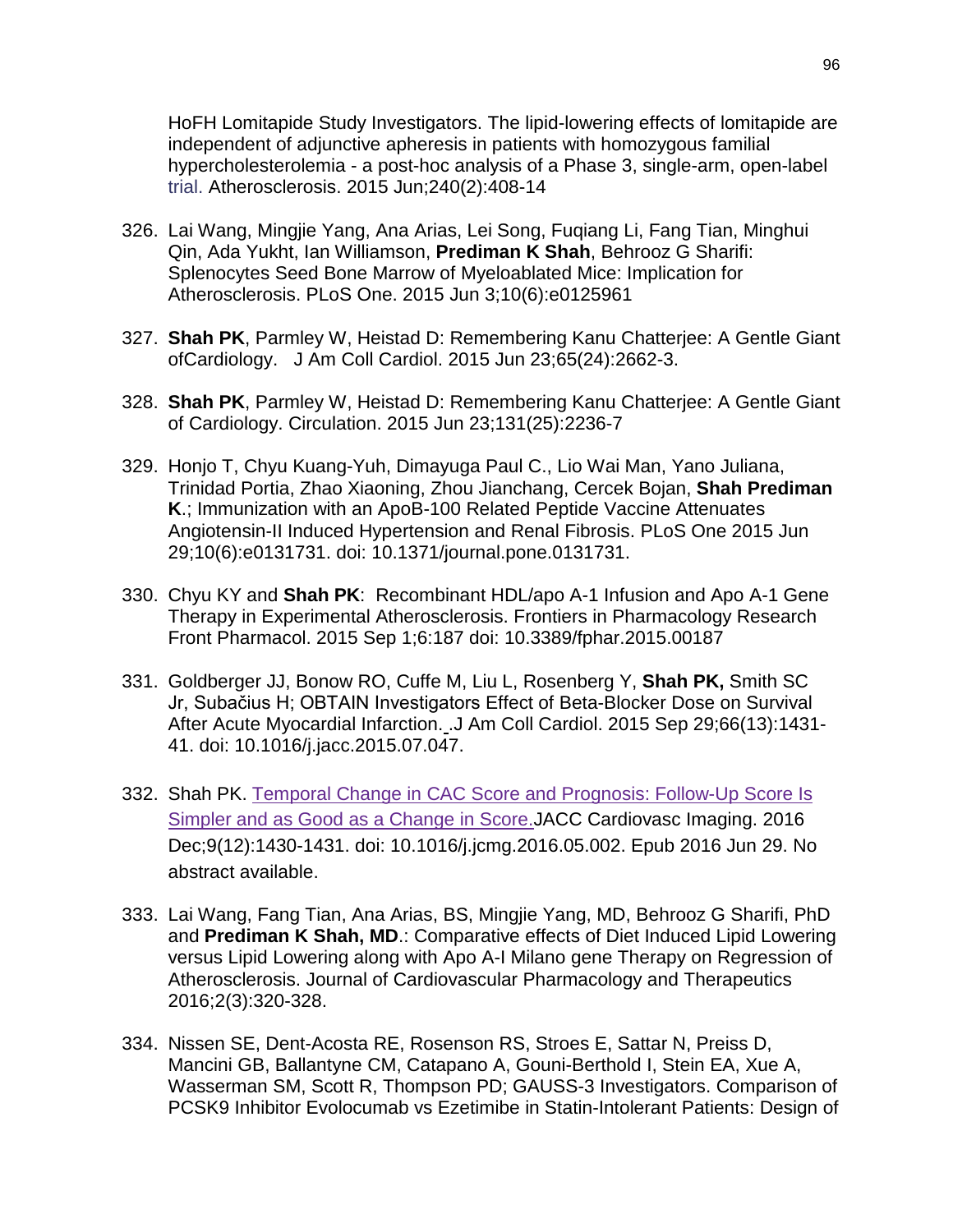HoFH Lomitapide Study Investigators. The lipid-lowering effects of lomitapide are independent of adjunctive apheresis in patients with homozygous familial hypercholesterolemia - a post-hoc analysis of a Phase 3, single-arm, open-label trial. Atherosclerosis. 2015 Jun;240(2):408-14

326. Lai Wang, Mingjie Yang, Ana Arias, Lei Song, Fuqiang Li, Fang Tian, Minghui Qin, Ada Yukht, Ian Williamson, **Prediman K Shah**, Behrooz G Sharifi: Splenocytes Seed Bone Marrow of Myeloablated Mice: Implication for Atherosclerosis. PLoS One. 2015 Jun 3;10(6):e0125961

327. **Shah PK**, Parmley W, Heistad D: Remembering Kanu Chatterjee: A Gentle Giant ofCardiology. J Am Coll Cardiol. 2015 Jun 23;65(24):2662-3.

328. **Shah PK**, Parmley W, Heistad D: Remembering Kanu Chatterjee: A Gentle Giant of Cardiology. Circulation. 2015 Jun 23;131(25):2236-7

329. Honjo T, Chyu Kuang-Yuh, Dimayuga Paul C., Lio Wai Man, Yano Juliana, Trinidad Portia, Zhao Xiaoning, Zhou Jianchang, Cercek Bojan, **Shah Prediman K**.; Immunization with an ApoB-100 Related Peptide Vaccine Attenuates Angiotensin-II Induced Hypertension and Renal Fibrosis. PLoS One 2015 Jun 29;10(6):e0131731. doi: 10.1371/journal.pone.0131731.

330. Chyu KY and **Shah PK**: Recombinant HDL/apo A-1 Infusion and Apo A-1 Gene Therapy in Experimental Atherosclerosis. Frontiers in Pharmacology Research Front Pharmacol. 2015 Sep 1;6:187 doi: 10.3389/fphar.2015.00187

331. Goldberger JJ, Bonow RO, Cuffe M, Liu L, Rosenberg Y, **Shah PK,** Smith SC Jr, Subačius H; OBTAIN Investigators Effect of Beta-Blocker Dose on Survival After Acute Myocardial Infarction. .J Am Coll Cardiol. 2015 Sep 29;66(13):1431-41. doi: 10.1016/j.jacc.2015.07.047.

332. Shah PK. Temporal Change in CAC Score and Prognosis: Follow-Up Score Is Simpler and as Good as a Change in Score.JACC Cardiovasc Imaging. 2016 Dec;9(12):1430-1431. doi: 10.1016/j.jcmg.2016.05.002. Epub 2016 Jun 29. No abstract available.

333. Lai Wang, Fang Tian, Ana Arias, BS, Mingjie Yang, MD, Behrooz G Sharifi, PhD and **Prediman K Shah, MD**.: Comparative effects of Diet Induced Lipid Lowering versus Lipid Lowering along with Apo A-I Milano gene Therapy on Regression of Atherosclerosis. Journal of Cardiovascular Pharmacology and Therapeutics 2016;2(3):320-328.

334. Nissen SE, Dent-Acosta RE, Rosenson RS, Stroes E, Sattar N, Preiss D, Mancini GB, Ballantyne CM, Catapano A, Gouni-Berthold I, Stein EA, Xue A, Wasserman SM, Scott R, Thompson PD; GAUSS-3 Investigators. Comparison of PCSK9 Inhibitor Evolocumab vs Ezetimibe in Statin-Intolerant Patients: Design of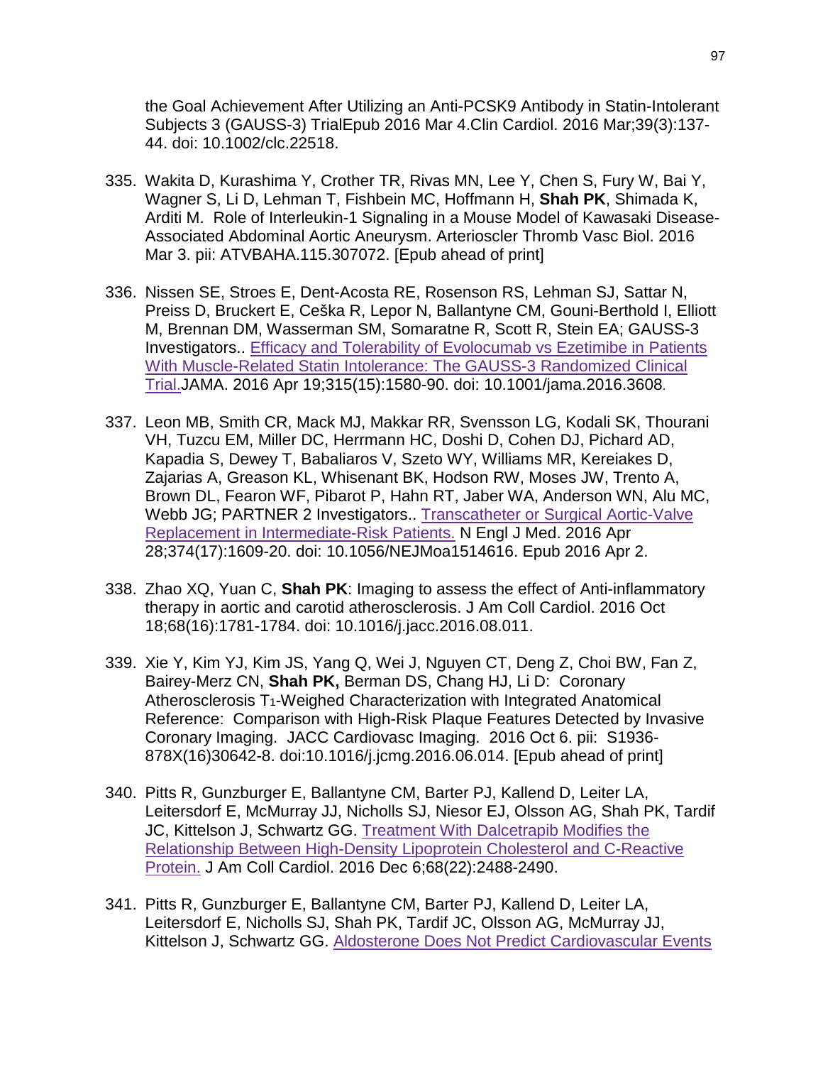the Goal Achievement After Utilizing an Anti-PCSK9 Antibody in Statin-Intolerant Subjects 3 (GAUSS-3) TrialEpub 2016 Mar 4.Clin Cardiol. 2016 Mar;39(3):137-44. doi: 10.1002/clc.22518.

335. Wakita D, Kurashima Y, Crother TR, Rivas MN, Lee Y, Chen S, Fury W, Bai Y, Wagner S, Li D, Lehman T, Fishbein MC, Hoffmann H, **Shah PK**, Shimada K, Arditi M. Role of Interleukin-1 Signaling in a Mouse Model of Kawasaki Disease-Associated Abdominal Aortic Aneurysm. Arterioscler Thromb Vasc Biol. 2016 Mar 3. pii: ATVBAHA.115.307072. [Epub ahead of print]

336. Nissen SE, Stroes E, Dent-Acosta RE, Rosenson RS, Lehman SJ, Sattar N, Preiss D, Bruckert E, Češka R, Lepor N, Ballantyne CM, Gouni-Berthold I, Elliott M, Brennan DM, Wasserman SM, Somaratne R, Scott R, Stein EA; GAUSS-3 Investigators.. Efficacy and Tolerability of Evolocumab vs Ezetimibe in Patients With Muscle-Related Statin Intolerance: The GAUSS-3 Randomized Clinical Trial.JAMA. 2016 Apr 19;315(15):1580-90. doi: 10.1001/jama.2016.3608.

337. Leon MB, Smith CR, Mack MJ, Makkar RR, Svensson LG, Kodali SK, Thourani VH, Tuzcu EM, Miller DC, Herrmann HC, Doshi D, Cohen DJ, Pichard AD, Kapadia S, Dewey T, Babaliaros V, Szeto WY, Williams MR, Kereiakes D, Zajarias A, Greason KL, Whisenant BK, Hodson RW, Moses JW, Trento A, Brown DL, Fearon WF, Pibarot P, Hahn RT, Jaber WA, Anderson WN, Alu MC, Webb JG; PARTNER 2 Investigators.. Transcatheter or Surgical Aortic-Valve Replacement in Intermediate-Risk Patients. N Engl J Med. 2016 Apr 28;374(17):1609-20. doi: 10.1056/NEJMoa1514616. Epub 2016 Apr 2.

338. Zhao XQ, Yuan C, **Shah PK**: Imaging to assess the effect of Anti-inflammatory therapy in aortic and carotid atherosclerosis. J Am Coll Cardiol. 2016 Oct 18;68(16):1781-1784. doi: 10.1016/j.jacc.2016.08.011.

339. Xie Y, Kim YJ, Kim JS, Yang Q, Wei J, Nguyen CT, Deng Z, Choi BW, Fan Z, Bairey-Merz CN, **Shah PK,** Berman DS, Chang HJ, Li D: Coronary Atherosclerosis $T_1$-Weighed Characterization with Integrated Anatomical Reference: Comparison with High-Risk Plaque Features Detected by Invasive Coronary Imaging. JACC Cardiovasc Imaging. 2016 Oct 6. pii: S1936-878X(16)30642-8. doi:10.1016/j.jcmg.2016.06.014. [Epub ahead of print]

340. Pitts R, Gunzburger E, Ballantyne CM, Barter PJ, Kallend D, Leiter LA, Leitersdorf E, McMurray JJ, Nicholls SJ, Niesor EJ, Olsson AG, Shah PK, Tardif JC, Kittelson J, Schwartz GG. Treatment With Dalcetrapib Modifies the Relationship Between High-Density Lipoprotein Cholesterol and C-Reactive Protein. J Am Coll Cardiol. 2016 Dec 6;68(22):2488-2490.

341. Pitts R, Gunzburger E, Ballantyne CM, Barter PJ, Kallend D, Leiter LA, Leitersdorf E, Nicholls SJ, Shah PK, Tardif JC, Olsson AG, McMurray JJ, Kittelson J, Schwartz GG. Aldosterone Does Not Predict Cardiovascular Events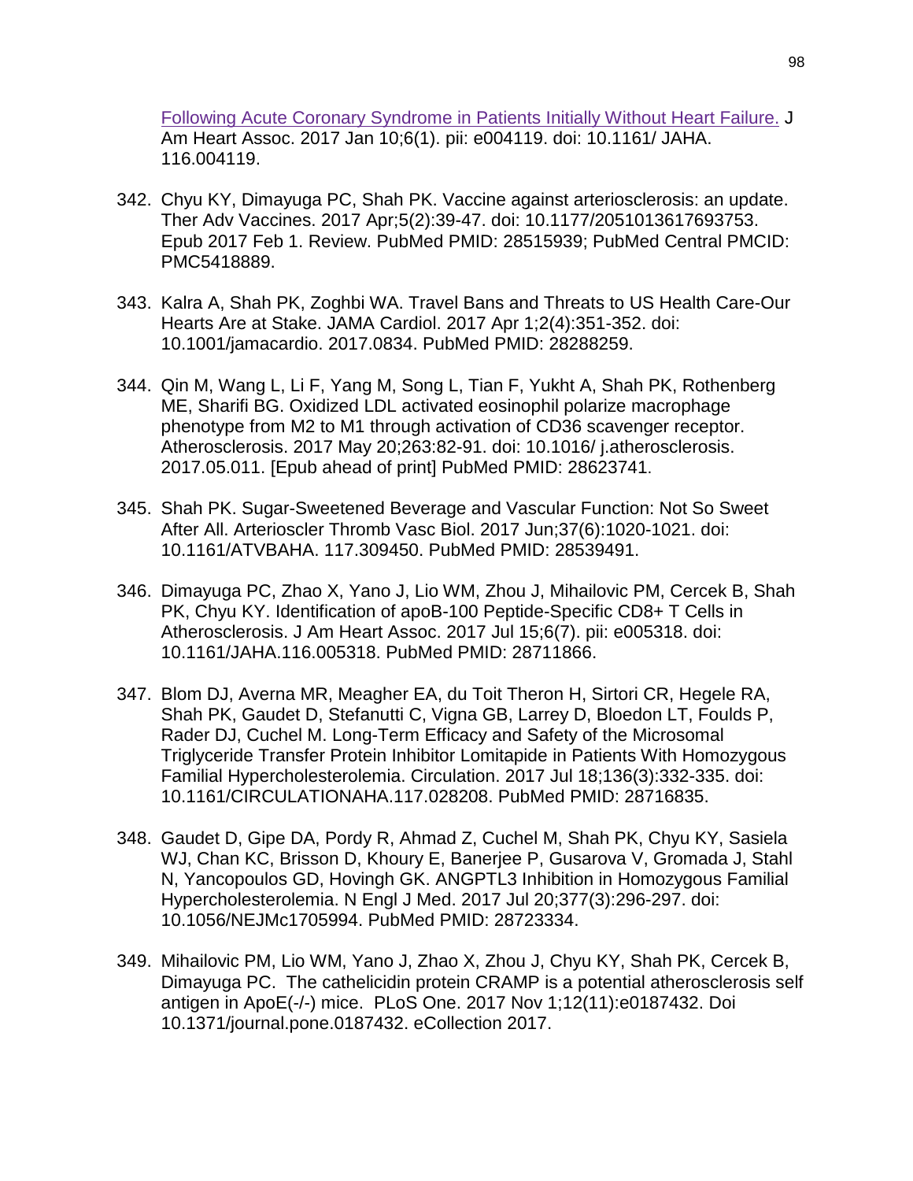Following Acute Coronary Syndrome in Patients Initially Without Heart Failure. J Am Heart Assoc. 2017 Jan 10;6(1). pii: e004119. doi: 10.1161/ JAHA. 116.004119.

342. Chyu KY, Dimayuga PC, Shah PK. Vaccine against arteriosclerosis: an update. Ther Adv Vaccines. 2017 Apr;5(2):39-47. doi: 10.1177/2051013617693753. Epub 2017 Feb 1. Review. PubMed PMID: 28515939; PubMed Central PMCID: PMC5418889.

343. Kalra A, Shah PK, Zoghbi WA. Travel Bans and Threats to US Health Care-Our Hearts Are at Stake. JAMA Cardiol. 2017 Apr 1;2(4):351-352. doi: 10.1001/jamacardio. 2017.0834. PubMed PMID: 28288259.

344. Qin M, Wang L, Li F, Yang M, Song L, Tian F, Yukht A, Shah PK, Rothenberg ME, Sharifi BG. Oxidized LDL activated eosinophil polarize macrophage phenotype from M2 to M1 through activation of CD36 scavenger receptor. Atherosclerosis. 2017 May 20;263:82-91. doi: 10.1016/ j.atherosclerosis. 2017.05.011. [Epub ahead of print] PubMed PMID: 28623741.

345. Shah PK. Sugar-Sweetened Beverage and Vascular Function: Not So Sweet After All. Arterioscler Thromb Vasc Biol. 2017 Jun;37(6):1020-1021. doi: 10.1161/ATVBAHA. 117.309450. PubMed PMID: 28539491.

346. Dimayuga PC, Zhao X, Yano J, Lio WM, Zhou J, Mihailovic PM, Cercek B, Shah PK, Chyu KY. Identification of apoB-100 Peptide-Specific CD8+ T Cells in Atherosclerosis. J Am Heart Assoc. 2017 Jul 15;6(7). pii: e005318. doi: 10.1161/JAHA.116.005318. PubMed PMID: 28711866.

347. Blom DJ, Averna MR, Meagher EA, du Toit Theron H, Sirtori CR, Hegele RA, Shah PK, Gaudet D, Stefanutti C, Vigna GB, Larrey D, Bloedon LT, Foulds P, Rader DJ, Cuchel M. Long-Term Efficacy and Safety of the Microsomal Triglyceride Transfer Protein Inhibitor Lomitapide in Patients With Homozygous Familial Hypercholesterolemia. Circulation. 2017 Jul 18;136(3):332-335. doi: 10.1161/CIRCULATIONAHA.117.028208. PubMed PMID: 28716835.

348. Gaudet D, Gipe DA, Pordy R, Ahmad Z, Cuchel M, Shah PK, Chyu KY, Sasiela WJ, Chan KC, Brisson D, Khoury E, Banerjee P, Gusarova V, Gromada J, Stahl N, Yancopoulos GD, Hovingh GK. ANGPTL3 Inhibition in Homozygous Familial Hypercholesterolemia. N Engl J Med. 2017 Jul 20;377(3):296-297. doi: 10.1056/NEJMc1705994. PubMed PMID: 28723334.

349. Mihailovic PM, Lio WM, Yano J, Zhao X, Zhou J, Chyu KY, Shah PK, Cercek B, Dimayuga PC. The cathelicidin protein CRAMP is a potential atherosclerosis self antigen in ApoE(-/-) mice. PLoS One. 2017 Nov 1;12(11):e0187432. Doi 10.1371/journal.pone.0187432. eCollection 2017.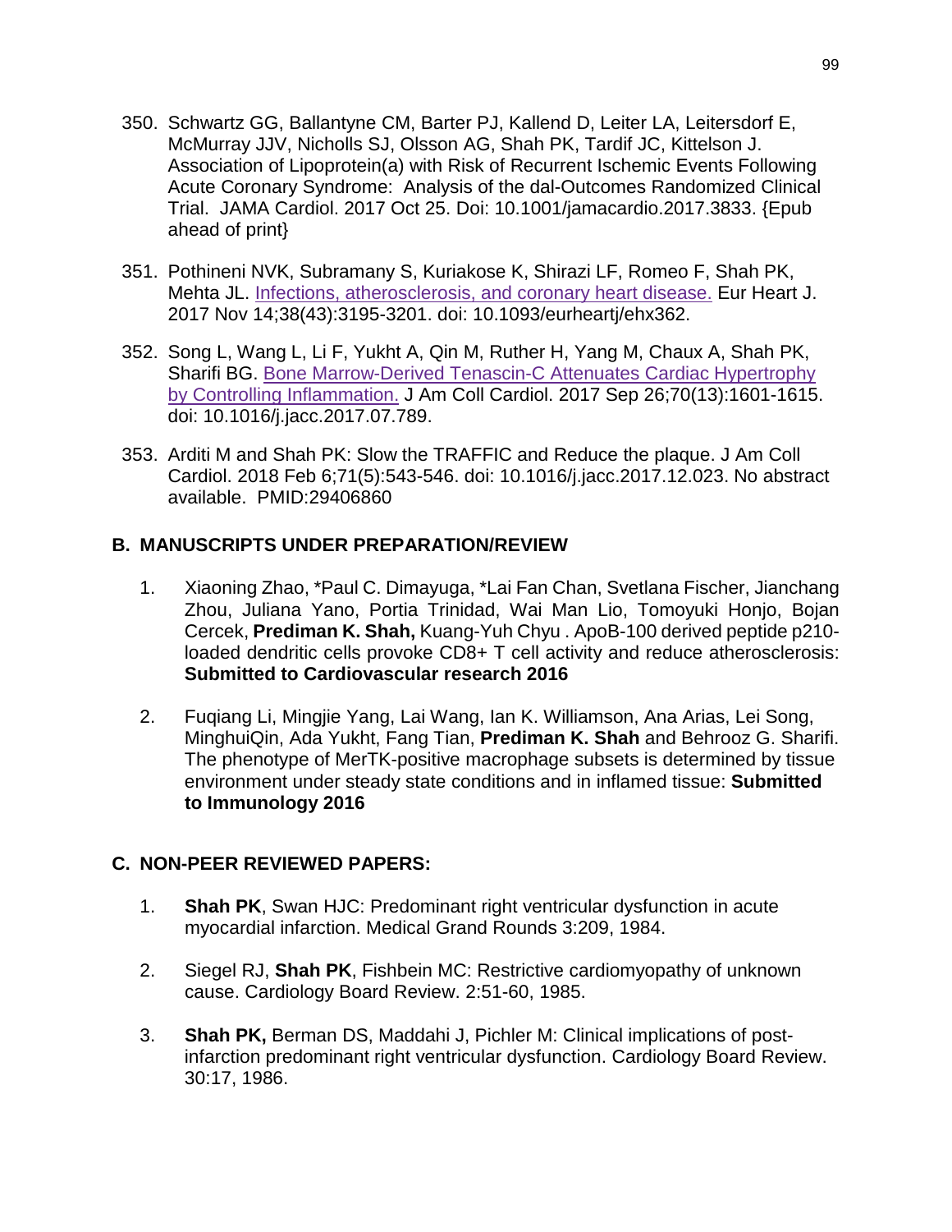350. Schwartz GG, Ballantyne CM, Barter PJ, Kallend D, Leiter LA, Leitersdorf E, McMurray JJV, Nicholls SJ, Olsson AG, Shah PK, Tardif JC, Kittelson J. Association of Lipoprotein(a) with Risk of Recurrent Ischemic Events Following Acute Coronary Syndrome: Analysis of the dal-Outcomes Randomized Clinical Trial. JAMA Cardiol. 2017 Oct 25. Doi: 10.1001/jamacardio.2017.3833. {Epub ahead of print}

351. Pothineni NVK, Subramany S, Kuriakose K, Shirazi LF, Romeo F, Shah PK, Mehta JL. Infections, atherosclerosis, and coronary heart disease. Eur Heart J. 2017 Nov 14;38(43):3195-3201. doi: 10.1093/eurheartj/ehx362.

352. Song L, Wang L, Li F, Yukht A, Qin M, Ruther H, Yang M, Chaux A, Shah PK, Sharifi BG. Bone Marrow-Derived Tenascin-C Attenuates Cardiac Hypertrophy by Controlling Inflammation. J Am Coll Cardiol. 2017 Sep 26;70(13):1601-1615. doi: 10.1016/j.jacc.2017.07.789.

353. Arditi M and Shah PK: Slow the TRAFFIC and Reduce the plaque. J Am Coll Cardiol. 2018 Feb 6;71(5):543-546. doi: 10.1016/j.jacc.2017.12.023. No abstract available. PMID:29406860

## B. MANUSCRIPTS UNDER PREPARATION/REVIEW

1. Xiaoning Zhao, *Paul C. Dimayuga, *Lai Fan Chan, Svetlana Fischer, Jianchang Zhou, Juliana Yano, Portia Trinidad, Wai Man Lio, Tomoyuki Honjo, Bojan Cercek, **Prediman K. Shah,** Kuang-Yuh Chyu . ApoB-100 derived peptide p210-loaded dendritic cells provoke CD8+ T cell activity and reduce atherosclerosis: **Submitted to Cardiovascular research 2016**

2. Fuqiang Li, Mingjie Yang, Lai Wang, Ian K. Williamson, Ana Arias, Lei Song, MinghuiQin, Ada Yukht, Fang Tian, **Prediman K. Shah** and Behrooz G. Sharifi. The phenotype of MerTK-positive macrophage subsets is determined by tissue environment under steady state conditions and in inflamed tissue: **Submitted to Immunology 2016**

## C. NON-PEER REVIEWED PAPERS:

1. **Shah PK**, Swan HJC: Predominant right ventricular dysfunction in acute myocardial infarction. Medical Grand Rounds 3:209, 1984.

2. Siegel RJ, **Shah PK**, Fishbein MC: Restrictive cardiomyopathy of unknown cause. Cardiology Board Review. 2:51-60, 1985.

3. **Shah PK,** Berman DS, Maddahi J, Pichler M: Clinical implications of post-infarction predominant right ventricular dysfunction. Cardiology Board Review. 30:17, 1986.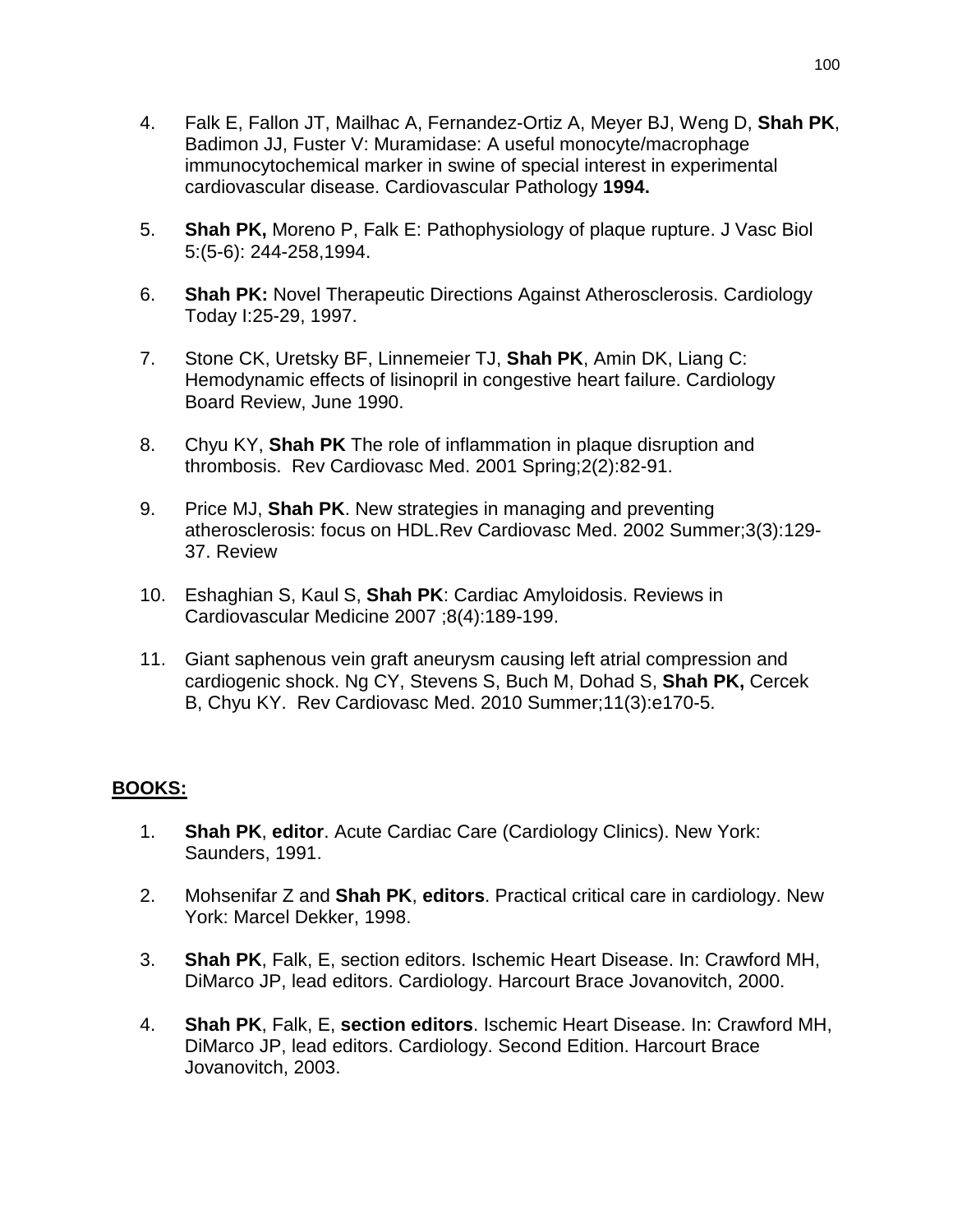4. Falk E, Fallon JT, Mailhac A, Fernandez-Ortiz A, Meyer BJ, Weng D, **Shah PK**, Badimon JJ, Fuster V: Muramidase: A useful monocyte/macrophage immunocytochemical marker in swine of special interest in experimental cardiovascular disease. Cardiovascular Pathology **1994.**

5. **Shah PK,** Moreno P, Falk E: Pathophysiology of plaque rupture. J Vasc Biol 5:(5-6): 244-258,1994.

6. **Shah PK:** Novel Therapeutic Directions Against Atherosclerosis. Cardiology Today I:25-29, 1997.

7. Stone CK, Uretsky BF, Linnemeier TJ, **Shah PK**, Amin DK, Liang C: Hemodynamic effects of lisinopril in congestive heart failure. Cardiology Board Review, June 1990.

8. Chyu KY, **Shah PK** The role of inflammation in plaque disruption and thrombosis. Rev Cardiovasc Med. 2001 Spring;2(2):82-91.

9. Price MJ, **Shah PK**. New strategies in managing and preventing atherosclerosis: focus on HDL.Rev Cardiovasc Med. 2002 Summer;3(3):129-37. Review

10. Eshaghian S, Kaul S, **Shah PK**: Cardiac Amyloidosis. Reviews in Cardiovascular Medicine 2007 ;8(4):189-199.

11. Giant saphenous vein graft aneurysm causing left atrial compression and cardiogenic shock. Ng CY, Stevens S, Buch M, Dohad S, **Shah PK,** Cercek B, Chyu KY. Rev Cardiovasc Med. 2010 Summer;11(3):e170-5.

**BOOKS:**

1. **Shah PK**, **editor**. Acute Cardiac Care (Cardiology Clinics). New York: Saunders, 1991.

2. Mohsenifar Z and **Shah PK**, **editors**. Practical critical care in cardiology. New York: Marcel Dekker, 1998.

3. **Shah PK**, Falk, E, section editors. Ischemic Heart Disease. In: Crawford MH, DiMarco JP, lead editors. Cardiology. Harcourt Brace Jovanovitch, 2000.

4. **Shah PK**, Falk, E, **section editors**. Ischemic Heart Disease. In: Crawford MH, DiMarco JP, lead editors. Cardiology. Second Edition. Harcourt Brace Jovanovitch, 2003.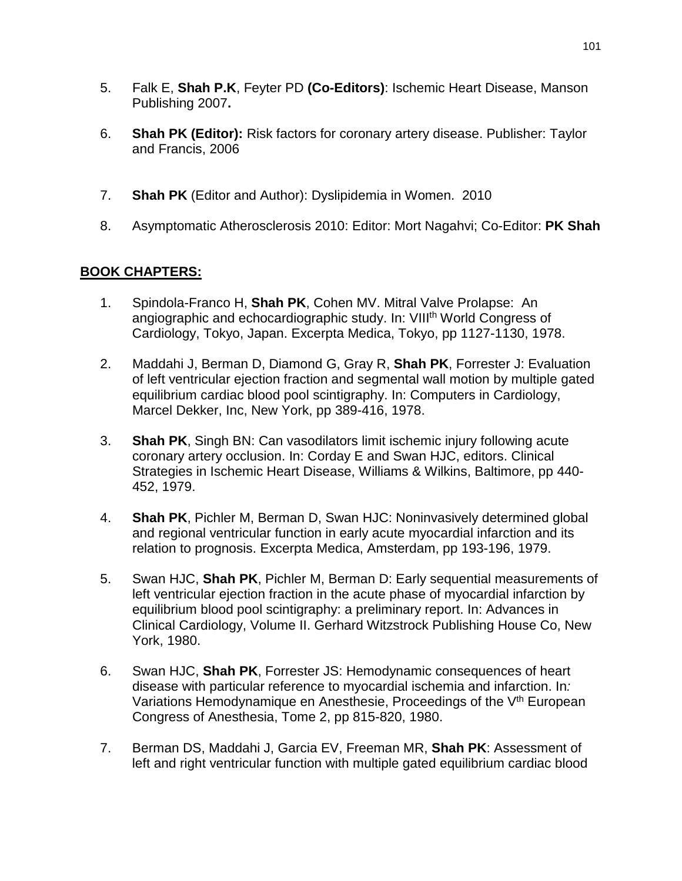5. Falk E, **Shah P.K**, Feyter PD **(Co-Editors)**: Ischemic Heart Disease, Manson Publishing 2007**.**

6. **Shah PK (Editor):** Risk factors for coronary artery disease. Publisher: Taylor and Francis, 2006

7. **Shah PK** (Editor and Author): Dyslipidemia in Women. 2010

8. Asymptomatic Atherosclerosis 2010: Editor: Mort Nagahvi; Co-Editor: **PK Shah**

## BOOK CHAPTERS:

1. Spindola-Franco H, **Shah PK**, Cohen MV. Mitral Valve Prolapse: An angiographic and echocardiographic study. In: VIII[th] World Congress of Cardiology, Tokyo, Japan. Excerpta Medica, Tokyo, pp 1127-1130, 1978.

2. Maddahi J, Berman D, Diamond G, Gray R, **Shah PK**, Forrester J: Evaluation of left ventricular ejection fraction and segmental wall motion by multiple gated equilibrium cardiac blood pool scintigraphy. In: Computers in Cardiology, Marcel Dekker, Inc, New York, pp 389-416, 1978.

3. **Shah PK**, Singh BN: Can vasodilators limit ischemic injury following acute coronary artery occlusion. In: Corday E and Swan HJC, editors. Clinical Strategies in Ischemic Heart Disease, Williams & Wilkins, Baltimore, pp 440-452, 1979.

4. **Shah PK**, Pichler M, Berman D, Swan HJC: Noninvasively determined global and regional ventricular function in early acute myocardial infarction and its relation to prognosis. Excerpta Medica, Amsterdam, pp 193-196, 1979.

5. Swan HJC, **Shah PK**, Pichler M, Berman D: Early sequential measurements of left ventricular ejection fraction in the acute phase of myocardial infarction by equilibrium blood pool scintigraphy: a preliminary report. In: Advances in Clinical Cardiology, Volume II. Gerhard Witzstrock Publishing House Co, New York, 1980.

6. Swan HJC, **Shah PK**, Forrester JS: Hemodynamic consequences of heart disease with particular reference to myocardial ischemia and infarction. In*:* Variations Hemodynamique en Anesthesie, Proceedings of the V[th] European Congress of Anesthesia, Tome 2, pp 815-820, 1980.

7. Berman DS, Maddahi J, Garcia EV, Freeman MR, **Shah PK**: Assessment of left and right ventricular function with multiple gated equilibrium cardiac blood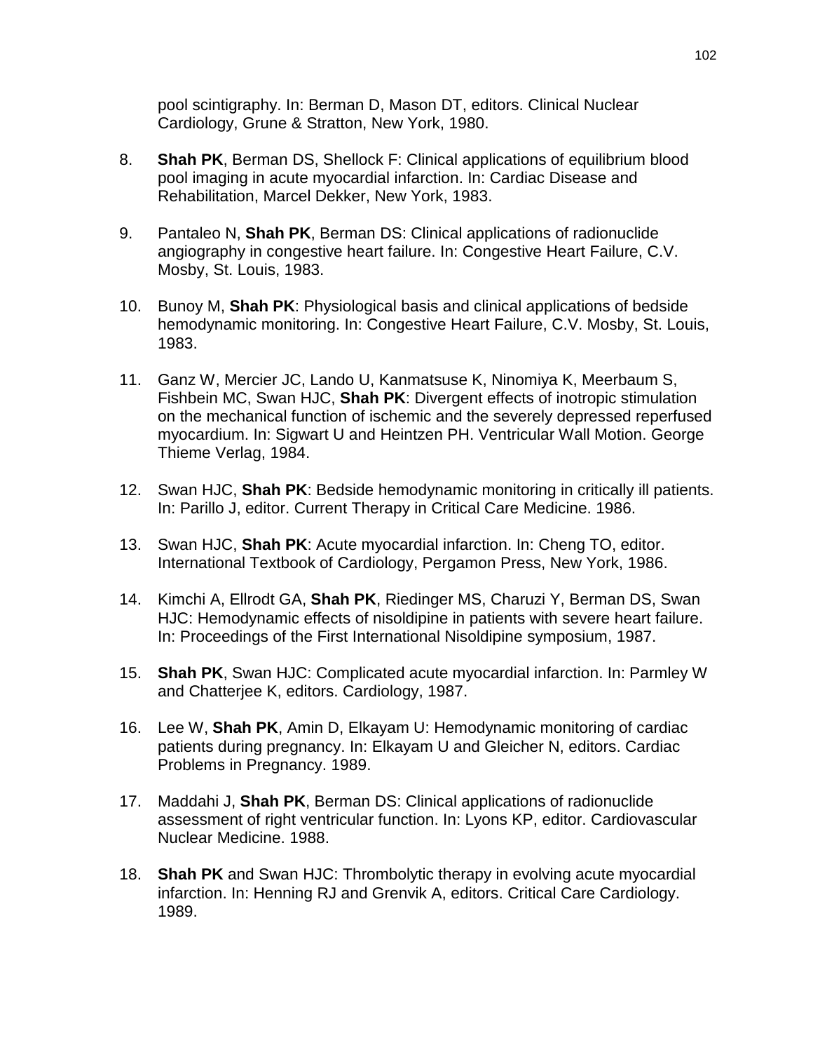pool scintigraphy. In: Berman D, Mason DT, editors. Clinical Nuclear Cardiology, Grune & Stratton, New York, 1980.

8. **Shah PK**, Berman DS, Shellock F: Clinical applications of equilibrium blood pool imaging in acute myocardial infarction. In: Cardiac Disease and Rehabilitation, Marcel Dekker, New York, 1983.

9. Pantaleo N, **Shah PK**, Berman DS: Clinical applications of radionuclide angiography in congestive heart failure. In: Congestive Heart Failure, C.V. Mosby, St. Louis, 1983.

10. Bunoy M, **Shah PK**: Physiological basis and clinical applications of bedside hemodynamic monitoring. In: Congestive Heart Failure, C.V. Mosby, St. Louis, 1983.

11. Ganz W, Mercier JC, Lando U, Kanmatsuse K, Ninomiya K, Meerbaum S, Fishbein MC, Swan HJC, **Shah PK**: Divergent effects of inotropic stimulation on the mechanical function of ischemic and the severely depressed reperfused myocardium. In: Sigwart U and Heintzen PH. Ventricular Wall Motion. George Thieme Verlag, 1984.

12. Swan HJC, **Shah PK**: Bedside hemodynamic monitoring in critically ill patients. In: Parillo J, editor. Current Therapy in Critical Care Medicine. 1986.

13. Swan HJC, **Shah PK**: Acute myocardial infarction. In: Cheng TO, editor. International Textbook of Cardiology, Pergamon Press, New York, 1986.

14. Kimchi A, Ellrodt GA, **Shah PK**, Riedinger MS, Charuzi Y, Berman DS, Swan HJC: Hemodynamic effects of nisoldipine in patients with severe heart failure. In: Proceedings of the First International Nisoldipine symposium, 1987.

15. **Shah PK**, Swan HJC: Complicated acute myocardial infarction. In: Parmley W and Chatterjee K, editors. Cardiology, 1987.

16. Lee W, **Shah PK**, Amin D, Elkayam U: Hemodynamic monitoring of cardiac patients during pregnancy. In: Elkayam U and Gleicher N, editors. Cardiac Problems in Pregnancy. 1989.

17. Maddahi J, **Shah PK**, Berman DS: Clinical applications of radionuclide assessment of right ventricular function. In: Lyons KP, editor. Cardiovascular Nuclear Medicine. 1988.

18. **Shah PK** and Swan HJC: Thrombolytic therapy in evolving acute myocardial infarction. In: Henning RJ and Grenvik A, editors. Critical Care Cardiology. 1989.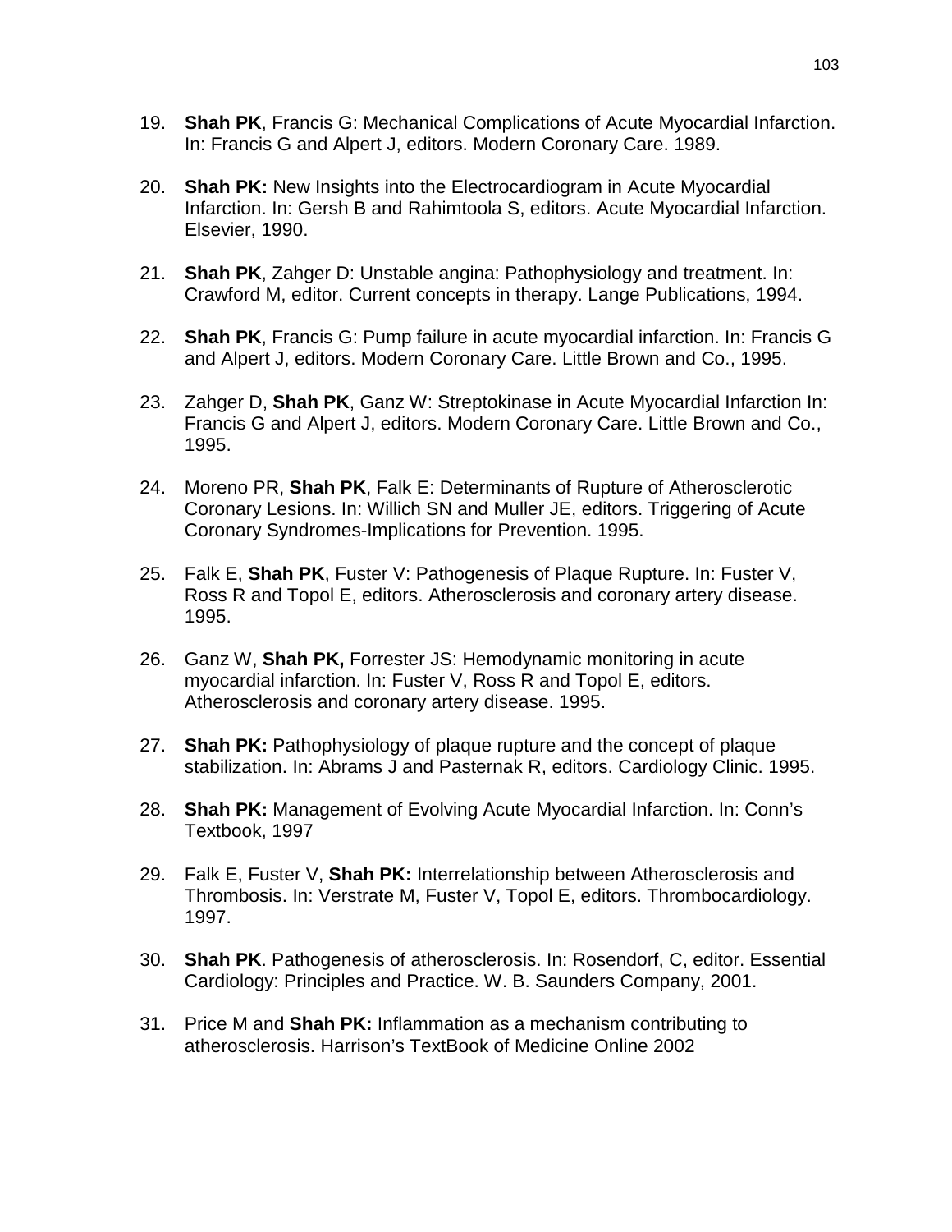19. **Shah PK**, Francis G: Mechanical Complications of Acute Myocardial Infarction. In: Francis G and Alpert J, editors. Modern Coronary Care. 1989.

20. **Shah PK:** New Insights into the Electrocardiogram in Acute Myocardial Infarction. In: Gersh B and Rahimtoola S, editors. Acute Myocardial Infarction. Elsevier, 1990.

21. **Shah PK**, Zahger D: Unstable angina: Pathophysiology and treatment. In: Crawford M, editor. Current concepts in therapy. Lange Publications, 1994.

22. **Shah PK**, Francis G: Pump failure in acute myocardial infarction. In: Francis G and Alpert J, editors. Modern Coronary Care. Little Brown and Co., 1995.

23. Zahger D, **Shah PK**, Ganz W: Streptokinase in Acute Myocardial Infarction In: Francis G and Alpert J, editors. Modern Coronary Care. Little Brown and Co., 1995.

24. Moreno PR, **Shah PK**, Falk E: Determinants of Rupture of Atherosclerotic Coronary Lesions. In: Willich SN and Muller JE, editors. Triggering of Acute Coronary Syndromes-Implications for Prevention. 1995.

25. Falk E, **Shah PK**, Fuster V: Pathogenesis of Plaque Rupture. In: Fuster V, Ross R and Topol E, editors. Atherosclerosis and coronary artery disease. 1995.

26. Ganz W, **Shah PK,** Forrester JS: Hemodynamic monitoring in acute myocardial infarction. In: Fuster V, Ross R and Topol E, editors. Atherosclerosis and coronary artery disease. 1995.

27. **Shah PK:** Pathophysiology of plaque rupture and the concept of plaque stabilization. In: Abrams J and Pasternak R, editors. Cardiology Clinic. 1995.

28. **Shah PK:** Management of Evolving Acute Myocardial Infarction. In: Conn's Textbook, 1997

29. Falk E, Fuster V, **Shah PK:** Interrelationship between Atherosclerosis and Thrombosis. In: Verstrate M, Fuster V, Topol E, editors. Thrombocardiology. 1997.

30. **Shah PK**. Pathogenesis of atherosclerosis. In: Rosendorf, C, editor. Essential Cardiology: Principles and Practice. W. B. Saunders Company, 2001.

31. Price M and **Shah PK:** Inflammation as a mechanism contributing to atherosclerosis. Harrison's TextBook of Medicine Online 2002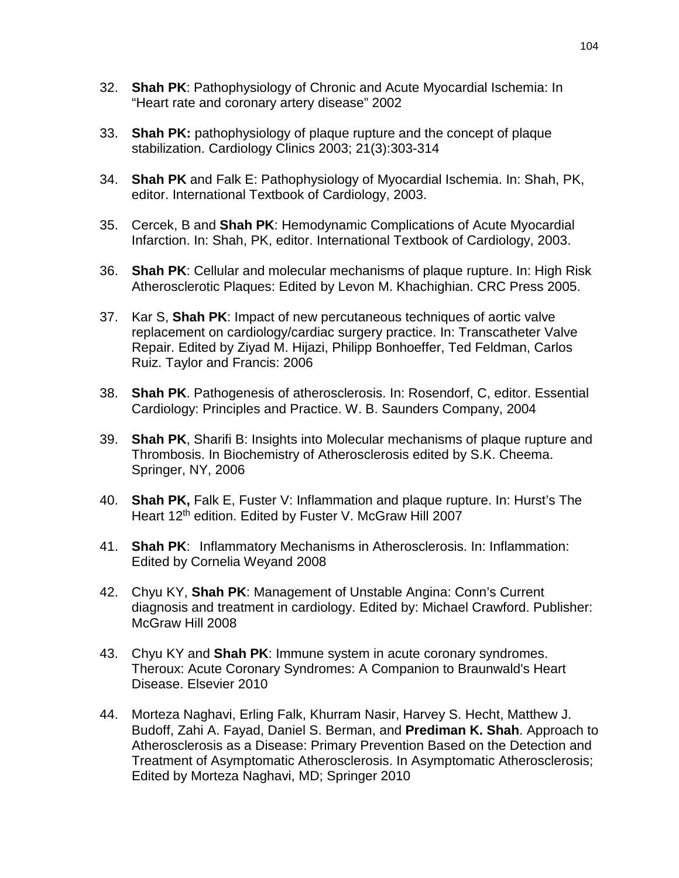32. **Shah PK**: Pathophysiology of Chronic and Acute Myocardial Ischemia: In "Heart rate and coronary artery disease" 2002

33. **Shah PK:** pathophysiology of plaque rupture and the concept of plaque stabilization. Cardiology Clinics 2003; 21(3):303-314

34. **Shah PK** and Falk E: Pathophysiology of Myocardial Ischemia. In: Shah, PK, editor. International Textbook of Cardiology, 2003.

35. Cercek, B and **Shah PK**: Hemodynamic Complications of Acute Myocardial Infarction. In: Shah, PK, editor. International Textbook of Cardiology, 2003.

36. **Shah PK**: Cellular and molecular mechanisms of plaque rupture. In: High Risk Atherosclerotic Plaques: Edited by Levon M. Khachighian. CRC Press 2005.

37. Kar S, **Shah PK**: Impact of new percutaneous techniques of aortic valve replacement on cardiology/cardiac surgery practice. In: Transcatheter Valve Repair. Edited by Ziyad M. Hijazi, Philipp Bonhoeffer, Ted Feldman, Carlos Ruiz. Taylor and Francis: 2006

38. **Shah PK**. Pathogenesis of atherosclerosis. In: Rosendorf, C, editor. Essential Cardiology: Principles and Practice. W. B. Saunders Company, 2004

39. **Shah PK**, Sharifi B: Insights into Molecular mechanisms of plaque rupture and Thrombosis. In Biochemistry of Atherosclerosis edited by S.K. Cheema. Springer, NY, 2006

40. **Shah PK,** Falk E, Fuster V: Inflammation and plaque rupture. In: Hurst's The Heart 12th edition. Edited by Fuster V. McGraw Hill 2007

41. **Shah PK**: Inflammatory Mechanisms in Atherosclerosis. In: Inflammation: Edited by Cornelia Weyand 2008

42. Chyu KY, **Shah PK**: Management of Unstable Angina: Conn's Current diagnosis and treatment in cardiology. Edited by: Michael Crawford. Publisher: McGraw Hill 2008

43. Chyu KY and **Shah PK**: Immune system in acute coronary syndromes. Theroux: Acute Coronary Syndromes: A Companion to Braunwald's Heart Disease. Elsevier 2010

44. Morteza Naghavi, Erling Falk, Khurram Nasir, Harvey S. Hecht, Matthew J. Budoff, Zahi A. Fayad, Daniel S. Berman, and **Prediman K. Shah**. Approach to Atherosclerosis as a Disease: Primary Prevention Based on the Detection and Treatment of Asymptomatic Atherosclerosis. In Asymptomatic Atherosclerosis; Edited by Morteza Naghavi, MD; Springer 2010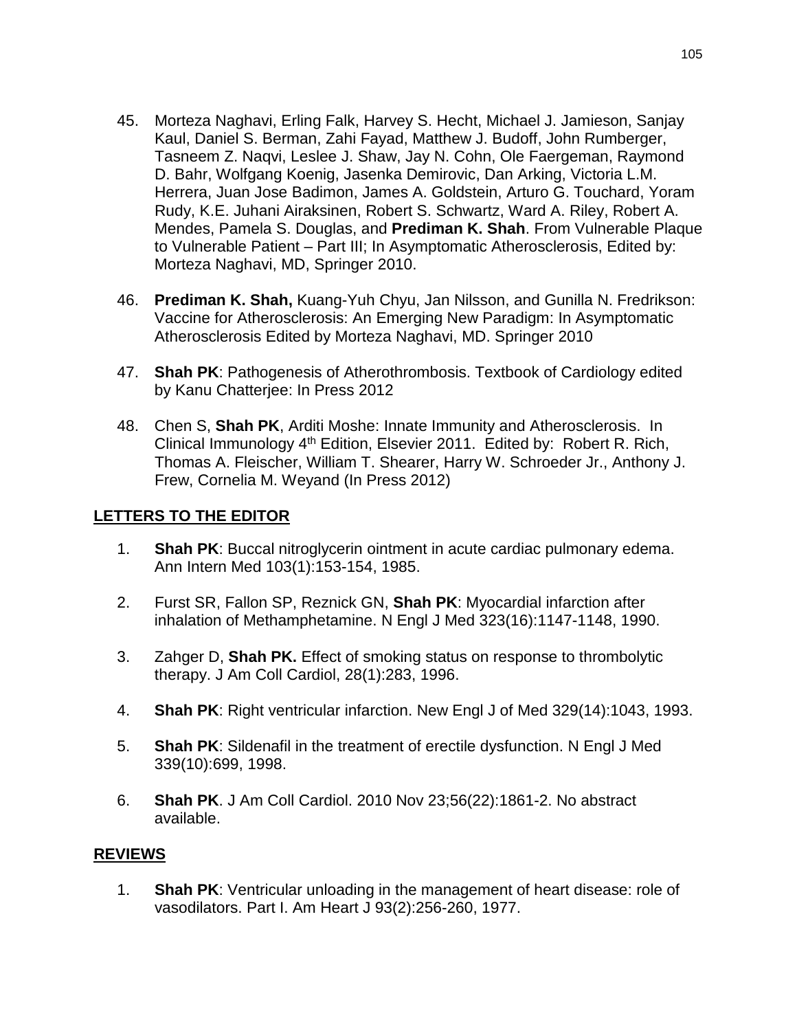45. Morteza Naghavi, Erling Falk, Harvey S. Hecht, Michael J. Jamieson, Sanjay Kaul, Daniel S. Berman, Zahi Fayad, Matthew J. Budoff, John Rumberger, Tasneem Z. Naqvi, Leslee J. Shaw, Jay N. Cohn, Ole Faergeman, Raymond D. Bahr, Wolfgang Koenig, Jasenka Demirovic, Dan Arking, Victoria L.M. Herrera, Juan Jose Badimon, James A. Goldstein, Arturo G. Touchard, Yoram Rudy, K.E. Juhani Airaksinen, Robert S. Schwartz, Ward A. Riley, Robert A. Mendes, Pamela S. Douglas, and **Prediman K. Shah**. From Vulnerable Plaque to Vulnerable Patient – Part III; In Asymptomatic Atherosclerosis, Edited by: Morteza Naghavi, MD, Springer 2010.

46. **Prediman K. Shah,** Kuang-Yuh Chyu, Jan Nilsson, and Gunilla N. Fredrikson: Vaccine for Atherosclerosis: An Emerging New Paradigm: In Asymptomatic Atherosclerosis Edited by Morteza Naghavi, MD. Springer 2010

47. **Shah PK**: Pathogenesis of Atherothrombosis. Textbook of Cardiology edited by Kanu Chatterjee: In Press 2012

48. Chen S, **Shah PK**, Arditi Moshe: Innate Immunity and Atherosclerosis. In Clinical Immunology 4th Edition, Elsevier 2011. Edited by: Robert R. Rich, Thomas A. Fleischer, William T. Shearer, Harry W. Schroeder Jr., Anthony J. Frew, Cornelia M. Weyand (In Press 2012)

## LETTERS TO THE EDITOR

1. **Shah PK**: Buccal nitroglycerin ointment in acute cardiac pulmonary edema. Ann Intern Med 103(1):153-154, 1985.

2. Furst SR, Fallon SP, Reznick GN, **Shah PK**: Myocardial infarction after inhalation of Methamphetamine. N Engl J Med 323(16):1147-1148, 1990.

3. Zahger D, **Shah PK.** Effect of smoking status on response to thrombolytic therapy. J Am Coll Cardiol, 28(1):283, 1996.

4. **Shah PK**: Right ventricular infarction. New Engl J of Med 329(14):1043, 1993.

5. **Shah PK**: Sildenafil in the treatment of erectile dysfunction. N Engl J Med 339(10):699, 1998.

6. **Shah PK**. J Am Coll Cardiol. 2010 Nov 23;56(22):1861-2. No abstract available.

## REVIEWS

1. **Shah PK**: Ventricular unloading in the management of heart disease: role of vasodilators. Part I. Am Heart J 93(2):256-260, 1977.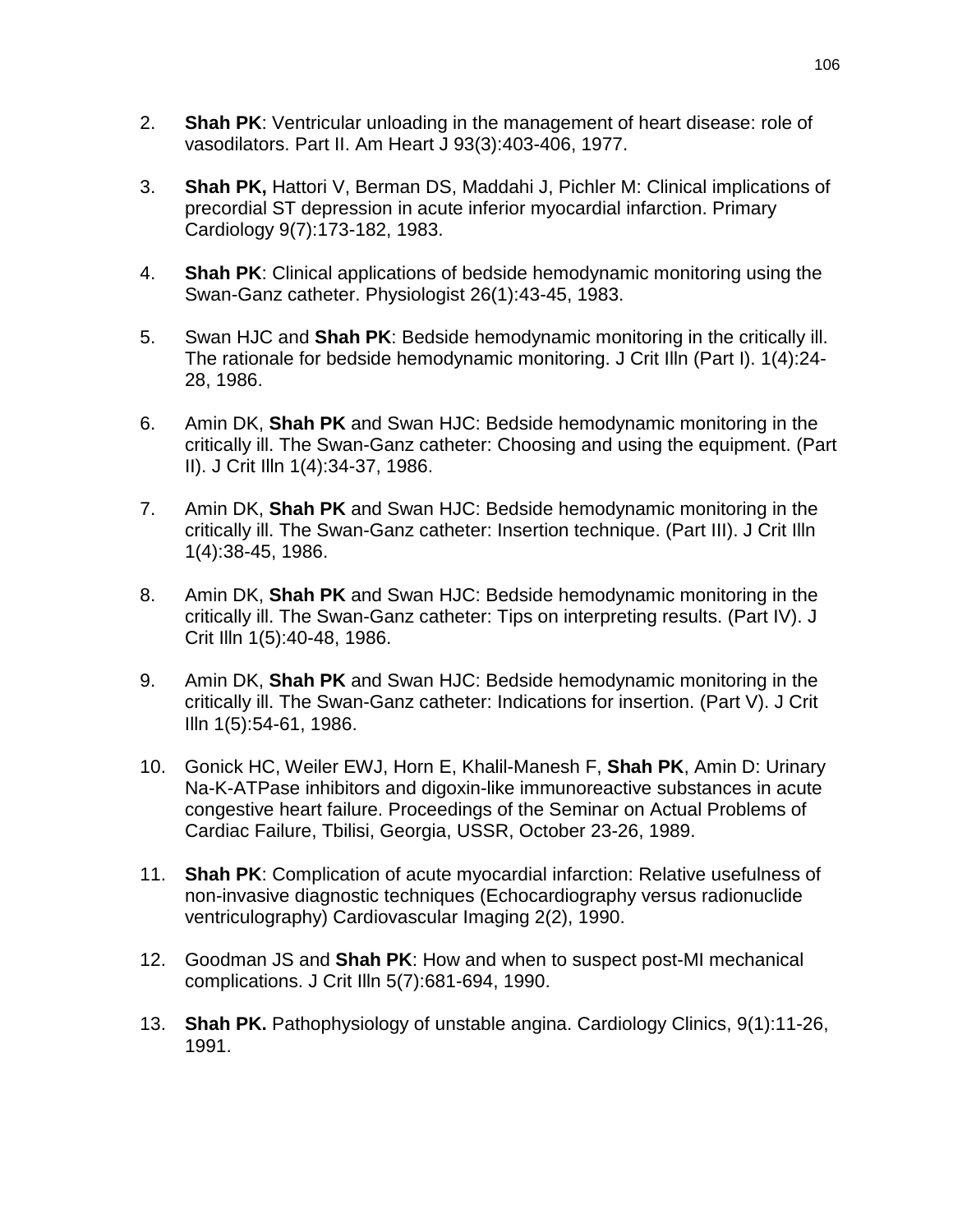2. **Shah PK**: Ventricular unloading in the management of heart disease: role of vasodilators. Part II. Am Heart J 93(3):403-406, 1977.

3. **Shah PK,** Hattori V, Berman DS, Maddahi J, Pichler M: Clinical implications of precordial ST depression in acute inferior myocardial infarction. Primary Cardiology 9(7):173-182, 1983.

4. **Shah PK**: Clinical applications of bedside hemodynamic monitoring using the Swan-Ganz catheter. Physiologist 26(1):43-45, 1983.

5. Swan HJC and **Shah PK**: Bedside hemodynamic monitoring in the critically ill. The rationale for bedside hemodynamic monitoring. J Crit Illn (Part I). 1(4):24-28, 1986.

6. Amin DK, **Shah PK** and Swan HJC: Bedside hemodynamic monitoring in the critically ill. The Swan-Ganz catheter: Choosing and using the equipment. (Part II). J Crit Illn 1(4):34-37, 1986.

7. Amin DK, **Shah PK** and Swan HJC: Bedside hemodynamic monitoring in the critically ill. The Swan-Ganz catheter: Insertion technique. (Part III). J Crit Illn 1(4):38-45, 1986.

8. Amin DK, **Shah PK** and Swan HJC: Bedside hemodynamic monitoring in the critically ill. The Swan-Ganz catheter: Tips on interpreting results. (Part IV). J Crit Illn 1(5):40-48, 1986.

9. Amin DK, **Shah PK** and Swan HJC: Bedside hemodynamic monitoring in the critically ill. The Swan-Ganz catheter: Indications for insertion. (Part V). J Crit Illn 1(5):54-61, 1986.

10. Gonick HC, Weiler EWJ, Horn E, Khalil-Manesh F, **Shah PK**, Amin D: Urinary Na-K-ATPase inhibitors and digoxin-like immunoreactive substances in acute congestive heart failure. Proceedings of the Seminar on Actual Problems of Cardiac Failure, Tbilisi, Georgia, USSR, October 23-26, 1989.

11. **Shah PK**: Complication of acute myocardial infarction: Relative usefulness of non-invasive diagnostic techniques (Echocardiography versus radionuclide ventriculography) Cardiovascular Imaging 2(2), 1990.

12. Goodman JS and **Shah PK**: How and when to suspect post-MI mechanical complications. J Crit Illn 5(7):681-694, 1990.

13. **Shah PK.** Pathophysiology of unstable angina. Cardiology Clinics, 9(1):11-26, 1991.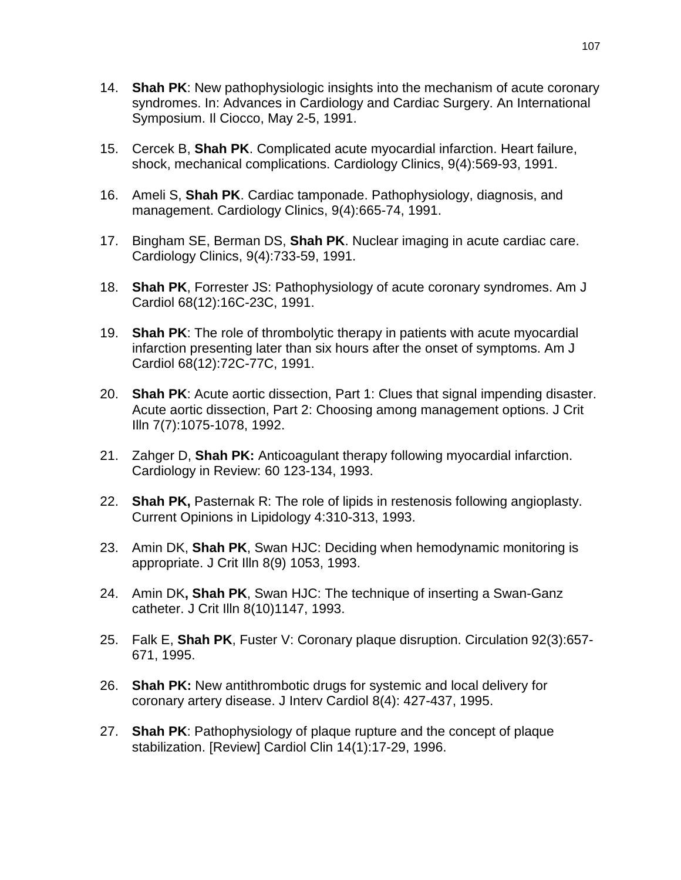14. **Shah PK**: New pathophysiologic insights into the mechanism of acute coronary syndromes. In: Advances in Cardiology and Cardiac Surgery. An International Symposium. Il Ciocco, May 2-5, 1991.

15. Cercek B, **Shah PK**. Complicated acute myocardial infarction. Heart failure, shock, mechanical complications. Cardiology Clinics, 9(4):569-93, 1991.

16. Ameli S, **Shah PK**. Cardiac tamponade. Pathophysiology, diagnosis, and management. Cardiology Clinics, 9(4):665-74, 1991.

17. Bingham SE, Berman DS, **Shah PK**. Nuclear imaging in acute cardiac care. Cardiology Clinics, 9(4):733-59, 1991.

18. **Shah PK**, Forrester JS: Pathophysiology of acute coronary syndromes. Am J Cardiol 68(12):16C-23C, 1991.

19. **Shah PK**: The role of thrombolytic therapy in patients with acute myocardial infarction presenting later than six hours after the onset of symptoms. Am J Cardiol 68(12):72C-77C, 1991.

20. **Shah PK**: Acute aortic dissection, Part 1: Clues that signal impending disaster. Acute aortic dissection, Part 2: Choosing among management options. J Crit Illn 7(7):1075-1078, 1992.

21. Zahger D, **Shah PK:** Anticoagulant therapy following myocardial infarction. Cardiology in Review: 60 123-134, 1993.

22. **Shah PK,** Pasternak R: The role of lipids in restenosis following angioplasty. Current Opinions in Lipidology 4:310-313, 1993.

23. Amin DK, **Shah PK**, Swan HJC: Deciding when hemodynamic monitoring is appropriate. J Crit Illn 8(9) 1053, 1993.

24. Amin DK**, Shah PK**, Swan HJC: The technique of inserting a Swan-Ganz catheter. J Crit Illn 8(10)1147, 1993.

25. Falk E, **Shah PK**, Fuster V: Coronary plaque disruption. Circulation 92(3):657-671, 1995.

26. **Shah PK:** New antithrombotic drugs for systemic and local delivery for coronary artery disease. J Interv Cardiol 8(4): 427-437, 1995.

27. **Shah PK**: Pathophysiology of plaque rupture and the concept of plaque stabilization. [Review] Cardiol Clin 14(1):17-29, 1996.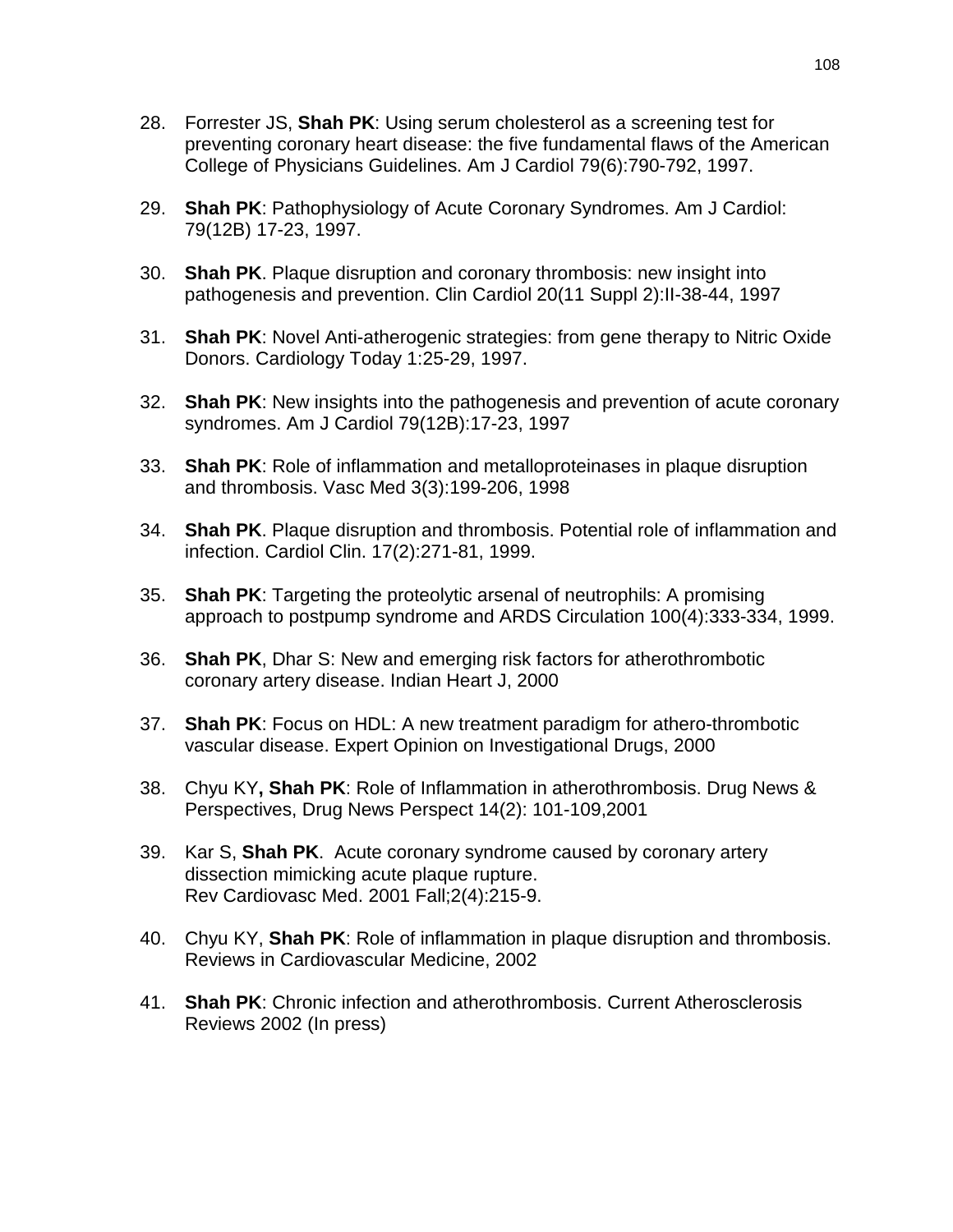28. Forrester JS, **Shah PK**: Using serum cholesterol as a screening test for preventing coronary heart disease: the five fundamental flaws of the American College of Physicians Guidelines. Am J Cardiol 79(6):790-792, 1997.

29. **Shah PK**: Pathophysiology of Acute Coronary Syndromes. Am J Cardiol: 79(12B) 17-23, 1997.

30. **Shah PK**. Plaque disruption and coronary thrombosis: new insight into pathogenesis and prevention. Clin Cardiol 20(11 Suppl 2):II-38-44, 1997

31. **Shah PK**: Novel Anti-atherogenic strategies: from gene therapy to Nitric Oxide Donors. Cardiology Today 1:25-29, 1997.

32. **Shah PK**: New insights into the pathogenesis and prevention of acute coronary syndromes. Am J Cardiol 79(12B):17-23, 1997

33. **Shah PK**: Role of inflammation and metalloproteinases in plaque disruption and thrombosis. Vasc Med 3(3):199-206, 1998

34. **Shah PK**. Plaque disruption and thrombosis. Potential role of inflammation and infection. Cardiol Clin. 17(2):271-81, 1999.

35. **Shah PK**: Targeting the proteolytic arsenal of neutrophils: A promising approach to postpump syndrome and ARDS Circulation 100(4):333-334, 1999.

36. **Shah PK**, Dhar S: New and emerging risk factors for atherothrombotic coronary artery disease. Indian Heart J, 2000

37. **Shah PK**: Focus on HDL: A new treatment paradigm for athero-thrombotic vascular disease. Expert Opinion on Investigational Drugs, 2000

38. Chyu KY**, Shah PK**: Role of Inflammation in atherothrombosis. Drug News & Perspectives, Drug News Perspect 14(2): 101-109,2001

39. Kar S, **Shah PK**. Acute coronary syndrome caused by coronary artery dissection mimicking acute plaque rupture.
Rev Cardiovasc Med. 2001 Fall;2(4):215-9.

40. Chyu KY, **Shah PK**: Role of inflammation in plaque disruption and thrombosis. Reviews in Cardiovascular Medicine, 2002

41. **Shah PK**: Chronic infection and atherothrombosis. Current Atherosclerosis Reviews 2002 (In press)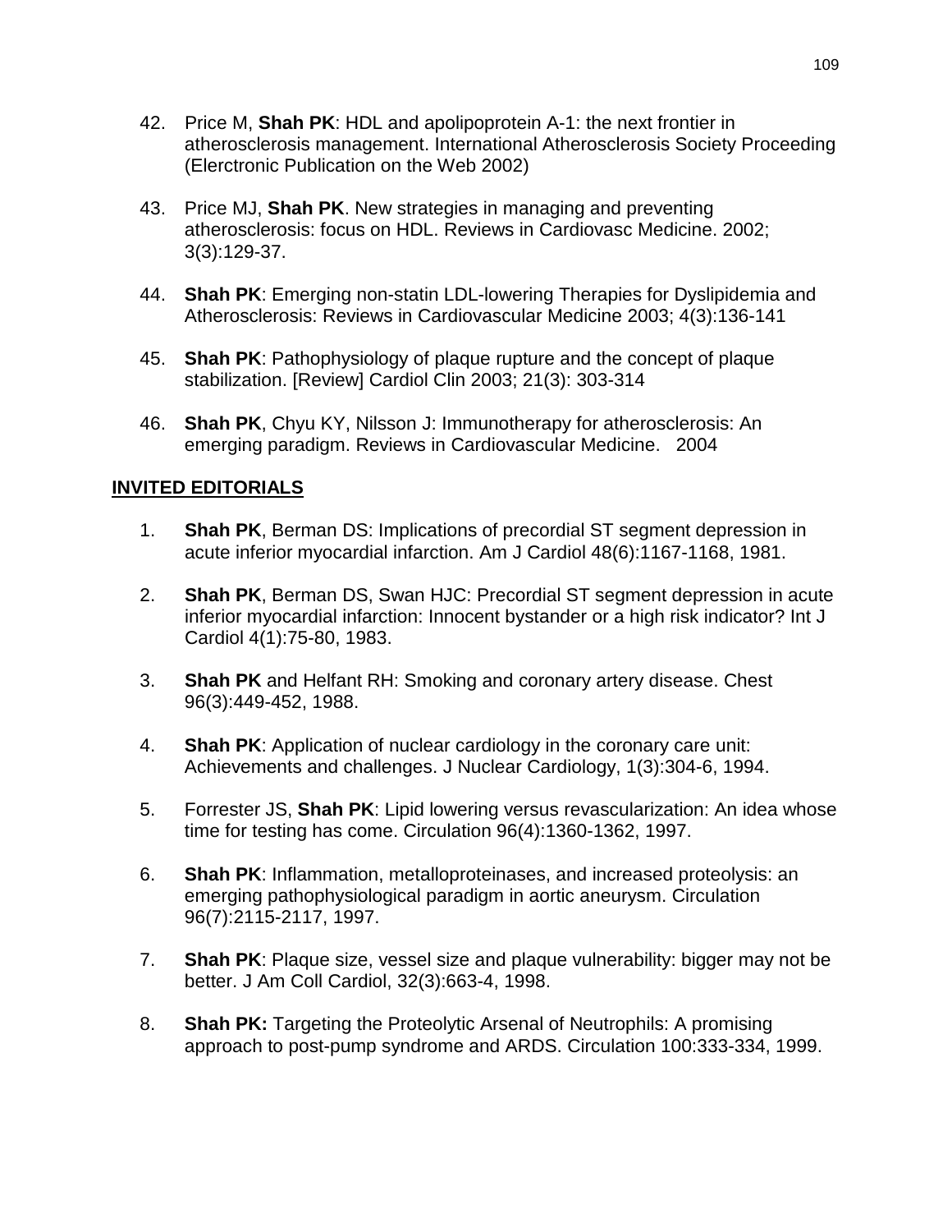42. Price M, **Shah PK**: HDL and apolipoprotein A-1: the next frontier in atherosclerosis management. International Atherosclerosis Society Proceeding (Elerctronic Publication on the Web 2002)

43. Price MJ, **Shah PK**. New strategies in managing and preventing atherosclerosis: focus on HDL. Reviews in Cardiovasc Medicine. 2002; 3(3):129-37.

44. **Shah PK**: Emerging non-statin LDL-lowering Therapies for Dyslipidemia and Atherosclerosis: Reviews in Cardiovascular Medicine 2003; 4(3):136-141

45. **Shah PK**: Pathophysiology of plaque rupture and the concept of plaque stabilization. [Review] Cardiol Clin 2003; 21(3): 303-314

46. **Shah PK**, Chyu KY, Nilsson J: Immunotherapy for atherosclerosis: An emerging paradigm. Reviews in Cardiovascular Medicine. 2004

## INVITED EDITORIALS

1. **Shah PK**, Berman DS: Implications of precordial ST segment depression in acute inferior myocardial infarction. Am J Cardiol 48(6):1167-1168, 1981.

2. **Shah PK**, Berman DS, Swan HJC: Precordial ST segment depression in acute inferior myocardial infarction: Innocent bystander or a high risk indicator? Int J Cardiol 4(1):75-80, 1983.

3. **Shah PK** and Helfant RH: Smoking and coronary artery disease. Chest 96(3):449-452, 1988.

4. **Shah PK**: Application of nuclear cardiology in the coronary care unit: Achievements and challenges. J Nuclear Cardiology, 1(3):304-6, 1994.

5. Forrester JS, **Shah PK**: Lipid lowering versus revascularization: An idea whose time for testing has come. Circulation 96(4):1360-1362, 1997.

6. **Shah PK**: Inflammation, metalloproteinases, and increased proteolysis: an emerging pathophysiological paradigm in aortic aneurysm. Circulation 96(7):2115-2117, 1997.

7. **Shah PK**: Plaque size, vessel size and plaque vulnerability: bigger may not be better. J Am Coll Cardiol, 32(3):663-4, 1998.

8. **Shah PK:** Targeting the Proteolytic Arsenal of Neutrophils: A promising approach to post-pump syndrome and ARDS. Circulation 100:333-334, 1999.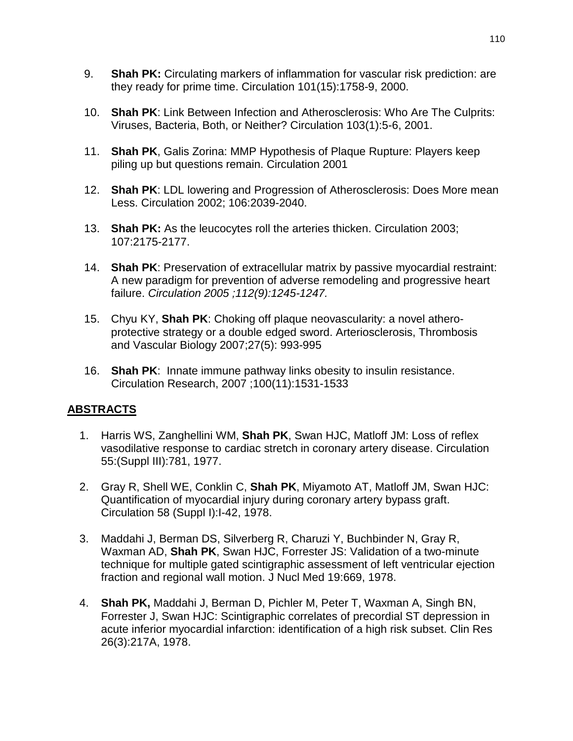9. **Shah PK:** Circulating markers of inflammation for vascular risk prediction: are they ready for prime time. Circulation 101(15):1758-9, 2000.

10. **Shah PK**: Link Between Infection and Atherosclerosis: Who Are The Culprits: Viruses, Bacteria, Both, or Neither? Circulation 103(1):5-6, 2001.

11. **Shah PK**, Galis Zorina: MMP Hypothesis of Plaque Rupture: Players keep piling up but questions remain. Circulation 2001

12. **Shah PK**: LDL lowering and Progression of Atherosclerosis: Does More mean Less. Circulation 2002; 106:2039-2040.

13. **Shah PK:** As the leucocytes roll the arteries thicken. Circulation 2003; 107:2175-2177.

14. **Shah PK**: Preservation of extracellular matrix by passive myocardial restraint: A new paradigm for prevention of adverse remodeling and progressive heart failure. *Circulation 2005 ;112(9):1245-1247.*

15. Chyu KY, **Shah PK**: Choking off plaque neovascularity: a novel athero-protective strategy or a double edged sword. Arteriosclerosis, Thrombosis and Vascular Biology 2007;27(5): 993-995

16. **Shah PK**: Innate immune pathway links obesity to insulin resistance. Circulation Research, 2007 ;100(11):1531-1533

## ABSTRACTS

1. Harris WS, Zanghellini WM, **Shah PK**, Swan HJC, Matloff JM: Loss of reflex vasodilative response to cardiac stretch in coronary artery disease. Circulation 55:(Suppl III):781, 1977.

2. Gray R, Shell WE, Conklin C, **Shah PK**, Miyamoto AT, Matloff JM, Swan HJC: Quantification of myocardial injury during coronary artery bypass graft. Circulation 58 (Suppl I):I-42, 1978.

3. Maddahi J, Berman DS, Silverberg R, Charuzi Y, Buchbinder N, Gray R, Waxman AD, **Shah PK**, Swan HJC, Forrester JS: Validation of a two-minute technique for multiple gated scintigraphic assessment of left ventricular ejection fraction and regional wall motion. J Nucl Med 19:669, 1978.

4. **Shah PK,** Maddahi J, Berman D, Pichler M, Peter T, Waxman A, Singh BN, Forrester J, Swan HJC: Scintigraphic correlates of precordial ST depression in acute inferior myocardial infarction: identification of a high risk subset. Clin Res 26(3):217A, 1978.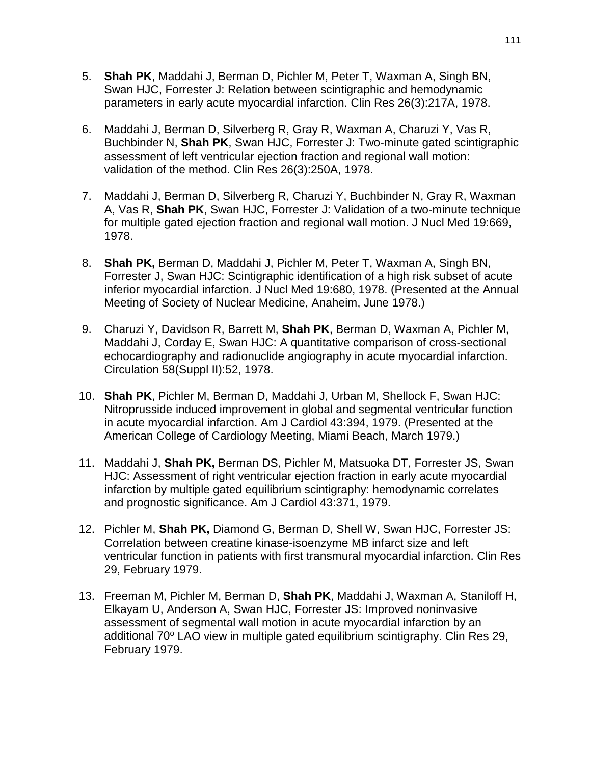5. **Shah PK**, Maddahi J, Berman D, Pichler M, Peter T, Waxman A, Singh BN, Swan HJC, Forrester J: Relation between scintigraphic and hemodynamic parameters in early acute myocardial infarction. Clin Res 26(3):217A, 1978.

6. Maddahi J, Berman D, Silverberg R, Gray R, Waxman A, Charuzi Y, Vas R, Buchbinder N, **Shah PK**, Swan HJC, Forrester J: Two-minute gated scintigraphic assessment of left ventricular ejection fraction and regional wall motion: validation of the method. Clin Res 26(3):250A, 1978.

7. Maddahi J, Berman D, Silverberg R, Charuzi Y, Buchbinder N, Gray R, Waxman A, Vas R, **Shah PK**, Swan HJC, Forrester J: Validation of a two-minute technique for multiple gated ejection fraction and regional wall motion. J Nucl Med 19:669, 1978.

8. **Shah PK,** Berman D, Maddahi J, Pichler M, Peter T, Waxman A, Singh BN, Forrester J, Swan HJC: Scintigraphic identification of a high risk subset of acute inferior myocardial infarction. J Nucl Med 19:680, 1978. (Presented at the Annual Meeting of Society of Nuclear Medicine, Anaheim, June 1978.)

9. Charuzi Y, Davidson R, Barrett M, **Shah PK**, Berman D, Waxman A, Pichler M, Maddahi J, Corday E, Swan HJC: A quantitative comparison of cross-sectional echocardiography and radionuclide angiography in acute myocardial infarction. Circulation 58(Suppl II):52, 1978.

10. **Shah PK**, Pichler M, Berman D, Maddahi J, Urban M, Shellock F, Swan HJC: Nitroprusside induced improvement in global and segmental ventricular function in acute myocardial infarction. Am J Cardiol 43:394, 1979. (Presented at the American College of Cardiology Meeting, Miami Beach, March 1979.)

11. Maddahi J, **Shah PK,** Berman DS, Pichler M, Matsuoka DT, Forrester JS, Swan HJC: Assessment of right ventricular ejection fraction in early acute myocardial infarction by multiple gated equilibrium scintigraphy: hemodynamic correlates and prognostic significance. Am J Cardiol 43:371, 1979.

12. Pichler M, **Shah PK,** Diamond G, Berman D, Shell W, Swan HJC, Forrester JS: Correlation between creatine kinase-isoenzyme MB infarct size and left ventricular function in patients with first transmural myocardial infarction. Clin Res 29, February 1979.

13. Freeman M, Pichler M, Berman D, **Shah PK**, Maddahi J, Waxman A, Staniloff H, Elkayam U, Anderson A, Swan HJC, Forrester JS: Improved noninvasive assessment of segmental wall motion in acute myocardial infarction by an additional 70$^{o}$ LAO view in multiple gated equilibrium scintigraphy. Clin Res 29, February 1979.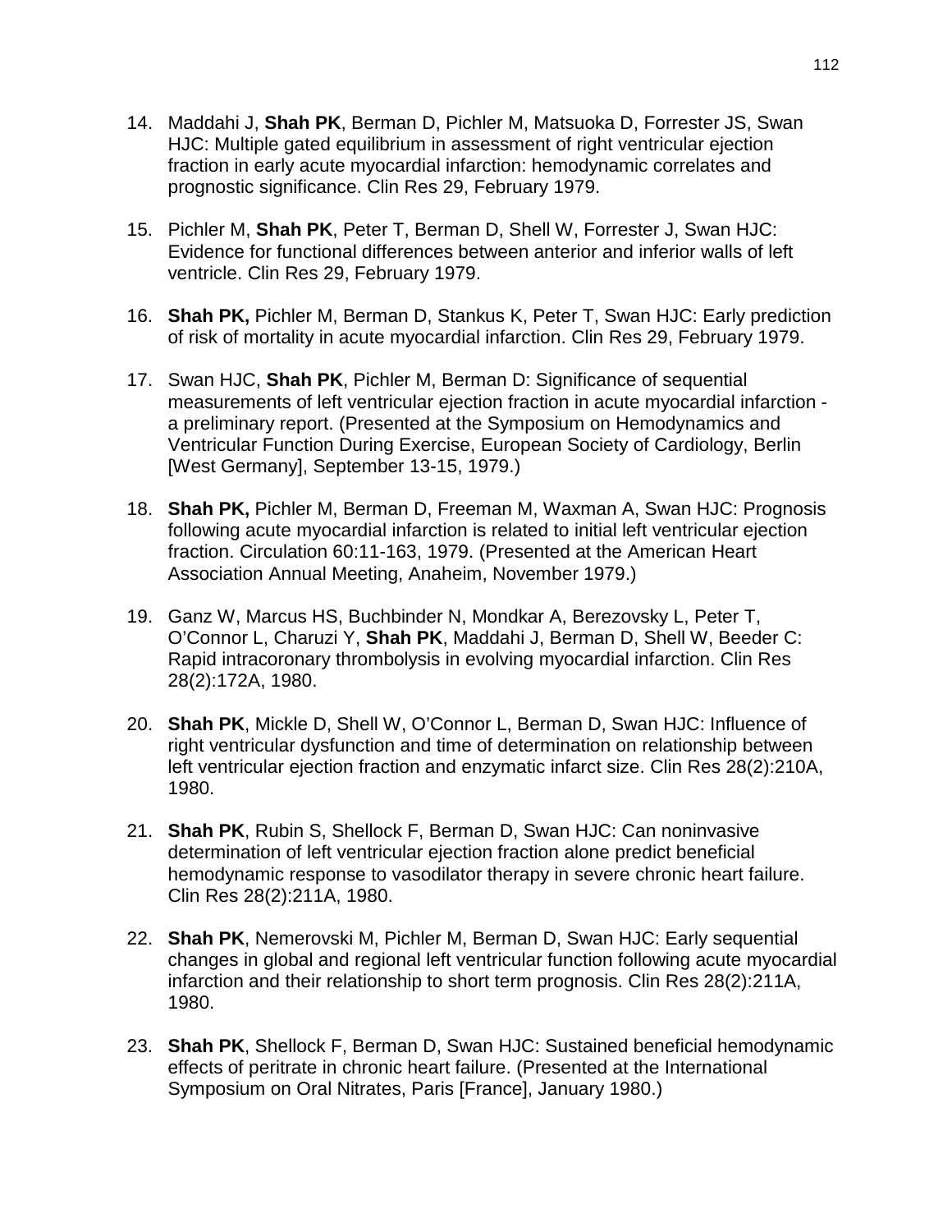14. Maddahi J, **Shah PK**, Berman D, Pichler M, Matsuoka D, Forrester JS, Swan HJC: Multiple gated equilibrium in assessment of right ventricular ejection fraction in early acute myocardial infarction: hemodynamic correlates and prognostic significance. Clin Res 29, February 1979.

15. Pichler M, **Shah PK**, Peter T, Berman D, Shell W, Forrester J, Swan HJC: Evidence for functional differences between anterior and inferior walls of left ventricle. Clin Res 29, February 1979.

16. **Shah PK,** Pichler M, Berman D, Stankus K, Peter T, Swan HJC: Early prediction of risk of mortality in acute myocardial infarction. Clin Res 29, February 1979.

17. Swan HJC, **Shah PK**, Pichler M, Berman D: Significance of sequential measurements of left ventricular ejection fraction in acute myocardial infarction - a preliminary report. (Presented at the Symposium on Hemodynamics and Ventricular Function During Exercise, European Society of Cardiology, Berlin [West Germany], September 13-15, 1979.)

18. **Shah PK,** Pichler M, Berman D, Freeman M, Waxman A, Swan HJC: Prognosis following acute myocardial infarction is related to initial left ventricular ejection fraction. Circulation 60:11-163, 1979. (Presented at the American Heart Association Annual Meeting, Anaheim, November 1979.)

19. Ganz W, Marcus HS, Buchbinder N, Mondkar A, Berezovsky L, Peter T, O'Connor L, Charuzi Y, **Shah PK**, Maddahi J, Berman D, Shell W, Beeder C: Rapid intracoronary thrombolysis in evolving myocardial infarction. Clin Res 28(2):172A, 1980.

20. **Shah PK**, Mickle D, Shell W, O'Connor L, Berman D, Swan HJC: Influence of right ventricular dysfunction and time of determination on relationship between left ventricular ejection fraction and enzymatic infarct size. Clin Res 28(2):210A, 1980.

21. **Shah PK**, Rubin S, Shellock F, Berman D, Swan HJC: Can noninvasive determination of left ventricular ejection fraction alone predict beneficial hemodynamic response to vasodilator therapy in severe chronic heart failure. Clin Res 28(2):211A, 1980.

22. **Shah PK**, Nemerovski M, Pichler M, Berman D, Swan HJC: Early sequential changes in global and regional left ventricular function following acute myocardial infarction and their relationship to short term prognosis. Clin Res 28(2):211A, 1980.

23. **Shah PK**, Shellock F, Berman D, Swan HJC: Sustained beneficial hemodynamic effects of peritrate in chronic heart failure. (Presented at the International Symposium on Oral Nitrates, Paris [France], January 1980.)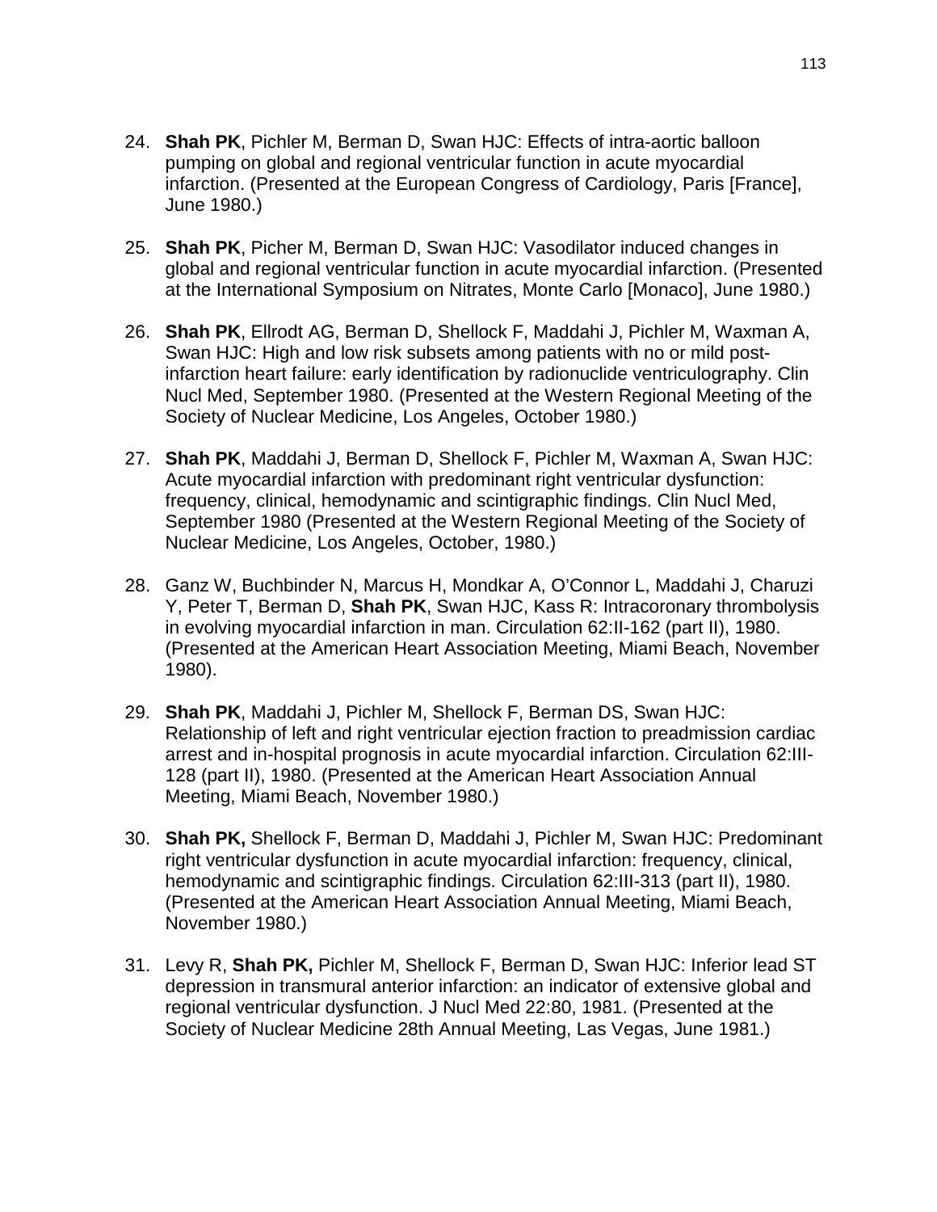24. **Shah PK**, Pichler M, Berman D, Swan HJC: Effects of intra-aortic balloon pumping on global and regional ventricular function in acute myocardial infarction. (Presented at the European Congress of Cardiology, Paris [France], June 1980.)

25. **Shah PK**, Picher M, Berman D, Swan HJC: Vasodilator induced changes in global and regional ventricular function in acute myocardial infarction. (Presented at the International Symposium on Nitrates, Monte Carlo [Monaco], June 1980.)

26. **Shah PK**, Ellrodt AG, Berman D, Shellock F, Maddahi J, Pichler M, Waxman A, Swan HJC: High and low risk subsets among patients with no or mild post-infarction heart failure: early identification by radionuclide ventriculography. Clin Nucl Med, September 1980. (Presented at the Western Regional Meeting of the Society of Nuclear Medicine, Los Angeles, October 1980.)

27. **Shah PK**, Maddahi J, Berman D, Shellock F, Pichler M, Waxman A, Swan HJC: Acute myocardial infarction with predominant right ventricular dysfunction: frequency, clinical, hemodynamic and scintigraphic findings. Clin Nucl Med, September 1980 (Presented at the Western Regional Meeting of the Society of Nuclear Medicine, Los Angeles, October, 1980.)

28. Ganz W, Buchbinder N, Marcus H, Mondkar A, O'Connor L, Maddahi J, Charuzi Y, Peter T, Berman D, **Shah PK**, Swan HJC, Kass R: Intracoronary thrombolysis in evolving myocardial infarction in man. Circulation 62:II-162 (part II), 1980. (Presented at the American Heart Association Meeting, Miami Beach, November 1980).

29. **Shah PK**, Maddahi J, Pichler M, Shellock F, Berman DS, Swan HJC: Relationship of left and right ventricular ejection fraction to preadmission cardiac arrest and in-hospital prognosis in acute myocardial infarction. Circulation 62:III-128 (part II), 1980. (Presented at the American Heart Association Annual Meeting, Miami Beach, November 1980.)

30. **Shah PK,** Shellock F, Berman D, Maddahi J, Pichler M, Swan HJC: Predominant right ventricular dysfunction in acute myocardial infarction: frequency, clinical, hemodynamic and scintigraphic findings. Circulation 62:III-313 (part II), 1980. (Presented at the American Heart Association Annual Meeting, Miami Beach, November 1980.)

31. Levy R, **Shah PK,** Pichler M, Shellock F, Berman D, Swan HJC: Inferior lead ST depression in transmural anterior infarction: an indicator of extensive global and regional ventricular dysfunction. J Nucl Med 22:80, 1981. (Presented at the Society of Nuclear Medicine 28th Annual Meeting, Las Vegas, June 1981.)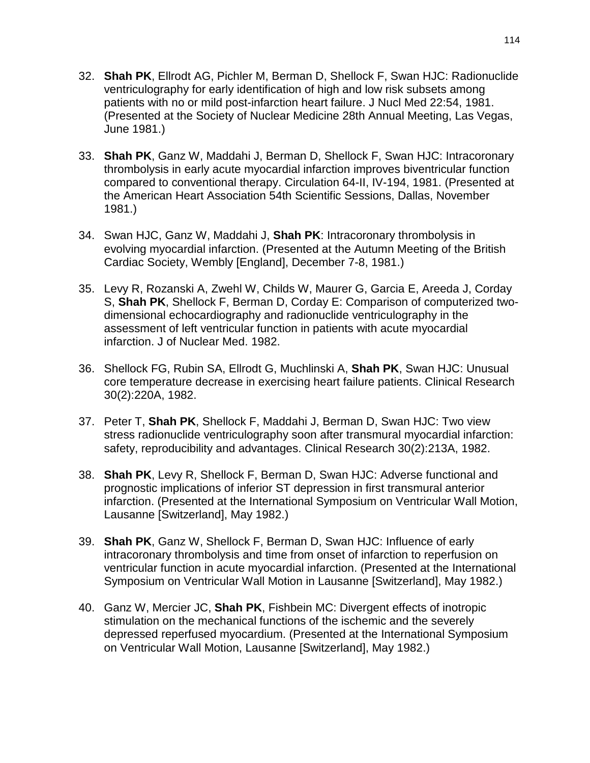32. **Shah PK**, Ellrodt AG, Pichler M, Berman D, Shellock F, Swan HJC: Radionuclide ventriculography for early identification of high and low risk subsets among patients with no or mild post-infarction heart failure. J Nucl Med 22:54, 1981. (Presented at the Society of Nuclear Medicine 28th Annual Meeting, Las Vegas, June 1981.)

33. **Shah PK**, Ganz W, Maddahi J, Berman D, Shellock F, Swan HJC: Intracoronary thrombolysis in early acute myocardial infarction improves biventricular function compared to conventional therapy. Circulation 64-II, IV-194, 1981. (Presented at the American Heart Association 54th Scientific Sessions, Dallas, November 1981.)

34. Swan HJC, Ganz W, Maddahi J, **Shah PK**: Intracoronary thrombolysis in evolving myocardial infarction. (Presented at the Autumn Meeting of the British Cardiac Society, Wembly [England], December 7-8, 1981.)

35. Levy R, Rozanski A, Zwehl W, Childs W, Maurer G, Garcia E, Areeda J, Corday S, **Shah PK**, Shellock F, Berman D, Corday E: Comparison of computerized two-dimensional echocardiography and radionuclide ventriculography in the assessment of left ventricular function in patients with acute myocardial infarction. J of Nuclear Med. 1982.

36. Shellock FG, Rubin SA, Ellrodt G, Muchlinski A, **Shah PK**, Swan HJC: Unusual core temperature decrease in exercising heart failure patients. Clinical Research 30(2):220A, 1982.

37. Peter T, **Shah PK**, Shellock F, Maddahi J, Berman D, Swan HJC: Two view stress radionuclide ventriculography soon after transmural myocardial infarction: safety, reproducibility and advantages. Clinical Research 30(2):213A, 1982.

38. **Shah PK**, Levy R, Shellock F, Berman D, Swan HJC: Adverse functional and prognostic implications of inferior ST depression in first transmural anterior infarction. (Presented at the International Symposium on Ventricular Wall Motion, Lausanne [Switzerland], May 1982.)

39. **Shah PK**, Ganz W, Shellock F, Berman D, Swan HJC: Influence of early intracoronary thrombolysis and time from onset of infarction to reperfusion on ventricular function in acute myocardial infarction. (Presented at the International Symposium on Ventricular Wall Motion in Lausanne [Switzerland], May 1982.)

40. Ganz W, Mercier JC, **Shah PK**, Fishbein MC: Divergent effects of inotropic stimulation on the mechanical functions of the ischemic and the severely depressed reperfused myocardium. (Presented at the International Symposium on Ventricular Wall Motion, Lausanne [Switzerland], May 1982.)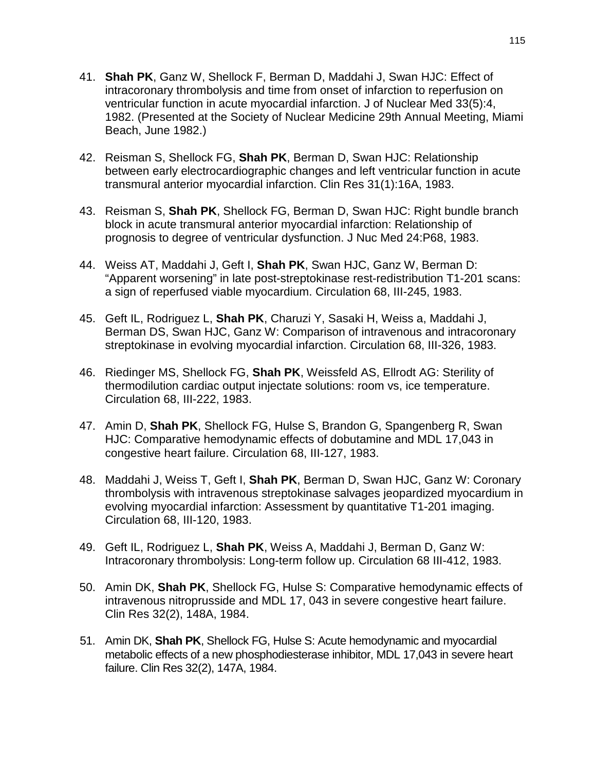41. **Shah PK**, Ganz W, Shellock F, Berman D, Maddahi J, Swan HJC: Effect of intracoronary thrombolysis and time from onset of infarction to reperfusion on ventricular function in acute myocardial infarction. J of Nuclear Med 33(5):4, 1982. (Presented at the Society of Nuclear Medicine 29th Annual Meeting, Miami Beach, June 1982.)

42. Reisman S, Shellock FG, **Shah PK**, Berman D, Swan HJC: Relationship between early electrocardiographic changes and left ventricular function in acute transmural anterior myocardial infarction. Clin Res 31(1):16A, 1983.

43. Reisman S, **Shah PK**, Shellock FG, Berman D, Swan HJC: Right bundle branch block in acute transmural anterior myocardial infarction: Relationship of prognosis to degree of ventricular dysfunction. J Nuc Med 24:P68, 1983.

44. Weiss AT, Maddahi J, Geft I, **Shah PK**, Swan HJC, Ganz W, Berman D: "Apparent worsening" in late post-streptokinase rest-redistribution T1-201 scans: a sign of reperfused viable myocardium. Circulation 68, III-245, 1983.

45. Geft IL, Rodriguez L, **Shah PK**, Charuzi Y, Sasaki H, Weiss a, Maddahi J, Berman DS, Swan HJC, Ganz W: Comparison of intravenous and intracoronary streptokinase in evolving myocardial infarction. Circulation 68, III-326, 1983.

46. Riedinger MS, Shellock FG, **Shah PK**, Weissfeld AS, Ellrodt AG: Sterility of thermodilution cardiac output injectate solutions: room vs, ice temperature. Circulation 68, III-222, 1983.

47. Amin D, **Shah PK**, Shellock FG, Hulse S, Brandon G, Spangenberg R, Swan HJC: Comparative hemodynamic effects of dobutamine and MDL 17,043 in congestive heart failure. Circulation 68, III-127, 1983.

48. Maddahi J, Weiss T, Geft I, **Shah PK**, Berman D, Swan HJC, Ganz W: Coronary thrombolysis with intravenous streptokinase salvages jeopardized myocardium in evolving myocardial infarction: Assessment by quantitative T1-201 imaging. Circulation 68, III-120, 1983.

49. Geft IL, Rodriguez L, **Shah PK**, Weiss A, Maddahi J, Berman D, Ganz W: Intracoronary thrombolysis: Long-term follow up. Circulation 68 III-412, 1983.

50. Amin DK, **Shah PK**, Shellock FG, Hulse S: Comparative hemodynamic effects of intravenous nitroprusside and MDL 17, 043 in severe congestive heart failure. Clin Res 32(2), 148A, 1984.

51. Amin DK, **Shah PK**, Shellock FG, Hulse S: Acute hemodynamic and myocardial metabolic effects of a new phosphodiesterase inhibitor, MDL 17,043 in severe heart failure. Clin Res 32(2), 147A, 1984.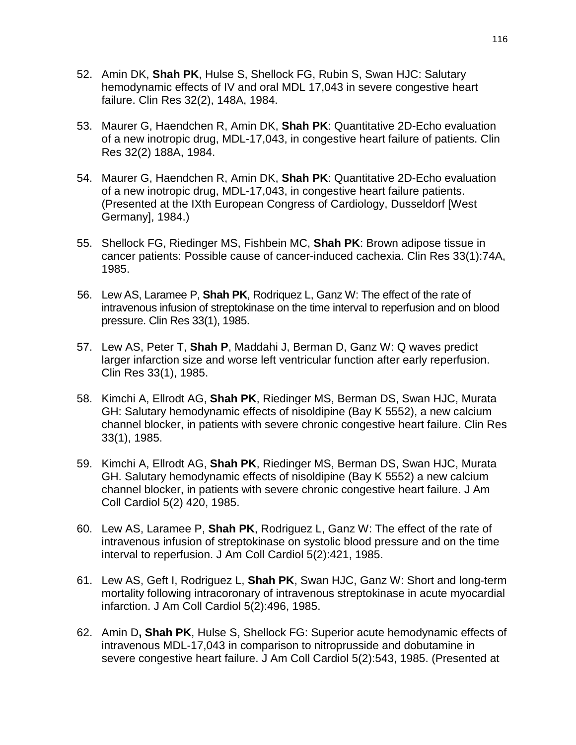52. Amin DK, **Shah PK**, Hulse S, Shellock FG, Rubin S, Swan HJC: Salutary hemodynamic effects of IV and oral MDL 17,043 in severe congestive heart failure. Clin Res 32(2), 148A, 1984.

53. Maurer G, Haendchen R, Amin DK, **Shah PK**: Quantitative 2D-Echo evaluation of a new inotropic drug, MDL-17,043, in congestive heart failure of patients. Clin Res 32(2) 188A, 1984.

54. Maurer G, Haendchen R, Amin DK, **Shah PK**: Quantitative 2D-Echo evaluation of a new inotropic drug, MDL-17,043, in congestive heart failure patients. (Presented at the IXth European Congress of Cardiology, Dusseldorf [West Germany], 1984.)

55. Shellock FG, Riedinger MS, Fishbein MC, **Shah PK**: Brown adipose tissue in cancer patients: Possible cause of cancer-induced cachexia. Clin Res 33(1):74A, 1985.

56. Lew AS, Laramee P, **Shah PK**, Rodriquez L, Ganz W: The effect of the rate of intravenous infusion of streptokinase on the time interval to reperfusion and on blood pressure. Clin Res 33(1), 1985.

57. Lew AS, Peter T, **Shah P**, Maddahi J, Berman D, Ganz W: Q waves predict larger infarction size and worse left ventricular function after early reperfusion. Clin Res 33(1), 1985.

58. Kimchi A, Ellrodt AG, **Shah PK**, Riedinger MS, Berman DS, Swan HJC, Murata GH: Salutary hemodynamic effects of nisoldipine (Bay K 5552), a new calcium channel blocker, in patients with severe chronic congestive heart failure. Clin Res 33(1), 1985.

59. Kimchi A, Ellrodt AG, **Shah PK**, Riedinger MS, Berman DS, Swan HJC, Murata GH. Salutary hemodynamic effects of nisoldipine (Bay K 5552) a new calcium channel blocker, in patients with severe chronic congestive heart failure. J Am Coll Cardiol 5(2) 420, 1985.

60. Lew AS, Laramee P, **Shah PK**, Rodriguez L, Ganz W: The effect of the rate of intravenous infusion of streptokinase on systolic blood pressure and on the time interval to reperfusion. J Am Coll Cardiol 5(2):421, 1985.

61. Lew AS, Geft I, Rodriguez L, **Shah PK**, Swan HJC, Ganz W: Short and long-term mortality following intracoronary of intravenous streptokinase in acute myocardial infarction. J Am Coll Cardiol 5(2):496, 1985.

62. Amin D**, Shah PK**, Hulse S, Shellock FG: Superior acute hemodynamic effects of intravenous MDL-17,043 in comparison to nitroprusside and dobutamine in severe congestive heart failure. J Am Coll Cardiol 5(2):543, 1985. (Presented at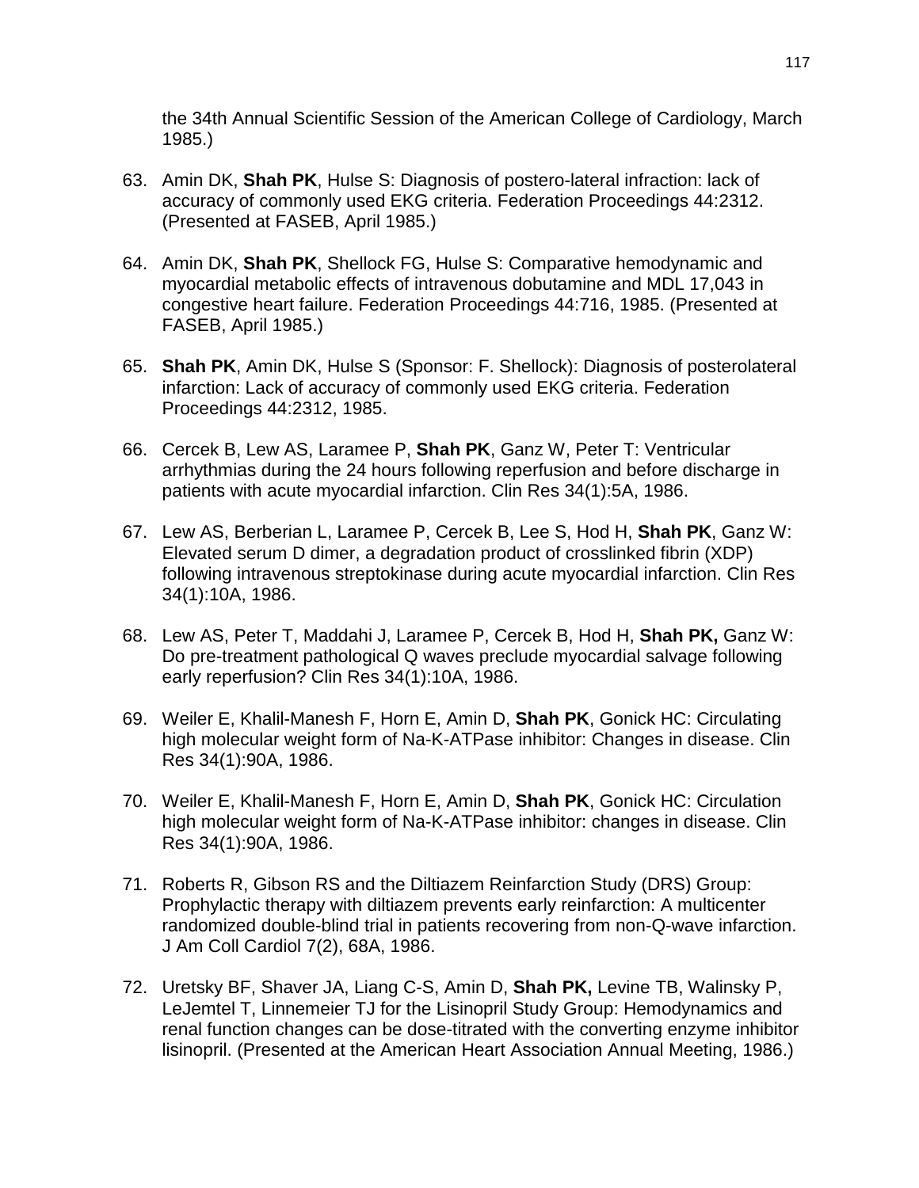the 34th Annual Scientific Session of the American College of Cardiology, March 1985.)

63. Amin DK, **Shah PK**, Hulse S: Diagnosis of postero-lateral infraction: lack of accuracy of commonly used EKG criteria. Federation Proceedings 44:2312. (Presented at FASEB, April 1985.)

64. Amin DK, **Shah PK**, Shellock FG, Hulse S: Comparative hemodynamic and myocardial metabolic effects of intravenous dobutamine and MDL 17,043 in congestive heart failure. Federation Proceedings 44:716, 1985. (Presented at FASEB, April 1985.)

65. **Shah PK**, Amin DK, Hulse S (Sponsor: F. Shellock): Diagnosis of posterolateral infarction: Lack of accuracy of commonly used EKG criteria. Federation Proceedings 44:2312, 1985.

66. Cercek B, Lew AS, Laramee P, **Shah PK**, Ganz W, Peter T: Ventricular arrhythmias during the 24 hours following reperfusion and before discharge in patients with acute myocardial infarction. Clin Res 34(1):5A, 1986.

67. Lew AS, Berberian L, Laramee P, Cercek B, Lee S, Hod H, **Shah PK**, Ganz W: Elevated serum D dimer, a degradation product of crosslinked fibrin (XDP) following intravenous streptokinase during acute myocardial infarction. Clin Res 34(1):10A, 1986.

68. Lew AS, Peter T, Maddahi J, Laramee P, Cercek B, Hod H, **Shah PK,** Ganz W: Do pre-treatment pathological Q waves preclude myocardial salvage following early reperfusion? Clin Res 34(1):10A, 1986.

69. Weiler E, Khalil-Manesh F, Horn E, Amin D, **Shah PK**, Gonick HC: Circulating high molecular weight form of Na-K-ATPase inhibitor: Changes in disease. Clin Res 34(1):90A, 1986.

70. Weiler E, Khalil-Manesh F, Horn E, Amin D, **Shah PK**, Gonick HC: Circulation high molecular weight form of Na-K-ATPase inhibitor: changes in disease. Clin Res 34(1):90A, 1986.

71. Roberts R, Gibson RS and the Diltiazem Reinfarction Study (DRS) Group: Prophylactic therapy with diltiazem prevents early reinfarction: A multicenter randomized double-blind trial in patients recovering from non-Q-wave infarction. J Am Coll Cardiol 7(2), 68A, 1986.

72. Uretsky BF, Shaver JA, Liang C-S, Amin D, **Shah PK,** Levine TB, Walinsky P, LeJemtel T, Linnemeier TJ for the Lisinopril Study Group: Hemodynamics and renal function changes can be dose-titrated with the converting enzyme inhibitor lisinopril. (Presented at the American Heart Association Annual Meeting, 1986.)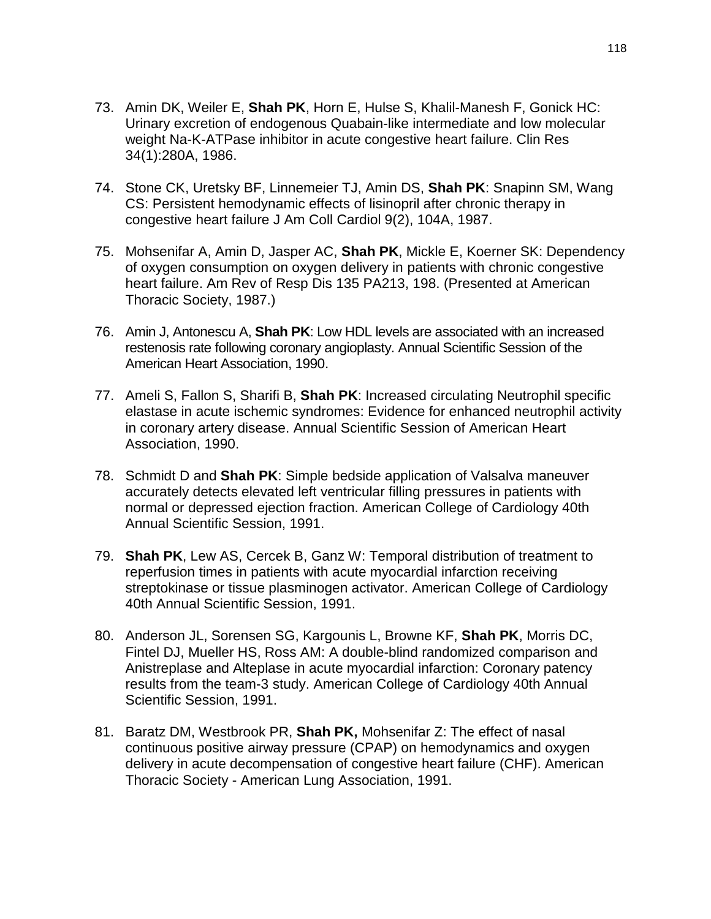73. Amin DK, Weiler E, **Shah PK**, Horn E, Hulse S, Khalil-Manesh F, Gonick HC: Urinary excretion of endogenous Quabain-like intermediate and low molecular weight Na-K-ATPase inhibitor in acute congestive heart failure. Clin Res 34(1):280A, 1986.

74. Stone CK, Uretsky BF, Linnemeier TJ, Amin DS, **Shah PK**: Snapinn SM, Wang CS: Persistent hemodynamic effects of lisinopril after chronic therapy in congestive heart failure J Am Coll Cardiol 9(2), 104A, 1987.

75. Mohsenifar A, Amin D, Jasper AC, **Shah PK**, Mickle E, Koerner SK: Dependency of oxygen consumption on oxygen delivery in patients with chronic congestive heart failure. Am Rev of Resp Dis 135 PA213, 198. (Presented at American Thoracic Society, 1987.)

76. Amin J, Antonescu A, **Shah PK**: Low HDL levels are associated with an increased restenosis rate following coronary angioplasty. Annual Scientific Session of the American Heart Association, 1990.

77. Ameli S, Fallon S, Sharifi B, **Shah PK**: Increased circulating Neutrophil specific elastase in acute ischemic syndromes: Evidence for enhanced neutrophil activity in coronary artery disease. Annual Scientific Session of American Heart Association, 1990.

78. Schmidt D and **Shah PK**: Simple bedside application of Valsalva maneuver accurately detects elevated left ventricular filling pressures in patients with normal or depressed ejection fraction. American College of Cardiology 40th Annual Scientific Session, 1991.

79. **Shah PK**, Lew AS, Cercek B, Ganz W: Temporal distribution of treatment to reperfusion times in patients with acute myocardial infarction receiving streptokinase or tissue plasminogen activator. American College of Cardiology 40th Annual Scientific Session, 1991.

80. Anderson JL, Sorensen SG, Kargounis L, Browne KF, **Shah PK**, Morris DC, Fintel DJ, Mueller HS, Ross AM: A double-blind randomized comparison and Anistreplase and Alteplase in acute myocardial infarction: Coronary patency results from the team-3 study. American College of Cardiology 40th Annual Scientific Session, 1991.

81. Baratz DM, Westbrook PR, **Shah PK,** Mohsenifar Z: The effect of nasal continuous positive airway pressure (CPAP) on hemodynamics and oxygen delivery in acute decompensation of congestive heart failure (CHF). American Thoracic Society - American Lung Association, 1991.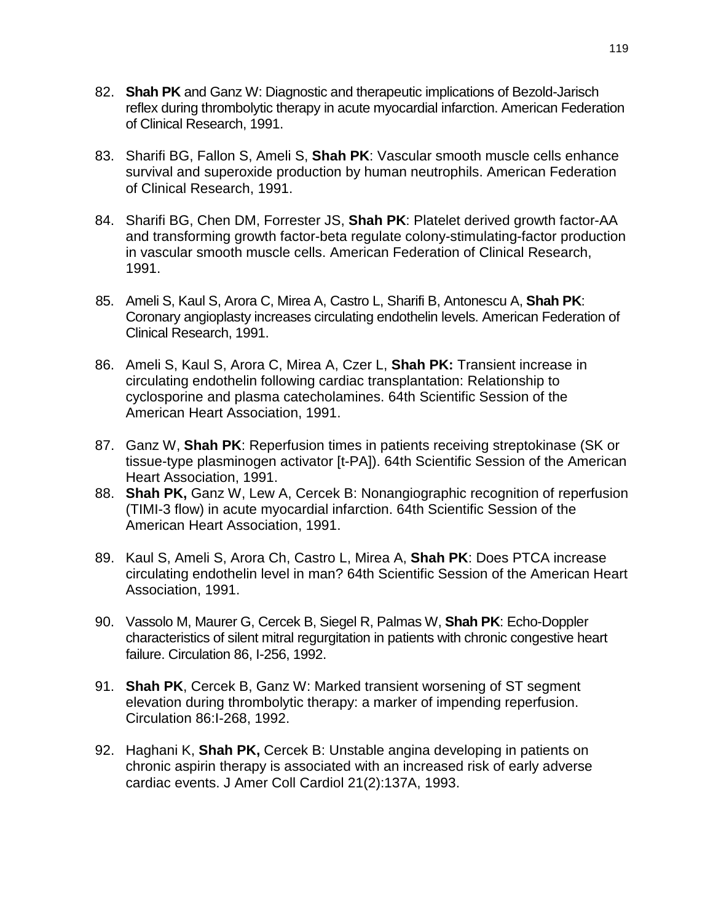82. **Shah PK** and Ganz W: Diagnostic and therapeutic implications of Bezold-Jarisch reflex during thrombolytic therapy in acute myocardial infarction. American Federation of Clinical Research, 1991.

83. Sharifi BG, Fallon S, Ameli S, **Shah PK**: Vascular smooth muscle cells enhance survival and superoxide production by human neutrophils. American Federation of Clinical Research, 1991.

84. Sharifi BG, Chen DM, Forrester JS, **Shah PK**: Platelet derived growth factor-AA and transforming growth factor-beta regulate colony-stimulating-factor production in vascular smooth muscle cells. American Federation of Clinical Research, 1991.

85. Ameli S, Kaul S, Arora C, Mirea A, Castro L, Sharifi B, Antonescu A, **Shah PK**: Coronary angioplasty increases circulating endothelin levels. American Federation of Clinical Research, 1991.

86. Ameli S, Kaul S, Arora C, Mirea A, Czer L, **Shah PK:** Transient increase in circulating endothelin following cardiac transplantation: Relationship to cyclosporine and plasma catecholamines. 64th Scientific Session of the American Heart Association, 1991.

87. Ganz W, **Shah PK**: Reperfusion times in patients receiving streptokinase (SK or tissue-type plasminogen activator [t-PA]). 64th Scientific Session of the American Heart Association, 1991.

88. **Shah PK,** Ganz W, Lew A, Cercek B: Nonangiographic recognition of reperfusion (TIMI-3 flow) in acute myocardial infarction. 64th Scientific Session of the American Heart Association, 1991.

89. Kaul S, Ameli S, Arora Ch, Castro L, Mirea A, **Shah PK**: Does PTCA increase circulating endothelin level in man? 64th Scientific Session of the American Heart Association, 1991.

90. Vassolo M, Maurer G, Cercek B, Siegel R, Palmas W, **Shah PK**: Echo-Doppler characteristics of silent mitral regurgitation in patients with chronic congestive heart failure. Circulation 86, I-256, 1992.

91. **Shah PK**, Cercek B, Ganz W: Marked transient worsening of ST segment elevation during thrombolytic therapy: a marker of impending reperfusion. Circulation 86:I-268, 1992.

92. Haghani K, **Shah PK,** Cercek B: Unstable angina developing in patients on chronic aspirin therapy is associated with an increased risk of early adverse cardiac events. J Amer Coll Cardiol 21(2):137A, 1993.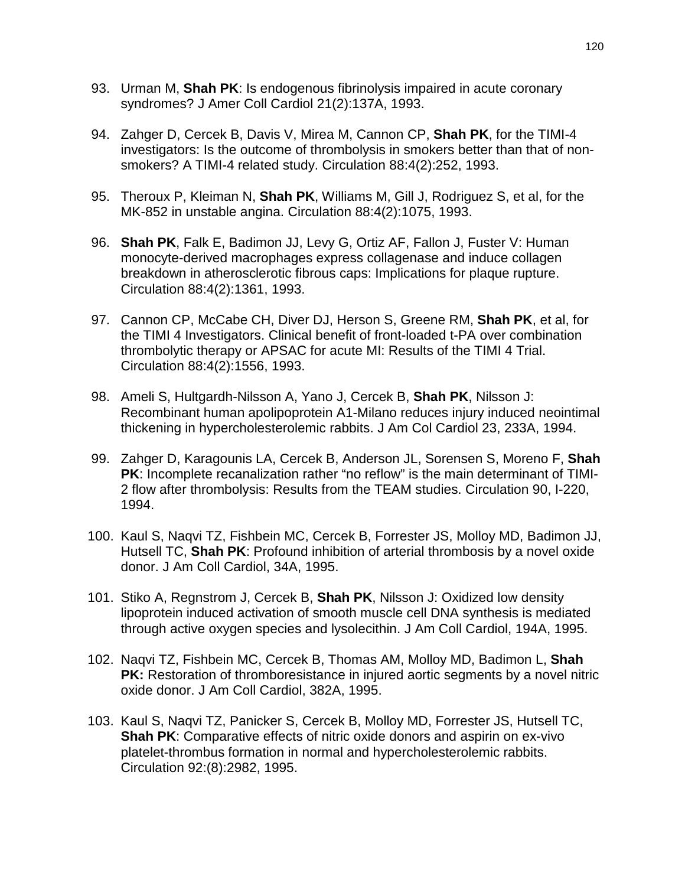93. Urman M, **Shah PK**: Is endogenous fibrinolysis impaired in acute coronary syndromes? J Amer Coll Cardiol 21(2):137A, 1993.

94. Zahger D, Cercek B, Davis V, Mirea M, Cannon CP, **Shah PK**, for the TIMI-4 investigators: Is the outcome of thrombolysis in smokers better than that of non-smokers? A TIMI-4 related study. Circulation 88:4(2):252, 1993.

95. Theroux P, Kleiman N, **Shah PK**, Williams M, Gill J, Rodriguez S, et al, for the MK-852 in unstable angina. Circulation 88:4(2):1075, 1993.

96. **Shah PK**, Falk E, Badimon JJ, Levy G, Ortiz AF, Fallon J, Fuster V: Human monocyte-derived macrophages express collagenase and induce collagen breakdown in atherosclerotic fibrous caps: Implications for plaque rupture. Circulation 88:4(2):1361, 1993.

97. Cannon CP, McCabe CH, Diver DJ, Herson S, Greene RM, **Shah PK**, et al, for the TIMI 4 Investigators. Clinical benefit of front-loaded t-PA over combination thrombolytic therapy or APSAC for acute MI: Results of the TIMI 4 Trial. Circulation 88:4(2):1556, 1993.

98. Ameli S, Hultgardh-Nilsson A, Yano J, Cercek B, **Shah PK**, Nilsson J: Recombinant human apolipoprotein A1-Milano reduces injury induced neointimal thickening in hypercholesterolemic rabbits. J Am Col Cardiol 23, 233A, 1994.

99. Zahger D, Karagounis LA, Cercek B, Anderson JL, Sorensen S, Moreno F, **Shah PK**: Incomplete recanalization rather "no reflow" is the main determinant of TIMI-2 flow after thrombolysis: Results from the TEAM studies. Circulation 90, I-220, 1994.

100. Kaul S, Naqvi TZ, Fishbein MC, Cercek B, Forrester JS, Molloy MD, Badimon JJ, Hutsell TC, **Shah PK**: Profound inhibition of arterial thrombosis by a novel oxide donor. J Am Coll Cardiol, 34A, 1995.

101. Stiko A, Regnstrom J, Cercek B, **Shah PK**, Nilsson J: Oxidized low density lipoprotein induced activation of smooth muscle cell DNA synthesis is mediated through active oxygen species and lysolecithin. J Am Coll Cardiol, 194A, 1995.

102. Naqvi TZ, Fishbein MC, Cercek B, Thomas AM, Molloy MD, Badimon L, **Shah PK:** Restoration of thromboresistance in injured aortic segments by a novel nitric oxide donor. J Am Coll Cardiol, 382A, 1995.

103. Kaul S, Naqvi TZ, Panicker S, Cercek B, Molloy MD, Forrester JS, Hutsell TC, **Shah PK**: Comparative effects of nitric oxide donors and aspirin on ex-vivo platelet-thrombus formation in normal and hypercholesterolemic rabbits. Circulation 92:(8):2982, 1995.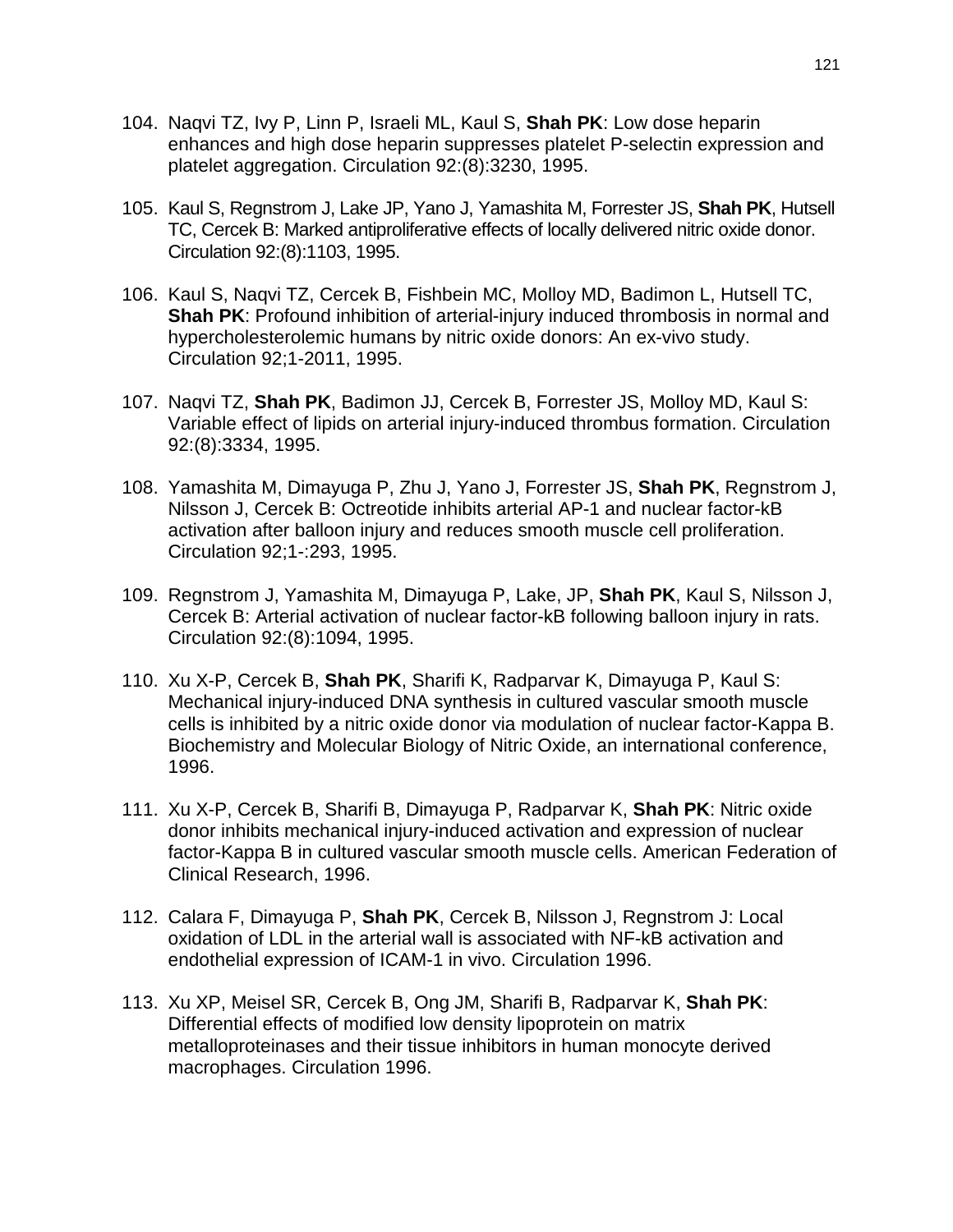104. Naqvi TZ, Ivy P, Linn P, Israeli ML, Kaul S, **Shah PK**: Low dose heparin enhances and high dose heparin suppresses platelet P-selectin expression and platelet aggregation. Circulation 92:(8):3230, 1995.

105. Kaul S, Regnstrom J, Lake JP, Yano J, Yamashita M, Forrester JS, **Shah PK**, Hutsell TC, Cercek B: Marked antiproliferative effects of locally delivered nitric oxide donor. Circulation 92:(8):1103, 1995.

106. Kaul S, Naqvi TZ, Cercek B, Fishbein MC, Molloy MD, Badimon L, Hutsell TC, **Shah PK**: Profound inhibition of arterial-injury induced thrombosis in normal and hypercholesterolemic humans by nitric oxide donors: An ex-vivo study. Circulation 92;1-2011, 1995.

107. Naqvi TZ, **Shah PK**, Badimon JJ, Cercek B, Forrester JS, Molloy MD, Kaul S: Variable effect of lipids on arterial injury-induced thrombus formation. Circulation 92:(8):3334, 1995.

108. Yamashita M, Dimayuga P, Zhu J, Yano J, Forrester JS, **Shah PK**, Regnstrom J, Nilsson J, Cercek B: Octreotide inhibits arterial AP-1 and nuclear factor-kB activation after balloon injury and reduces smooth muscle cell proliferation. Circulation 92;1-:293, 1995.

109. Regnstrom J, Yamashita M, Dimayuga P, Lake, JP, **Shah PK**, Kaul S, Nilsson J, Cercek B: Arterial activation of nuclear factor-kB following balloon injury in rats. Circulation 92:(8):1094, 1995.

110. Xu X-P, Cercek B, **Shah PK**, Sharifi K, Radparvar K, Dimayuga P, Kaul S: Mechanical injury-induced DNA synthesis in cultured vascular smooth muscle cells is inhibited by a nitric oxide donor via modulation of nuclear factor-Kappa B. Biochemistry and Molecular Biology of Nitric Oxide, an international conference, 1996.

111. Xu X-P, Cercek B, Sharifi B, Dimayuga P, Radparvar K, **Shah PK**: Nitric oxide donor inhibits mechanical injury-induced activation and expression of nuclear factor-Kappa B in cultured vascular smooth muscle cells. American Federation of Clinical Research, 1996.

112. Calara F, Dimayuga P, **Shah PK**, Cercek B, Nilsson J, Regnstrom J: Local oxidation of LDL in the arterial wall is associated with NF-kB activation and endothelial expression of ICAM-1 in vivo. Circulation 1996.

113. Xu XP, Meisel SR, Cercek B, Ong JM, Sharifi B, Radparvar K, **Shah PK**: Differential effects of modified low density lipoprotein on matrix metalloproteinases and their tissue inhibitors in human monocyte derived macrophages. Circulation 1996.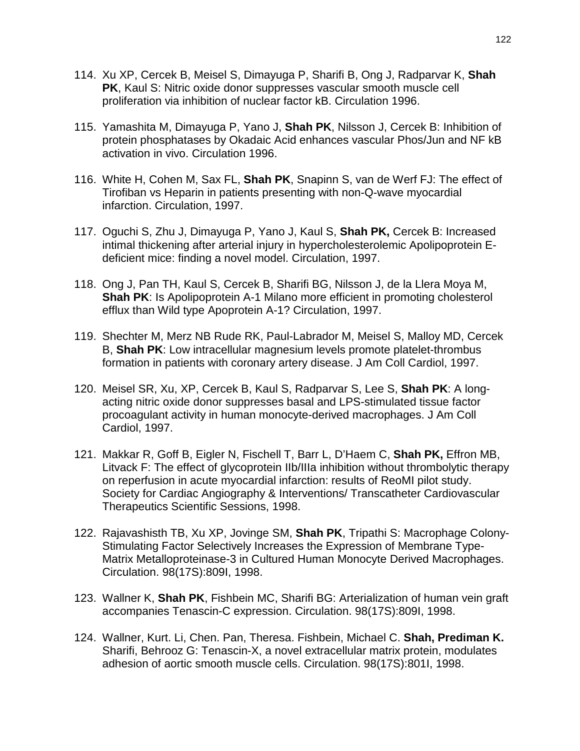114. Xu XP, Cercek B, Meisel S, Dimayuga P, Sharifi B, Ong J, Radparvar K, **Shah PK**, Kaul S: Nitric oxide donor suppresses vascular smooth muscle cell proliferation via inhibition of nuclear factor kB. Circulation 1996.

115. Yamashita M, Dimayuga P, Yano J, **Shah PK**, Nilsson J, Cercek B: Inhibition of protein phosphatases by Okadaic Acid enhances vascular Phos/Jun and NF kB activation in vivo. Circulation 1996.

116. White H, Cohen M, Sax FL, **Shah PK**, Snapinn S, van de Werf FJ: The effect of Tirofiban vs Heparin in patients presenting with non-Q-wave myocardial infarction. Circulation, 1997.

117. Oguchi S, Zhu J, Dimayuga P, Yano J, Kaul S, **Shah PK,** Cercek B: Increased intimal thickening after arterial injury in hypercholesterolemic Apolipoprotein E-deficient mice: finding a novel model. Circulation, 1997.

118. Ong J, Pan TH, Kaul S, Cercek B, Sharifi BG, Nilsson J, de la Llera Moya M, **Shah PK**: Is Apolipoprotein A-1 Milano more efficient in promoting cholesterol efflux than Wild type Apoprotein A-1? Circulation, 1997.

119. Shechter M, Merz NB Rude RK, Paul-Labrador M, Meisel S, Malloy MD, Cercek B, **Shah PK**: Low intracellular magnesium levels promote platelet-thrombus formation in patients with coronary artery disease. J Am Coll Cardiol, 1997.

120. Meisel SR, Xu, XP, Cercek B, Kaul S, Radparvar S, Lee S, **Shah PK**: A long-acting nitric oxide donor suppresses basal and LPS-stimulated tissue factor procoagulant activity in human monocyte-derived macrophages. J Am Coll Cardiol, 1997.

121. Makkar R, Goff B, Eigler N, Fischell T, Barr L, D'Haem C, **Shah PK,** Effron MB, Litvack F: The effect of glycoprotein IIb/IIIa inhibition without thrombolytic therapy on reperfusion in acute myocardial infarction: results of ReoMI pilot study. Society for Cardiac Angiography & Interventions/ Transcatheter Cardiovascular Therapeutics Scientific Sessions, 1998.

122. Rajavashisth TB, Xu XP, Jovinge SM, **Shah PK**, Tripathi S: Macrophage Colony-Stimulating Factor Selectively Increases the Expression of Membrane Type-Matrix Metalloproteinase-3 in Cultured Human Monocyte Derived Macrophages. Circulation. 98(17S):809I, 1998.

123. Wallner K, **Shah PK**, Fishbein MC, Sharifi BG: Arterialization of human vein graft accompanies Tenascin-C expression. Circulation. 98(17S):809I, 1998.

124. Wallner, Kurt. Li, Chen. Pan, Theresa. Fishbein, Michael C. **Shah, Prediman K.** Sharifi, Behrooz G: Tenascin-X, a novel extracellular matrix protein, modulates adhesion of aortic smooth muscle cells. Circulation. 98(17S):801I, 1998.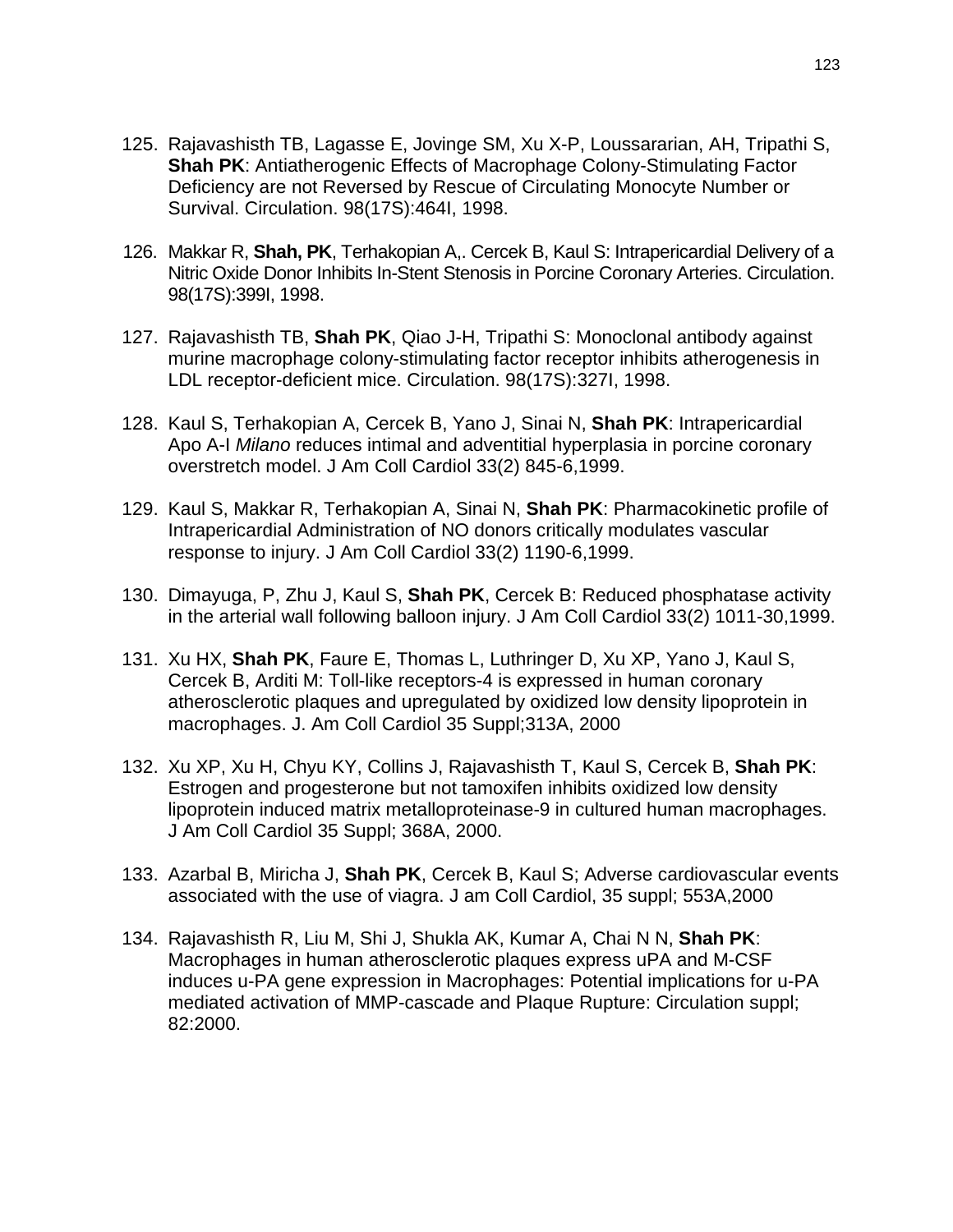125. Rajavashisth TB, Lagasse E, Jovinge SM, Xu X-P, Loussararian, AH, Tripathi S, **Shah PK**: Antiatherogenic Effects of Macrophage Colony-Stimulating Factor Deficiency are not Reversed by Rescue of Circulating Monocyte Number or Survival. Circulation. 98(17S):464I, 1998.

126. Makkar R, **Shah, PK**, Terhakopian A,. Cercek B, Kaul S: Intrapericardial Delivery of a Nitric Oxide Donor Inhibits In-Stent Stenosis in Porcine Coronary Arteries. Circulation. 98(17S):399I, 1998.

127. Rajavashisth TB, **Shah PK**, Qiao J-H, Tripathi S: Monoclonal antibody against murine macrophage colony-stimulating factor receptor inhibits atherogenesis in LDL receptor-deficient mice. Circulation. 98(17S):327I, 1998.

128. Kaul S, Terhakopian A, Cercek B, Yano J, Sinai N, **Shah PK**: Intrapericardial Apo A-I *Milano* reduces intimal and adventitial hyperplasia in porcine coronary overstretch model. J Am Coll Cardiol 33(2) 845-6,1999.

129. Kaul S, Makkar R, Terhakopian A, Sinai N, **Shah PK**: Pharmacokinetic profile of Intrapericardial Administration of NO donors critically modulates vascular response to injury. J Am Coll Cardiol 33(2) 1190-6,1999.

130. Dimayuga, P, Zhu J, Kaul S, **Shah PK**, Cercek B: Reduced phosphatase activity in the arterial wall following balloon injury. J Am Coll Cardiol 33(2) 1011-30,1999.

131. Xu HX, **Shah PK**, Faure E, Thomas L, Luthringer D, Xu XP, Yano J, Kaul S, Cercek B, Arditi M: Toll-like receptors-4 is expressed in human coronary atherosclerotic plaques and upregulated by oxidized low density lipoprotein in macrophages. J. Am Coll Cardiol 35 Suppl;313A, 2000

132. Xu XP, Xu H, Chyu KY, Collins J, Rajavashisth T, Kaul S, Cercek B, **Shah PK**: Estrogen and progesterone but not tamoxifen inhibits oxidized low density lipoprotein induced matrix metalloproteinase-9 in cultured human macrophages. J Am Coll Cardiol 35 Suppl; 368A, 2000.

133. Azarbal B, Miricha J, **Shah PK**, Cercek B, Kaul S; Adverse cardiovascular events associated with the use of viagra. J am Coll Cardiol, 35 suppl; 553A,2000

134. Rajavashisth R, Liu M, Shi J, Shukla AK, Kumar A, Chai N N, **Shah PK**: Macrophages in human atherosclerotic plaques express uPA and M-CSF induces u-PA gene expression in Macrophages: Potential implications for u-PA mediated activation of MMP-cascade and Plaque Rupture: Circulation suppl; 82:2000.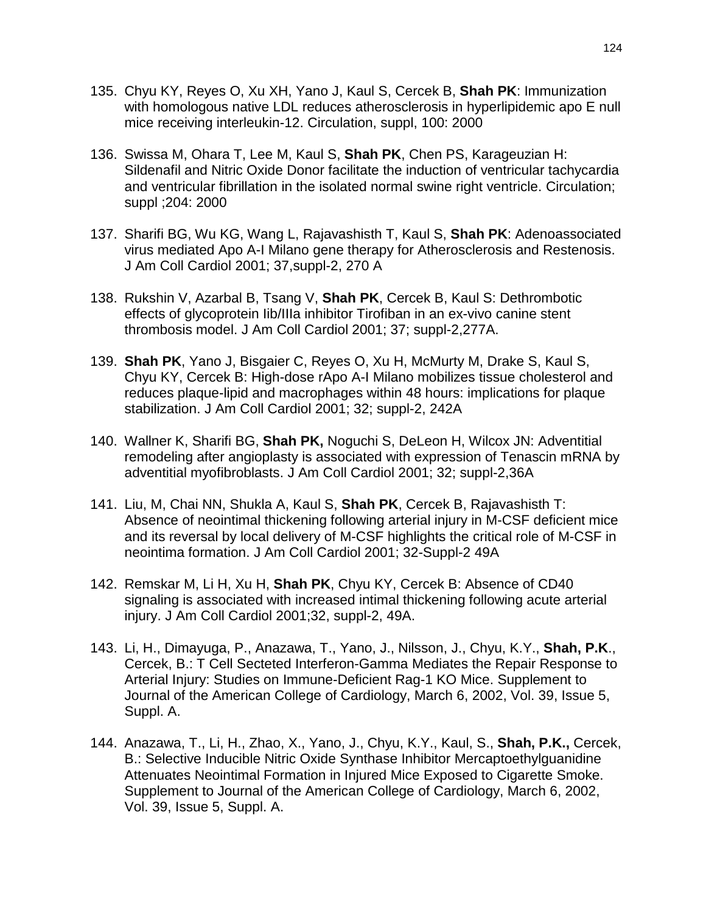135. Chyu KY, Reyes O, Xu XH, Yano J, Kaul S, Cercek B, **Shah PK**: Immunization with homologous native LDL reduces atherosclerosis in hyperlipidemic apo E null mice receiving interleukin-12. Circulation, suppl, 100: 2000

136. Swissa M, Ohara T, Lee M, Kaul S, **Shah PK**, Chen PS, Karageuzian H: Sildenafil and Nitric Oxide Donor facilitate the induction of ventricular tachycardia and ventricular fibrillation in the isolated normal swine right ventricle. Circulation; suppl ;204: 2000

137. Sharifi BG, Wu KG, Wang L, Rajavashisth T, Kaul S, **Shah PK**: Adenoassociated virus mediated Apo A-I Milano gene therapy for Atherosclerosis and Restenosis. J Am Coll Cardiol 2001; 37,suppl-2, 270 A

138. Rukshin V, Azarbal B, Tsang V, **Shah PK**, Cercek B, Kaul S: Dethrombotic effects of glycoprotein Iib/IIIa inhibitor Tirofiban in an ex-vivo canine stent thrombosis model. J Am Coll Cardiol 2001; 37; suppl-2,277A.

139. **Shah PK**, Yano J, Bisgaier C, Reyes O, Xu H, McMurty M, Drake S, Kaul S, Chyu KY, Cercek B: High-dose rApo A-I Milano mobilizes tissue cholesterol and reduces plaque-lipid and macrophages within 48 hours: implications for plaque stabilization. J Am Coll Cardiol 2001; 32; suppl-2, 242A

140. Wallner K, Sharifi BG, **Shah PK,** Noguchi S, DeLeon H, Wilcox JN: Adventitial remodeling after angioplasty is associated with expression of Tenascin mRNA by adventitial myofibroblasts. J Am Coll Cardiol 2001; 32; suppl-2,36A

141. Liu, M, Chai NN, Shukla A, Kaul S, **Shah PK**, Cercek B, Rajavashisth T: Absence of neointimal thickening following arterial injury in M-CSF deficient mice and its reversal by local delivery of M-CSF highlights the critical role of M-CSF in neointima formation. J Am Coll Cardiol 2001; 32-Suppl-2 49A

142. Remskar M, Li H, Xu H, **Shah PK**, Chyu KY, Cercek B: Absence of CD40 signaling is associated with increased intimal thickening following acute arterial injury. J Am Coll Cardiol 2001;32, suppl-2, 49A.

143. Li, H., Dimayuga, P., Anazawa, T., Yano, J., Nilsson, J., Chyu, K.Y., **Shah, P.K**., Cercek, B.: T Cell Secteted Interferon-Gamma Mediates the Repair Response to Arterial Injury: Studies on Immune-Deficient Rag-1 KO Mice. Supplement to Journal of the American College of Cardiology, March 6, 2002, Vol. 39, Issue 5, Suppl. A.

144. Anazawa, T., Li, H., Zhao, X., Yano, J., Chyu, K.Y., Kaul, S., **Shah, P.K.,** Cercek, B.: Selective Inducible Nitric Oxide Synthase Inhibitor Mercaptoethylguanidine Attenuates Neointimal Formation in Injured Mice Exposed to Cigarette Smoke. Supplement to Journal of the American College of Cardiology, March 6, 2002, Vol. 39, Issue 5, Suppl. A.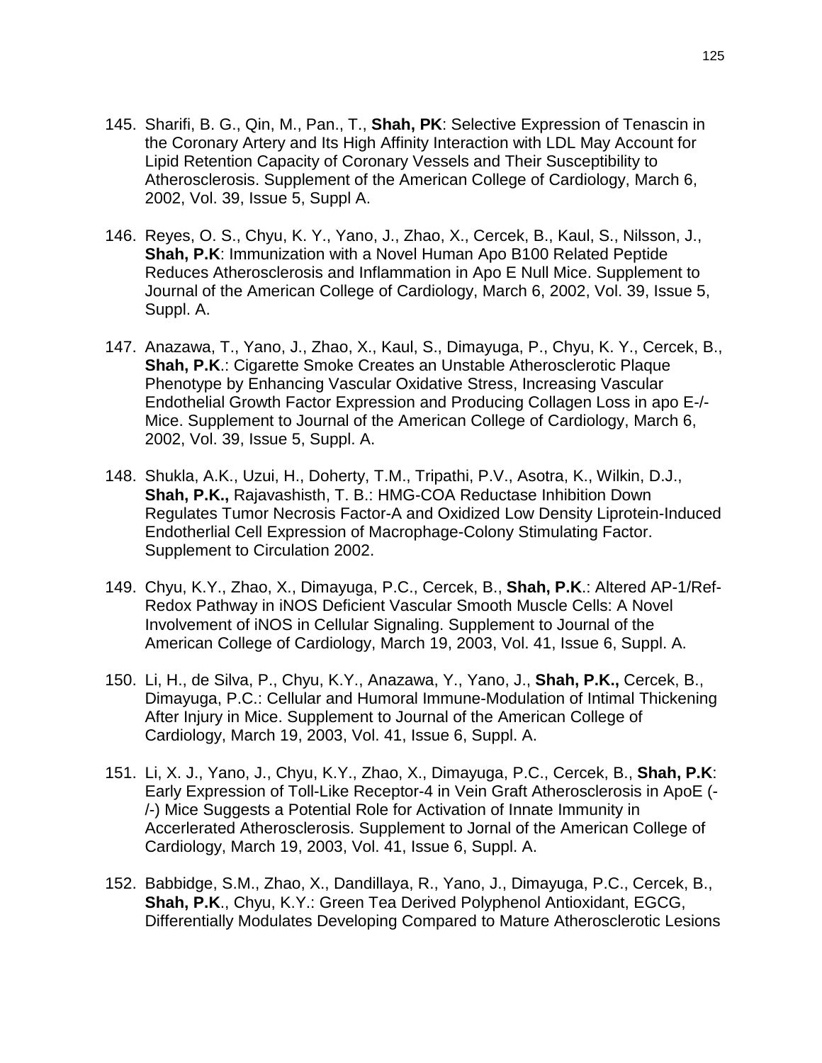145. Sharifi, B. G., Qin, M., Pan., T., **Shah, PK**: Selective Expression of Tenascin in the Coronary Artery and Its High Affinity Interaction with LDL May Account for Lipid Retention Capacity of Coronary Vessels and Their Susceptibility to Atherosclerosis. Supplement of the American College of Cardiology, March 6, 2002, Vol. 39, Issue 5, Suppl A.

146. Reyes, O. S., Chyu, K. Y., Yano, J., Zhao, X., Cercek, B., Kaul, S., Nilsson, J., **Shah, P.K**: Immunization with a Novel Human Apo B100 Related Peptide Reduces Atherosclerosis and Inflammation in Apo E Null Mice. Supplement to Journal of the American College of Cardiology, March 6, 2002, Vol. 39, Issue 5, Suppl. A.

147. Anazawa, T., Yano, J., Zhao, X., Kaul, S., Dimayuga, P., Chyu, K. Y., Cercek, B., **Shah, P.K**.: Cigarette Smoke Creates an Unstable Atherosclerotic Plaque Phenotype by Enhancing Vascular Oxidative Stress, Increasing Vascular Endothelial Growth Factor Expression and Producing Collagen Loss in apo E-/- Mice. Supplement to Journal of the American College of Cardiology, March 6, 2002, Vol. 39, Issue 5, Suppl. A.

148. Shukla, A.K., Uzui, H., Doherty, T.M., Tripathi, P.V., Asotra, K., Wilkin, D.J., **Shah, P.K.,** Rajavashisth, T. B.: HMG-COA Reductase Inhibition Down Regulates Tumor Necrosis Factor-A and Oxidized Low Density Liprotein-Induced Endotherlial Cell Expression of Macrophage-Colony Stimulating Factor. Supplement to Circulation 2002.

149. Chyu, K.Y., Zhao, X., Dimayuga, P.C., Cercek, B., **Shah, P.K**.: Altered AP-1/Ref-Redox Pathway in iNOS Deficient Vascular Smooth Muscle Cells: A Novel Involvement of iNOS in Cellular Signaling. Supplement to Journal of the American College of Cardiology, March 19, 2003, Vol. 41, Issue 6, Suppl. A.

150. Li, H., de Silva, P., Chyu, K.Y., Anazawa, Y., Yano, J., **Shah, P.K.,** Cercek, B., Dimayuga, P.C.: Cellular and Humoral Immune-Modulation of Intimal Thickening After Injury in Mice. Supplement to Journal of the American College of Cardiology, March 19, 2003, Vol. 41, Issue 6, Suppl. A.

151. Li, X. J., Yano, J., Chyu, K.Y., Zhao, X., Dimayuga, P.C., Cercek, B., **Shah, P.K**: Early Expression of Toll-Like Receptor-4 in Vein Graft Atherosclerosis in ApoE (-/-) Mice Suggests a Potential Role for Activation of Innate Immunity in Accerlerated Atherosclerosis. Supplement to Jornal of the American College of Cardiology, March 19, 2003, Vol. 41, Issue 6, Suppl. A.

152. Babbidge, S.M., Zhao, X., Dandillaya, R., Yano, J., Dimayuga, P.C., Cercek, B., **Shah, P.K**., Chyu, K.Y.: Green Tea Derived Polyphenol Antioxidant, EGCG, Differentially Modulates Developing Compared to Mature Atherosclerotic Lesions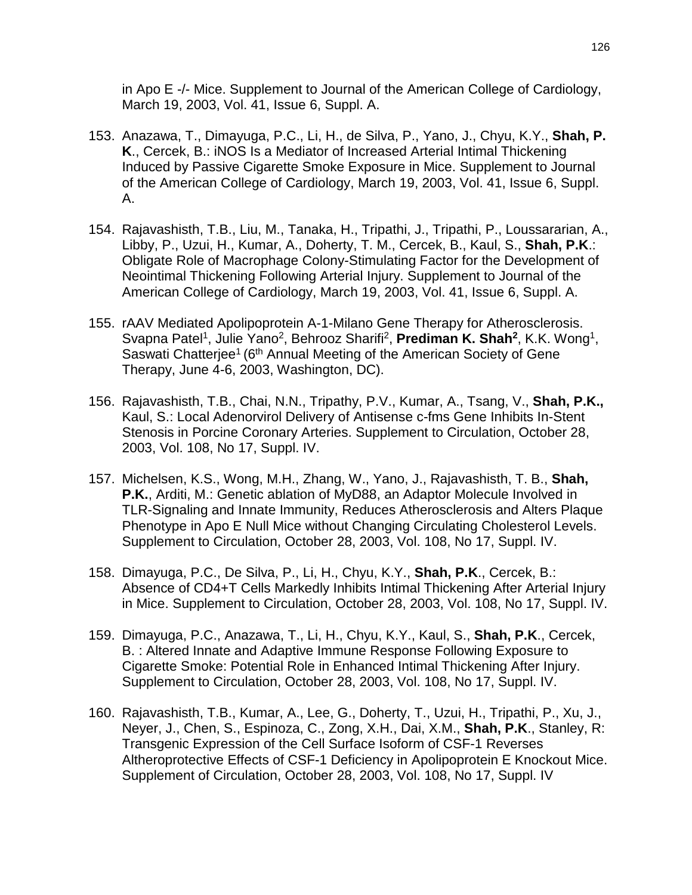in Apo E -/- Mice. Supplement to Journal of the American College of Cardiology, March 19, 2003, Vol. 41, Issue 6, Suppl. A.

153. Anazawa, T., Dimayuga, P.C., Li, H., de Silva, P., Yano, J., Chyu, K.Y., **Shah, P. K**., Cercek, B.: iNOS Is a Mediator of Increased Arterial Intimal Thickening Induced by Passive Cigarette Smoke Exposure in Mice. Supplement to Journal of the American College of Cardiology, March 19, 2003, Vol. 41, Issue 6, Suppl. A.

154. Rajavashisth, T.B., Liu, M., Tanaka, H., Tripathi, J., Tripathi, P., Loussararian, A., Libby, P., Uzui, H., Kumar, A., Doherty, T. M., Cercek, B., Kaul, S., **Shah, P.K**.: Obligate Role of Macrophage Colony-Stimulating Factor for the Development of Neointimal Thickening Following Arterial Injury. Supplement to Journal of the American College of Cardiology, March 19, 2003, Vol. 41, Issue 6, Suppl. A.

155. rAAV Mediated Apolipoprotein A-1-Milano Gene Therapy for Atherosclerosis. Svapna Patel[1], Julie Yano[2], Behrooz Sharifi[2], **Prediman K. Shah[2]**, K.K. Wong[1], Saswati Chatterjee[1] (6th Annual Meeting of the American Society of Gene Therapy, June 4-6, 2003, Washington, DC).

156. Rajavashisth, T.B., Chai, N.N., Tripathy, P.V., Kumar, A., Tsang, V., **Shah, P.K.,** Kaul, S.: Local Adenorvirol Delivery of Antisense c-fms Gene Inhibits In-Stent Stenosis in Porcine Coronary Arteries. Supplement to Circulation, October 28, 2003, Vol. 108, No 17, Suppl. IV.

157. Michelsen, K.S., Wong, M.H., Zhang, W., Yano, J., Rajavashisth, T. B., **Shah, P.K.**, Arditi, M.: Genetic ablation of MyD88, an Adaptor Molecule Involved in TLR-Signaling and Innate Immunity, Reduces Atherosclerosis and Alters Plaque Phenotype in Apo E Null Mice without Changing Circulating Cholesterol Levels. Supplement to Circulation, October 28, 2003, Vol. 108, No 17, Suppl. IV.

158. Dimayuga, P.C., De Silva, P., Li, H., Chyu, K.Y., **Shah, P.K**., Cercek, B.: Absence of CD4+T Cells Markedly Inhibits Intimal Thickening After Arterial Injury in Mice. Supplement to Circulation, October 28, 2003, Vol. 108, No 17, Suppl. IV.

159. Dimayuga, P.C., Anazawa, T., Li, H., Chyu, K.Y., Kaul, S., **Shah, P.K**., Cercek, B. : Altered Innate and Adaptive Immune Response Following Exposure to Cigarette Smoke: Potential Role in Enhanced Intimal Thickening After Injury. Supplement to Circulation, October 28, 2003, Vol. 108, No 17, Suppl. IV.

160. Rajavashisth, T.B., Kumar, A., Lee, G., Doherty, T., Uzui, H., Tripathi, P., Xu, J., Neyer, J., Chen, S., Espinoza, C., Zong, X.H., Dai, X.M., **Shah, P.K**., Stanley, R: Transgenic Expression of the Cell Surface Isoform of CSF-1 Reverses Altheroprotective Effects of CSF-1 Deficiency in Apolipoprotein E Knockout Mice. Supplement of Circulation, October 28, 2003, Vol. 108, No 17, Suppl. IV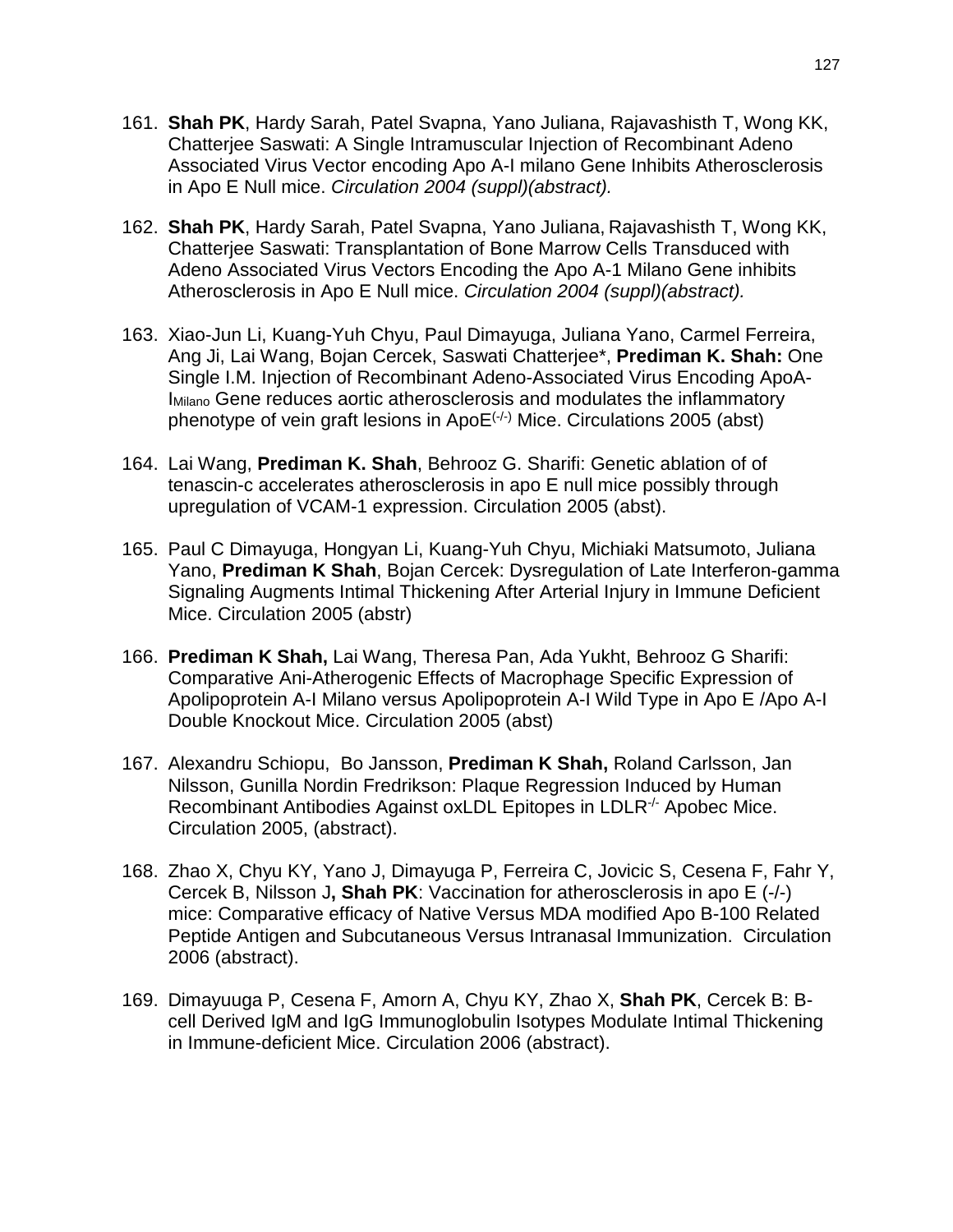161. **Shah PK**, Hardy Sarah, Patel Svapna, Yano Juliana, Rajavashisth T, Wong KK, Chatterjee Saswati: A Single Intramuscular Injection of Recombinant Adeno Associated Virus Vector encoding Apo A-I milano Gene Inhibits Atherosclerosis in Apo E Null mice. *Circulation 2004 (suppl)(abstract).*

162. **Shah PK**, Hardy Sarah, Patel Svapna, Yano Juliana, Rajavashisth T, Wong KK, Chatterjee Saswati: Transplantation of Bone Marrow Cells Transduced with Adeno Associated Virus Vectors Encoding the Apo A-1 Milano Gene inhibits Atherosclerosis in Apo E Null mice. *Circulation 2004 (suppl)(abstract).*

163. Xiao-Jun Li, Kuang-Yuh Chyu, Paul Dimayuga, Juliana Yano, Carmel Ferreira, Ang Ji, Lai Wang, Bojan Cercek, Saswati Chatterjee*, **Prediman K. Shah:** One Single I.M. Injection of Recombinant Adeno-Associated Virus Encoding ApoA-$I_{Milano}$ Gene reduces aortic atherosclerosis and modulates the inflammatory phenotype of vein graft lesions in ApoE$^{(-/-)}$ Mice. Circulations 2005 (abst)

164. Lai Wang, **Prediman K. Shah**, Behrooz G. Sharifi: Genetic ablation of of tenascin-c accelerates atherosclerosis in apo E null mice possibly through upregulation of VCAM-1 expression. Circulation 2005 (abst).

165. Paul C Dimayuga, Hongyan Li, Kuang-Yuh Chyu, Michiaki Matsumoto, Juliana Yano, **Prediman K Shah**, Bojan Cercek: Dysregulation of Late Interferon-gamma Signaling Augments Intimal Thickening After Arterial Injury in Immune Deficient Mice. Circulation 2005 (abstr)

166. **Prediman K Shah,** Lai Wang, Theresa Pan, Ada Yukht, Behrooz G Sharifi: Comparative Ani-Atherogenic Effects of Macrophage Specific Expression of Apolipoprotein A-I Milano versus Apolipoprotein A-I Wild Type in Apo E /Apo A-I Double Knockout Mice. Circulation 2005 (abst)

167. Alexandru Schiopu, Bo Jansson, **Prediman K Shah,** Roland Carlsson, Jan Nilsson, Gunilla Nordin Fredrikson: Plaque Regression Induced by Human Recombinant Antibodies Against oxLDL Epitopes in LDLR$^{-/-}$ Apobec Mice. Circulation 2005, (abstract).

168. Zhao X, Chyu KY, Yano J, Dimayuga P, Ferreira C, Jovicic S, Cesena F, Fahr Y, Cercek B, Nilsson J**, Shah PK**: Vaccination for atherosclerosis in apo E (-/-) mice: Comparative efficacy of Native Versus MDA modified Apo B-100 Related Peptide Antigen and Subcutaneous Versus Intranasal Immunization. Circulation 2006 (abstract).

169. Dimayuuga P, Cesena F, Amorn A, Chyu KY, Zhao X, **Shah PK**, Cercek B: B-cell Derived IgM and IgG Immunoglobulin Isotypes Modulate Intimal Thickening in Immune-deficient Mice. Circulation 2006 (abstract).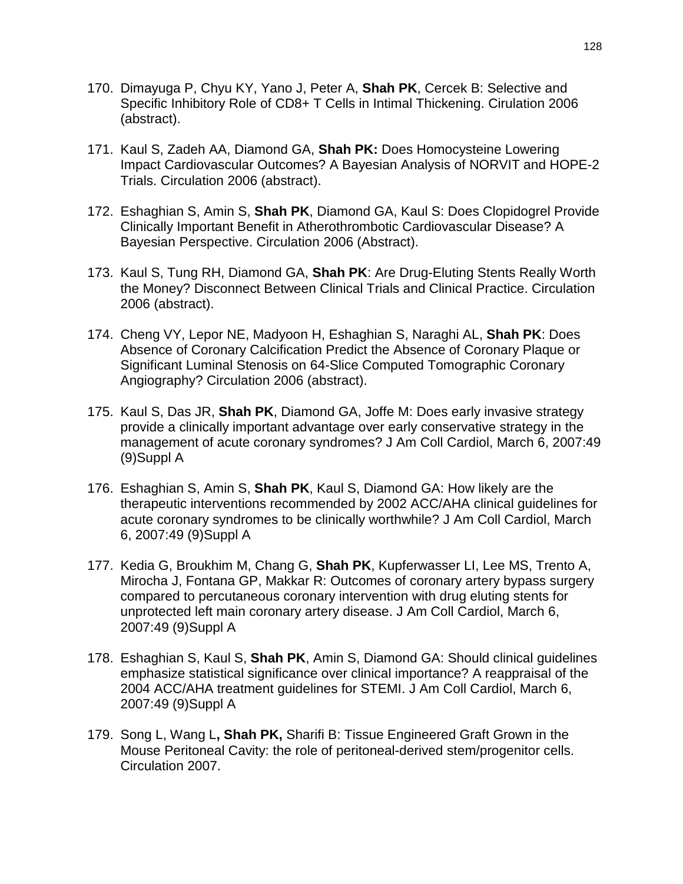170. Dimayuga P, Chyu KY, Yano J, Peter A, **Shah PK**, Cercek B: Selective and Specific Inhibitory Role of CD8+ T Cells in Intimal Thickening. Cirulation 2006 (abstract).

171. Kaul S, Zadeh AA, Diamond GA, **Shah PK:** Does Homocysteine Lowering Impact Cardiovascular Outcomes? A Bayesian Analysis of NORVIT and HOPE-2 Trials. Circulation 2006 (abstract).

172. Eshaghian S, Amin S, **Shah PK**, Diamond GA, Kaul S: Does Clopidogrel Provide Clinically Important Benefit in Atherothrombotic Cardiovascular Disease? A Bayesian Perspective. Circulation 2006 (Abstract).

173. Kaul S, Tung RH, Diamond GA, **Shah PK**: Are Drug-Eluting Stents Really Worth the Money? Disconnect Between Clinical Trials and Clinical Practice. Circulation 2006 (abstract).

174. Cheng VY, Lepor NE, Madyoon H, Eshaghian S, Naraghi AL, **Shah PK**: Does Absence of Coronary Calcification Predict the Absence of Coronary Plaque or Significant Luminal Stenosis on 64-Slice Computed Tomographic Coronary Angiography? Circulation 2006 (abstract).

175. Kaul S, Das JR, **Shah PK**, Diamond GA, Joffe M: Does early invasive strategy provide a clinically important advantage over early conservative strategy in the management of acute coronary syndromes? J Am Coll Cardiol, March 6, 2007:49 (9)Suppl A

176. Eshaghian S, Amin S, **Shah PK**, Kaul S, Diamond GA: How likely are the therapeutic interventions recommended by 2002 ACC/AHA clinical guidelines for acute coronary syndromes to be clinically worthwhile? J Am Coll Cardiol, March 6, 2007:49 (9)Suppl A

177. Kedia G, Broukhim M, Chang G, **Shah PK**, Kupferwasser LI, Lee MS, Trento A, Mirocha J, Fontana GP, Makkar R: Outcomes of coronary artery bypass surgery compared to percutaneous coronary intervention with drug eluting stents for unprotected left main coronary artery disease. J Am Coll Cardiol, March 6, 2007:49 (9)Suppl A

178. Eshaghian S, Kaul S, **Shah PK**, Amin S, Diamond GA: Should clinical guidelines emphasize statistical significance over clinical importance? A reappraisal of the 2004 ACC/AHA treatment guidelines for STEMI. J Am Coll Cardiol, March 6, 2007:49 (9)Suppl A

179. Song L, Wang L**, Shah PK,** Sharifi B: Tissue Engineered Graft Grown in the Mouse Peritoneal Cavity: the role of peritoneal-derived stem/progenitor cells. Circulation 2007.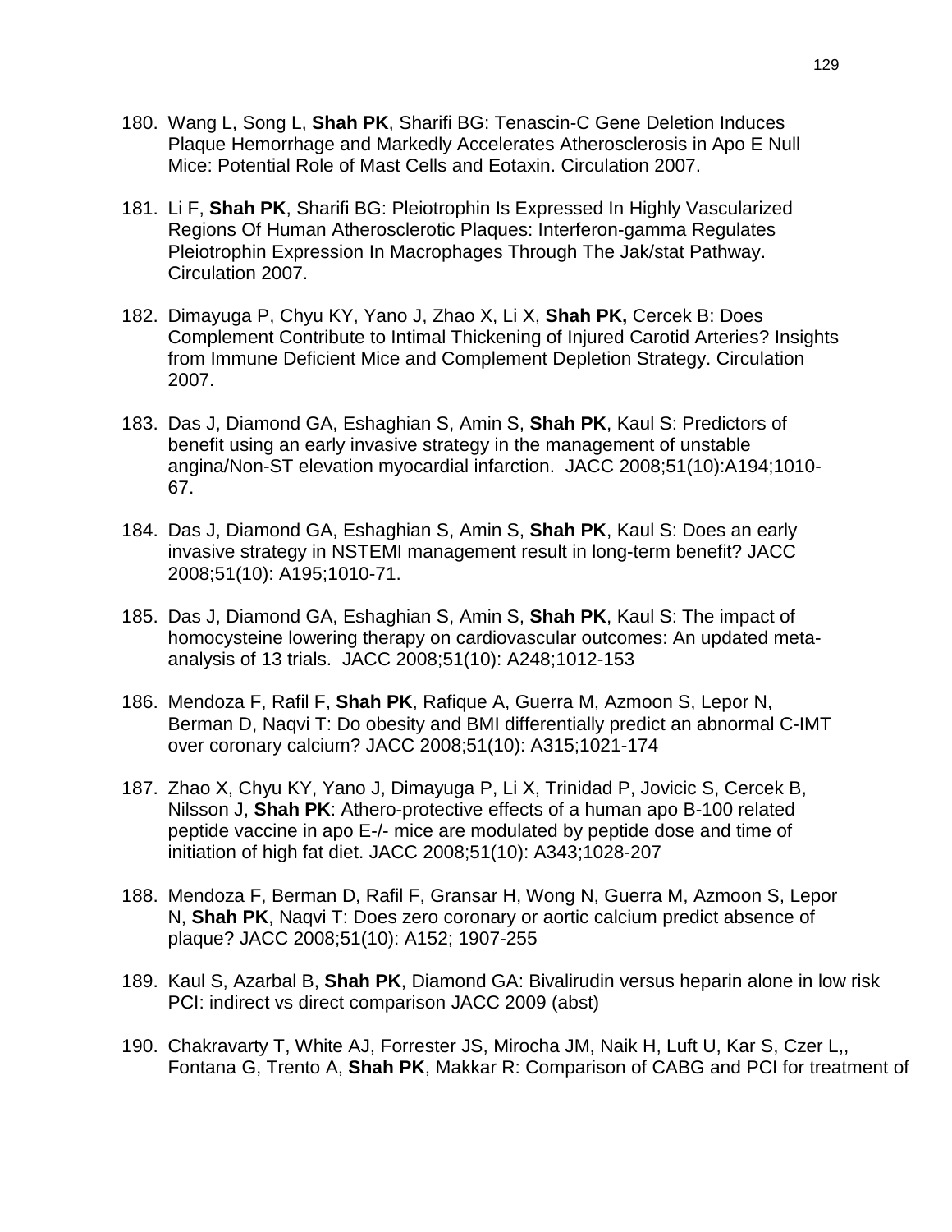180. Wang L, Song L, **Shah PK**, Sharifi BG: Tenascin-C Gene Deletion Induces Plaque Hemorrhage and Markedly Accelerates Atherosclerosis in Apo E Null Mice: Potential Role of Mast Cells and Eotaxin. Circulation 2007.

181. Li F, **Shah PK**, Sharifi BG: Pleiotrophin Is Expressed In Highly Vascularized Regions Of Human Atherosclerotic Plaques: Interferon-gamma Regulates Pleiotrophin Expression In Macrophages Through The Jak/stat Pathway. Circulation 2007.

182. Dimayuga P, Chyu KY, Yano J, Zhao X, Li X, **Shah PK,** Cercek B: Does Complement Contribute to Intimal Thickening of Injured Carotid Arteries? Insights from Immune Deficient Mice and Complement Depletion Strategy. Circulation 2007.

183. Das J, Diamond GA, Eshaghian S, Amin S, **Shah PK**, Kaul S: Predictors of benefit using an early invasive strategy in the management of unstable angina/Non-ST elevation myocardial infarction. JACC 2008;51(10):A194;1010-67.

184. Das J, Diamond GA, Eshaghian S, Amin S, **Shah PK**, Kaul S: Does an early invasive strategy in NSTEMI management result in long-term benefit? JACC 2008;51(10): A195;1010-71.

185. Das J, Diamond GA, Eshaghian S, Amin S, **Shah PK**, Kaul S: The impact of homocysteine lowering therapy on cardiovascular outcomes: An updated meta-analysis of 13 trials. JACC 2008;51(10): A248;1012-153

186. Mendoza F, Rafil F, **Shah PK**, Rafique A, Guerra M, Azmoon S, Lepor N, Berman D, Naqvi T: Do obesity and BMI differentially predict an abnormal C-IMT over coronary calcium? JACC 2008;51(10): A315;1021-174

187. Zhao X, Chyu KY, Yano J, Dimayuga P, Li X, Trinidad P, Jovicic S, Cercek B, Nilsson J, **Shah PK**: Athero-protective effects of a human apo B-100 related peptide vaccine in apo E-/- mice are modulated by peptide dose and time of initiation of high fat diet. JACC 2008;51(10): A343;1028-207

188. Mendoza F, Berman D, Rafil F, Gransar H, Wong N, Guerra M, Azmoon S, Lepor N, **Shah PK**, Naqvi T: Does zero coronary or aortic calcium predict absence of plaque? JACC 2008;51(10): A152; 1907-255

189. Kaul S, Azarbal B, **Shah PK**, Diamond GA: Bivalirudin versus heparin alone in low risk PCI: indirect vs direct comparison JACC 2009 (abst)

190. Chakravarty T, White AJ, Forrester JS, Mirocha JM, Naik H, Luft U, Kar S, Czer L,, Fontana G, Trento A, **Shah PK**, Makkar R: Comparison of CABG and PCI for treatment of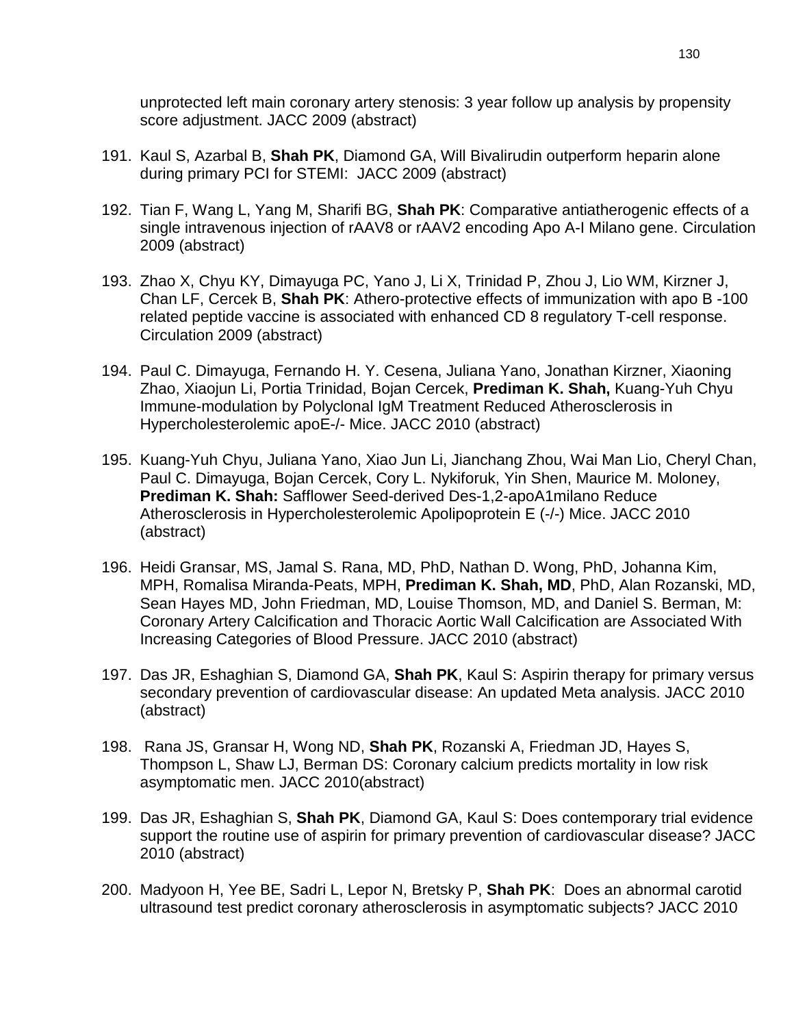unprotected left main coronary artery stenosis: 3 year follow up analysis by propensity score adjustment. JACC 2009 (abstract)

191. Kaul S, Azarbal B, **Shah PK**, Diamond GA, Will Bivalirudin outperform heparin alone during primary PCI for STEMI: JACC 2009 (abstract)

192. Tian F, Wang L, Yang M, Sharifi BG, **Shah PK**: Comparative antiatherogenic effects of a single intravenous injection of rAAV8 or rAAV2 encoding Apo A-I Milano gene. Circulation 2009 (abstract)

193. Zhao X, Chyu KY, Dimayuga PC, Yano J, Li X, Trinidad P, Zhou J, Lio WM, Kirzner J, Chan LF, Cercek B, **Shah PK**: Athero-protective effects of immunization with apo B -100 related peptide vaccine is associated with enhanced CD 8 regulatory T-cell response. Circulation 2009 (abstract)

194. Paul C. Dimayuga, Fernando H. Y. Cesena, Juliana Yano, Jonathan Kirzner, Xiaoning Zhao, Xiaojun Li, Portia Trinidad, Bojan Cercek, **Prediman K. Shah,** Kuang-Yuh Chyu Immune-modulation by Polyclonal IgM Treatment Reduced Atherosclerosis in Hypercholesterolemic apoE-/- Mice. JACC 2010 (abstract)

195. Kuang-Yuh Chyu, Juliana Yano, Xiao Jun Li, Jianchang Zhou, Wai Man Lio, Cheryl Chan, Paul C. Dimayuga, Bojan Cercek, Cory L. Nykiforuk, Yin Shen, Maurice M. Moloney, **Prediman K. Shah:** Safflower Seed-derived Des-1,2-apoA1milano Reduce Atherosclerosis in Hypercholesterolemic Apolipoprotein E (-/-) Mice. JACC 2010 (abstract)

196. Heidi Gransar, MS, Jamal S. Rana, MD, PhD, Nathan D. Wong, PhD, Johanna Kim, MPH, Romalisa Miranda-Peats, MPH, **Prediman K. Shah, MD**, PhD, Alan Rozanski, MD, Sean Hayes MD, John Friedman, MD, Louise Thomson, MD, and Daniel S. Berman, M: Coronary Artery Calcification and Thoracic Aortic Wall Calcification are Associated With Increasing Categories of Blood Pressure. JACC 2010 (abstract)

197. Das JR, Eshaghian S, Diamond GA, **Shah PK**, Kaul S: Aspirin therapy for primary versus secondary prevention of cardiovascular disease: An updated Meta analysis. JACC 2010 (abstract)

198. Rana JS, Gransar H, Wong ND, **Shah PK**, Rozanski A, Friedman JD, Hayes S, Thompson L, Shaw LJ, Berman DS: Coronary calcium predicts mortality in low risk asymptomatic men. JACC 2010(abstract)

199. Das JR, Eshaghian S, **Shah PK**, Diamond GA, Kaul S: Does contemporary trial evidence support the routine use of aspirin for primary prevention of cardiovascular disease? JACC 2010 (abstract)

200. Madyoon H, Yee BE, Sadri L, Lepor N, Bretsky P, **Shah PK**: Does an abnormal carotid ultrasound test predict coronary atherosclerosis in asymptomatic subjects? JACC 2010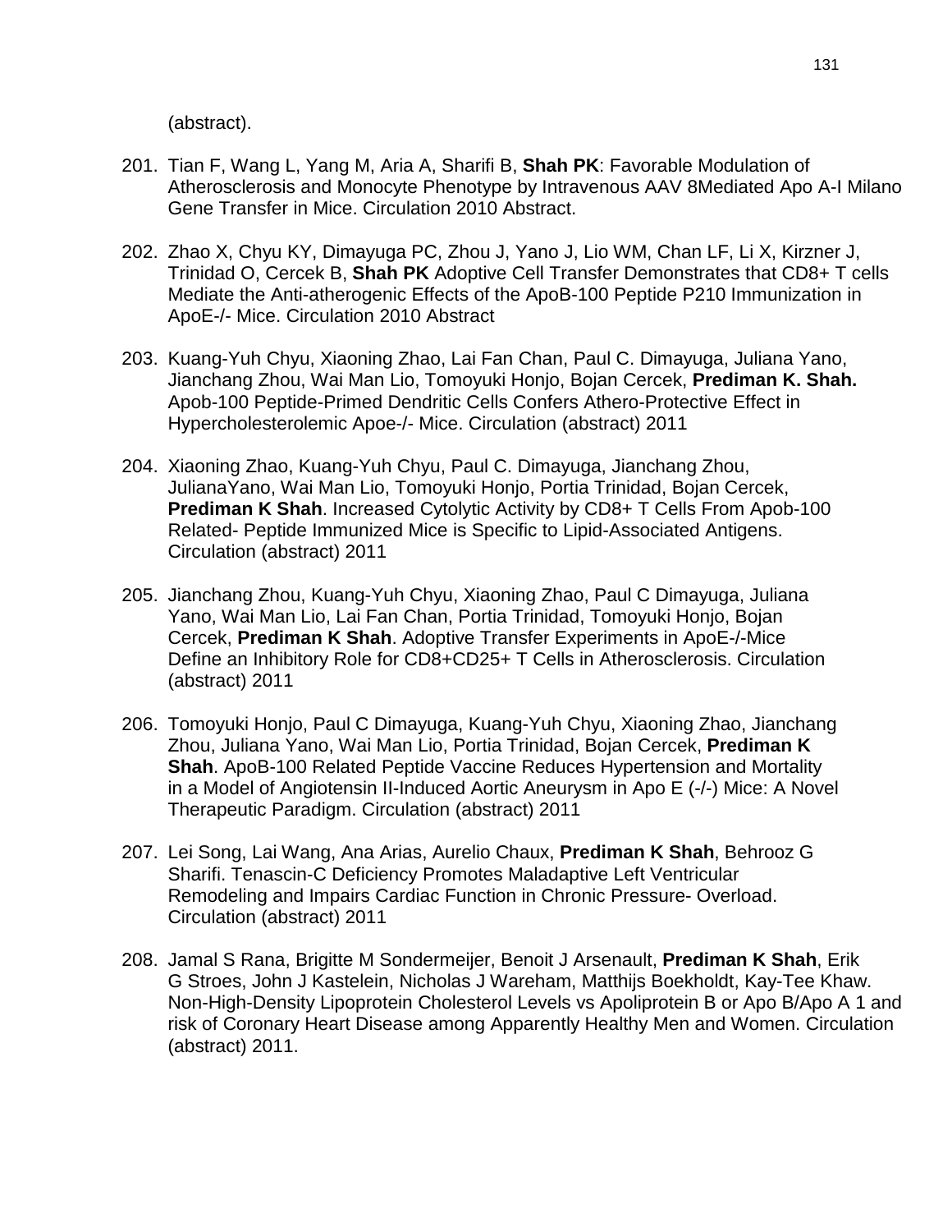(abstract).

201. Tian F, Wang L, Yang M, Aria A, Sharifi B, **Shah PK**: Favorable Modulation of Atherosclerosis and Monocyte Phenotype by Intravenous AAV 8Mediated Apo A-I Milano Gene Transfer in Mice. Circulation 2010 Abstract.

202. Zhao X, Chyu KY, Dimayuga PC, Zhou J, Yano J, Lio WM, Chan LF, Li X, Kirzner J, Trinidad O, Cercek B, **Shah PK** Adoptive Cell Transfer Demonstrates that CD8+ T cells Mediate the Anti-atherogenic Effects of the ApoB-100 Peptide P210 Immunization in ApoE-/- Mice. Circulation 2010 Abstract

203. Kuang-Yuh Chyu, Xiaoning Zhao, Lai Fan Chan, Paul C. Dimayuga, Juliana Yano, Jianchang Zhou, Wai Man Lio, Tomoyuki Honjo, Bojan Cercek, **Prediman K. Shah.** Apob-100 Peptide-Primed Dendritic Cells Confers Athero-Protective Effect in Hypercholesterolemic Apoe-/- Mice. Circulation (abstract) 2011

204. Xiaoning Zhao, Kuang-Yuh Chyu, Paul C. Dimayuga, Jianchang Zhou, JulianaYano, Wai Man Lio, Tomoyuki Honjo, Portia Trinidad, Bojan Cercek, **Prediman K Shah**. Increased Cytolytic Activity by CD8+ T Cells From Apob-100 Related- Peptide Immunized Mice is Specific to Lipid-Associated Antigens. Circulation (abstract) 2011

205. Jianchang Zhou, Kuang-Yuh Chyu, Xiaoning Zhao, Paul C Dimayuga, Juliana Yano, Wai Man Lio, Lai Fan Chan, Portia Trinidad, Tomoyuki Honjo, Bojan Cercek, **Prediman K Shah**. Adoptive Transfer Experiments in ApoE-/-Mice Define an Inhibitory Role for CD8+CD25+ T Cells in Atherosclerosis. Circulation (abstract) 2011

206. Tomoyuki Honjo, Paul C Dimayuga, Kuang-Yuh Chyu, Xiaoning Zhao, Jianchang Zhou, Juliana Yano, Wai Man Lio, Portia Trinidad, Bojan Cercek, **Prediman K Shah**. ApoB-100 Related Peptide Vaccine Reduces Hypertension and Mortality in a Model of Angiotensin II-Induced Aortic Aneurysm in Apo E (-/-) Mice: A Novel Therapeutic Paradigm. Circulation (abstract) 2011

207. Lei Song, Lai Wang, Ana Arias, Aurelio Chaux, **Prediman K Shah**, Behrooz G Sharifi. Tenascin-C Deficiency Promotes Maladaptive Left Ventricular Remodeling and Impairs Cardiac Function in Chronic Pressure- Overload. Circulation (abstract) 2011

208. Jamal S Rana, Brigitte M Sondermeijer, Benoit J Arsenault, **Prediman K Shah**, Erik G Stroes, John J Kastelein, Nicholas J Wareham, Matthijs Boekholdt, Kay-Tee Khaw. Non-High-Density Lipoprotein Cholesterol Levels vs Apoliprotein B or Apo B/Apo A 1 and risk of Coronary Heart Disease among Apparently Healthy Men and Women. Circulation (abstract) 2011.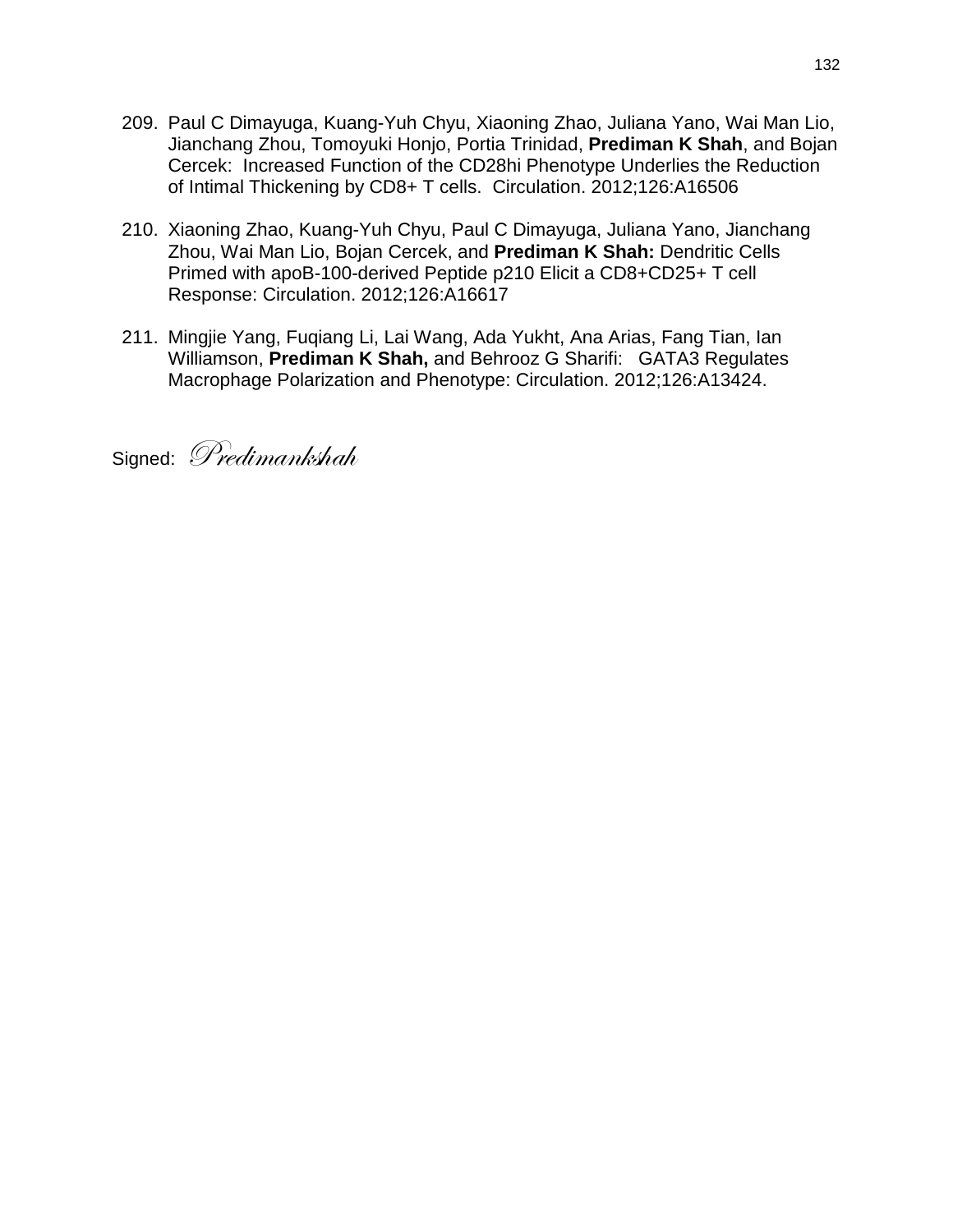209. Paul C Dimayuga, Kuang-Yuh Chyu, Xiaoning Zhao, Juliana Yano, Wai Man Lio, Jianchang Zhou, Tomoyuki Honjo, Portia Trinidad, **Prediman K Shah**, and Bojan Cercek: Increased Function of the CD28hi Phenotype Underlies the Reduction of Intimal Thickening by CD8+ T cells. Circulation. 2012;126:A16506

210. Xiaoning Zhao, Kuang-Yuh Chyu, Paul C Dimayuga, Juliana Yano, Jianchang Zhou, Wai Man Lio, Bojan Cercek, and **Prediman K Shah:** Dendritic Cells Primed with apoB-100-derived Peptide p210 Elicit a CD8+CD25+ T cell Response: Circulation. 2012;126:A16617

211. Mingjie Yang, Fuqiang Li, Lai Wang, Ada Yukht, Ana Arias, Fang Tian, Ian Williamson, **Prediman K Shah,** and Behrooz G Sharifi: GATA3 Regulates Macrophage Polarization and Phenotype: Circulation. 2012;126:A13424.

Signed: *Predimankshah*